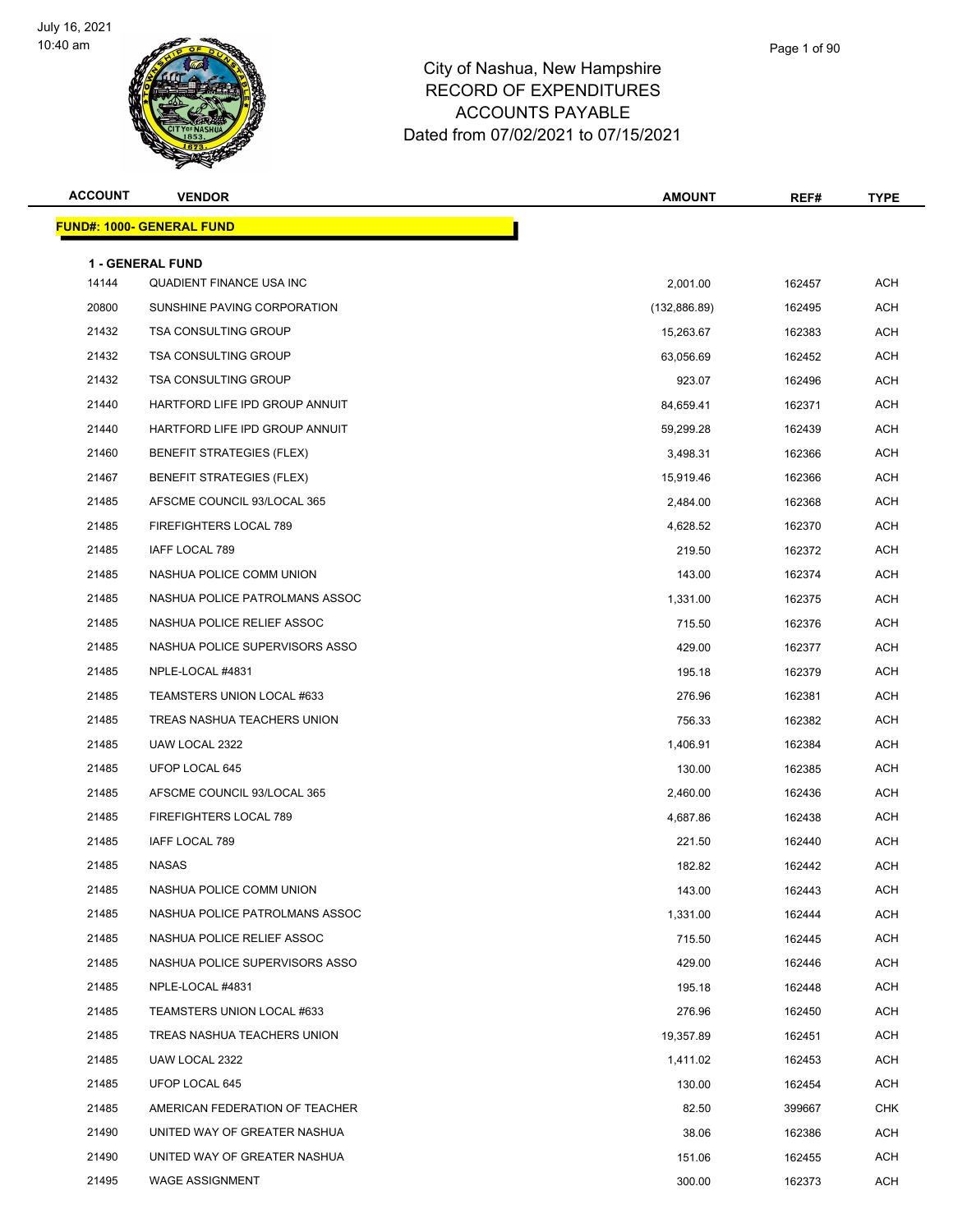# City of Nashua, New Hampshire
## RECORD OF EXPENDITURES
## ACCOUNTS PAYABLE
## Dated from 07/02/2021 to 07/15/2021

July 16, 2021
10:40 am

| ACCOUNT | VENDOR | AMOUNT | REF# | TYPE |
|---|---|---|---|---|
| **FUND#: 1000- GENERAL FUND** | | | | |
| **1 - GENERAL FUND** | | | | |
| 14144 | QUADIENT FINANCE USA INC | 2,001.00 | 162457 | ACH |
| 20800 | SUNSHINE PAVING CORPORATION | (132,886.89) | 162495 | ACH |
| 21432 | TSA CONSULTING GROUP | 15,263.67 | 162383 | ACH |
| 21432 | TSA CONSULTING GROUP | 63,056.69 | 162452 | ACH |
| 21432 | TSA CONSULTING GROUP | 923.07 | 162496 | ACH |
| 21440 | HARTFORD LIFE IPD GROUP ANNUIT | 84,659.41 | 162371 | ACH |
| 21440 | HARTFORD LIFE IPD GROUP ANNUIT | 59,299.28 | 162439 | ACH |
| 21460 | BENEFIT STRATEGIES (FLEX) | 3,498.31 | 162366 | ACH |
| 21467 | BENEFIT STRATEGIES (FLEX) | 15,919.46 | 162366 | ACH |
| 21485 | AFSCME COUNCIL 93/LOCAL 365 | 2,484.00 | 162368 | ACH |
| 21485 | FIREFIGHTERS LOCAL 789 | 4,628.52 | 162370 | ACH |
| 21485 | IAFF LOCAL 789 | 219.50 | 162372 | ACH |
| 21485 | NASHUA POLICE COMM UNION | 143.00 | 162374 | ACH |
| 21485 | NASHUA POLICE PATROLMANS ASSOC | 1,331.00 | 162375 | ACH |
| 21485 | NASHUA POLICE RELIEF ASSOC | 715.50 | 162376 | ACH |
| 21485 | NASHUA POLICE SUPERVISORS ASSO | 429.00 | 162377 | ACH |
| 21485 | NPLE-LOCAL #4831 | 195.18 | 162379 | ACH |
| 21485 | TEAMSTERS UNION LOCAL #633 | 276.96 | 162381 | ACH |
| 21485 | TREAS NASHUA TEACHERS UNION | 756.33 | 162382 | ACH |
| 21485 | UAW LOCAL 2322 | 1,406.91 | 162384 | ACH |
| 21485 | UFOP LOCAL 645 | 130.00 | 162385 | ACH |
| 21485 | AFSCME COUNCIL 93/LOCAL 365 | 2,460.00 | 162436 | ACH |
| 21485 | FIREFIGHTERS LOCAL 789 | 4,687.86 | 162438 | ACH |
| 21485 | IAFF LOCAL 789 | 221.50 | 162440 | ACH |
| 21485 | NASAS | 182.82 | 162442 | ACH |
| 21485 | NASHUA POLICE COMM UNION | 143.00 | 162443 | ACH |
| 21485 | NASHUA POLICE PATROLMANS ASSOC | 1,331.00 | 162444 | ACH |
| 21485 | NASHUA POLICE RELIEF ASSOC | 715.50 | 162445 | ACH |
| 21485 | NASHUA POLICE SUPERVISORS ASSO | 429.00 | 162446 | ACH |
| 21485 | NPLE-LOCAL #4831 | 195.18 | 162448 | ACH |
| 21485 | TEAMSTERS UNION LOCAL #633 | 276.96 | 162450 | ACH |
| 21485 | TREAS NASHUA TEACHERS UNION | 19,357.89 | 162451 | ACH |
| 21485 | UAW LOCAL 2322 | 1,411.02 | 162453 | ACH |
| 21485 | UFOP LOCAL 645 | 130.00 | 162454 | ACH |
| 21485 | AMERICAN FEDERATION OF TEACHER | 82.50 | 399667 | CHK |
| 21490 | UNITED WAY OF GREATER NASHUA | 38.06 | 162386 | ACH |
| 21490 | UNITED WAY OF GREATER NASHUA | 151.06 | 162455 | ACH |
| 21495 | WAGE ASSIGNMENT | 300.00 | 162373 | ACH |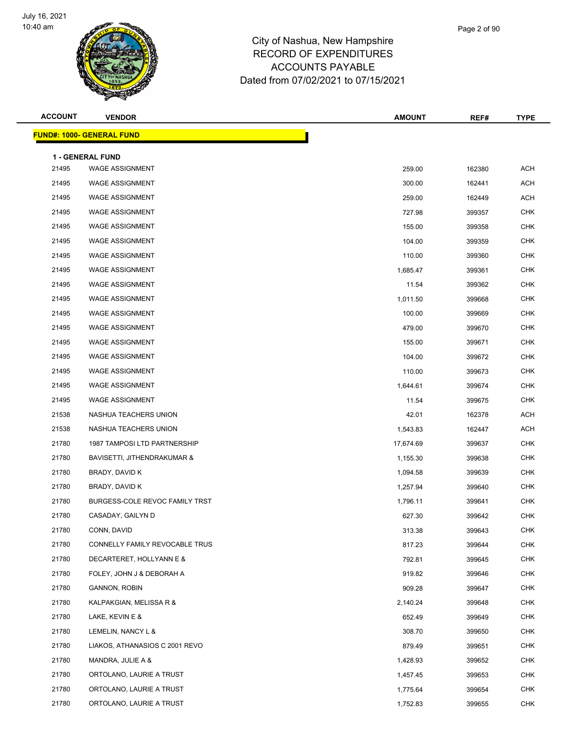# City of Nashua, New Hampshire
## RECORD OF EXPENDITURES
## ACCOUNTS PAYABLE
## Dated from 07/02/2021 to 07/15/2021

| ACCOUNT | VENDOR | AMOUNT | REF# | TYPE |
|---|---|---|---|---|
| **FUND#: 1000- GENERAL FUND** | | | | |
| **1 - GENERAL FUND** | | | | |
| 21495 | WAGE ASSIGNMENT | 259.00 | 162380 | ACH |
| 21495 | WAGE ASSIGNMENT | 300.00 | 162441 | ACH |
| 21495 | WAGE ASSIGNMENT | 259.00 | 162449 | ACH |
| 21495 | WAGE ASSIGNMENT | 727.98 | 399357 | CHK |
| 21495 | WAGE ASSIGNMENT | 155.00 | 399358 | CHK |
| 21495 | WAGE ASSIGNMENT | 104.00 | 399359 | CHK |
| 21495 | WAGE ASSIGNMENT | 110.00 | 399360 | CHK |
| 21495 | WAGE ASSIGNMENT | 1,685.47 | 399361 | CHK |
| 21495 | WAGE ASSIGNMENT | 11.54 | 399362 | CHK |
| 21495 | WAGE ASSIGNMENT | 1,011.50 | 399668 | CHK |
| 21495 | WAGE ASSIGNMENT | 100.00 | 399669 | CHK |
| 21495 | WAGE ASSIGNMENT | 479.00 | 399670 | CHK |
| 21495 | WAGE ASSIGNMENT | 155.00 | 399671 | CHK |
| 21495 | WAGE ASSIGNMENT | 104.00 | 399672 | CHK |
| 21495 | WAGE ASSIGNMENT | 110.00 | 399673 | CHK |
| 21495 | WAGE ASSIGNMENT | 1,644.61 | 399674 | CHK |
| 21495 | WAGE ASSIGNMENT | 11.54 | 399675 | CHK |
| 21538 | NASHUA TEACHERS UNION | 42.01 | 162378 | ACH |
| 21538 | NASHUA TEACHERS UNION | 1,543.83 | 162447 | ACH |
| 21780 | 1987 TAMPOSI LTD PARTNERSHIP | 17,674.69 | 399637 | CHK |
| 21780 | BAVISETTI, JITHENDRAKUMAR & | 1,155.30 | 399638 | CHK |
| 21780 | BRADY, DAVID K | 1,094.58 | 399639 | CHK |
| 21780 | BRADY, DAVID K | 1,257.94 | 399640 | CHK |
| 21780 | BURGESS-COLE REVOC FAMILY TRST | 1,796.11 | 399641 | CHK |
| 21780 | CASADAY, GAILYN D | 627.30 | 399642 | CHK |
| 21780 | CONN, DAVID | 313.38 | 399643 | CHK |
| 21780 | CONNELLY FAMILY REVOCABLE TRUS | 817.23 | 399644 | CHK |
| 21780 | DECARTERET, HOLLYANN E & | 792.81 | 399645 | CHK |
| 21780 | FOLEY, JOHN J & DEBORAH A | 919.82 | 399646 | CHK |
| 21780 | GANNON, ROBIN | 909.28 | 399647 | CHK |
| 21780 | KALPAKGIAN, MELISSA R & | 2,140.24 | 399648 | CHK |
| 21780 | LAKE, KEVIN E & | 652.49 | 399649 | CHK |
| 21780 | LEMELIN, NANCY L & | 308.70 | 399650 | CHK |
| 21780 | LIAKOS, ATHANASIOS C 2001 REVO | 879.49 | 399651 | CHK |
| 21780 | MANDRA, JULIE A & | 1,428.93 | 399652 | CHK |
| 21780 | ORTOLANO, LAURIE A TRUST | 1,457.45 | 399653 | CHK |
| 21780 | ORTOLANO, LAURIE A TRUST | 1,775.64 | 399654 | CHK |
| 21780 | ORTOLANO, LAURIE A TRUST | 1,752.83 | 399655 | CHK |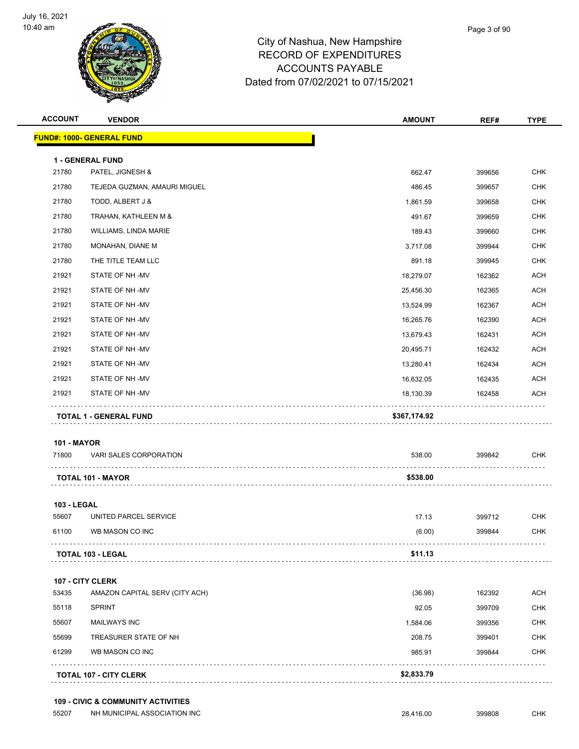# City of Nashua, New Hampshire
## RECORD OF EXPENDITURES
## ACCOUNTS PAYABLE
## Dated from 07/02/2021 to 07/15/2021

| ACCOUNT | VENDOR | AMOUNT | REF# | TYPE |
|---|---|---|---|---|
| **FUND#: 1000- GENERAL FUND** | | | | |
| **1 - GENERAL FUND** | | | | |
| 21780 | PATEL, JIGNESH & | 662.47 | 399656 | CHK |
| 21780 | TEJEDA GUZMAN, AMAURI MIGUEL | 486.45 | 399657 | CHK |
| 21780 | TODD, ALBERT J & | 1,861.59 | 399658 | CHK |
| 21780 | TRAHAN, KATHLEEN M & | 491.67 | 399659 | CHK |
| 21780 | WILLIAMS, LINDA MARIE | 189.43 | 399660 | CHK |
| 21780 | MONAHAN, DIANE M | 3,717.08 | 399944 | CHK |
| 21780 | THE TITLE TEAM LLC | 891.18 | 399945 | CHK |
| 21921 | STATE OF NH -MV | 18,279.07 | 162362 | ACH |
| 21921 | STATE OF NH -MV | 25,456.30 | 162365 | ACH |
| 21921 | STATE OF NH -MV | 13,524.99 | 162367 | ACH |
| 21921 | STATE OF NH -MV | 16,265.76 | 162390 | ACH |
| 21921 | STATE OF NH -MV | 13,679.43 | 162431 | ACH |
| 21921 | STATE OF NH -MV | 20,495.71 | 162432 | ACH |
| 21921 | STATE OF NH -MV | 13,280.41 | 162434 | ACH |
| 21921 | STATE OF NH -MV | 16,632.05 | 162435 | ACH |
| 21921 | STATE OF NH -MV | 18,130.39 | 162458 | ACH |
| | **TOTAL 1 - GENERAL FUND** | **$367,174.92** | | |
| **101 - MAYOR** | | | | |
| 71800 | VARI SALES CORPORATION | 538.00 | 399842 | CHK |
| | **TOTAL 101 - MAYOR** | **$538.00** | | |
| **103 - LEGAL** | | | | |
| 55607 | UNITED PARCEL SERVICE | 17.13 | 399712 | CHK |
| 61100 | WB MASON CO INC | (6.00) | 399844 | CHK |
| | **TOTAL 103 - LEGAL** | **$11.13** | | |
| **107 - CITY CLERK** | | | | |
| 53435 | AMAZON CAPITAL SERV (CITY ACH) | (36.98) | 162392 | ACH |
| 55118 | SPRINT | 92.05 | 399709 | CHK |
| 55607 | MAILWAYS INC | 1,584.06 | 399356 | CHK |
| 55699 | TREASURER STATE OF NH | 208.75 | 399401 | CHK |
| 61299 | WB MASON CO INC | 985.91 | 399844 | CHK |
| | **TOTAL 107 - CITY CLERK** | **$2,833.79** | | |
| **109 - CIVIC & COMMUNITY ACTIVITIES** | | | | |
| 55207 | NH MUNICIPAL ASSOCIATION INC | 28,416.00 | 399808 | CHK |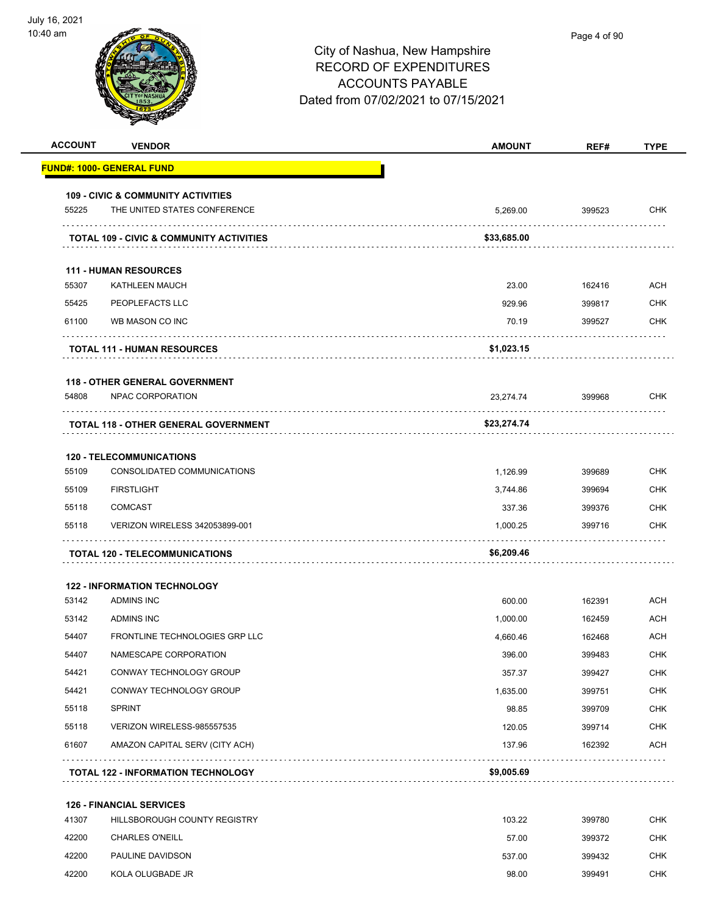# City of Nashua, New Hampshire
## RECORD OF EXPENDITURES
## ACCOUNTS PAYABLE
## Dated from 07/02/2021 to 07/15/2021

| ACCOUNT | VENDOR | AMOUNT | REF# | TYPE |
|---|---|---|---|---|
| **FUND#: 1000- GENERAL FUND** | | | | |
| **109 - CIVIC & COMMUNITY ACTIVITIES** | | | | |
| 55225 | THE UNITED STATES CONFERENCE | 5,269.00 | 399523 | CHK |
| | **TOTAL 109 - CIVIC & COMMUNITY ACTIVITIES** | **$33,685.00** | | |
| **111 - HUMAN RESOURCES** | | | | |
| 55307 | KATHLEEN MAUCH | 23.00 | 162416 | ACH |
| 55425 | PEOPLEFACTS LLC | 929.96 | 399817 | CHK |
| 61100 | WB MASON CO INC | 70.19 | 399527 | CHK |
| | **TOTAL 111 - HUMAN RESOURCES** | **$1,023.15** | | |
| **118 - OTHER GENERAL GOVERNMENT** | | | | |
| 54808 | NPAC CORPORATION | 23,274.74 | 399968 | CHK |
| | **TOTAL 118 - OTHER GENERAL GOVERNMENT** | **$23,274.74** | | |
| **120 - TELECOMMUNICATIONS** | | | | |
| 55109 | CONSOLIDATED COMMUNICATIONS | 1,126.99 | 399689 | CHK |
| 55109 | FIRSTLIGHT | 3,744.86 | 399694 | CHK |
| 55118 | COMCAST | 337.36 | 399376 | CHK |
| 55118 | VERIZON WIRELESS 342053899-001 | 1,000.25 | 399716 | CHK |
| | **TOTAL 120 - TELECOMMUNICATIONS** | **$6,209.46** | | |
| **122 - INFORMATION TECHNOLOGY** | | | | |
| 53142 | ADMINS INC | 600.00 | 162391 | ACH |
| 53142 | ADMINS INC | 1,000.00 | 162459 | ACH |
| 54407 | FRONTLINE TECHNOLOGIES GRP LLC | 4,660.46 | 162468 | ACH |
| 54407 | NAMESCAPE CORPORATION | 396.00 | 399483 | CHK |
| 54421 | CONWAY TECHNOLOGY GROUP | 357.37 | 399427 | CHK |
| 54421 | CONWAY TECHNOLOGY GROUP | 1,635.00 | 399751 | CHK |
| 55118 | SPRINT | 98.85 | 399709 | CHK |
| 55118 | VERIZON WIRELESS-985557535 | 120.05 | 399714 | CHK |
| 61607 | AMAZON CAPITAL SERV (CITY ACH) | 137.96 | 162392 | ACH |
| | **TOTAL 122 - INFORMATION TECHNOLOGY** | **$9,005.69** | | |
| **126 - FINANCIAL SERVICES** | | | | |
| 41307 | HILLSBOROUGH COUNTY REGISTRY | 103.22 | 399780 | CHK |
| 42200 | CHARLES O'NEILL | 57.00 | 399372 | CHK |
| 42200 | PAULINE DAVIDSON | 537.00 | 399432 | CHK |
| 42200 | KOLA OLUGBADE JR | 98.00 | 399491 | CHK |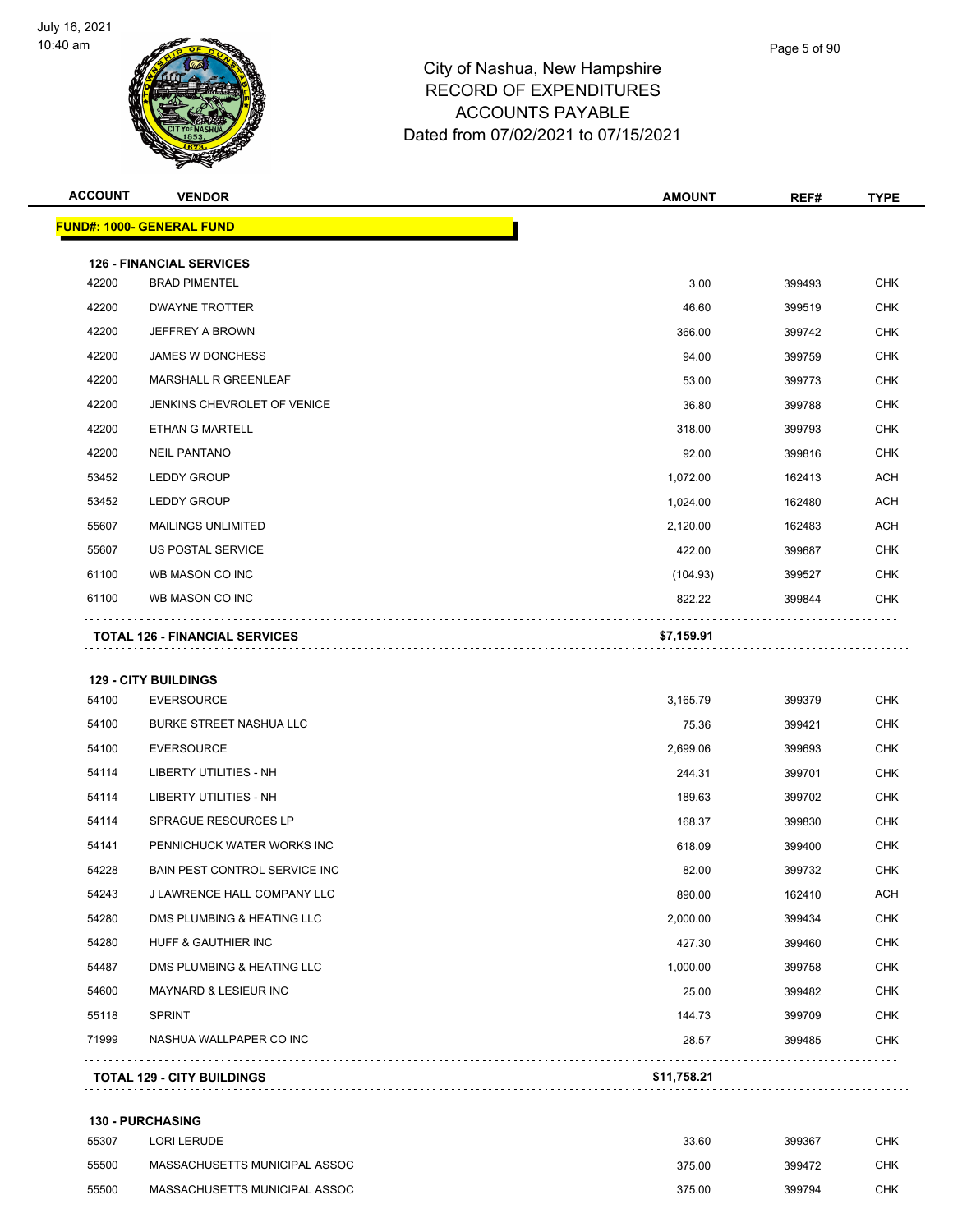City of Nashua, New Hampshire
RECORD OF EXPENDITURES
ACCOUNTS PAYABLE
Dated from 07/02/2021 to 07/15/2021

| ACCOUNT | VENDOR | AMOUNT | REF# | TYPE |
|---|---|---|---|---|
| **FUND#: 1000- GENERAL FUND** | | | | |
| **126 - FINANCIAL SERVICES** | | | | |
| 42200 | BRAD PIMENTEL | 3.00 | 399493 | CHK |
| 42200 | DWAYNE TROTTER | 46.60 | 399519 | CHK |
| 42200 | JEFFREY A BROWN | 366.00 | 399742 | CHK |
| 42200 | JAMES W DONCHESS | 94.00 | 399759 | CHK |
| 42200 | MARSHALL R GREENLEAF | 53.00 | 399773 | CHK |
| 42200 | JENKINS CHEVROLET OF VENICE | 36.80 | 399788 | CHK |
| 42200 | ETHAN G MARTELL | 318.00 | 399793 | CHK |
| 42200 | NEIL PANTANO | 92.00 | 399816 | CHK |
| 53452 | LEDDY GROUP | 1,072.00 | 162413 | ACH |
| 53452 | LEDDY GROUP | 1,024.00 | 162480 | ACH |
| 55607 | MAILINGS UNLIMITED | 2,120.00 | 162483 | ACH |
| 55607 | US POSTAL SERVICE | 422.00 | 399687 | CHK |
| 61100 | WB MASON CO INC | (104.93) | 399527 | CHK |
| 61100 | WB MASON CO INC | 822.22 | 399844 | CHK |
| **TOTAL 126 - FINANCIAL SERVICES** | | **$7,159.91** | | |
| **129 - CITY BUILDINGS** | | | | |
| 54100 | EVERSOURCE | 3,165.79 | 399379 | CHK |
| 54100 | BURKE STREET NASHUA LLC | 75.36 | 399421 | CHK |
| 54100 | EVERSOURCE | 2,699.06 | 399693 | CHK |
| 54114 | LIBERTY UTILITIES - NH | 244.31 | 399701 | CHK |
| 54114 | LIBERTY UTILITIES - NH | 189.63 | 399702 | CHK |
| 54114 | SPRAGUE RESOURCES LP | 168.37 | 399830 | CHK |
| 54141 | PENNICHUCK WATER WORKS INC | 618.09 | 399400 | CHK |
| 54228 | BAIN PEST CONTROL SERVICE INC | 82.00 | 399732 | CHK |
| 54243 | J LAWRENCE HALL COMPANY LLC | 890.00 | 162410 | ACH |
| 54280 | DMS PLUMBING & HEATING LLC | 2,000.00 | 399434 | CHK |
| 54280 | HUFF & GAUTHIER INC | 427.30 | 399460 | CHK |
| 54487 | DMS PLUMBING & HEATING LLC | 1,000.00 | 399758 | CHK |
| 54600 | MAYNARD & LESIEUR INC | 25.00 | 399482 | CHK |
| 55118 | SPRINT | 144.73 | 399709 | CHK |
| 71999 | NASHUA WALLPAPER CO INC | 28.57 | 399485 | CHK |
| **TOTAL 129 - CITY BUILDINGS** | | **$11,758.21** | | |
| **130 - PURCHASING** | | | | |
| 55307 | LORI LERUDE | 33.60 | 399367 | CHK |
| 55500 | MASSACHUSETTS MUNICIPAL ASSOC | 375.00 | 399472 | CHK |
| 55500 | MASSACHUSETTS MUNICIPAL ASSOC | 375.00 | 399794 | CHK |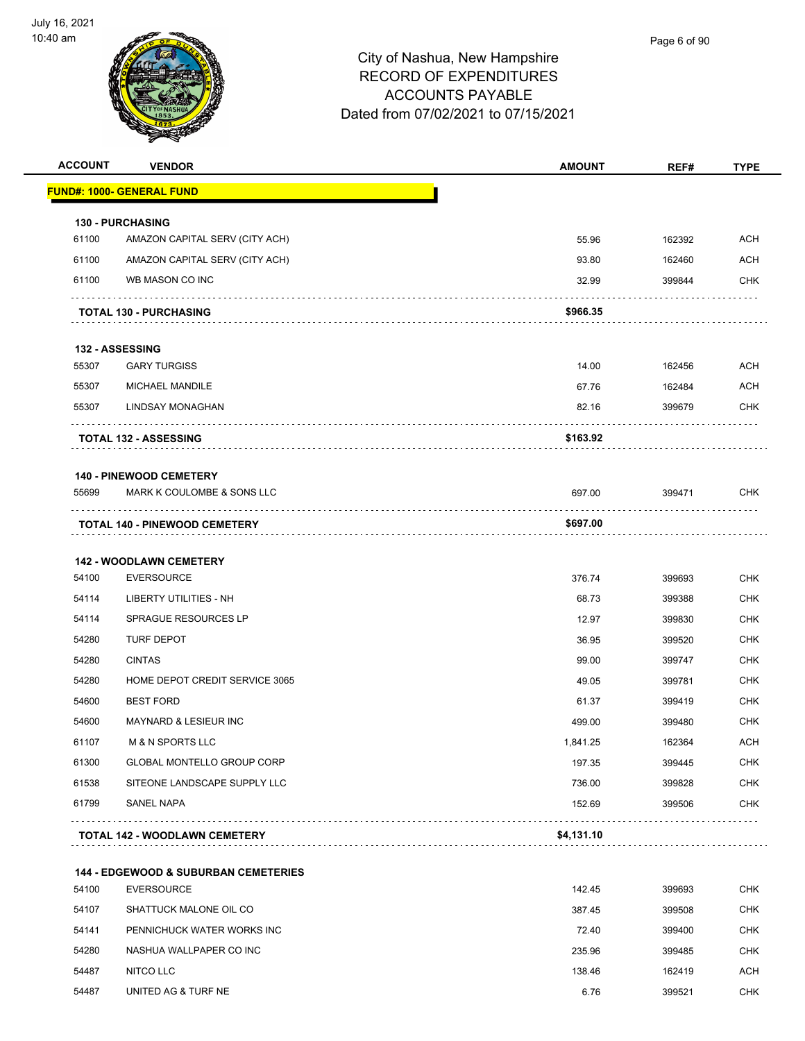City of Nashua, New Hampshire
RECORD OF EXPENDITURES
ACCOUNTS PAYABLE
Dated from 07/02/2021 to 07/15/2021

| ACCOUNT | VENDOR | AMOUNT | REF# | TYPE |
|---|---|---|---|---|
| **FUND#: 1000- GENERAL FUND** | | | | |
| **130 - PURCHASING** | | | | |
| 61100 | AMAZON CAPITAL SERV (CITY ACH) | 55.96 | 162392 | ACH |
| 61100 | AMAZON CAPITAL SERV (CITY ACH) | 93.80 | 162460 | ACH |
| 61100 | WB MASON CO INC | 32.99 | 399844 | CHK |
| | **TOTAL 130 - PURCHASING** | **$966.35** | | |
| **132 - ASSESSING** | | | | |
| 55307 | GARY TURGISS | 14.00 | 162456 | ACH |
| 55307 | MICHAEL MANDILE | 67.76 | 162484 | ACH |
| 55307 | LINDSAY MONAGHAN | 82.16 | 399679 | CHK |
| | **TOTAL 132 - ASSESSING** | **$163.92** | | |
| **140 - PINEWOOD CEMETERY** | | | | |
| 55699 | MARK K COULOMBE & SONS LLC | 697.00 | 399471 | CHK |
| | **TOTAL 140 - PINEWOOD CEMETERY** | **$697.00** | | |
| **142 - WOODLAWN CEMETERY** | | | | |
| 54100 | EVERSOURCE | 376.74 | 399693 | CHK |
| 54114 | LIBERTY UTILITIES - NH | 68.73 | 399388 | CHK |
| 54114 | SPRAGUE RESOURCES LP | 12.97 | 399830 | CHK |
| 54280 | TURF DEPOT | 36.95 | 399520 | CHK |
| 54280 | CINTAS | 99.00 | 399747 | CHK |
| 54280 | HOME DEPOT CREDIT SERVICE 3065 | 49.05 | 399781 | CHK |
| 54600 | BEST FORD | 61.37 | 399419 | CHK |
| 54600 | MAYNARD & LESIEUR INC | 499.00 | 399480 | CHK |
| 61107 | M & N SPORTS LLC | 1,841.25 | 162364 | ACH |
| 61300 | GLOBAL MONTELLO GROUP CORP | 197.35 | 399445 | CHK |
| 61538 | SITEONE LANDSCAPE SUPPLY LLC | 736.00 | 399828 | CHK |
| 61799 | SANEL NAPA | 152.69 | 399506 | CHK |
| | **TOTAL 142 - WOODLAWN CEMETERY** | **$4,131.10** | | |
| **144 - EDGEWOOD & SUBURBAN CEMETERIES** | | | | |
| 54100 | EVERSOURCE | 142.45 | 399693 | CHK |
| 54107 | SHATTUCK MALONE OIL CO | 387.45 | 399508 | CHK |
| 54141 | PENNICHUCK WATER WORKS INC | 72.40 | 399400 | CHK |
| 54280 | NASHUA WALLPAPER CO INC | 235.96 | 399485 | CHK |
| 54487 | NITCO LLC | 138.46 | 162419 | ACH |
| 54487 | UNITED AG & TURF NE | 6.76 | 399521 | CHK |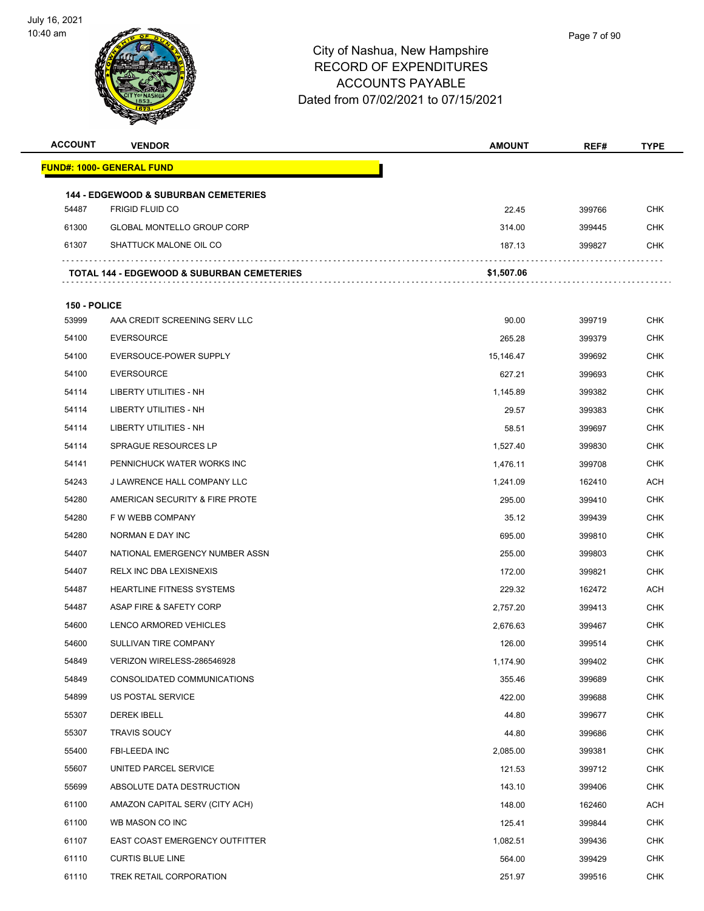# City of Nashua, New Hampshire
## RECORD OF EXPENDITURES
## ACCOUNTS PAYABLE
## Dated from 07/02/2021 to 07/15/2021

July 16, 2021
10:40 am

| ACCOUNT | VENDOR | AMOUNT | REF# | TYPE |
|---|---|---|---|---|
| **FUND#: 1000- GENERAL FUND** | | | | |
| **144 - EDGEWOOD & SUBURBAN CEMETERIES** | | | | |
| 54487 | FRIGID FLUID CO | 22.45 | 399766 | CHK |
| 61300 | GLOBAL MONTELLO GROUP CORP | 314.00 | 399445 | CHK |
| 61307 | SHATTUCK MALONE OIL CO | 187.13 | 399827 | CHK |
| **TOTAL 144 - EDGEWOOD & SUBURBAN CEMETERIES** | | **$1,507.06** | | |
| **150 - POLICE** | | | | |
| 53999 | AAA CREDIT SCREENING SERV LLC | 90.00 | 399719 | CHK |
| 54100 | EVERSOURCE | 265.28 | 399379 | CHK |
| 54100 | EVERSOUCE-POWER SUPPLY | 15,146.47 | 399692 | CHK |
| 54100 | EVERSOURCE | 627.21 | 399693 | CHK |
| 54114 | LIBERTY UTILITIES - NH | 1,145.89 | 399382 | CHK |
| 54114 | LIBERTY UTILITIES - NH | 29.57 | 399383 | CHK |
| 54114 | LIBERTY UTILITIES - NH | 58.51 | 399697 | CHK |
| 54114 | SPRAGUE RESOURCES LP | 1,527.40 | 399830 | CHK |
| 54141 | PENNICHUCK WATER WORKS INC | 1,476.11 | 399708 | CHK |
| 54243 | J LAWRENCE HALL COMPANY LLC | 1,241.09 | 162410 | ACH |
| 54280 | AMERICAN SECURITY & FIRE PROTE | 295.00 | 399410 | CHK |
| 54280 | F W WEBB COMPANY | 35.12 | 399439 | CHK |
| 54280 | NORMAN E DAY INC | 695.00 | 399810 | CHK |
| 54407 | NATIONAL EMERGENCY NUMBER ASSN | 255.00 | 399803 | CHK |
| 54407 | RELX INC DBA LEXISNEXIS | 172.00 | 399821 | CHK |
| 54487 | HEARTLINE FITNESS SYSTEMS | 229.32 | 162472 | ACH |
| 54487 | ASAP FIRE & SAFETY CORP | 2,757.20 | 399413 | CHK |
| 54600 | LENCO ARMORED VEHICLES | 2,676.63 | 399467 | CHK |
| 54600 | SULLIVAN TIRE COMPANY | 126.00 | 399514 | CHK |
| 54849 | VERIZON WIRELESS-286546928 | 1,174.90 | 399402 | CHK |
| 54849 | CONSOLIDATED COMMUNICATIONS | 355.46 | 399689 | CHK |
| 54899 | US POSTAL SERVICE | 422.00 | 399688 | CHK |
| 55307 | DEREK IBELL | 44.80 | 399677 | CHK |
| 55307 | TRAVIS SOUCY | 44.80 | 399686 | CHK |
| 55400 | FBI-LEEDA INC | 2,085.00 | 399381 | CHK |
| 55607 | UNITED PARCEL SERVICE | 121.53 | 399712 | CHK |
| 55699 | ABSOLUTE DATA DESTRUCTION | 143.10 | 399406 | CHK |
| 61100 | AMAZON CAPITAL SERV (CITY ACH) | 148.00 | 162460 | ACH |
| 61100 | WB MASON CO INC | 125.41 | 399844 | CHK |
| 61107 | EAST COAST EMERGENCY OUTFITTER | 1,082.51 | 399436 | CHK |
| 61110 | CURTIS BLUE LINE | 564.00 | 399429 | CHK |
| 61110 | TREK RETAIL CORPORATION | 251.97 | 399516 | CHK |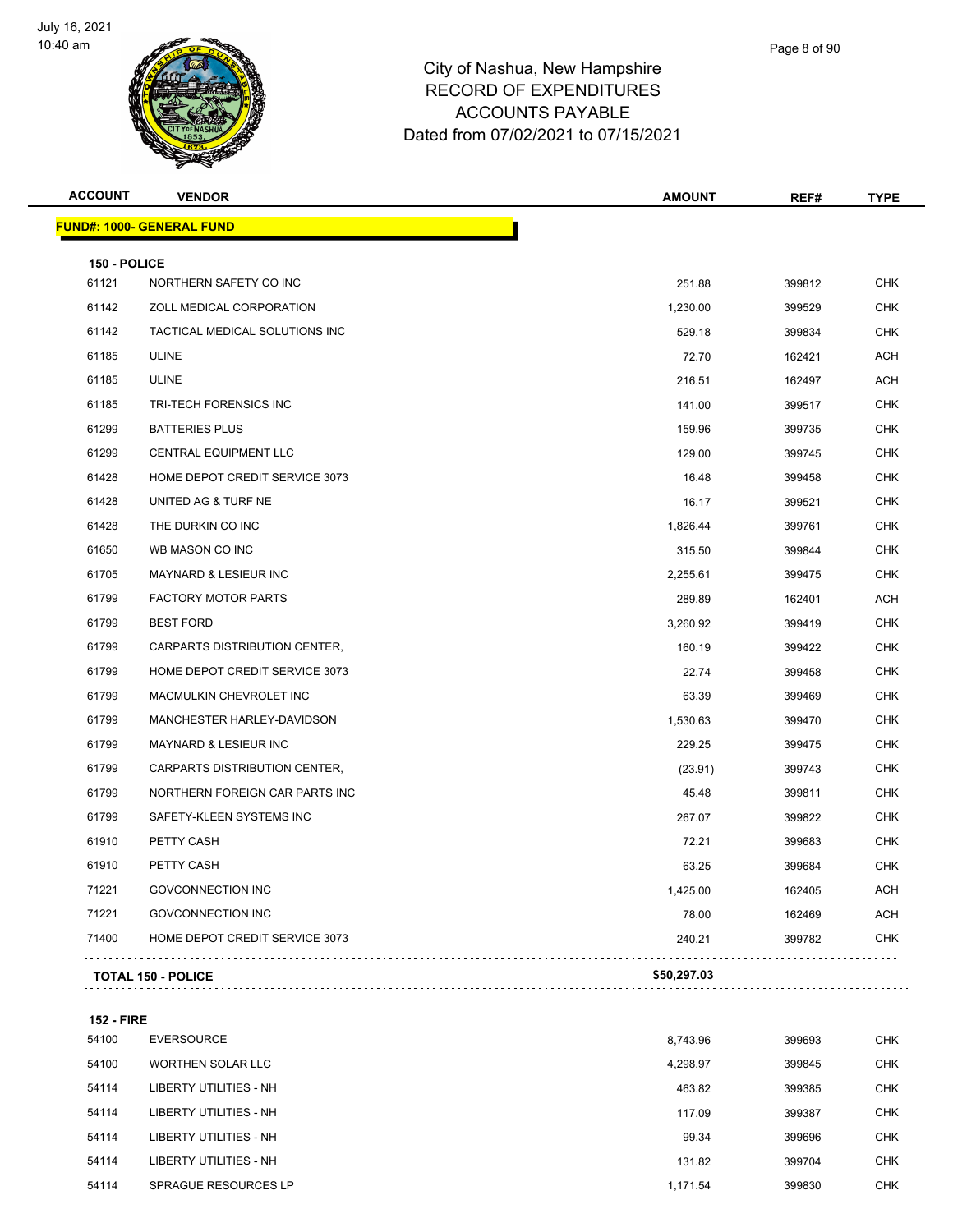City of Nashua, New Hampshire
RECORD OF EXPENDITURES
ACCOUNTS PAYABLE
Dated from 07/02/2021 to 07/15/2021

| ACCOUNT | VENDOR | AMOUNT | REF# | TYPE |
|---|---|---|---|---|
| **FUND#: 1000- GENERAL FUND** | | | | |
| **150 - POLICE** | | | | |
| 61121 | NORTHERN SAFETY CO INC | 251.88 | 399812 | CHK |
| 61142 | ZOLL MEDICAL CORPORATION | 1,230.00 | 399529 | CHK |
| 61142 | TACTICAL MEDICAL SOLUTIONS INC | 529.18 | 399834 | CHK |
| 61185 | ULINE | 72.70 | 162421 | ACH |
| 61185 | ULINE | 216.51 | 162497 | ACH |
| 61185 | TRI-TECH FORENSICS INC | 141.00 | 399517 | CHK |
| 61299 | BATTERIES PLUS | 159.96 | 399735 | CHK |
| 61299 | CENTRAL EQUIPMENT LLC | 129.00 | 399745 | CHK |
| 61428 | HOME DEPOT CREDIT SERVICE 3073 | 16.48 | 399458 | CHK |
| 61428 | UNITED AG & TURF NE | 16.17 | 399521 | CHK |
| 61428 | THE DURKIN CO INC | 1,826.44 | 399761 | CHK |
| 61650 | WB MASON CO INC | 315.50 | 399844 | CHK |
| 61705 | MAYNARD & LESIEUR INC | 2,255.61 | 399475 | CHK |
| 61799 | FACTORY MOTOR PARTS | 289.89 | 162401 | ACH |
| 61799 | BEST FORD | 3,260.92 | 399419 | CHK |
| 61799 | CARPARTS DISTRIBUTION CENTER, | 160.19 | 399422 | CHK |
| 61799 | HOME DEPOT CREDIT SERVICE 3073 | 22.74 | 399458 | CHK |
| 61799 | MACMULKIN CHEVROLET INC | 63.39 | 399469 | CHK |
| 61799 | MANCHESTER HARLEY-DAVIDSON | 1,530.63 | 399470 | CHK |
| 61799 | MAYNARD & LESIEUR INC | 229.25 | 399475 | CHK |
| 61799 | CARPARTS DISTRIBUTION CENTER, | (23.91) | 399743 | CHK |
| 61799 | NORTHERN FOREIGN CAR PARTS INC | 45.48 | 399811 | CHK |
| 61799 | SAFETY-KLEEN SYSTEMS INC | 267.07 | 399822 | CHK |
| 61910 | PETTY CASH | 72.21 | 399683 | CHK |
| 61910 | PETTY CASH | 63.25 | 399684 | CHK |
| 71221 | GOVCONNECTION INC | 1,425.00 | 162405 | ACH |
| 71221 | GOVCONNECTION INC | 78.00 | 162469 | ACH |
| 71400 | HOME DEPOT CREDIT SERVICE 3073 | 240.21 | 399782 | CHK |
| | **TOTAL 150 - POLICE** | **$50,297.03** | | |
| **152 - FIRE** | | | | |
| 54100 | EVERSOURCE | 8,743.96 | 399693 | CHK |
| 54100 | WORTHEN SOLAR LLC | 4,298.97 | 399845 | CHK |
| 54114 | LIBERTY UTILITIES - NH | 463.82 | 399385 | CHK |
| 54114 | LIBERTY UTILITIES - NH | 117.09 | 399387 | CHK |
| 54114 | LIBERTY UTILITIES - NH | 99.34 | 399696 | CHK |
| 54114 | LIBERTY UTILITIES - NH | 131.82 | 399704 | CHK |
| 54114 | SPRAGUE RESOURCES LP | 1,171.54 | 399830 | CHK |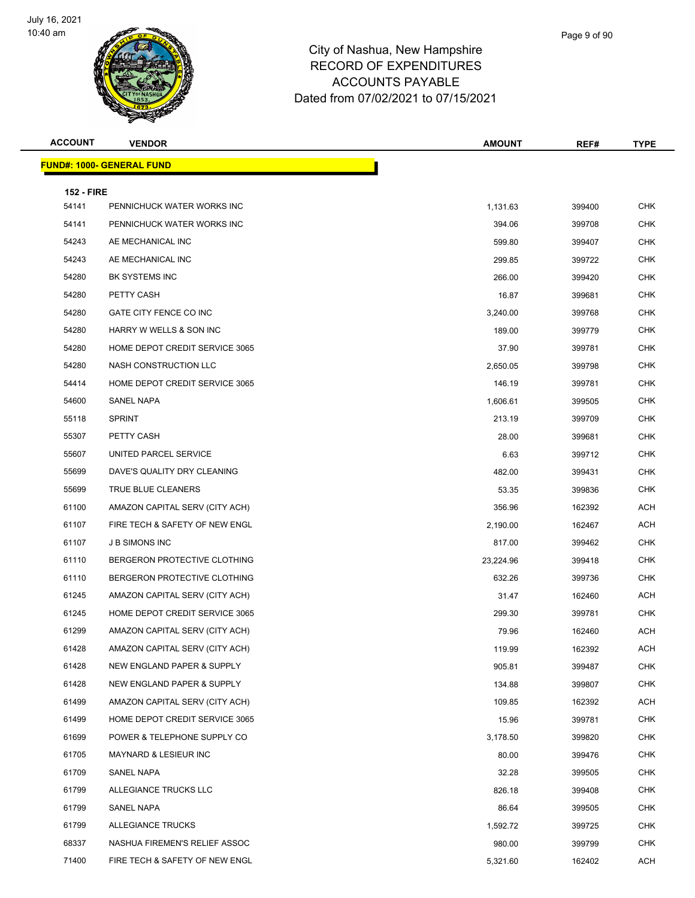City of Nashua, New Hampshire
RECORD OF EXPENDITURES
ACCOUNTS PAYABLE
Dated from 07/02/2021 to 07/15/2021

| ACCOUNT | VENDOR | AMOUNT | REF# | TYPE |
|---|---|---|---|---|

**FUND#: 1000- GENERAL FUND**

**152 - FIRE**

| ACCOUNT | VENDOR | AMOUNT | REF# | TYPE |
|---|---|---|---|---|
| 54141 | PENNICHUCK WATER WORKS INC | 1,131.63 | 399400 | CHK |
| 54141 | PENNICHUCK WATER WORKS INC | 394.06 | 399708 | CHK |
| 54243 | AE MECHANICAL INC | 599.80 | 399407 | CHK |
| 54243 | AE MECHANICAL INC | 299.85 | 399722 | CHK |
| 54280 | BK SYSTEMS INC | 266.00 | 399420 | CHK |
| 54280 | PETTY CASH | 16.87 | 399681 | CHK |
| 54280 | GATE CITY FENCE CO INC | 3,240.00 | 399768 | CHK |
| 54280 | HARRY W WELLS & SON INC | 189.00 | 399779 | CHK |
| 54280 | HOME DEPOT CREDIT SERVICE 3065 | 37.90 | 399781 | CHK |
| 54280 | NASH CONSTRUCTION LLC | 2,650.05 | 399798 | CHK |
| 54414 | HOME DEPOT CREDIT SERVICE 3065 | 146.19 | 399781 | CHK |
| 54600 | SANEL NAPA | 1,606.61 | 399505 | CHK |
| 55118 | SPRINT | 213.19 | 399709 | CHK |
| 55307 | PETTY CASH | 28.00 | 399681 | CHK |
| 55607 | UNITED PARCEL SERVICE | 6.63 | 399712 | CHK |
| 55699 | DAVE'S QUALITY DRY CLEANING | 482.00 | 399431 | CHK |
| 55699 | TRUE BLUE CLEANERS | 53.35 | 399836 | CHK |
| 61100 | AMAZON CAPITAL SERV (CITY ACH) | 356.96 | 162392 | ACH |
| 61107 | FIRE TECH & SAFETY OF NEW ENGL | 2,190.00 | 162467 | ACH |
| 61107 | J B SIMONS INC | 817.00 | 399462 | CHK |
| 61110 | BERGERON PROTECTIVE CLOTHING | 23,224.96 | 399418 | CHK |
| 61110 | BERGERON PROTECTIVE CLOTHING | 632.26 | 399736 | CHK |
| 61245 | AMAZON CAPITAL SERV (CITY ACH) | 31.47 | 162460 | ACH |
| 61245 | HOME DEPOT CREDIT SERVICE 3065 | 299.30 | 399781 | CHK |
| 61299 | AMAZON CAPITAL SERV (CITY ACH) | 79.96 | 162460 | ACH |
| 61428 | AMAZON CAPITAL SERV (CITY ACH) | 119.99 | 162392 | ACH |
| 61428 | NEW ENGLAND PAPER & SUPPLY | 905.81 | 399487 | CHK |
| 61428 | NEW ENGLAND PAPER & SUPPLY | 134.88 | 399807 | CHK |
| 61499 | AMAZON CAPITAL SERV (CITY ACH) | 109.85 | 162392 | ACH |
| 61499 | HOME DEPOT CREDIT SERVICE 3065 | 15.96 | 399781 | CHK |
| 61699 | POWER & TELEPHONE SUPPLY CO | 3,178.50 | 399820 | CHK |
| 61705 | MAYNARD & LESIEUR INC | 80.00 | 399476 | CHK |
| 61709 | SANEL NAPA | 32.28 | 399505 | CHK |
| 61799 | ALLEGIANCE TRUCKS LLC | 826.18 | 399408 | CHK |
| 61799 | SANEL NAPA | 86.64 | 399505 | CHK |
| 61799 | ALLEGIANCE TRUCKS | 1,592.72 | 399725 | CHK |
| 68337 | NASHUA FIREMEN'S RELIEF ASSOC | 980.00 | 399799 | CHK |
| 71400 | FIRE TECH & SAFETY OF NEW ENGL | 5,321.60 | 162402 | ACH |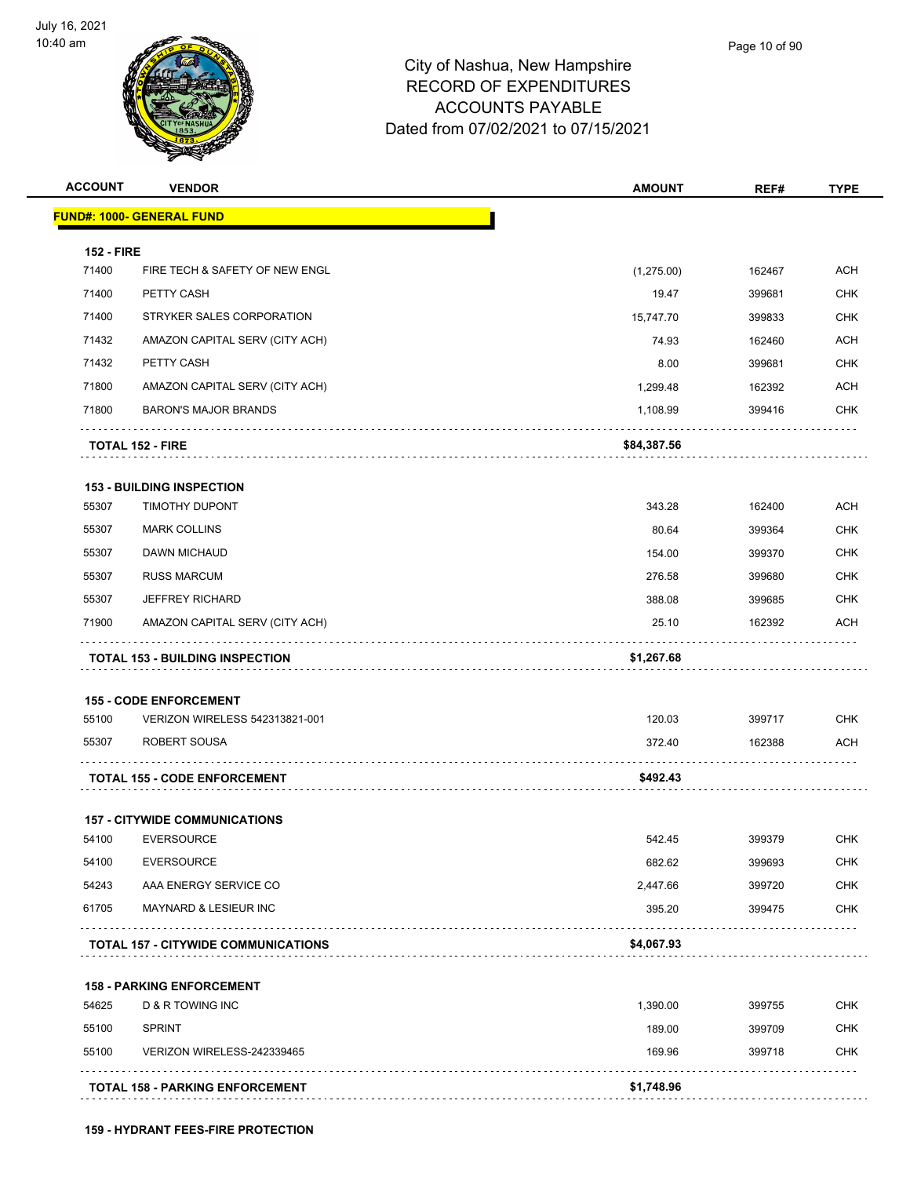# City of Nashua, New Hampshire
## RECORD OF EXPENDITURES
## ACCOUNTS PAYABLE
## Dated from 07/02/2021 to 07/15/2021

| ACCOUNT | VENDOR | AMOUNT | REF# | TYPE |
|---|---|---|---|---|
| **FUND#: 1000- GENERAL FUND** | | | | |
| **152 - FIRE** | | | | |
| 71400 | FIRE TECH & SAFETY OF NEW ENGL | (1,275.00) | 162467 | ACH |
| 71400 | PETTY CASH | 19.47 | 399681 | CHK |
| 71400 | STRYKER SALES CORPORATION | 15,747.70 | 399833 | CHK |
| 71432 | AMAZON CAPITAL SERV (CITY ACH) | 74.93 | 162460 | ACH |
| 71432 | PETTY CASH | 8.00 | 399681 | CHK |
| 71800 | AMAZON CAPITAL SERV (CITY ACH) | 1,299.48 | 162392 | ACH |
| 71800 | BARON'S MAJOR BRANDS | 1,108.99 | 399416 | CHK |
| | **TOTAL 152 - FIRE** | **$84,387.56** | | |
| **153 - BUILDING INSPECTION** | | | | |
| 55307 | TIMOTHY DUPONT | 343.28 | 162400 | ACH |
| 55307 | MARK COLLINS | 80.64 | 399364 | CHK |
| 55307 | DAWN MICHAUD | 154.00 | 399370 | CHK |
| 55307 | RUSS MARCUM | 276.58 | 399680 | CHK |
| 55307 | JEFFREY RICHARD | 388.08 | 399685 | CHK |
| 71900 | AMAZON CAPITAL SERV (CITY ACH) | 25.10 | 162392 | ACH |
| | **TOTAL 153 - BUILDING INSPECTION** | **$1,267.68** | | |
| **155 - CODE ENFORCEMENT** | | | | |
| 55100 | VERIZON WIRELESS 542313821-001 | 120.03 | 399717 | CHK |
| 55307 | ROBERT SOUSA | 372.40 | 162388 | ACH |
| | **TOTAL 155 - CODE ENFORCEMENT** | **$492.43** | | |
| **157 - CITYWIDE COMMUNICATIONS** | | | | |
| 54100 | EVERSOURCE | 542.45 | 399379 | CHK |
| 54100 | EVERSOURCE | 682.62 | 399693 | CHK |
| 54243 | AAA ENERGY SERVICE CO | 2,447.66 | 399720 | CHK |
| 61705 | MAYNARD & LESIEUR INC | 395.20 | 399475 | CHK |
| | **TOTAL 157 - CITYWIDE COMMUNICATIONS** | **$4,067.93** | | |
| **158 - PARKING ENFORCEMENT** | | | | |
| 54625 | D & R TOWING INC | 1,390.00 | 399755 | CHK |
| 55100 | SPRINT | 189.00 | 399709 | CHK |
| 55100 | VERIZON WIRELESS-242339465 | 169.96 | 399718 | CHK |
| | **TOTAL 158 - PARKING ENFORCEMENT** | **$1,748.96** | | |

**159 - HYDRANT FEES-FIRE PROTECTION**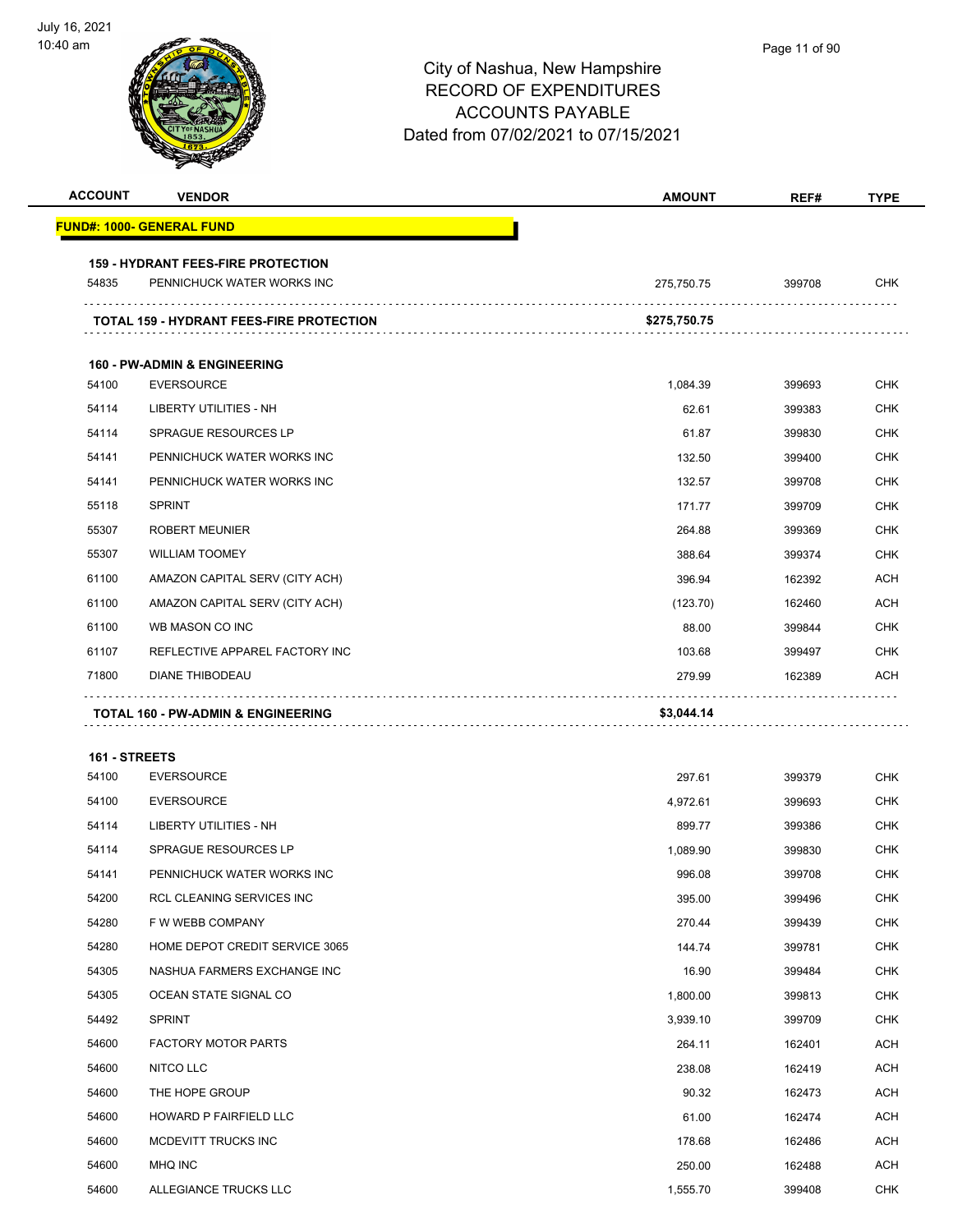# City of Nashua, New Hampshire
## RECORD OF EXPENDITURES
## ACCOUNTS PAYABLE
## Dated from 07/02/2021 to 07/15/2021

| ACCOUNT | VENDOR | AMOUNT | REF# | TYPE |
|---|---|---|---|---|
| **FUND#: 1000- GENERAL FUND** | | | | |
| **159 - HYDRANT FEES-FIRE PROTECTION** | | | | |
| 54835 | PENNICHUCK WATER WORKS INC | 275,750.75 | 399708 | CHK |
| | **TOTAL 159 - HYDRANT FEES-FIRE PROTECTION** | **$275,750.75** | | |
| **160 - PW-ADMIN & ENGINEERING** | | | | |
| 54100 | EVERSOURCE | 1,084.39 | 399693 | CHK |
| 54114 | LIBERTY UTILITIES - NH | 62.61 | 399383 | CHK |
| 54114 | SPRAGUE RESOURCES LP | 61.87 | 399830 | CHK |
| 54141 | PENNICHUCK WATER WORKS INC | 132.50 | 399400 | CHK |
| 54141 | PENNICHUCK WATER WORKS INC | 132.57 | 399708 | CHK |
| 55118 | SPRINT | 171.77 | 399709 | CHK |
| 55307 | ROBERT MEUNIER | 264.88 | 399369 | CHK |
| 55307 | WILLIAM TOOMEY | 388.64 | 399374 | CHK |
| 61100 | AMAZON CAPITAL SERV (CITY ACH) | 396.94 | 162392 | ACH |
| 61100 | AMAZON CAPITAL SERV (CITY ACH) | (123.70) | 162460 | ACH |
| 61100 | WB MASON CO INC | 88.00 | 399844 | CHK |
| 61107 | REFLECTIVE APPAREL FACTORY INC | 103.68 | 399497 | CHK |
| 71800 | DIANE THIBODEAU | 279.99 | 162389 | ACH |
| | **TOTAL 160 - PW-ADMIN & ENGINEERING** | **$3,044.14** | | |
| **161 - STREETS** | | | | |
| 54100 | EVERSOURCE | 297.61 | 399379 | CHK |
| 54100 | EVERSOURCE | 4,972.61 | 399693 | CHK |
| 54114 | LIBERTY UTILITIES - NH | 899.77 | 399386 | CHK |
| 54114 | SPRAGUE RESOURCES LP | 1,089.90 | 399830 | CHK |
| 54141 | PENNICHUCK WATER WORKS INC | 996.08 | 399708 | CHK |
| 54200 | RCL CLEANING SERVICES INC | 395.00 | 399496 | CHK |
| 54280 | F W WEBB COMPANY | 270.44 | 399439 | CHK |
| 54280 | HOME DEPOT CREDIT SERVICE 3065 | 144.74 | 399781 | CHK |
| 54305 | NASHUA FARMERS EXCHANGE INC | 16.90 | 399484 | CHK |
| 54305 | OCEAN STATE SIGNAL CO | 1,800.00 | 399813 | CHK |
| 54492 | SPRINT | 3,939.10 | 399709 | CHK |
| 54600 | FACTORY MOTOR PARTS | 264.11 | 162401 | ACH |
| 54600 | NITCO LLC | 238.08 | 162419 | ACH |
| 54600 | THE HOPE GROUP | 90.32 | 162473 | ACH |
| 54600 | HOWARD P FAIRFIELD LLC | 61.00 | 162474 | ACH |
| 54600 | MCDEVITT TRUCKS INC | 178.68 | 162486 | ACH |
| 54600 | MHQ INC | 250.00 | 162488 | ACH |
| 54600 | ALLEGIANCE TRUCKS LLC | 1,555.70 | 399408 | CHK |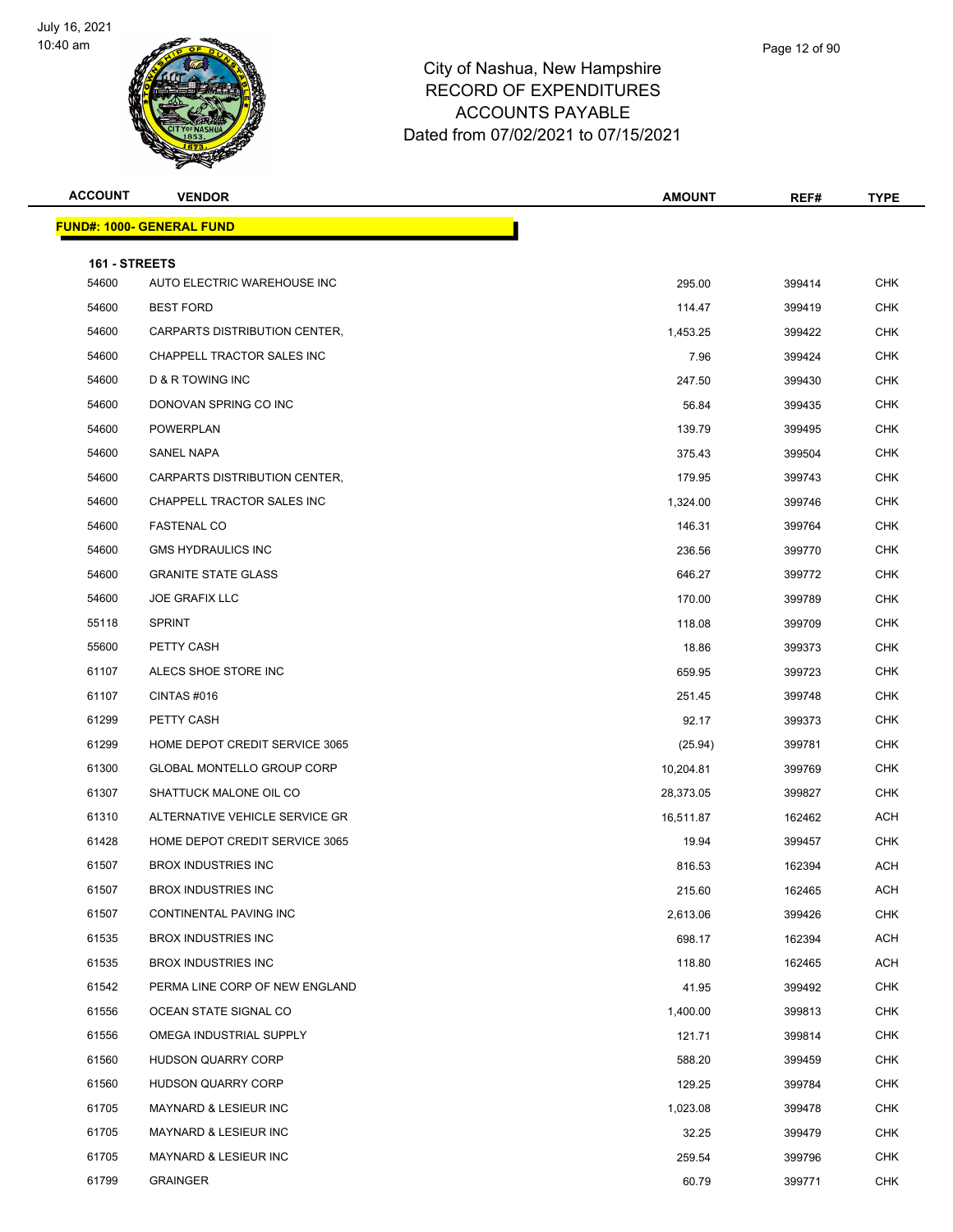# City of Nashua, New Hampshire
## RECORD OF EXPENDITURES
## ACCOUNTS PAYABLE
## Dated from 07/02/2021 to 07/15/2021

| ACCOUNT | VENDOR | AMOUNT | REF# | TYPE |
|---|---|---|---|---|
| **FUND#: 1000- GENERAL FUND** | | | | |
| **161 - STREETS** | | | | |
| 54600 | AUTO ELECTRIC WAREHOUSE INC | 295.00 | 399414 | CHK |
| 54600 | BEST FORD | 114.47 | 399419 | CHK |
| 54600 | CARPARTS DISTRIBUTION CENTER, | 1,453.25 | 399422 | CHK |
| 54600 | CHAPPELL TRACTOR SALES INC | 7.96 | 399424 | CHK |
| 54600 | D & R TOWING INC | 247.50 | 399430 | CHK |
| 54600 | DONOVAN SPRING CO INC | 56.84 | 399435 | CHK |
| 54600 | POWERPLAN | 139.79 | 399495 | CHK |
| 54600 | SANEL NAPA | 375.43 | 399504 | CHK |
| 54600 | CARPARTS DISTRIBUTION CENTER, | 179.95 | 399743 | CHK |
| 54600 | CHAPPELL TRACTOR SALES INC | 1,324.00 | 399746 | CHK |
| 54600 | FASTENAL CO | 146.31 | 399764 | CHK |
| 54600 | GMS HYDRAULICS INC | 236.56 | 399770 | CHK |
| 54600 | GRANITE STATE GLASS | 646.27 | 399772 | CHK |
| 54600 | JOE GRAFIX LLC | 170.00 | 399789 | CHK |
| 55118 | SPRINT | 118.08 | 399709 | CHK |
| 55600 | PETTY CASH | 18.86 | 399373 | CHK |
| 61107 | ALECS SHOE STORE INC | 659.95 | 399723 | CHK |
| 61107 | CINTAS #016 | 251.45 | 399748 | CHK |
| 61299 | PETTY CASH | 92.17 | 399373 | CHK |
| 61299 | HOME DEPOT CREDIT SERVICE 3065 | (25.94) | 399781 | CHK |
| 61300 | GLOBAL MONTELLO GROUP CORP | 10,204.81 | 399769 | CHK |
| 61307 | SHATTUCK MALONE OIL CO | 28,373.05 | 399827 | CHK |
| 61310 | ALTERNATIVE VEHICLE SERVICE GR | 16,511.87 | 162462 | ACH |
| 61428 | HOME DEPOT CREDIT SERVICE 3065 | 19.94 | 399457 | CHK |
| 61507 | BROX INDUSTRIES INC | 816.53 | 162394 | ACH |
| 61507 | BROX INDUSTRIES INC | 215.60 | 162465 | ACH |
| 61507 | CONTINENTAL PAVING INC | 2,613.06 | 399426 | CHK |
| 61535 | BROX INDUSTRIES INC | 698.17 | 162394 | ACH |
| 61535 | BROX INDUSTRIES INC | 118.80 | 162465 | ACH |
| 61542 | PERMA LINE CORP OF NEW ENGLAND | 41.95 | 399492 | CHK |
| 61556 | OCEAN STATE SIGNAL CO | 1,400.00 | 399813 | CHK |
| 61556 | OMEGA INDUSTRIAL SUPPLY | 121.71 | 399814 | CHK |
| 61560 | HUDSON QUARRY CORP | 588.20 | 399459 | CHK |
| 61560 | HUDSON QUARRY CORP | 129.25 | 399784 | CHK |
| 61705 | MAYNARD & LESIEUR INC | 1,023.08 | 399478 | CHK |
| 61705 | MAYNARD & LESIEUR INC | 32.25 | 399479 | CHK |
| 61705 | MAYNARD & LESIEUR INC | 259.54 | 399796 | CHK |
| 61799 | GRAINGER | 60.79 | 399771 | CHK |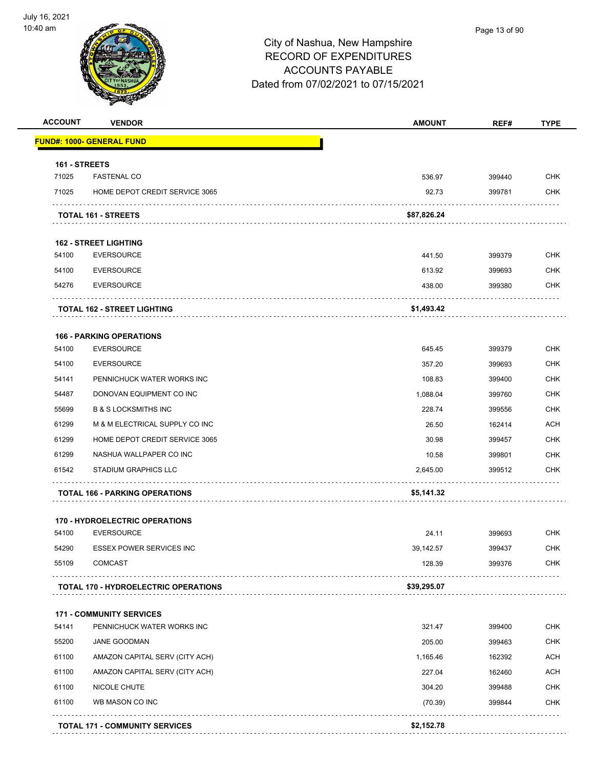City of Nashua, New Hampshire
RECORD OF EXPENDITURES
ACCOUNTS PAYABLE
Dated from 07/02/2021 to 07/15/2021

| ACCOUNT | VENDOR | AMOUNT | REF# | TYPE |
|---|---|---|---|---|
| **FUND#: 1000- GENERAL FUND** | | | | |
| **161 - STREETS** | | | | |
| 71025 | FASTENAL CO | 536.97 | 399440 | CHK |
| 71025 | HOME DEPOT CREDIT SERVICE 3065 | 92.73 | 399781 | CHK |
| | **TOTAL 161 - STREETS** | **$87,826.24** | | |
| **162 - STREET LIGHTING** | | | | |
| 54100 | EVERSOURCE | 441.50 | 399379 | CHK |
| 54100 | EVERSOURCE | 613.92 | 399693 | CHK |
| 54276 | EVERSOURCE | 438.00 | 399380 | CHK |
| | **TOTAL 162 - STREET LIGHTING** | **$1,493.42** | | |
| **166 - PARKING OPERATIONS** | | | | |
| 54100 | EVERSOURCE | 645.45 | 399379 | CHK |
| 54100 | EVERSOURCE | 357.20 | 399693 | CHK |
| 54141 | PENNICHUCK WATER WORKS INC | 108.83 | 399400 | CHK |
| 54487 | DONOVAN EQUIPMENT CO INC | 1,088.04 | 399760 | CHK |
| 55699 | B & S LOCKSMITHS INC | 228.74 | 399556 | CHK |
| 61299 | M & M ELECTRICAL SUPPLY CO INC | 26.50 | 162414 | ACH |
| 61299 | HOME DEPOT CREDIT SERVICE 3065 | 30.98 | 399457 | CHK |
| 61299 | NASHUA WALLPAPER CO INC | 10.58 | 399801 | CHK |
| 61542 | STADIUM GRAPHICS LLC | 2,645.00 | 399512 | CHK |
| | **TOTAL 166 - PARKING OPERATIONS** | **$5,141.32** | | |
| **170 - HYDROELECTRIC OPERATIONS** | | | | |
| 54100 | EVERSOURCE | 24.11 | 399693 | CHK |
| 54290 | ESSEX POWER SERVICES INC | 39,142.57 | 399437 | CHK |
| 55109 | COMCAST | 128.39 | 399376 | CHK |
| | **TOTAL 170 - HYDROELECTRIC OPERATIONS** | **$39,295.07** | | |
| **171 - COMMUNITY SERVICES** | | | | |
| 54141 | PENNICHUCK WATER WORKS INC | 321.47 | 399400 | CHK |
| 55200 | JANE GOODMAN | 205.00 | 399463 | CHK |
| 61100 | AMAZON CAPITAL SERV (CITY ACH) | 1,165.46 | 162392 | ACH |
| 61100 | AMAZON CAPITAL SERV (CITY ACH) | 227.04 | 162460 | ACH |
| 61100 | NICOLE CHUTE | 304.20 | 399488 | CHK |
| 61100 | WB MASON CO INC | (70.39) | 399844 | CHK |
| | **TOTAL 171 - COMMUNITY SERVICES** | **$2,152.78** | | |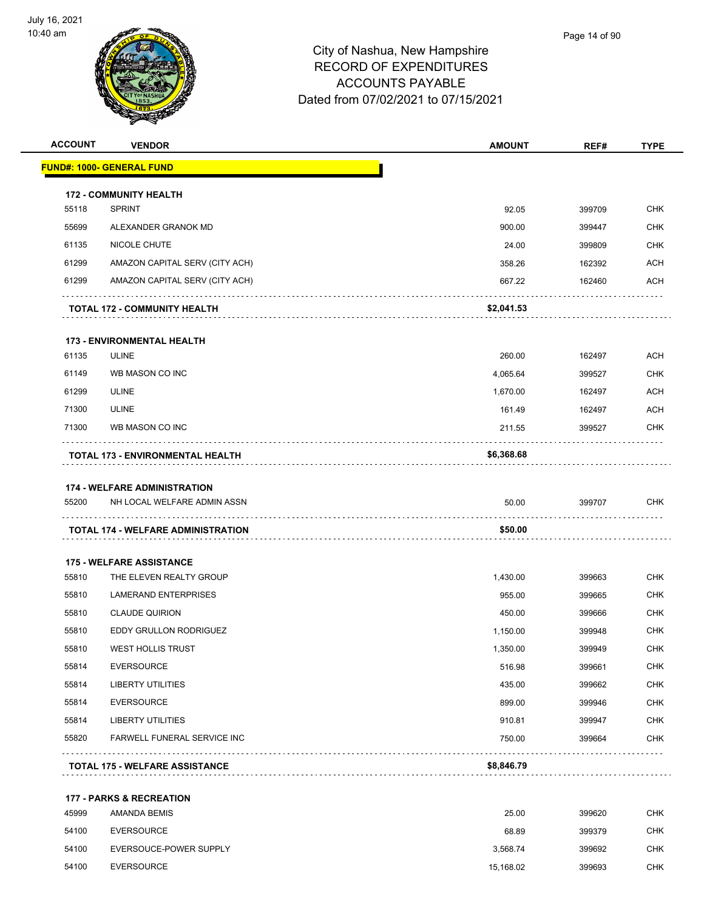City of Nashua, New Hampshire
RECORD OF EXPENDITURES
ACCOUNTS PAYABLE
Dated from 07/02/2021 to 07/15/2021

| ACCOUNT | VENDOR | AMOUNT | REF# | TYPE |
|---|---|---|---|---|
| **FUND#: 1000- GENERAL FUND** | | | | |
| **172 - COMMUNITY HEALTH** | | | | |
| 55118 | SPRINT | 92.05 | 399709 | CHK |
| 55699 | ALEXANDER GRANOK MD | 900.00 | 399447 | CHK |
| 61135 | NICOLE CHUTE | 24.00 | 399809 | CHK |
| 61299 | AMAZON CAPITAL SERV (CITY ACH) | 358.26 | 162392 | ACH |
| 61299 | AMAZON CAPITAL SERV (CITY ACH) | 667.22 | 162460 | ACH |
| **TOTAL 172 - COMMUNITY HEALTH** | | **$2,041.53** | | |
| **173 - ENVIRONMENTAL HEALTH** | | | | |
| 61135 | ULINE | 260.00 | 162497 | ACH |
| 61149 | WB MASON CO INC | 4,065.64 | 399527 | CHK |
| 61299 | ULINE | 1,670.00 | 162497 | ACH |
| 71300 | ULINE | 161.49 | 162497 | ACH |
| 71300 | WB MASON CO INC | 211.55 | 399527 | CHK |
| **TOTAL 173 - ENVIRONMENTAL HEALTH** | | **$6,368.68** | | |
| **174 - WELFARE ADMINISTRATION** | | | | |
| 55200 | NH LOCAL WELFARE ADMIN ASSN | 50.00 | 399707 | CHK |
| **TOTAL 174 - WELFARE ADMINISTRATION** | | **$50.00** | | |
| **175 - WELFARE ASSISTANCE** | | | | |
| 55810 | THE ELEVEN REALTY GROUP | 1,430.00 | 399663 | CHK |
| 55810 | LAMERAND ENTERPRISES | 955.00 | 399665 | CHK |
| 55810 | CLAUDE QUIRION | 450.00 | 399666 | CHK |
| 55810 | EDDY GRULLON RODRIGUEZ | 1,150.00 | 399948 | CHK |
| 55810 | WEST HOLLIS TRUST | 1,350.00 | 399949 | CHK |
| 55814 | EVERSOURCE | 516.98 | 399661 | CHK |
| 55814 | LIBERTY UTILITIES | 435.00 | 399662 | CHK |
| 55814 | EVERSOURCE | 899.00 | 399946 | CHK |
| 55814 | LIBERTY UTILITIES | 910.81 | 399947 | CHK |
| 55820 | FARWELL FUNERAL SERVICE INC | 750.00 | 399664 | CHK |
| **TOTAL 175 - WELFARE ASSISTANCE** | | **$8,846.79** | | |
| **177 - PARKS & RECREATION** | | | | |
| 45999 | AMANDA BEMIS | 25.00 | 399620 | CHK |
| 54100 | EVERSOURCE | 68.89 | 399379 | CHK |
| 54100 | EVERSOUCE-POWER SUPPLY | 3,568.74 | 399692 | CHK |
| 54100 | EVERSOURCE | 15,168.02 | 399693 | CHK |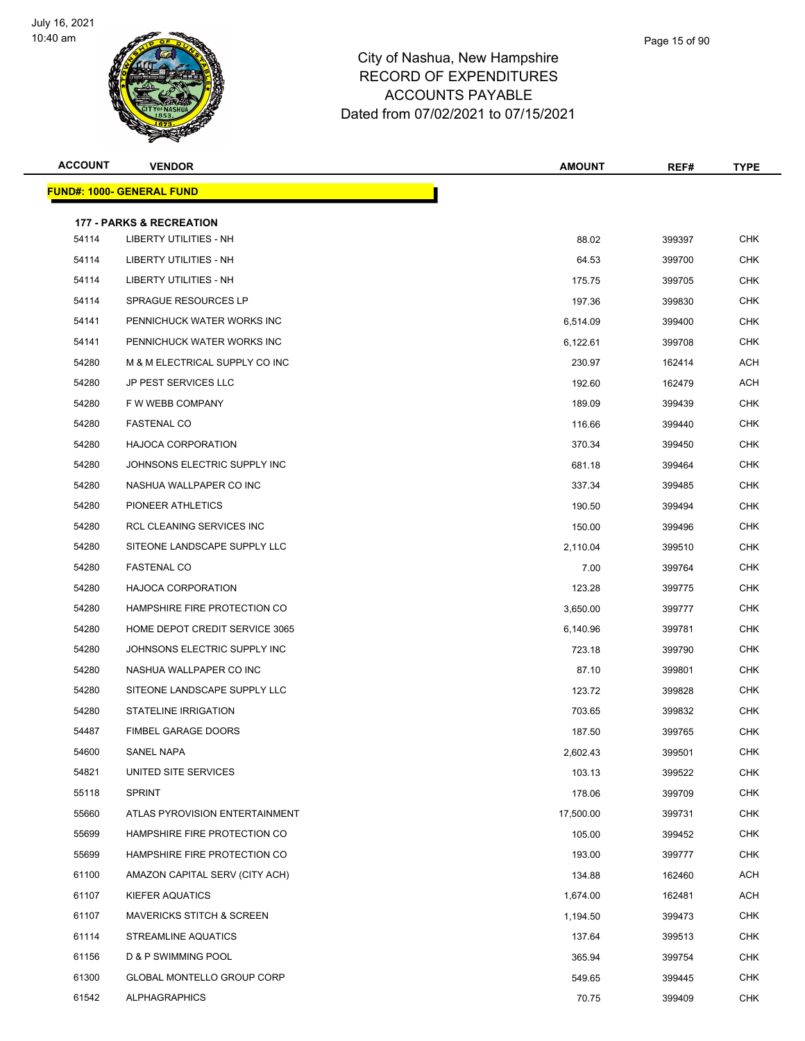# City of Nashua, New Hampshire
## RECORD OF EXPENDITURES
## ACCOUNTS PAYABLE
## Dated from 07/02/2021 to 07/15/2021

July 16, 2021
10:40 am

| ACCOUNT | VENDOR | AMOUNT | REF# | TYPE |
|---|---|---|---|---|
| **FUND#: 1000- GENERAL FUND** | | | | |
| **177 - PARKS & RECREATION** | | | | |
| 54114 | LIBERTY UTILITIES - NH | 88.02 | 399397 | CHK |
| 54114 | LIBERTY UTILITIES - NH | 64.53 | 399700 | CHK |
| 54114 | LIBERTY UTILITIES - NH | 175.75 | 399705 | CHK |
| 54114 | SPRAGUE RESOURCES LP | 197.36 | 399830 | CHK |
| 54141 | PENNICHUCK WATER WORKS INC | 6,514.09 | 399400 | CHK |
| 54141 | PENNICHUCK WATER WORKS INC | 6,122.61 | 399708 | CHK |
| 54280 | M & M ELECTRICAL SUPPLY CO INC | 230.97 | 162414 | ACH |
| 54280 | JP PEST SERVICES LLC | 192.60 | 162479 | ACH |
| 54280 | F W WEBB COMPANY | 189.09 | 399439 | CHK |
| 54280 | FASTENAL CO | 116.66 | 399440 | CHK |
| 54280 | HAJOCA CORPORATION | 370.34 | 399450 | CHK |
| 54280 | JOHNSONS ELECTRIC SUPPLY INC | 681.18 | 399464 | CHK |
| 54280 | NASHUA WALLPAPER CO INC | 337.34 | 399485 | CHK |
| 54280 | PIONEER ATHLETICS | 190.50 | 399494 | CHK |
| 54280 | RCL CLEANING SERVICES INC | 150.00 | 399496 | CHK |
| 54280 | SITEONE LANDSCAPE SUPPLY LLC | 2,110.04 | 399510 | CHK |
| 54280 | FASTENAL CO | 7.00 | 399764 | CHK |
| 54280 | HAJOCA CORPORATION | 123.28 | 399775 | CHK |
| 54280 | HAMPSHIRE FIRE PROTECTION CO | 3,650.00 | 399777 | CHK |
| 54280 | HOME DEPOT CREDIT SERVICE 3065 | 6,140.96 | 399781 | CHK |
| 54280 | JOHNSONS ELECTRIC SUPPLY INC | 723.18 | 399790 | CHK |
| 54280 | NASHUA WALLPAPER CO INC | 87.10 | 399801 | CHK |
| 54280 | SITEONE LANDSCAPE SUPPLY LLC | 123.72 | 399828 | CHK |
| 54280 | STATELINE IRRIGATION | 703.65 | 399832 | CHK |
| 54487 | FIMBEL GARAGE DOORS | 187.50 | 399765 | CHK |
| 54600 | SANEL NAPA | 2,602.43 | 399501 | CHK |
| 54821 | UNITED SITE SERVICES | 103.13 | 399522 | CHK |
| 55118 | SPRINT | 178.06 | 399709 | CHK |
| 55660 | ATLAS PYROVISION ENTERTAINMENT | 17,500.00 | 399731 | CHK |
| 55699 | HAMPSHIRE FIRE PROTECTION CO | 105.00 | 399452 | CHK |
| 55699 | HAMPSHIRE FIRE PROTECTION CO | 193.00 | 399777 | CHK |
| 61100 | AMAZON CAPITAL SERV (CITY ACH) | 134.88 | 162460 | ACH |
| 61107 | KIEFER AQUATICS | 1,674.00 | 162481 | ACH |
| 61107 | MAVERICKS STITCH & SCREEN | 1,194.50 | 399473 | CHK |
| 61114 | STREAMLINE AQUATICS | 137.64 | 399513 | CHK |
| 61156 | D & P SWIMMING POOL | 365.94 | 399754 | CHK |
| 61300 | GLOBAL MONTELLO GROUP CORP | 549.65 | 399445 | CHK |
| 61542 | ALPHAGRAPHICS | 70.75 | 399409 | CHK |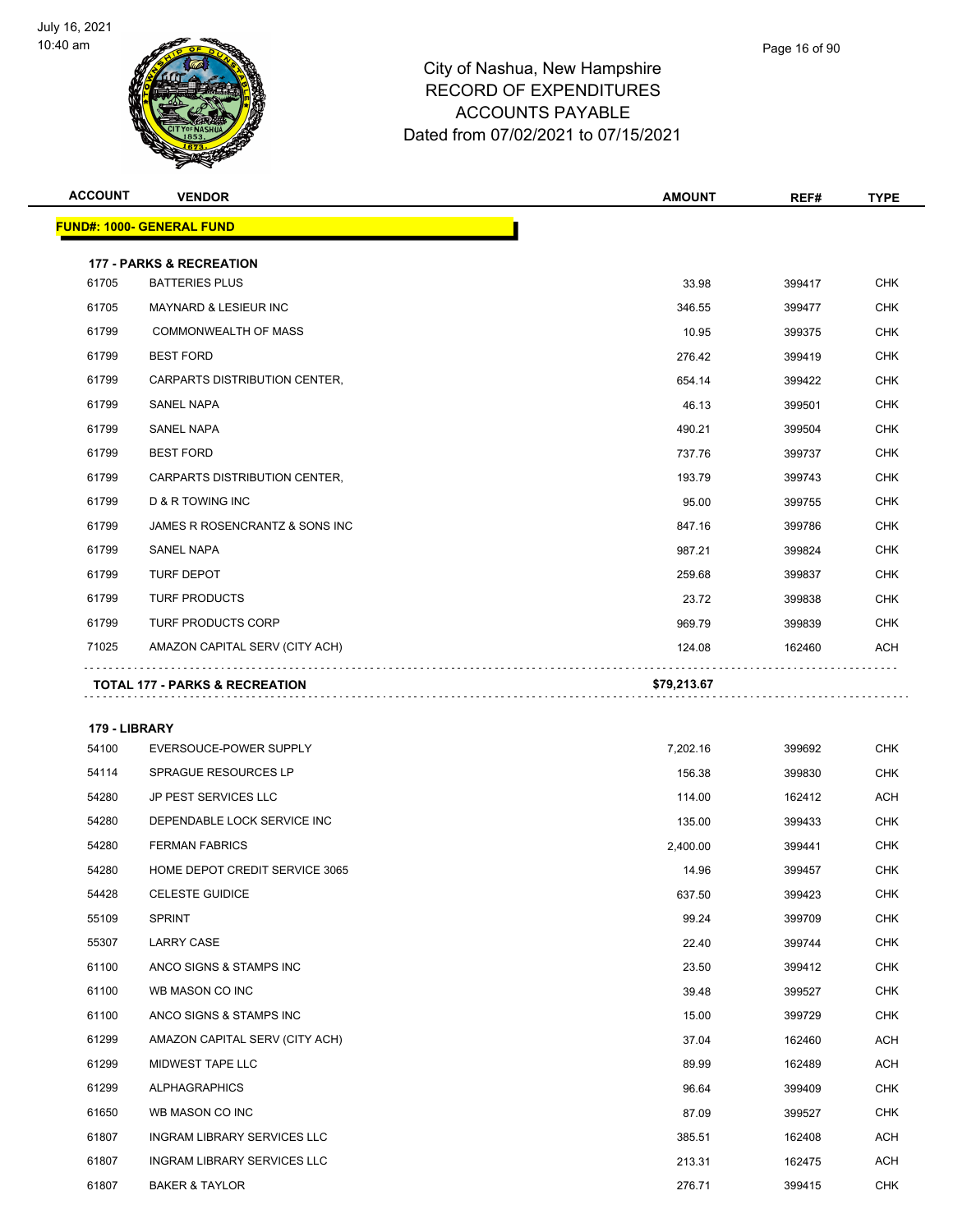City of Nashua, New Hampshire
RECORD OF EXPENDITURES
ACCOUNTS PAYABLE
Dated from 07/02/2021 to 07/15/2021

| ACCOUNT | VENDOR | AMOUNT | REF# | TYPE |
|---|---|---|---|---|
| **FUND#: 1000- GENERAL FUND** | | | | |
| **177 - PARKS & RECREATION** | | | | |
| 61705 | BATTERIES PLUS | 33.98 | 399417 | CHK |
| 61705 | MAYNARD & LESIEUR INC | 346.55 | 399477 | CHK |
| 61799 | COMMONWEALTH OF MASS | 10.95 | 399375 | CHK |
| 61799 | BEST FORD | 276.42 | 399419 | CHK |
| 61799 | CARPARTS DISTRIBUTION CENTER, | 654.14 | 399422 | CHK |
| 61799 | SANEL NAPA | 46.13 | 399501 | CHK |
| 61799 | SANEL NAPA | 490.21 | 399504 | CHK |
| 61799 | BEST FORD | 737.76 | 399737 | CHK |
| 61799 | CARPARTS DISTRIBUTION CENTER, | 193.79 | 399743 | CHK |
| 61799 | D & R TOWING INC | 95.00 | 399755 | CHK |
| 61799 | JAMES R ROSENCRANTZ & SONS INC | 847.16 | 399786 | CHK |
| 61799 | SANEL NAPA | 987.21 | 399824 | CHK |
| 61799 | TURF DEPOT | 259.68 | 399837 | CHK |
| 61799 | TURF PRODUCTS | 23.72 | 399838 | CHK |
| 61799 | TURF PRODUCTS CORP | 969.79 | 399839 | CHK |
| 71025 | AMAZON CAPITAL SERV (CITY ACH) | 124.08 | 162460 | ACH |
| **TOTAL 177 - PARKS & RECREATION** | | **$79,213.67** | | |
| **179 - LIBRARY** | | | | |
| 54100 | EVERSOUCE-POWER SUPPLY | 7,202.16 | 399692 | CHK |
| 54114 | SPRAGUE RESOURCES LP | 156.38 | 399830 | CHK |
| 54280 | JP PEST SERVICES LLC | 114.00 | 162412 | ACH |
| 54280 | DEPENDABLE LOCK SERVICE INC | 135.00 | 399433 | CHK |
| 54280 | FERMAN FABRICS | 2,400.00 | 399441 | CHK |
| 54280 | HOME DEPOT CREDIT SERVICE 3065 | 14.96 | 399457 | CHK |
| 54428 | CELESTE GUIDICE | 637.50 | 399423 | CHK |
| 55109 | SPRINT | 99.24 | 399709 | CHK |
| 55307 | LARRY CASE | 22.40 | 399744 | CHK |
| 61100 | ANCO SIGNS & STAMPS INC | 23.50 | 399412 | CHK |
| 61100 | WB MASON CO INC | 39.48 | 399527 | CHK |
| 61100 | ANCO SIGNS & STAMPS INC | 15.00 | 399729 | CHK |
| 61299 | AMAZON CAPITAL SERV (CITY ACH) | 37.04 | 162460 | ACH |
| 61299 | MIDWEST TAPE LLC | 89.99 | 162489 | ACH |
| 61299 | ALPHAGRAPHICS | 96.64 | 399409 | CHK |
| 61650 | WB MASON CO INC | 87.09 | 399527 | CHK |
| 61807 | INGRAM LIBRARY SERVICES LLC | 385.51 | 162408 | ACH |
| 61807 | INGRAM LIBRARY SERVICES LLC | 213.31 | 162475 | ACH |
| 61807 | BAKER & TAYLOR | 276.71 | 399415 | CHK |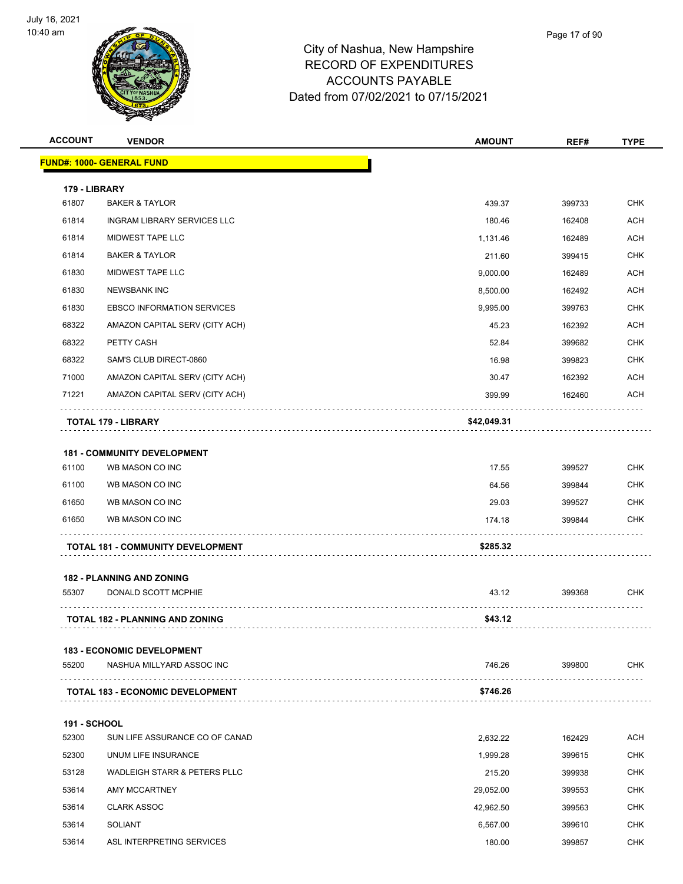# City of Nashua, New Hampshire
## RECORD OF EXPENDITURES
## ACCOUNTS PAYABLE
## Dated from 07/02/2021 to 07/15/2021

| ACCOUNT | VENDOR | AMOUNT | REF# | TYPE |
|---|---|---|---|---|
| **FUND#: 1000- GENERAL FUND** | | | | |
| **179 - LIBRARY** | | | | |
| 61807 | BAKER & TAYLOR | 439.37 | 399733 | CHK |
| 61814 | INGRAM LIBRARY SERVICES LLC | 180.46 | 162408 | ACH |
| 61814 | MIDWEST TAPE LLC | 1,131.46 | 162489 | ACH |
| 61814 | BAKER & TAYLOR | 211.60 | 399415 | CHK |
| 61830 | MIDWEST TAPE LLC | 9,000.00 | 162489 | ACH |
| 61830 | NEWSBANK INC | 8,500.00 | 162492 | ACH |
| 61830 | EBSCO INFORMATION SERVICES | 9,995.00 | 399763 | CHK |
| 68322 | AMAZON CAPITAL SERV (CITY ACH) | 45.23 | 162392 | ACH |
| 68322 | PETTY CASH | 52.84 | 399682 | CHK |
| 68322 | SAM'S CLUB DIRECT-0860 | 16.98 | 399823 | CHK |
| 71000 | AMAZON CAPITAL SERV (CITY ACH) | 30.47 | 162392 | ACH |
| 71221 | AMAZON CAPITAL SERV (CITY ACH) | 399.99 | 162460 | ACH |
| | **TOTAL 179 - LIBRARY** | **$42,049.31** | | |
| **181 - COMMUNITY DEVELOPMENT** | | | | |
| 61100 | WB MASON CO INC | 17.55 | 399527 | CHK |
| 61100 | WB MASON CO INC | 64.56 | 399844 | CHK |
| 61650 | WB MASON CO INC | 29.03 | 399527 | CHK |
| 61650 | WB MASON CO INC | 174.18 | 399844 | CHK |
| | **TOTAL 181 - COMMUNITY DEVELOPMENT** | **$285.32** | | |
| **182 - PLANNING AND ZONING** | | | | |
| 55307 | DONALD SCOTT MCPHIE | 43.12 | 399368 | CHK |
| | **TOTAL 182 - PLANNING AND ZONING** | **$43.12** | | |
| **183 - ECONOMIC DEVELOPMENT** | | | | |
| 55200 | NASHUA MILLYARD ASSOC INC | 746.26 | 399800 | CHK |
| | **TOTAL 183 - ECONOMIC DEVELOPMENT** | **$746.26** | | |
| **191 - SCHOOL** | | | | |
| 52300 | SUN LIFE ASSURANCE CO OF CANAD | 2,632.22 | 162429 | ACH |
| 52300 | UNUM LIFE INSURANCE | 1,999.28 | 399615 | CHK |
| 53128 | WADLEIGH STARR & PETERS PLLC | 215.20 | 399938 | CHK |
| 53614 | AMY MCCARTNEY | 29,052.00 | 399553 | CHK |
| 53614 | CLARK ASSOC | 42,962.50 | 399563 | CHK |
| 53614 | SOLIANT | 6,567.00 | 399610 | CHK |
| 53614 | ASL INTERPRETING SERVICES | 180.00 | 399857 | CHK |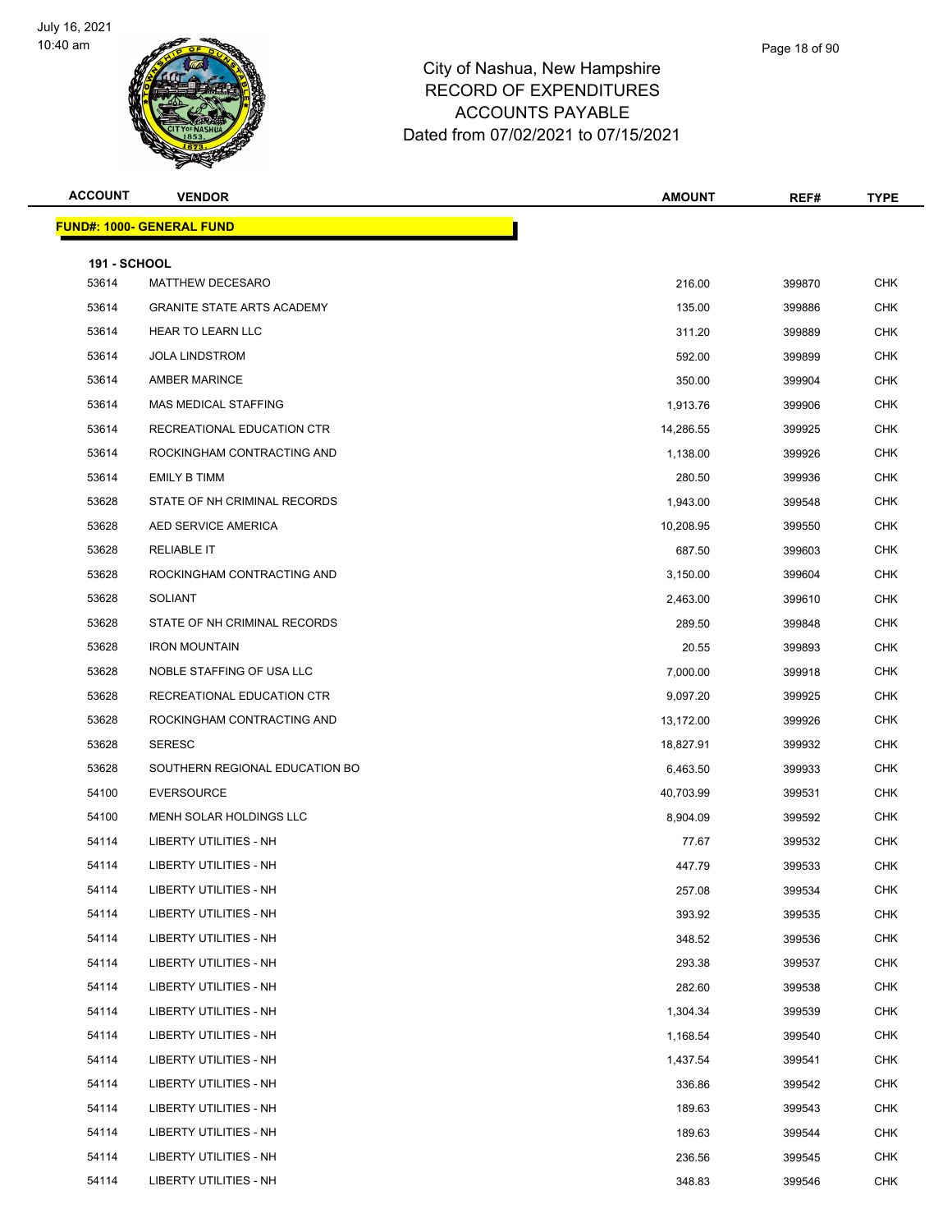# City of Nashua, New Hampshire
## RECORD OF EXPENDITURES
## ACCOUNTS PAYABLE
## Dated from 07/02/2021 to 07/15/2021

| ACCOUNT | VENDOR | AMOUNT | REF# | TYPE |
|---|---|---|---|---|
| **FUND#: 1000- GENERAL FUND** | | | | |
| **191 - SCHOOL** | | | | |
| 53614 | MATTHEW DECESARO | 216.00 | 399870 | CHK |
| 53614 | GRANITE STATE ARTS ACADEMY | 135.00 | 399886 | CHK |
| 53614 | HEAR TO LEARN LLC | 311.20 | 399889 | CHK |
| 53614 | JOLA LINDSTROM | 592.00 | 399899 | CHK |
| 53614 | AMBER MARINCE | 350.00 | 399904 | CHK |
| 53614 | MAS MEDICAL STAFFING | 1,913.76 | 399906 | CHK |
| 53614 | RECREATIONAL EDUCATION CTR | 14,286.55 | 399925 | CHK |
| 53614 | ROCKINGHAM CONTRACTING AND | 1,138.00 | 399926 | CHK |
| 53614 | EMILY B TIMM | 280.50 | 399936 | CHK |
| 53628 | STATE OF NH CRIMINAL RECORDS | 1,943.00 | 399548 | CHK |
| 53628 | AED SERVICE AMERICA | 10,208.95 | 399550 | CHK |
| 53628 | RELIABLE IT | 687.50 | 399603 | CHK |
| 53628 | ROCKINGHAM CONTRACTING AND | 3,150.00 | 399604 | CHK |
| 53628 | SOLIANT | 2,463.00 | 399610 | CHK |
| 53628 | STATE OF NH CRIMINAL RECORDS | 289.50 | 399848 | CHK |
| 53628 | IRON MOUNTAIN | 20.55 | 399893 | CHK |
| 53628 | NOBLE STAFFING OF USA LLC | 7,000.00 | 399918 | CHK |
| 53628 | RECREATIONAL EDUCATION CTR | 9,097.20 | 399925 | CHK |
| 53628 | ROCKINGHAM CONTRACTING AND | 13,172.00 | 399926 | CHK |
| 53628 | SERESC | 18,827.91 | 399932 | CHK |
| 53628 | SOUTHERN REGIONAL EDUCATION BO | 6,463.50 | 399933 | CHK |
| 54100 | EVERSOURCE | 40,703.99 | 399531 | CHK |
| 54100 | MENH SOLAR HOLDINGS LLC | 8,904.09 | 399592 | CHK |
| 54114 | LIBERTY UTILITIES - NH | 77.67 | 399532 | CHK |
| 54114 | LIBERTY UTILITIES - NH | 447.79 | 399533 | CHK |
| 54114 | LIBERTY UTILITIES - NH | 257.08 | 399534 | CHK |
| 54114 | LIBERTY UTILITIES - NH | 393.92 | 399535 | CHK |
| 54114 | LIBERTY UTILITIES - NH | 348.52 | 399536 | CHK |
| 54114 | LIBERTY UTILITIES - NH | 293.38 | 399537 | CHK |
| 54114 | LIBERTY UTILITIES - NH | 282.60 | 399538 | CHK |
| 54114 | LIBERTY UTILITIES - NH | 1,304.34 | 399539 | CHK |
| 54114 | LIBERTY UTILITIES - NH | 1,168.54 | 399540 | CHK |
| 54114 | LIBERTY UTILITIES - NH | 1,437.54 | 399541 | CHK |
| 54114 | LIBERTY UTILITIES - NH | 336.86 | 399542 | CHK |
| 54114 | LIBERTY UTILITIES - NH | 189.63 | 399543 | CHK |
| 54114 | LIBERTY UTILITIES - NH | 189.63 | 399544 | CHK |
| 54114 | LIBERTY UTILITIES - NH | 236.56 | 399545 | CHK |
| 54114 | LIBERTY UTILITIES - NH | 348.83 | 399546 | CHK |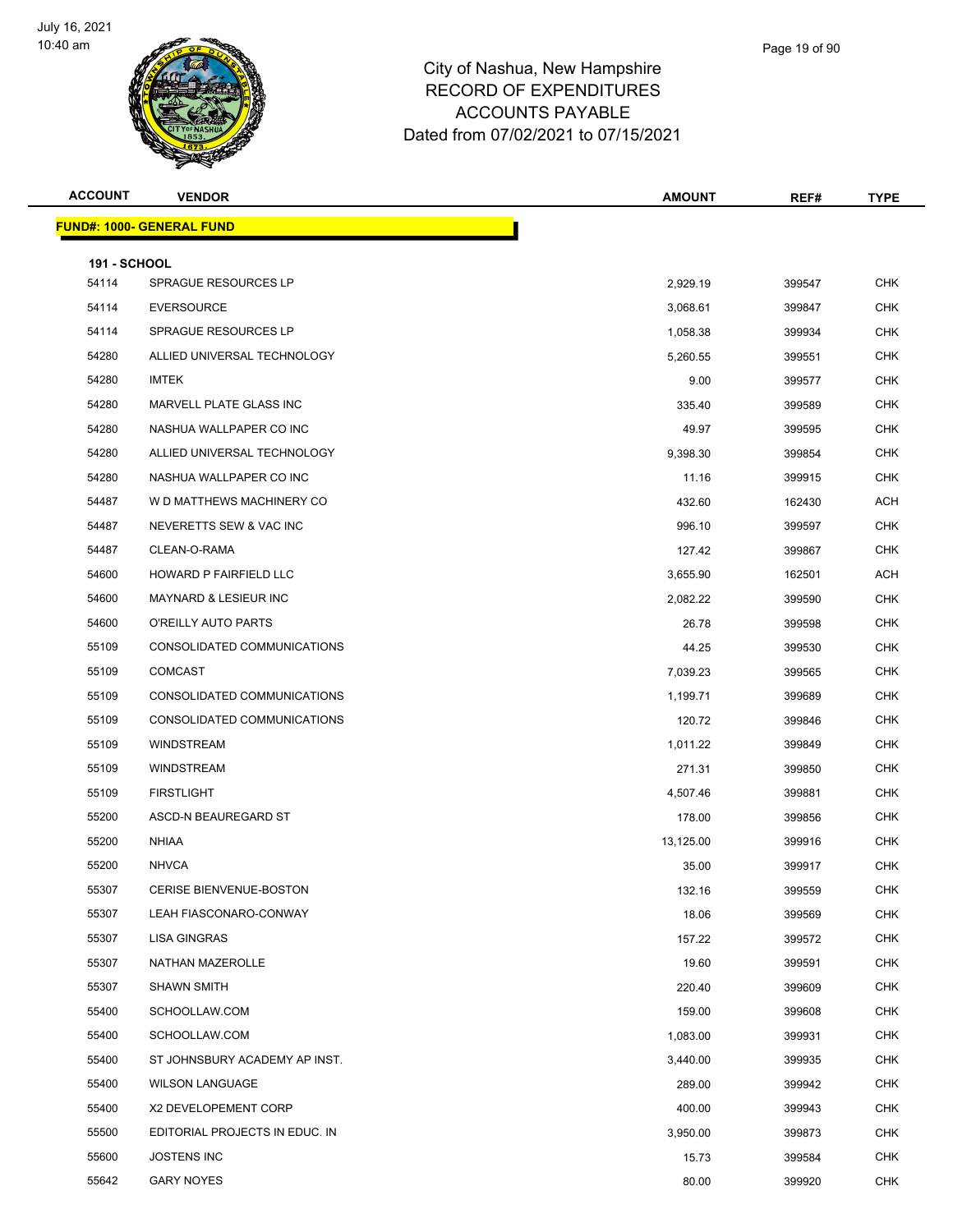# City of Nashua, New Hampshire
## RECORD OF EXPENDITURES
## ACCOUNTS PAYABLE
### Dated from 07/02/2021 to 07/15/2021

July 16, 2021
10:40 am

| ACCOUNT | VENDOR | AMOUNT | REF# | TYPE |
|---|---|---|---|---|
| **FUND#: 1000- GENERAL FUND** | | | | |
| **191 - SCHOOL** | | | | |
| 54114 | SPRAGUE RESOURCES LP | 2,929.19 | 399547 | CHK |
| 54114 | EVERSOURCE | 3,068.61 | 399847 | CHK |
| 54114 | SPRAGUE RESOURCES LP | 1,058.38 | 399934 | CHK |
| 54280 | ALLIED UNIVERSAL TECHNOLOGY | 5,260.55 | 399551 | CHK |
| 54280 | IMTEK | 9.00 | 399577 | CHK |
| 54280 | MARVELL PLATE GLASS INC | 335.40 | 399589 | CHK |
| 54280 | NASHUA WALLPAPER CO INC | 49.97 | 399595 | CHK |
| 54280 | ALLIED UNIVERSAL TECHNOLOGY | 9,398.30 | 399854 | CHK |
| 54280 | NASHUA WALLPAPER CO INC | 11.16 | 399915 | CHK |
| 54487 | W D MATTHEWS MACHINERY CO | 432.60 | 162430 | ACH |
| 54487 | NEVERETTS SEW & VAC INC | 996.10 | 399597 | CHK |
| 54487 | CLEAN-O-RAMA | 127.42 | 399867 | CHK |
| 54600 | HOWARD P FAIRFIELD LLC | 3,655.90 | 162501 | ACH |
| 54600 | MAYNARD & LESIEUR INC | 2,082.22 | 399590 | CHK |
| 54600 | O'REILLY AUTO PARTS | 26.78 | 399598 | CHK |
| 55109 | CONSOLIDATED COMMUNICATIONS | 44.25 | 399530 | CHK |
| 55109 | COMCAST | 7,039.23 | 399565 | CHK |
| 55109 | CONSOLIDATED COMMUNICATIONS | 1,199.71 | 399689 | CHK |
| 55109 | CONSOLIDATED COMMUNICATIONS | 120.72 | 399846 | CHK |
| 55109 | WINDSTREAM | 1,011.22 | 399849 | CHK |
| 55109 | WINDSTREAM | 271.31 | 399850 | CHK |
| 55109 | FIRSTLIGHT | 4,507.46 | 399881 | CHK |
| 55200 | ASCD-N BEAUREGARD ST | 178.00 | 399856 | CHK |
| 55200 | NHIAA | 13,125.00 | 399916 | CHK |
| 55200 | NHVCA | 35.00 | 399917 | CHK |
| 55307 | CERISE BIENVENUE-BOSTON | 132.16 | 399559 | CHK |
| 55307 | LEAH FIASCONARO-CONWAY | 18.06 | 399569 | CHK |
| 55307 | LISA GINGRAS | 157.22 | 399572 | CHK |
| 55307 | NATHAN MAZEROLLE | 19.60 | 399591 | CHK |
| 55307 | SHAWN SMITH | 220.40 | 399609 | CHK |
| 55400 | SCHOOLLAW.COM | 159.00 | 399608 | CHK |
| 55400 | SCHOOLLAW.COM | 1,083.00 | 399931 | CHK |
| 55400 | ST JOHNSBURY ACADEMY AP INST. | 3,440.00 | 399935 | CHK |
| 55400 | WILSON LANGUAGE | 289.00 | 399942 | CHK |
| 55400 | X2 DEVELOPEMENT CORP | 400.00 | 399943 | CHK |
| 55500 | EDITORIAL PROJECTS IN EDUC. IN | 3,950.00 | 399873 | CHK |
| 55600 | JOSTENS INC | 15.73 | 399584 | CHK |
| 55642 | GARY NOYES | 80.00 | 399920 | CHK |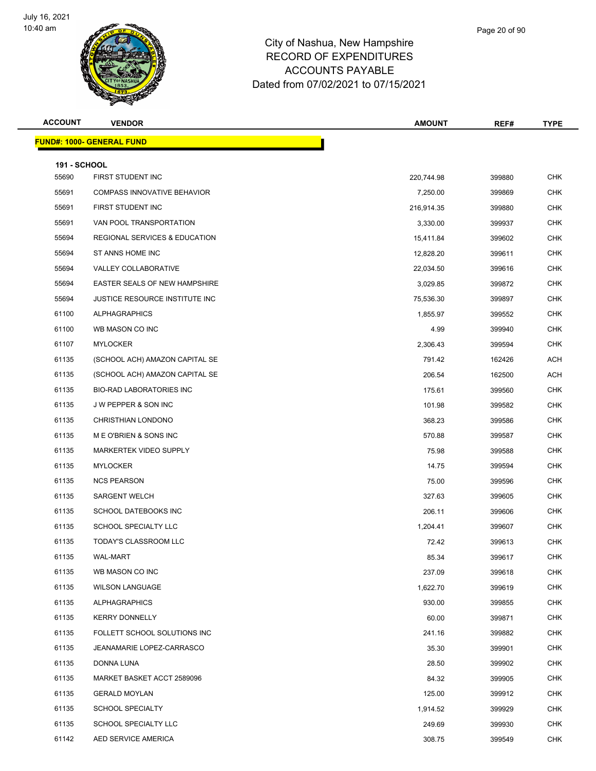City of Nashua, New Hampshire
RECORD OF EXPENDITURES
ACCOUNTS PAYABLE
Dated from 07/02/2021 to 07/15/2021

**FUND#: 1000- GENERAL FUND**

**191 - SCHOOL**

| ACCOUNT | VENDOR | AMOUNT | REF# | TYPE |
|---|---|---|---|---|
| 55690 | FIRST STUDENT INC | 220,744.98 | 399880 | CHK |
| 55691 | COMPASS INNOVATIVE BEHAVIOR | 7,250.00 | 399869 | CHK |
| 55691 | FIRST STUDENT INC | 216,914.35 | 399880 | CHK |
| 55691 | VAN POOL TRANSPORTATION | 3,330.00 | 399937 | CHK |
| 55694 | REGIONAL SERVICES & EDUCATION | 15,411.84 | 399602 | CHK |
| 55694 | ST ANNS HOME INC | 12,828.20 | 399611 | CHK |
| 55694 | VALLEY COLLABORATIVE | 22,034.50 | 399616 | CHK |
| 55694 | EASTER SEALS OF NEW HAMPSHIRE | 3,029.85 | 399872 | CHK |
| 55694 | JUSTICE RESOURCE INSTITUTE INC | 75,536.30 | 399897 | CHK |
| 61100 | ALPHAGRAPHICS | 1,855.97 | 399552 | CHK |
| 61100 | WB MASON CO INC | 4.99 | 399940 | CHK |
| 61107 | MYLOCKER | 2,306.43 | 399594 | CHK |
| 61135 | (SCHOOL ACH) AMAZON CAPITAL SE | 791.42 | 162426 | ACH |
| 61135 | (SCHOOL ACH) AMAZON CAPITAL SE | 206.54 | 162500 | ACH |
| 61135 | BIO-RAD LABORATORIES INC | 175.61 | 399560 | CHK |
| 61135 | J W PEPPER & SON INC | 101.98 | 399582 | CHK |
| 61135 | CHRISTHIAN LONDONO | 368.23 | 399586 | CHK |
| 61135 | M E O'BRIEN & SONS INC | 570.88 | 399587 | CHK |
| 61135 | MARKERTEK VIDEO SUPPLY | 75.98 | 399588 | CHK |
| 61135 | MYLOCKER | 14.75 | 399594 | CHK |
| 61135 | NCS PEARSON | 75.00 | 399596 | CHK |
| 61135 | SARGENT WELCH | 327.63 | 399605 | CHK |
| 61135 | SCHOOL DATEBOOKS INC | 206.11 | 399606 | CHK |
| 61135 | SCHOOL SPECIALTY LLC | 1,204.41 | 399607 | CHK |
| 61135 | TODAY'S CLASSROOM LLC | 72.42 | 399613 | CHK |
| 61135 | WAL-MART | 85.34 | 399617 | CHK |
| 61135 | WB MASON CO INC | 237.09 | 399618 | CHK |
| 61135 | WILSON LANGUAGE | 1,622.70 | 399619 | CHK |
| 61135 | ALPHAGRAPHICS | 930.00 | 399855 | CHK |
| 61135 | KERRY DONNELLY | 60.00 | 399871 | CHK |
| 61135 | FOLLETT SCHOOL SOLUTIONS INC | 241.16 | 399882 | CHK |
| 61135 | JEANAMARIE LOPEZ-CARRASCO | 35.30 | 399901 | CHK |
| 61135 | DONNA LUNA | 28.50 | 399902 | CHK |
| 61135 | MARKET BASKET ACCT 2589096 | 84.32 | 399905 | CHK |
| 61135 | GERALD MOYLAN | 125.00 | 399912 | CHK |
| 61135 | SCHOOL SPECIALTY | 1,914.52 | 399929 | CHK |
| 61135 | SCHOOL SPECIALTY LLC | 249.69 | 399930 | CHK |
| 61142 | AED SERVICE AMERICA | 308.75 | 399549 | CHK |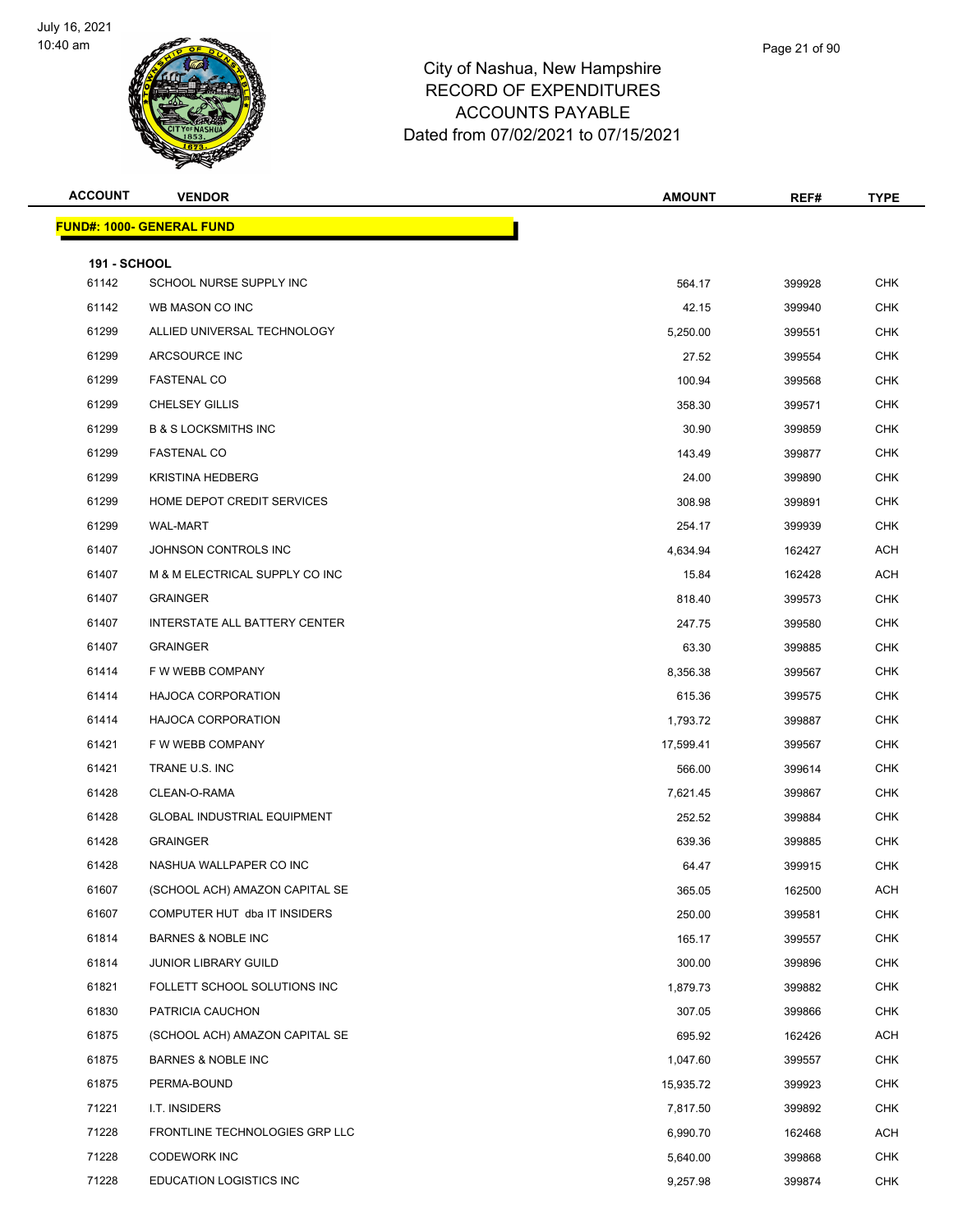# City of Nashua, New Hampshire
## RECORD OF EXPENDITURES
## ACCOUNTS PAYABLE
## Dated from 07/02/2021 to 07/15/2021

July 16, 2021
10:40 am

| ACCOUNT | VENDOR | AMOUNT | REF# | TYPE |
|---|---|---|---|---|

**FUND#: 1000- GENERAL FUND**

**191 - SCHOOL**

| ACCOUNT | VENDOR | AMOUNT | REF# | TYPE |
|---|---|---|---|---|
| 61142 | SCHOOL NURSE SUPPLY INC | 564.17 | 399928 | CHK |
| 61142 | WB MASON CO INC | 42.15 | 399940 | CHK |
| 61299 | ALLIED UNIVERSAL TECHNOLOGY | 5,250.00 | 399551 | CHK |
| 61299 | ARCSOURCE INC | 27.52 | 399554 | CHK |
| 61299 | FASTENAL CO | 100.94 | 399568 | CHK |
| 61299 | CHELSEY GILLIS | 358.30 | 399571 | CHK |
| 61299 | B & S LOCKSMITHS INC | 30.90 | 399859 | CHK |
| 61299 | FASTENAL CO | 143.49 | 399877 | CHK |
| 61299 | KRISTINA HEDBERG | 24.00 | 399890 | CHK |
| 61299 | HOME DEPOT CREDIT SERVICES | 308.98 | 399891 | CHK |
| 61299 | WAL-MART | 254.17 | 399939 | CHK |
| 61407 | JOHNSON CONTROLS INC | 4,634.94 | 162427 | ACH |
| 61407 | M & M ELECTRICAL SUPPLY CO INC | 15.84 | 162428 | ACH |
| 61407 | GRAINGER | 818.40 | 399573 | CHK |
| 61407 | INTERSTATE ALL BATTERY CENTER | 247.75 | 399580 | CHK |
| 61407 | GRAINGER | 63.30 | 399885 | CHK |
| 61414 | F W WEBB COMPANY | 8,356.38 | 399567 | CHK |
| 61414 | HAJOCA CORPORATION | 615.36 | 399575 | CHK |
| 61414 | HAJOCA CORPORATION | 1,793.72 | 399887 | CHK |
| 61421 | F W WEBB COMPANY | 17,599.41 | 399567 | CHK |
| 61421 | TRANE U.S. INC | 566.00 | 399614 | CHK |
| 61428 | CLEAN-O-RAMA | 7,621.45 | 399867 | CHK |
| 61428 | GLOBAL INDUSTRIAL EQUIPMENT | 252.52 | 399884 | CHK |
| 61428 | GRAINGER | 639.36 | 399885 | CHK |
| 61428 | NASHUA WALLPAPER CO INC | 64.47 | 399915 | CHK |
| 61607 | (SCHOOL ACH) AMAZON CAPITAL SE | 365.05 | 162500 | ACH |
| 61607 | COMPUTER HUT dba IT INSIDERS | 250.00 | 399581 | CHK |
| 61814 | BARNES & NOBLE INC | 165.17 | 399557 | CHK |
| 61814 | JUNIOR LIBRARY GUILD | 300.00 | 399896 | CHK |
| 61821 | FOLLETT SCHOOL SOLUTIONS INC | 1,879.73 | 399882 | CHK |
| 61830 | PATRICIA CAUCHON | 307.05 | 399866 | CHK |
| 61875 | (SCHOOL ACH) AMAZON CAPITAL SE | 695.92 | 162426 | ACH |
| 61875 | BARNES & NOBLE INC | 1,047.60 | 399557 | CHK |
| 61875 | PERMA-BOUND | 15,935.72 | 399923 | CHK |
| 71221 | I.T. INSIDERS | 7,817.50 | 399892 | CHK |
| 71228 | FRONTLINE TECHNOLOGIES GRP LLC | 6,990.70 | 162468 | ACH |
| 71228 | CODEWORK INC | 5,640.00 | 399868 | CHK |
| 71228 | EDUCATION LOGISTICS INC | 9,257.98 | 399874 | CHK |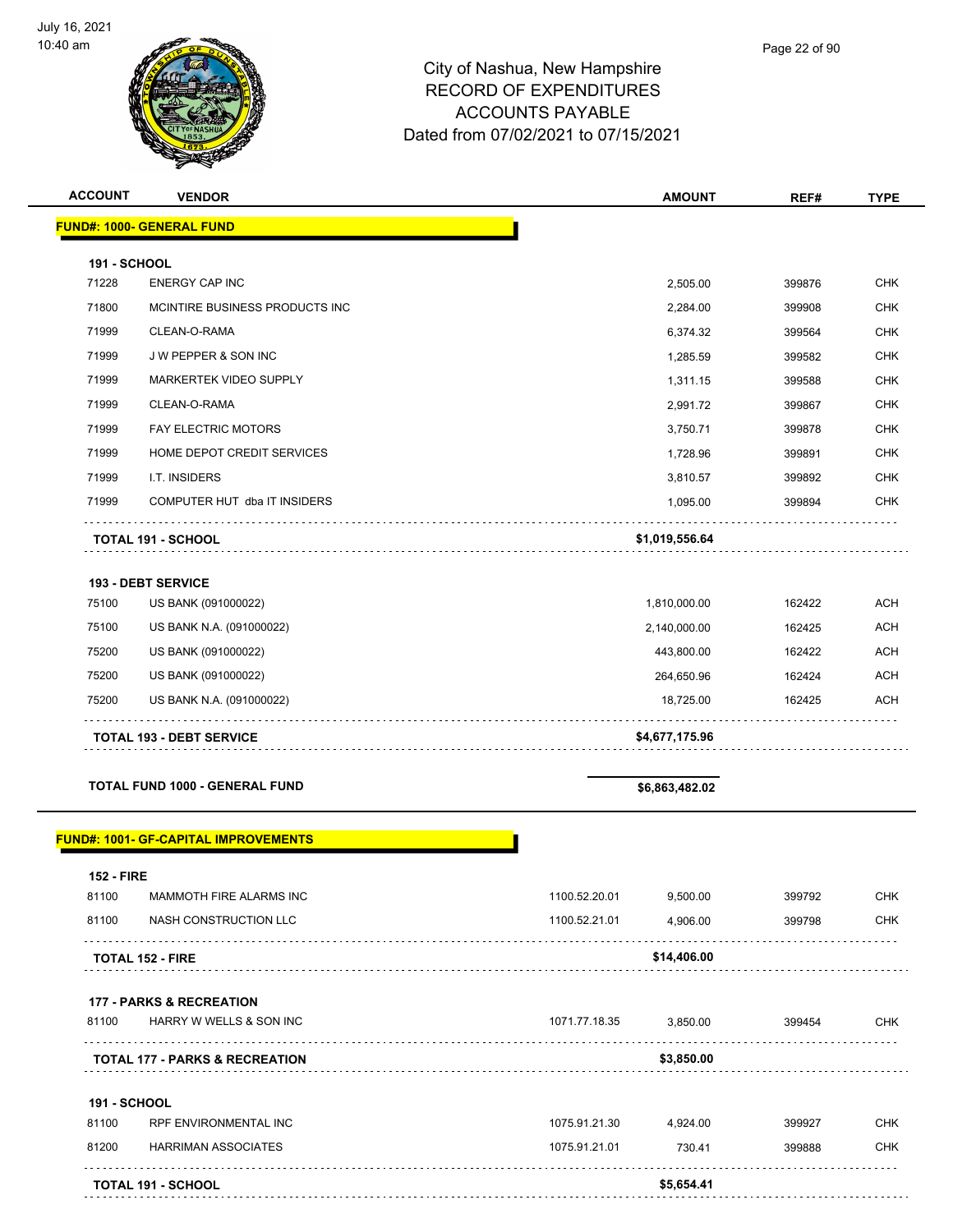# City of Nashua, New Hampshire
## RECORD OF EXPENDITURES
## ACCOUNTS PAYABLE
## Dated from 07/02/2021 to 07/15/2021

| ACCOUNT | VENDOR | | AMOUNT | REF# | TYPE |
|---|---|---|---|---|---|
| **FUND#: 1000- GENERAL FUND** | | | | | |
| **191 - SCHOOL** | | | | | |
| 71228 | ENERGY CAP INC | | 2,505.00 | 399876 | CHK |
| 71800 | MCINTIRE BUSINESS PRODUCTS INC | | 2,284.00 | 399908 | CHK |
| 71999 | CLEAN-O-RAMA | | 6,374.32 | 399564 | CHK |
| 71999 | J W PEPPER & SON INC | | 1,285.59 | 399582 | CHK |
| 71999 | MARKERTEK VIDEO SUPPLY | | 1,311.15 | 399588 | CHK |
| 71999 | CLEAN-O-RAMA | | 2,991.72 | 399867 | CHK |
| 71999 | FAY ELECTRIC MOTORS | | 3,750.71 | 399878 | CHK |
| 71999 | HOME DEPOT CREDIT SERVICES | | 1,728.96 | 399891 | CHK |
| 71999 | I.T. INSIDERS | | 3,810.57 | 399892 | CHK |
| 71999 | COMPUTER HUT dba IT INSIDERS | | 1,095.00 | 399894 | CHK |
| **TOTAL 191 - SCHOOL** | | | **$1,019,556.64** | | |
| **193 - DEBT SERVICE** | | | | | |
| 75100 | US BANK (091000022) | | 1,810,000.00 | 162422 | ACH |
| 75100 | US BANK N.A. (091000022) | | 2,140,000.00 | 162425 | ACH |
| 75200 | US BANK (091000022) | | 443,800.00 | 162422 | ACH |
| 75200 | US BANK (091000022) | | 264,650.96 | 162424 | ACH |
| 75200 | US BANK N.A. (091000022) | | 18,725.00 | 162425 | ACH |
| **TOTAL 193 - DEBT SERVICE** | | | **$4,677,175.96** | | |
| **TOTAL FUND 1000 - GENERAL FUND** | | | **$6,863,482.02** | | |
| **FUND#: 1001- GF-CAPITAL IMPROVEMENTS** | | | | | |
| **152 - FIRE** | | | | | |
| 81100 | MAMMOTH FIRE ALARMS INC | 1100.52.20.01 | 9,500.00 | 399792 | CHK |
| 81100 | NASH CONSTRUCTION LLC | 1100.52.21.01 | 4,906.00 | 399798 | CHK |
| **TOTAL 152 - FIRE** | | | **$14,406.00** | | |
| **177 - PARKS & RECREATION** | | | | | |
| 81100 | HARRY W WELLS & SON INC | 1071.77.18.35 | 3,850.00 | 399454 | CHK |
| **TOTAL 177 - PARKS & RECREATION** | | | **$3,850.00** | | |
| **191 - SCHOOL** | | | | | |
| 81100 | RPF ENVIRONMENTAL INC | 1075.91.21.30 | 4,924.00 | 399927 | CHK |
| 81200 | HARRIMAN ASSOCIATES | 1075.91.21.01 | 730.41 | 399888 | CHK |
| **TOTAL 191 - SCHOOL** | | | **$5,654.41** | | |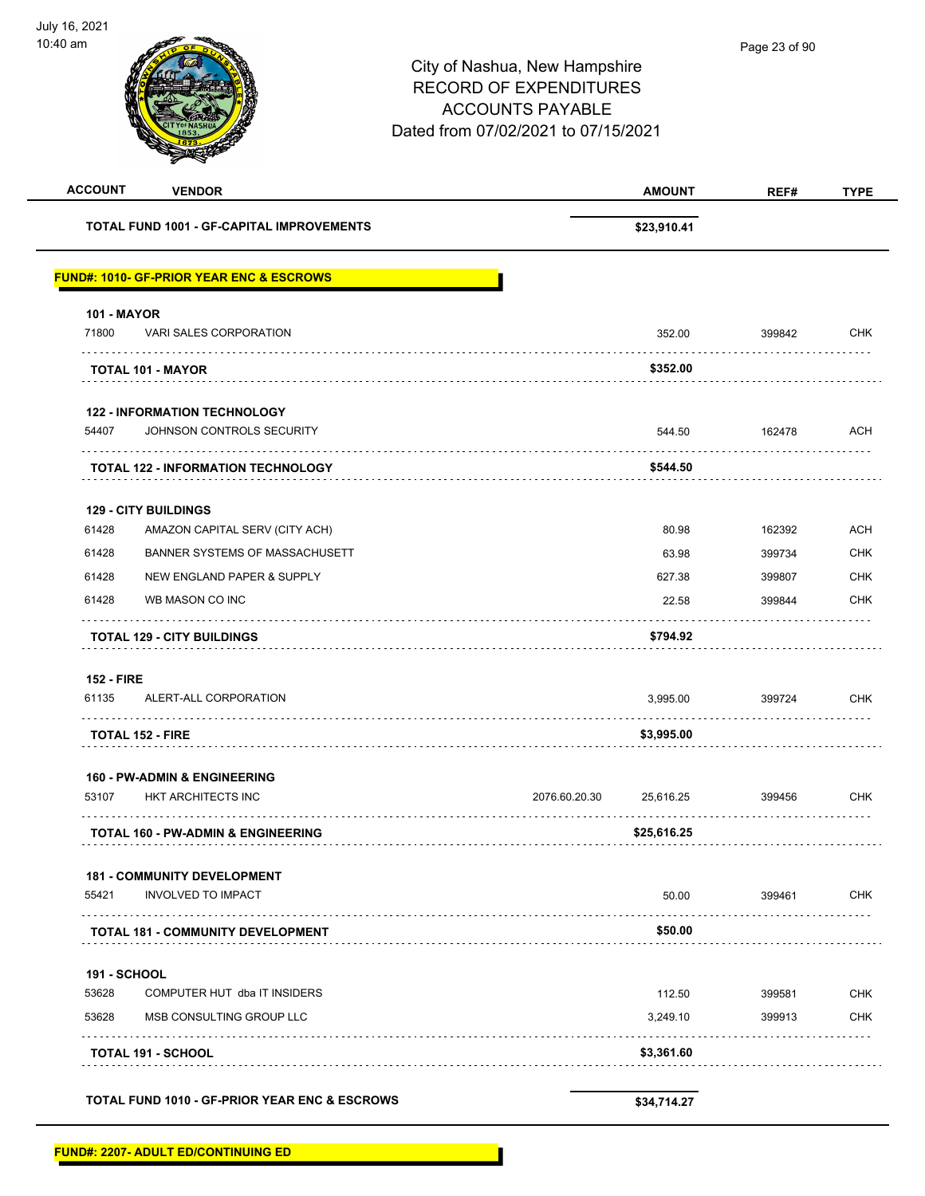# City of Nashua, New Hampshire
## RECORD OF EXPENDITURES
## ACCOUNTS PAYABLE
## Dated from 07/02/2021 to 07/15/2021

| ACCOUNT | VENDOR | | AMOUNT | REF# | TYPE |
|---|---|---|---|---|---|
| | **TOTAL FUND 1001 - GF-CAPITAL IMPROVEMENTS** | | **$23,910.41** | | |

**FUND#: 1010- GF-PRIOR YEAR ENC & ESCROWS**

| ACCOUNT | VENDOR | | AMOUNT | REF# | TYPE |
|---|---|---|---|---|---|
| **101 - MAYOR** | | | | | |
| 71800 | VARI SALES CORPORATION | | 352.00 | 399842 | CHK |
| | **TOTAL 101 - MAYOR** | | **$352.00** | | |
| **122 - INFORMATION TECHNOLOGY** | | | | | |
| 54407 | JOHNSON CONTROLS SECURITY | | 544.50 | 162478 | ACH |
| | **TOTAL 122 - INFORMATION TECHNOLOGY** | | **$544.50** | | |
| **129 - CITY BUILDINGS** | | | | | |
| 61428 | AMAZON CAPITAL SERV (CITY ACH) | | 80.98 | 162392 | ACH |
| 61428 | BANNER SYSTEMS OF MASSACHUSETT | | 63.98 | 399734 | CHK |
| 61428 | NEW ENGLAND PAPER & SUPPLY | | 627.38 | 399807 | CHK |
| 61428 | WB MASON CO INC | | 22.58 | 399844 | CHK |
| | **TOTAL 129 - CITY BUILDINGS** | | **$794.92** | | |
| **152 - FIRE** | | | | | |
| 61135 | ALERT-ALL CORPORATION | | 3,995.00 | 399724 | CHK |
| | **TOTAL 152 - FIRE** | | **$3,995.00** | | |
| **160 - PW-ADMIN & ENGINEERING** | | | | | |
| 53107 | HKT ARCHITECTS INC | 2076.60.20.30 | 25,616.25 | 399456 | CHK |
| | **TOTAL 160 - PW-ADMIN & ENGINEERING** | | **$25,616.25** | | |
| **181 - COMMUNITY DEVELOPMENT** | | | | | |
| 55421 | INVOLVED TO IMPACT | | 50.00 | 399461 | CHK |
| | **TOTAL 181 - COMMUNITY DEVELOPMENT** | | **$50.00** | | |
| **191 - SCHOOL** | | | | | |
| 53628 | COMPUTER HUT dba IT INSIDERS | | 112.50 | 399581 | CHK |
| 53628 | MSB CONSULTING GROUP LLC | | 3,249.10 | 399913 | CHK |
| | **TOTAL 191 - SCHOOL** | | **$3,361.60** | | |
| | **TOTAL FUND 1010 - GF-PRIOR YEAR ENC & ESCROWS** | | **$34,714.27** | | |

**FUND#: 2207- ADULT ED/CONTINUING ED**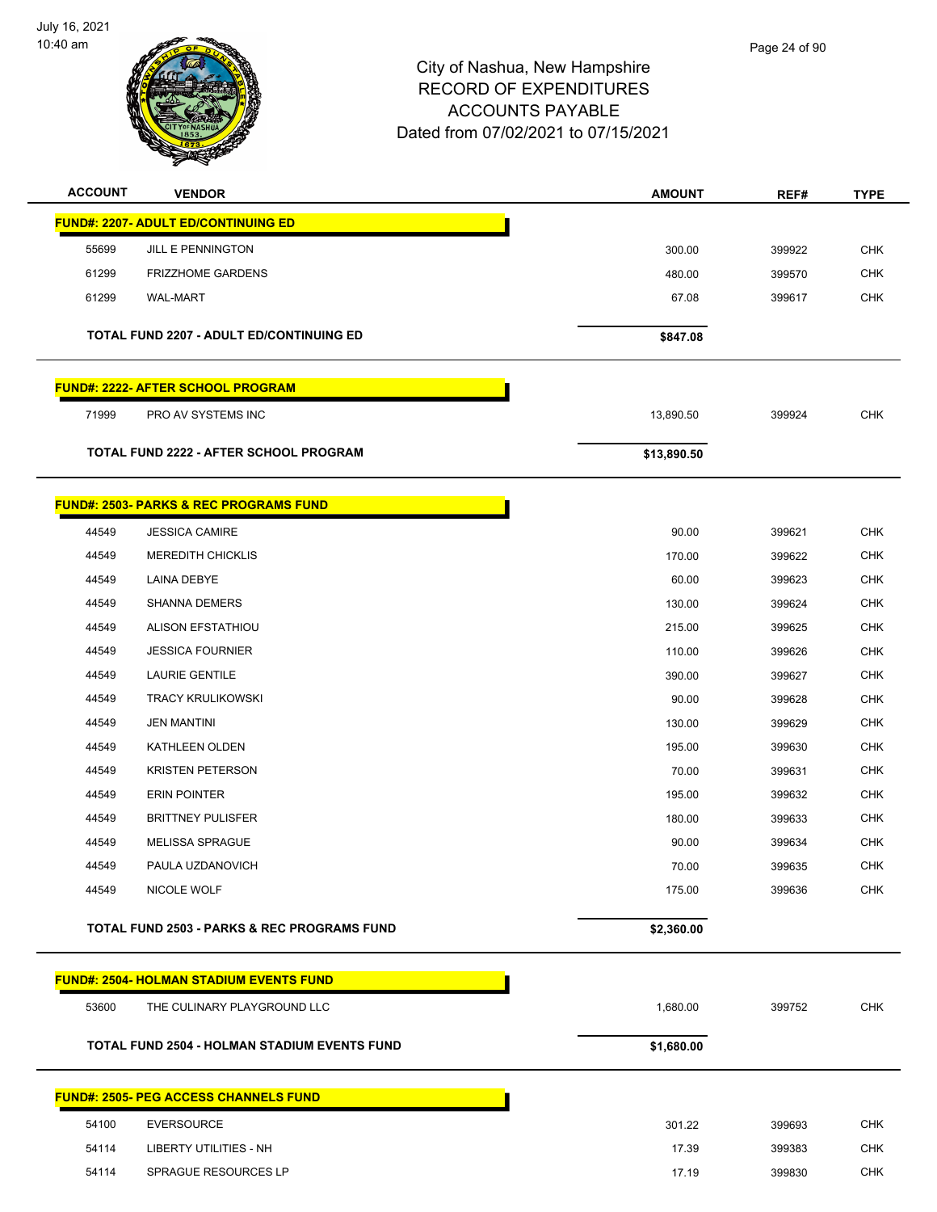# City of Nashua, New Hampshire
## RECORD OF EXPENDITURES
## ACCOUNTS PAYABLE
### Dated from 07/02/2021 to 07/15/2021

| ACCOUNT | VENDOR | AMOUNT | REF# | TYPE |
|---|---|---|---|---|
| **FUND#: 2207- ADULT ED/CONTINUING ED** | | | | |
| 55699 | JILL E PENNINGTON | 300.00 | 399922 | CHK |
| 61299 | FRIZZHOME GARDENS | 480.00 | 399570 | CHK |
| 61299 | WAL-MART | 67.08 | 399617 | CHK |
| **TOTAL FUND 2207 - ADULT ED/CONTINUING ED** | | **$847.08** | | |
| **FUND#: 2222- AFTER SCHOOL PROGRAM** | | | | |
| 71999 | PRO AV SYSTEMS INC | 13,890.50 | 399924 | CHK |
| **TOTAL FUND 2222 - AFTER SCHOOL PROGRAM** | | **$13,890.50** | | |
| **FUND#: 2503- PARKS & REC PROGRAMS FUND** | | | | |
| 44549 | JESSICA CAMIRE | 90.00 | 399621 | CHK |
| 44549 | MEREDITH CHICKLIS | 170.00 | 399622 | CHK |
| 44549 | LAINA DEBYE | 60.00 | 399623 | CHK |
| 44549 | SHANNA DEMERS | 130.00 | 399624 | CHK |
| 44549 | ALISON EFSTATHIOU | 215.00 | 399625 | CHK |
| 44549 | JESSICA FOURNIER | 110.00 | 399626 | CHK |
| 44549 | LAURIE GENTILE | 390.00 | 399627 | CHK |
| 44549 | TRACY KRULIKOWSKI | 90.00 | 399628 | CHK |
| 44549 | JEN MANTINI | 130.00 | 399629 | CHK |
| 44549 | KATHLEEN OLDEN | 195.00 | 399630 | CHK |
| 44549 | KRISTEN PETERSON | 70.00 | 399631 | CHK |
| 44549 | ERIN POINTER | 195.00 | 399632 | CHK |
| 44549 | BRITTNEY PULISFER | 180.00 | 399633 | CHK |
| 44549 | MELISSA SPRAGUE | 90.00 | 399634 | CHK |
| 44549 | PAULA UZDANOVICH | 70.00 | 399635 | CHK |
| 44549 | NICOLE WOLF | 175.00 | 399636 | CHK |
| **TOTAL FUND 2503 - PARKS & REC PROGRAMS FUND** | | **$2,360.00** | | |
| **FUND#: 2504- HOLMAN STADIUM EVENTS FUND** | | | | |
| 53600 | THE CULINARY PLAYGROUND LLC | 1,680.00 | 399752 | CHK |
| **TOTAL FUND 2504 - HOLMAN STADIUM EVENTS FUND** | | **$1,680.00** | | |
| **FUND#: 2505- PEG ACCESS CHANNELS FUND** | | | | |
| 54100 | EVERSOURCE | 301.22 | 399693 | CHK |
| 54114 | LIBERTY UTILITIES - NH | 17.39 | 399383 | CHK |
| 54114 | SPRAGUE RESOURCES LP | 17.19 | 399830 | CHK |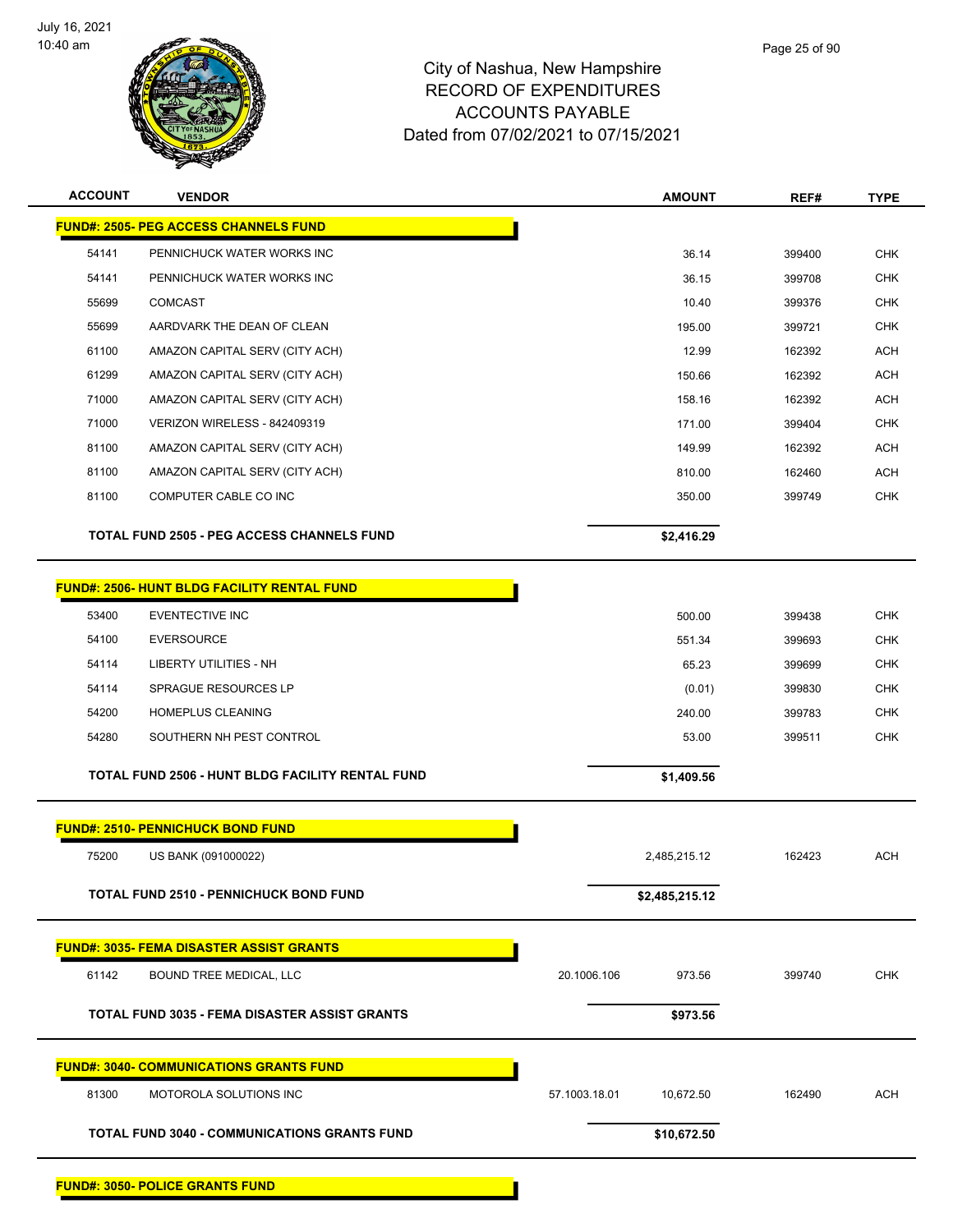City of Nashua, New Hampshire
RECORD OF EXPENDITURES
ACCOUNTS PAYABLE
Dated from 07/02/2021 to 07/15/2021

July 16, 2021
10:40 am

| ACCOUNT | VENDOR | | AMOUNT | REF# | TYPE |
|---|---|---|---|---|---|
| **FUND#: 2505- PEG ACCESS CHANNELS FUND** | | | | | |
| 54141 | PENNICHUCK WATER WORKS INC | | 36.14 | 399400 | CHK |
| 54141 | PENNICHUCK WATER WORKS INC | | 36.15 | 399708 | CHK |
| 55699 | COMCAST | | 10.40 | 399376 | CHK |
| 55699 | AARDVARK THE DEAN OF CLEAN | | 195.00 | 399721 | CHK |
| 61100 | AMAZON CAPITAL SERV (CITY ACH) | | 12.99 | 162392 | ACH |
| 61299 | AMAZON CAPITAL SERV (CITY ACH) | | 150.66 | 162392 | ACH |
| 71000 | AMAZON CAPITAL SERV (CITY ACH) | | 158.16 | 162392 | ACH |
| 71000 | VERIZON WIRELESS - 842409319 | | 171.00 | 399404 | CHK |
| 81100 | AMAZON CAPITAL SERV (CITY ACH) | | 149.99 | 162392 | ACH |
| 81100 | AMAZON CAPITAL SERV (CITY ACH) | | 810.00 | 162460 | ACH |
| 81100 | COMPUTER CABLE CO INC | | 350.00 | 399749 | CHK |
| **TOTAL FUND 2505 - PEG ACCESS CHANNELS FUND** | | | **$2,416.29** | | |
| **FUND#: 2506- HUNT BLDG FACILITY RENTAL FUND** | | | | | |
| 53400 | EVENTECTIVE INC | | 500.00 | 399438 | CHK |
| 54100 | EVERSOURCE | | 551.34 | 399693 | CHK |
| 54114 | LIBERTY UTILITIES - NH | | 65.23 | 399699 | CHK |
| 54114 | SPRAGUE RESOURCES LP | | (0.01) | 399830 | CHK |
| 54200 | HOMEPLUS CLEANING | | 240.00 | 399783 | CHK |
| 54280 | SOUTHERN NH PEST CONTROL | | 53.00 | 399511 | CHK |
| **TOTAL FUND 2506 - HUNT BLDG FACILITY RENTAL FUND** | | | **$1,409.56** | | |
| **FUND#: 2510- PENNICHUCK BOND FUND** | | | | | |
| 75200 | US BANK (091000022) | | 2,485,215.12 | 162423 | ACH |
| **TOTAL FUND 2510 - PENNICHUCK BOND FUND** | | | **$2,485,215.12** | | |
| **FUND#: 3035- FEMA DISASTER ASSIST GRANTS** | | | | | |
| 61142 | BOUND TREE MEDICAL, LLC | 20.1006.106 | 973.56 | 399740 | CHK |
| **TOTAL FUND 3035 - FEMA DISASTER ASSIST GRANTS** | | | **$973.56** | | |
| **FUND#: 3040- COMMUNICATIONS GRANTS FUND** | | | | | |
| 81300 | MOTOROLA SOLUTIONS INC | 57.1003.18.01 | 10,672.50 | 162490 | ACH |
| **TOTAL FUND 3040 - COMMUNICATIONS GRANTS FUND** | | | **$10,672.50** | | |
| **FUND#: 3050- POLICE GRANTS FUND** | | | | | |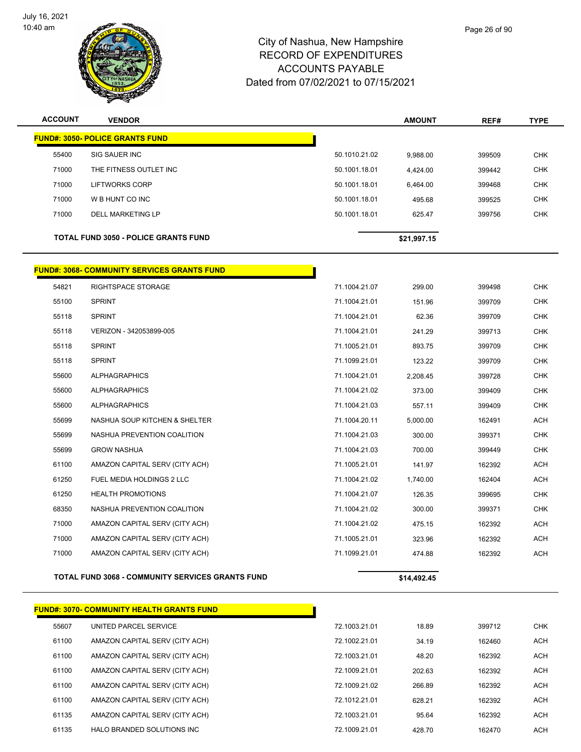# City of Nashua, New Hampshire
## RECORD OF EXPENDITURES
## ACCOUNTS PAYABLE
## Dated from 07/02/2021 to 07/15/2021

| ACCOUNT | VENDOR | | AMOUNT | REF# | TYPE |
|---|---|---|---|---|---|
| **FUND#: 3050- POLICE GRANTS FUND** | | | | | |
| 55400 | SIG SAUER INC | 50.1010.21.02 | 9,988.00 | 399509 | CHK |
| 71000 | THE FITNESS OUTLET INC | 50.1001.18.01 | 4,424.00 | 399442 | CHK |
| 71000 | LIFTWORKS CORP | 50.1001.18.01 | 6,464.00 | 399468 | CHK |
| 71000 | W B HUNT CO INC | 50.1001.18.01 | 495.68 | 399525 | CHK |
| 71000 | DELL MARKETING LP | 50.1001.18.01 | 625.47 | 399756 | CHK |
| **TOTAL FUND 3050 - POLICE GRANTS FUND** | | | **$21,997.15** | | |

| ACCOUNT | VENDOR | | AMOUNT | REF# | TYPE |
|---|---|---|---|---|---|
| **FUND#: 3068- COMMUNITY SERVICES GRANTS FUND** | | | | | |
| 54821 | RIGHTSPACE STORAGE | 71.1004.21.07 | 299.00 | 399498 | CHK |
| 55100 | SPRINT | 71.1004.21.01 | 151.96 | 399709 | CHK |
| 55118 | SPRINT | 71.1004.21.01 | 62.36 | 399709 | CHK |
| 55118 | VERIZON - 342053899-005 | 71.1004.21.01 | 241.29 | 399713 | CHK |
| 55118 | SPRINT | 71.1005.21.01 | 893.75 | 399709 | CHK |
| 55118 | SPRINT | 71.1099.21.01 | 123.22 | 399709 | CHK |
| 55600 | ALPHAGRAPHICS | 71.1004.21.01 | 2,208.45 | 399728 | CHK |
| 55600 | ALPHAGRAPHICS | 71.1004.21.02 | 373.00 | 399409 | CHK |
| 55600 | ALPHAGRAPHICS | 71.1004.21.03 | 557.11 | 399409 | CHK |
| 55699 | NASHUA SOUP KITCHEN & SHELTER | 71.1004.20.11 | 5,000.00 | 162491 | ACH |
| 55699 | NASHUA PREVENTION COALITION | 71.1004.21.03 | 300.00 | 399371 | CHK |
| 55699 | GROW NASHUA | 71.1004.21.03 | 700.00 | 399449 | CHK |
| 61100 | AMAZON CAPITAL SERV (CITY ACH) | 71.1005.21.01 | 141.97 | 162392 | ACH |
| 61250 | FUEL MEDIA HOLDINGS 2 LLC | 71.1004.21.02 | 1,740.00 | 162404 | ACH |
| 61250 | HEALTH PROMOTIONS | 71.1004.21.07 | 126.35 | 399695 | CHK |
| 68350 | NASHUA PREVENTION COALITION | 71.1004.21.02 | 300.00 | 399371 | CHK |
| 71000 | AMAZON CAPITAL SERV (CITY ACH) | 71.1004.21.02 | 475.15 | 162392 | ACH |
| 71000 | AMAZON CAPITAL SERV (CITY ACH) | 71.1005.21.01 | 323.96 | 162392 | ACH |
| 71000 | AMAZON CAPITAL SERV (CITY ACH) | 71.1099.21.01 | 474.88 | 162392 | ACH |
| **TOTAL FUND 3068 - COMMUNITY SERVICES GRANTS FUND** | | | **$14,492.45** | | |

| ACCOUNT | VENDOR | | AMOUNT | REF# | TYPE |
|---|---|---|---|---|---|
| **FUND#: 3070- COMMUNITY HEALTH GRANTS FUND** | | | | | |
| 55607 | UNITED PARCEL SERVICE | 72.1003.21.01 | 18.89 | 399712 | CHK |
| 61100 | AMAZON CAPITAL SERV (CITY ACH) | 72.1002.21.01 | 34.19 | 162460 | ACH |
| 61100 | AMAZON CAPITAL SERV (CITY ACH) | 72.1003.21.01 | 48.20 | 162392 | ACH |
| 61100 | AMAZON CAPITAL SERV (CITY ACH) | 72.1009.21.01 | 202.63 | 162392 | ACH |
| 61100 | AMAZON CAPITAL SERV (CITY ACH) | 72.1009.21.02 | 266.89 | 162392 | ACH |
| 61100 | AMAZON CAPITAL SERV (CITY ACH) | 72.1012.21.01 | 628.21 | 162392 | ACH |
| 61135 | AMAZON CAPITAL SERV (CITY ACH) | 72.1003.21.01 | 95.64 | 162392 | ACH |
| 61135 | HALO BRANDED SOLUTIONS INC | 72.1009.21.01 | 428.70 | 162470 | ACH |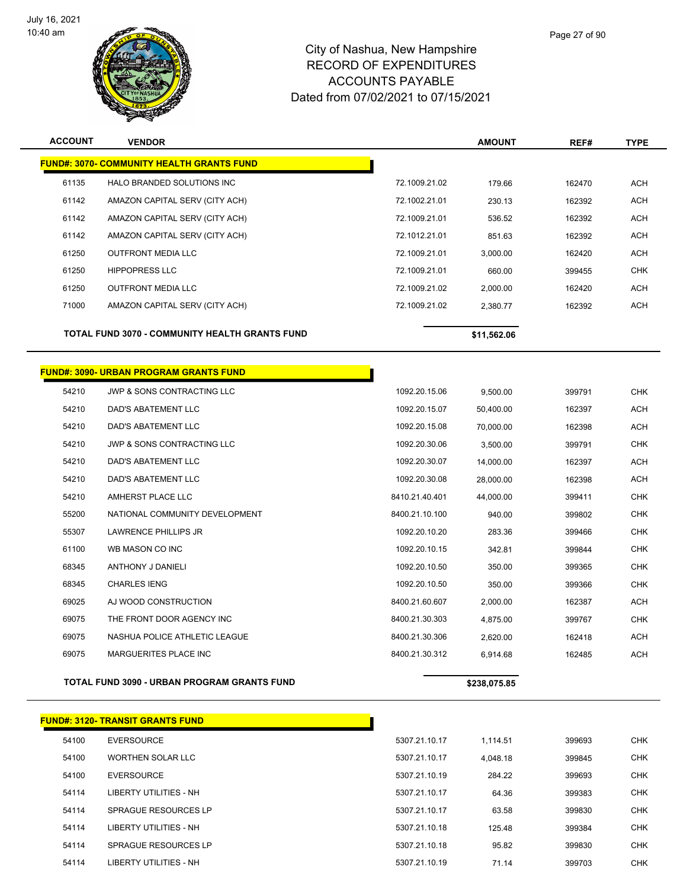City of Nashua, New Hampshire
RECORD OF EXPENDITURES
ACCOUNTS PAYABLE
Dated from 07/02/2021 to 07/15/2021

| ACCOUNT | VENDOR | | AMOUNT | REF# | TYPE |
|---|---|---|---|---|---|
| **FUND#: 3070- COMMUNITY HEALTH GRANTS FUND** | | | | | |
| 61135 | HALO BRANDED SOLUTIONS INC | 72.1009.21.02 | 179.66 | 162470 | ACH |
| 61142 | AMAZON CAPITAL SERV (CITY ACH) | 72.1002.21.01 | 230.13 | 162392 | ACH |
| 61142 | AMAZON CAPITAL SERV (CITY ACH) | 72.1009.21.01 | 536.52 | 162392 | ACH |
| 61142 | AMAZON CAPITAL SERV (CITY ACH) | 72.1012.21.01 | 851.63 | 162392 | ACH |
| 61250 | OUTFRONT MEDIA LLC | 72.1009.21.01 | 3,000.00 | 162420 | ACH |
| 61250 | HIPPOPRESS LLC | 72.1009.21.01 | 660.00 | 399455 | CHK |
| 61250 | OUTFRONT MEDIA LLC | 72.1009.21.02 | 2,000.00 | 162420 | ACH |
| 71000 | AMAZON CAPITAL SERV (CITY ACH) | 72.1009.21.02 | 2,380.77 | 162392 | ACH |
| **TOTAL FUND 3070 - COMMUNITY HEALTH GRANTS FUND** | | | **$11,562.06** | | |
| **FUND#: 3090- URBAN PROGRAM GRANTS FUND** | | | | | |
| 54210 | JWP & SONS CONTRACTING LLC | 1092.20.15.06 | 9,500.00 | 399791 | CHK |
| 54210 | DAD'S ABATEMENT LLC | 1092.20.15.07 | 50,400.00 | 162397 | ACH |
| 54210 | DAD'S ABATEMENT LLC | 1092.20.15.08 | 70,000.00 | 162398 | ACH |
| 54210 | JWP & SONS CONTRACTING LLC | 1092.20.30.06 | 3,500.00 | 399791 | CHK |
| 54210 | DAD'S ABATEMENT LLC | 1092.20.30.07 | 14,000.00 | 162397 | ACH |
| 54210 | DAD'S ABATEMENT LLC | 1092.20.30.08 | 28,000.00 | 162398 | ACH |
| 54210 | AMHERST PLACE LLC | 8410.21.40.401 | 44,000.00 | 399411 | CHK |
| 55200 | NATIONAL COMMUNITY DEVELOPMENT | 8400.21.10.100 | 940.00 | 399802 | CHK |
| 55307 | LAWRENCE PHILLIPS JR | 1092.20.10.20 | 283.36 | 399466 | CHK |
| 61100 | WB MASON CO INC | 1092.20.10.15 | 342.81 | 399844 | CHK |
| 68345 | ANTHONY J DANIELI | 1092.20.10.50 | 350.00 | 399365 | CHK |
| 68345 | CHARLES IENG | 1092.20.10.50 | 350.00 | 399366 | CHK |
| 69025 | AJ WOOD CONSTRUCTION | 8400.21.60.607 | 2,000.00 | 162387 | ACH |
| 69075 | THE FRONT DOOR AGENCY INC | 8400.21.30.303 | 4,875.00 | 399767 | CHK |
| 69075 | NASHUA POLICE ATHLETIC LEAGUE | 8400.21.30.306 | 2,620.00 | 162418 | ACH |
| 69075 | MARGUERITES PLACE INC | 8400.21.30.312 | 6,914.68 | 162485 | ACH |
| **TOTAL FUND 3090 - URBAN PROGRAM GRANTS FUND** | | | **$238,075.85** | | |
| **FUND#: 3120- TRANSIT GRANTS FUND** | | | | | |
| 54100 | EVERSOURCE | 5307.21.10.17 | 1,114.51 | 399693 | CHK |
| 54100 | WORTHEN SOLAR LLC | 5307.21.10.17 | 4,048.18 | 399845 | CHK |
| 54100 | EVERSOURCE | 5307.21.10.19 | 284.22 | 399693 | CHK |
| 54114 | LIBERTY UTILITIES - NH | 5307.21.10.17 | 64.36 | 399383 | CHK |
| 54114 | SPRAGUE RESOURCES LP | 5307.21.10.17 | 63.58 | 399830 | CHK |
| 54114 | LIBERTY UTILITIES - NH | 5307.21.10.18 | 125.48 | 399384 | CHK |
| 54114 | SPRAGUE RESOURCES LP | 5307.21.10.18 | 95.82 | 399830 | CHK |
| 54114 | LIBERTY UTILITIES - NH | 5307.21.10.19 | 71.14 | 399703 | CHK |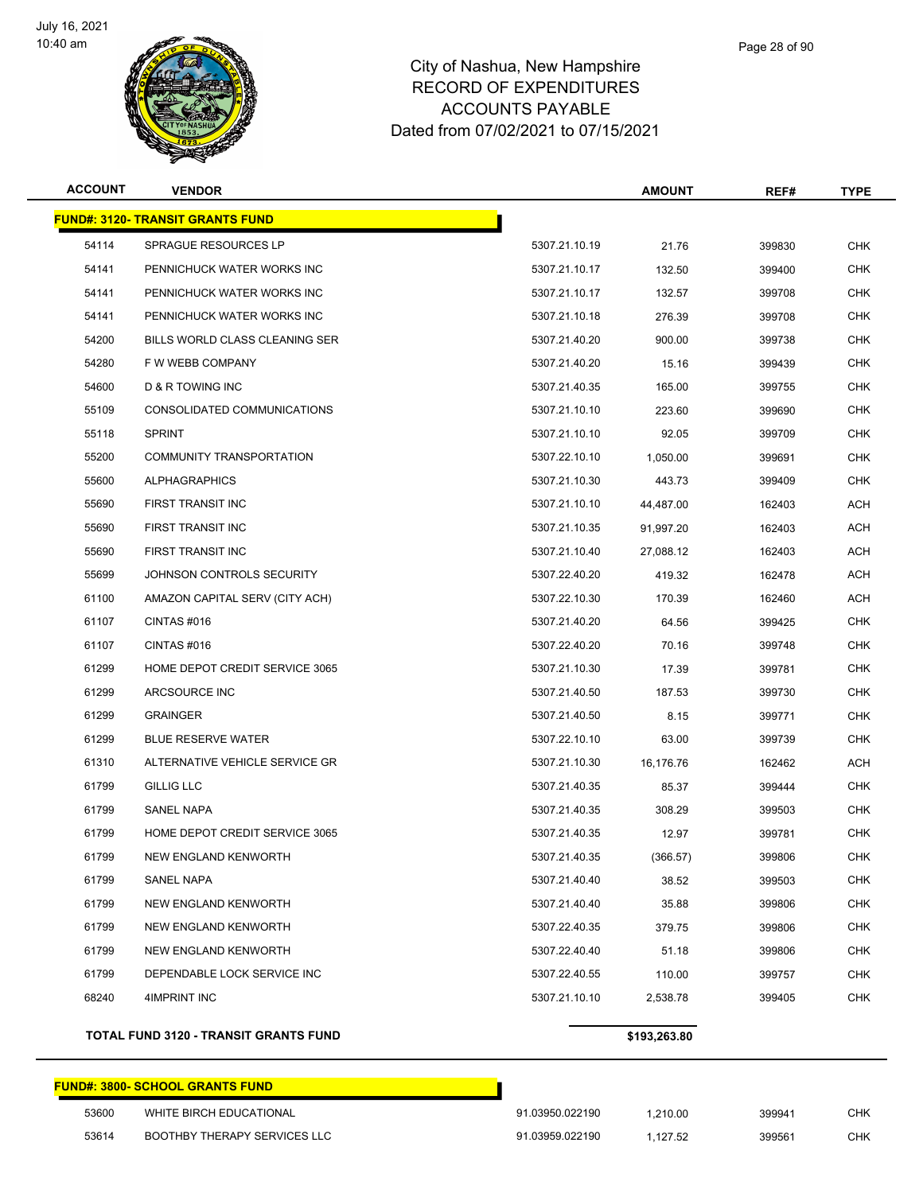July 16, 2021
10:40 am

# City of Nashua, New Hampshire
## RECORD OF EXPENDITURES
## ACCOUNTS PAYABLE
## Dated from 07/02/2021 to 07/15/2021

| ACCOUNT | VENDOR | | AMOUNT | REF# | TYPE |
|---|---|---|---|---|---|
| **FUND#: 3120- TRANSIT GRANTS FUND** | | | | | |
| 54114 | SPRAGUE RESOURCES LP | 5307.21.10.19 | 21.76 | 399830 | CHK |
| 54141 | PENNICHUCK WATER WORKS INC | 5307.21.10.17 | 132.50 | 399400 | CHK |
| 54141 | PENNICHUCK WATER WORKS INC | 5307.21.10.17 | 132.57 | 399708 | CHK |
| 54141 | PENNICHUCK WATER WORKS INC | 5307.21.10.18 | 276.39 | 399708 | CHK |
| 54200 | BILLS WORLD CLASS CLEANING SER | 5307.21.40.20 | 900.00 | 399738 | CHK |
| 54280 | F W WEBB COMPANY | 5307.21.40.20 | 15.16 | 399439 | CHK |
| 54600 | D & R TOWING INC | 5307.21.40.35 | 165.00 | 399755 | CHK |
| 55109 | CONSOLIDATED COMMUNICATIONS | 5307.21.10.10 | 223.60 | 399690 | CHK |
| 55118 | SPRINT | 5307.21.10.10 | 92.05 | 399709 | CHK |
| 55200 | COMMUNITY TRANSPORTATION | 5307.22.10.10 | 1,050.00 | 399691 | CHK |
| 55600 | ALPHAGRAPHICS | 5307.21.10.30 | 443.73 | 399409 | CHK |
| 55690 | FIRST TRANSIT INC | 5307.21.10.10 | 44,487.00 | 162403 | ACH |
| 55690 | FIRST TRANSIT INC | 5307.21.10.35 | 91,997.20 | 162403 | ACH |
| 55690 | FIRST TRANSIT INC | 5307.21.10.40 | 27,088.12 | 162403 | ACH |
| 55699 | JOHNSON CONTROLS SECURITY | 5307.22.40.20 | 419.32 | 162478 | ACH |
| 61100 | AMAZON CAPITAL SERV (CITY ACH) | 5307.22.10.30 | 170.39 | 162460 | ACH |
| 61107 | CINTAS #016 | 5307.21.40.20 | 64.56 | 399425 | CHK |
| 61107 | CINTAS #016 | 5307.22.40.20 | 70.16 | 399748 | CHK |
| 61299 | HOME DEPOT CREDIT SERVICE 3065 | 5307.21.10.30 | 17.39 | 399781 | CHK |
| 61299 | ARCSOURCE INC | 5307.21.40.50 | 187.53 | 399730 | CHK |
| 61299 | GRAINGER | 5307.21.40.50 | 8.15 | 399771 | CHK |
| 61299 | BLUE RESERVE WATER | 5307.22.10.10 | 63.00 | 399739 | CHK |
| 61310 | ALTERNATIVE VEHICLE SERVICE GR | 5307.21.10.30 | 16,176.76 | 162462 | ACH |
| 61799 | GILLIG LLC | 5307.21.40.35 | 85.37 | 399444 | CHK |
| 61799 | SANEL NAPA | 5307.21.40.35 | 308.29 | 399503 | CHK |
| 61799 | HOME DEPOT CREDIT SERVICE 3065 | 5307.21.40.35 | 12.97 | 399781 | CHK |
| 61799 | NEW ENGLAND KENWORTH | 5307.21.40.35 | (366.57) | 399806 | CHK |
| 61799 | SANEL NAPA | 5307.21.40.40 | 38.52 | 399503 | CHK |
| 61799 | NEW ENGLAND KENWORTH | 5307.21.40.40 | 35.88 | 399806 | CHK |
| 61799 | NEW ENGLAND KENWORTH | 5307.22.40.35 | 379.75 | 399806 | CHK |
| 61799 | NEW ENGLAND KENWORTH | 5307.22.40.40 | 51.18 | 399806 | CHK |
| 61799 | DEPENDABLE LOCK SERVICE INC | 5307.22.40.55 | 110.00 | 399757 | CHK |
| 68240 | 4IMPRINT INC | 5307.21.10.10 | 2,538.78 | 399405 | CHK |
| **TOTAL FUND 3120 - TRANSIT GRANTS FUND** | | | **$193,263.80** | | |

| ACCOUNT | VENDOR | | AMOUNT | REF# | TYPE |
|---|---|---|---|---|---|
| **FUND#: 3800- SCHOOL GRANTS FUND** | | | | | |
| 53600 | WHITE BIRCH EDUCATIONAL | 91.03950.022190 | 1,210.00 | 399941 | CHK |
| 53614 | BOOTHBY THERAPY SERVICES LLC | 91.03959.022190 | 1,127.52 | 399561 | CHK |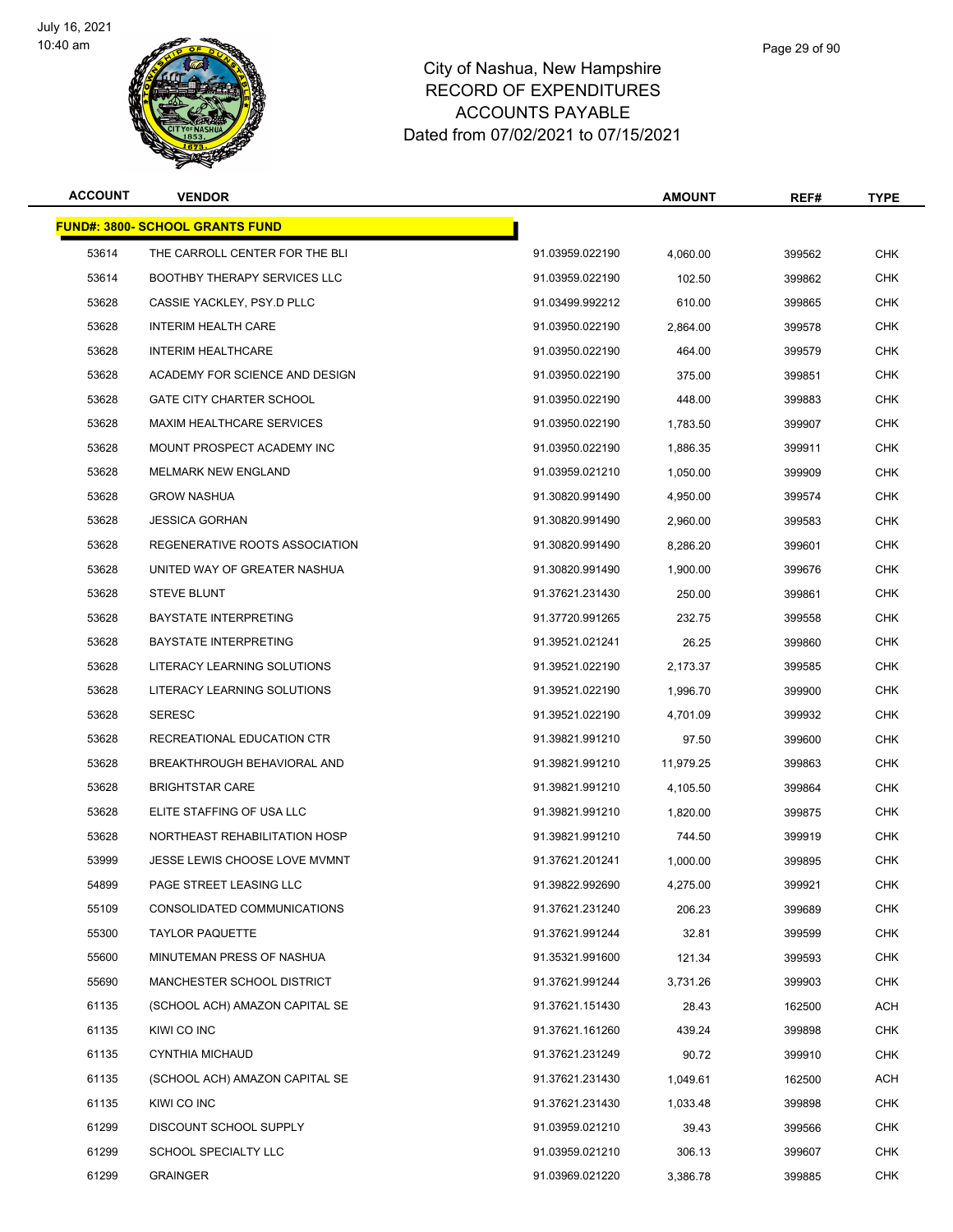# City of Nashua, New Hampshire
## RECORD OF EXPENDITURES
## ACCOUNTS PAYABLE
## Dated from 07/02/2021 to 07/15/2021

| ACCOUNT | VENDOR | | AMOUNT | REF# | TYPE |
|---|---|---|---|---|---|
| **FUND#: 3800- SCHOOL GRANTS FUND** | | | | | |
| 53614 | THE CARROLL CENTER FOR THE BLI | 91.03959.022190 | 4,060.00 | 399562 | CHK |
| 53614 | BOOTHBY THERAPY SERVICES LLC | 91.03959.022190 | 102.50 | 399862 | CHK |
| 53628 | CASSIE YACKLEY, PSY.D PLLC | 91.03499.992212 | 610.00 | 399865 | CHK |
| 53628 | INTERIM HEALTH CARE | 91.03950.022190 | 2,864.00 | 399578 | CHK |
| 53628 | INTERIM HEALTHCARE | 91.03950.022190 | 464.00 | 399579 | CHK |
| 53628 | ACADEMY FOR SCIENCE AND DESIGN | 91.03950.022190 | 375.00 | 399851 | CHK |
| 53628 | GATE CITY CHARTER SCHOOL | 91.03950.022190 | 448.00 | 399883 | CHK |
| 53628 | MAXIM HEALTHCARE SERVICES | 91.03950.022190 | 1,783.50 | 399907 | CHK |
| 53628 | MOUNT PROSPECT ACADEMY INC | 91.03950.022190 | 1,886.35 | 399911 | CHK |
| 53628 | MELMARK NEW ENGLAND | 91.03959.021210 | 1,050.00 | 399909 | CHK |
| 53628 | GROW NASHUA | 91.30820.991490 | 4,950.00 | 399574 | CHK |
| 53628 | JESSICA GORHAN | 91.30820.991490 | 2,960.00 | 399583 | CHK |
| 53628 | REGENERATIVE ROOTS ASSOCIATION | 91.30820.991490 | 8,286.20 | 399601 | CHK |
| 53628 | UNITED WAY OF GREATER NASHUA | 91.30820.991490 | 1,900.00 | 399676 | CHK |
| 53628 | STEVE BLUNT | 91.37621.231430 | 250.00 | 399861 | CHK |
| 53628 | BAYSTATE INTERPRETING | 91.37720.991265 | 232.75 | 399558 | CHK |
| 53628 | BAYSTATE INTERPRETING | 91.39521.021241 | 26.25 | 399860 | CHK |
| 53628 | LITERACY LEARNING SOLUTIONS | 91.39521.022190 | 2,173.37 | 399585 | CHK |
| 53628 | LITERACY LEARNING SOLUTIONS | 91.39521.022190 | 1,996.70 | 399900 | CHK |
| 53628 | SERESC | 91.39521.022190 | 4,701.09 | 399932 | CHK |
| 53628 | RECREATIONAL EDUCATION CTR | 91.39821.991210 | 97.50 | 399600 | CHK |
| 53628 | BREAKTHROUGH BEHAVIORAL AND | 91.39821.991210 | 11,979.25 | 399863 | CHK |
| 53628 | BRIGHTSTAR CARE | 91.39821.991210 | 4,105.50 | 399864 | CHK |
| 53628 | ELITE STAFFING OF USA LLC | 91.39821.991210 | 1,820.00 | 399875 | CHK |
| 53628 | NORTHEAST REHABILITATION HOSP | 91.39821.991210 | 744.50 | 399919 | CHK |
| 53999 | JESSE LEWIS CHOOSE LOVE MVMNT | 91.37621.201241 | 1,000.00 | 399895 | CHK |
| 54899 | PAGE STREET LEASING LLC | 91.39822.992690 | 4,275.00 | 399921 | CHK |
| 55109 | CONSOLIDATED COMMUNICATIONS | 91.37621.231240 | 206.23 | 399689 | CHK |
| 55300 | TAYLOR PAQUETTE | 91.37621.991244 | 32.81 | 399599 | CHK |
| 55600 | MINUTEMAN PRESS OF NASHUA | 91.35321.991600 | 121.34 | 399593 | CHK |
| 55690 | MANCHESTER SCHOOL DISTRICT | 91.37621.991244 | 3,731.26 | 399903 | CHK |
| 61135 | (SCHOOL ACH) AMAZON CAPITAL SE | 91.37621.151430 | 28.43 | 162500 | ACH |
| 61135 | KIWI CO INC | 91.37621.161260 | 439.24 | 399898 | CHK |
| 61135 | CYNTHIA MICHAUD | 91.37621.231249 | 90.72 | 399910 | CHK |
| 61135 | (SCHOOL ACH) AMAZON CAPITAL SE | 91.37621.231430 | 1,049.61 | 162500 | ACH |
| 61135 | KIWI CO INC | 91.37621.231430 | 1,033.48 | 399898 | CHK |
| 61299 | DISCOUNT SCHOOL SUPPLY | 91.03959.021210 | 39.43 | 399566 | CHK |
| 61299 | SCHOOL SPECIALTY LLC | 91.03959.021210 | 306.13 | 399607 | CHK |
| 61299 | GRAINGER | 91.03969.021220 | 3,386.78 | 399885 | CHK |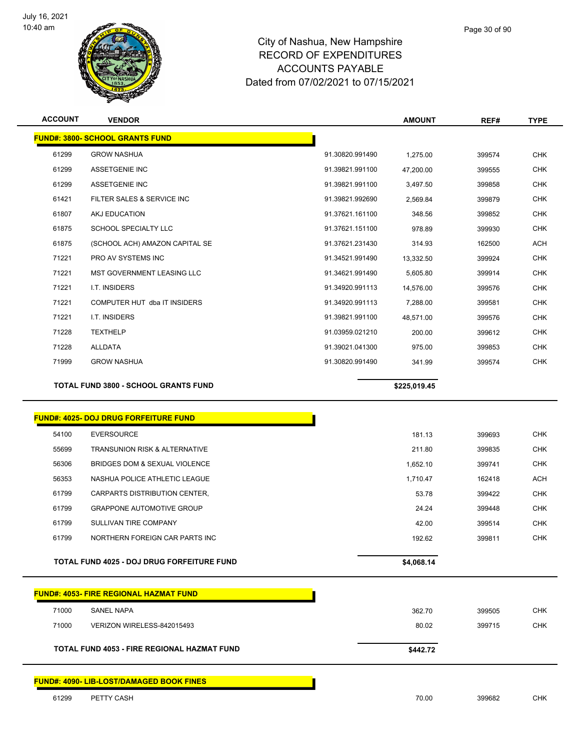# City of Nashua, New Hampshire
## RECORD OF EXPENDITURES
## ACCOUNTS PAYABLE
## Dated from 07/02/2021 to 07/15/2021

| ACCOUNT | VENDOR | | AMOUNT | REF# | TYPE |
|---|---|---|---|---|---|
| **FUND#: 3800- SCHOOL GRANTS FUND** | | | | | |
| 61299 | GROW NASHUA | 91.30820.991490 | 1,275.00 | 399574 | CHK |
| 61299 | ASSETGENIE INC | 91.39821.991100 | 47,200.00 | 399555 | CHK |
| 61299 | ASSETGENIE INC | 91.39821.991100 | 3,497.50 | 399858 | CHK |
| 61421 | FILTER SALES & SERVICE INC | 91.39821.992690 | 2,569.84 | 399879 | CHK |
| 61807 | AKJ EDUCATION | 91.37621.161100 | 348.56 | 399852 | CHK |
| 61875 | SCHOOL SPECIALTY LLC | 91.37621.151100 | 978.89 | 399930 | CHK |
| 61875 | (SCHOOL ACH) AMAZON CAPITAL SE | 91.37621.231430 | 314.93 | 162500 | ACH |
| 71221 | PRO AV SYSTEMS INC | 91.34521.991490 | 13,332.50 | 399924 | CHK |
| 71221 | MST GOVERNMENT LEASING LLC | 91.34621.991490 | 5,605.80 | 399914 | CHK |
| 71221 | I.T. INSIDERS | 91.34920.991113 | 14,576.00 | 399576 | CHK |
| 71221 | COMPUTER HUT dba IT INSIDERS | 91.34920.991113 | 7,288.00 | 399581 | CHK |
| 71221 | I.T. INSIDERS | 91.39821.991100 | 48,571.00 | 399576 | CHK |
| 71228 | TEXTHELP | 91.03959.021210 | 200.00 | 399612 | CHK |
| 71228 | ALLDATA | 91.39021.041300 | 975.00 | 399853 | CHK |
| 71999 | GROW NASHUA | 91.30820.991490 | 341.99 | 399574 | CHK |
| **TOTAL FUND 3800 - SCHOOL GRANTS FUND** | | | **$225,019.45** | | |
| **FUND#: 4025- DOJ DRUG FORFEITURE FUND** | | | | | |
| 54100 | EVERSOURCE | | 181.13 | 399693 | CHK |
| 55699 | TRANSUNION RISK & ALTERNATIVE | | 211.80 | 399835 | CHK |
| 56306 | BRIDGES DOM & SEXUAL VIOLENCE | | 1,652.10 | 399741 | CHK |
| 56353 | NASHUA POLICE ATHLETIC LEAGUE | | 1,710.47 | 162418 | ACH |
| 61799 | CARPARTS DISTRIBUTION CENTER, | | 53.78 | 399422 | CHK |
| 61799 | GRAPPONE AUTOMOTIVE GROUP | | 24.24 | 399448 | CHK |
| 61799 | SULLIVAN TIRE COMPANY | | 42.00 | 399514 | CHK |
| 61799 | NORTHERN FOREIGN CAR PARTS INC | | 192.62 | 399811 | CHK |
| **TOTAL FUND 4025 - DOJ DRUG FORFEITURE FUND** | | | **$4,068.14** | | |
| **FUND#: 4053- FIRE REGIONAL HAZMAT FUND** | | | | | |
| 71000 | SANEL NAPA | | 362.70 | 399505 | CHK |
| 71000 | VERIZON WIRELESS-842015493 | | 80.02 | 399715 | CHK |
| **TOTAL FUND 4053 - FIRE REGIONAL HAZMAT FUND** | | | **$442.72** | | |
| **FUND#: 4090- LIB-LOST/DAMAGED BOOK FINES** | | | | | |
| 61299 | PETTY CASH | | 70.00 | 399682 | CHK |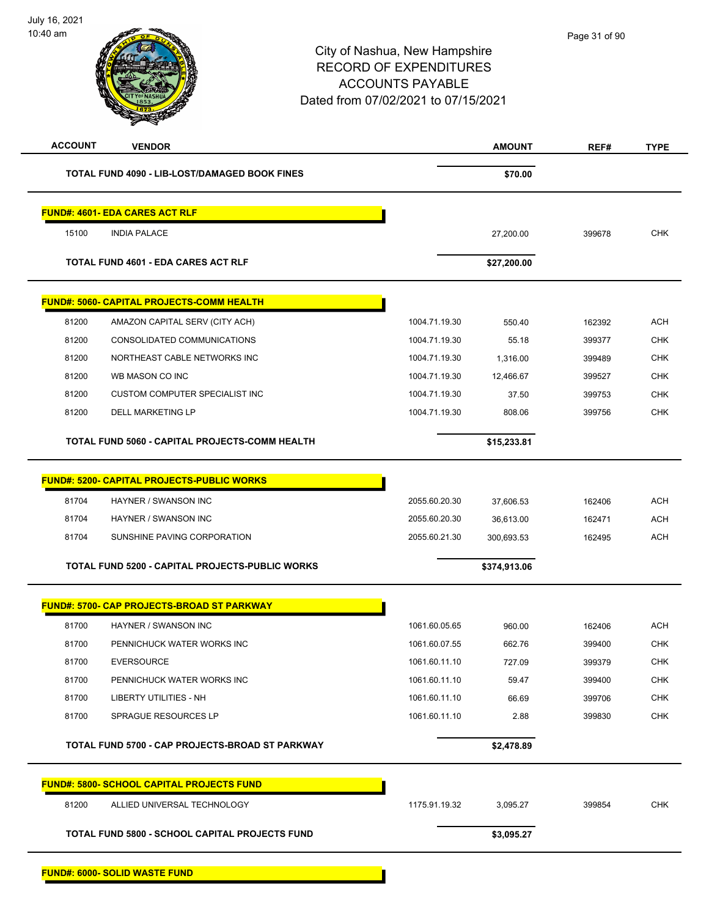| ACCOUNT | VENDOR | | AMOUNT | REF# | TYPE |
|---|---|---|---|---|---|
| | **TOTAL FUND 4090 - LIB-LOST/DAMAGED BOOK FINES** | | **$70.00** | | |
| **FUND#: 4601- EDA CARES ACT RLF** | | | | | |
| 15100 | INDIA PALACE | | 27,200.00 | 399678 | CHK |
| | **TOTAL FUND 4601 - EDA CARES ACT RLF** | | **$27,200.00** | | |
| **FUND#: 5060- CAPITAL PROJECTS-COMM HEALTH** | | | | | |
| 81200 | AMAZON CAPITAL SERV (CITY ACH) | 1004.71.19.30 | 550.40 | 162392 | ACH |
| 81200 | CONSOLIDATED COMMUNICATIONS | 1004.71.19.30 | 55.18 | 399377 | CHK |
| 81200 | NORTHEAST CABLE NETWORKS INC | 1004.71.19.30 | 1,316.00 | 399489 | CHK |
| 81200 | WB MASON CO INC | 1004.71.19.30 | 12,466.67 | 399527 | CHK |
| 81200 | CUSTOM COMPUTER SPECIALIST INC | 1004.71.19.30 | 37.50 | 399753 | CHK |
| 81200 | DELL MARKETING LP | 1004.71.19.30 | 808.06 | 399756 | CHK |
| | **TOTAL FUND 5060 - CAPITAL PROJECTS-COMM HEALTH** | | **$15,233.81** | | |
| **FUND#: 5200- CAPITAL PROJECTS-PUBLIC WORKS** | | | | | |
| 81704 | HAYNER / SWANSON INC | 2055.60.20.30 | 37,606.53 | 162406 | ACH |
| 81704 | HAYNER / SWANSON INC | 2055.60.20.30 | 36,613.00 | 162471 | ACH |
| 81704 | SUNSHINE PAVING CORPORATION | 2055.60.21.30 | 300,693.53 | 162495 | ACH |
| | **TOTAL FUND 5200 - CAPITAL PROJECTS-PUBLIC WORKS** | | **$374,913.06** | | |
| **FUND#: 5700- CAP PROJECTS-BROAD ST PARKWAY** | | | | | |
| 81700 | HAYNER / SWANSON INC | 1061.60.05.65 | 960.00 | 162406 | ACH |
| 81700 | PENNICHUCK WATER WORKS INC | 1061.60.07.55 | 662.76 | 399400 | CHK |
| 81700 | EVERSOURCE | 1061.60.11.10 | 727.09 | 399379 | CHK |
| 81700 | PENNICHUCK WATER WORKS INC | 1061.60.11.10 | 59.47 | 399400 | CHK |
| 81700 | LIBERTY UTILITIES - NH | 1061.60.11.10 | 66.69 | 399706 | CHK |
| 81700 | SPRAGUE RESOURCES LP | 1061.60.11.10 | 2.88 | 399830 | CHK |
| | **TOTAL FUND 5700 - CAP PROJECTS-BROAD ST PARKWAY** | | **$2,478.89** | | |
| **FUND#: 5800- SCHOOL CAPITAL PROJECTS FUND** | | | | | |
| 81200 | ALLIED UNIVERSAL TECHNOLOGY | 1175.91.19.32 | 3,095.27 | 399854 | CHK |
| | **TOTAL FUND 5800 - SCHOOL CAPITAL PROJECTS FUND** | | **$3,095.27** | | |
| **FUND#: 6000- SOLID WASTE FUND** | | | | | |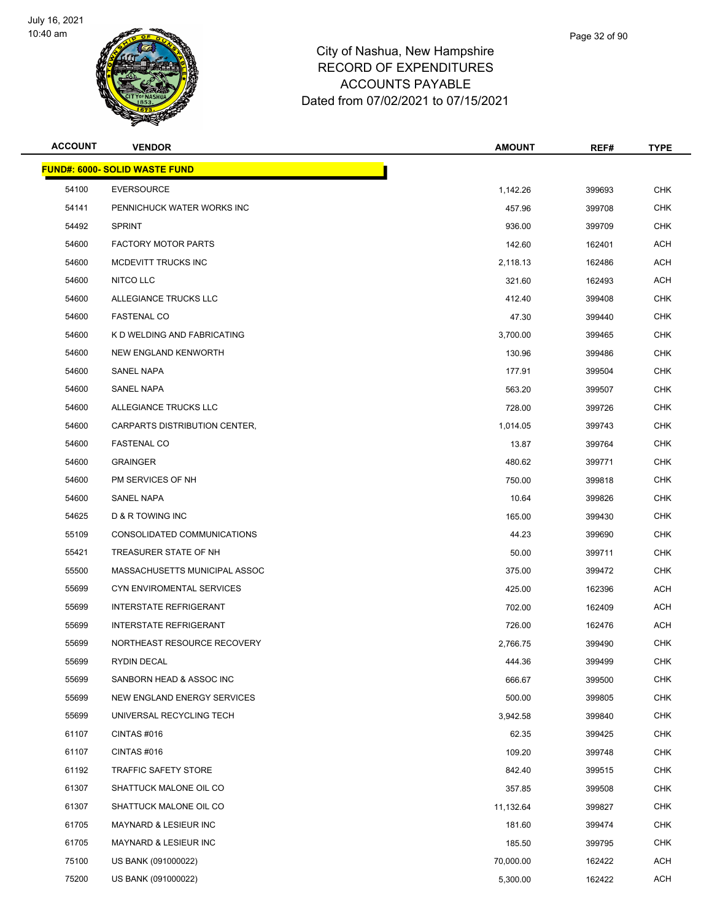# City of Nashua, New Hampshire
## RECORD OF EXPENDITURES
## ACCOUNTS PAYABLE
## Dated from 07/02/2021 to 07/15/2021

| ACCOUNT | VENDOR | AMOUNT | REF# | TYPE |
|---|---|---|---|---|
| **FUND#: 6000- SOLID WASTE FUND** | | | | |
| 54100 | EVERSOURCE | 1,142.26 | 399693 | CHK |
| 54141 | PENNICHUCK WATER WORKS INC | 457.96 | 399708 | CHK |
| 54492 | SPRINT | 936.00 | 399709 | CHK |
| 54600 | FACTORY MOTOR PARTS | 142.60 | 162401 | ACH |
| 54600 | MCDEVITT TRUCKS INC | 2,118.13 | 162486 | ACH |
| 54600 | NITCO LLC | 321.60 | 162493 | ACH |
| 54600 | ALLEGIANCE TRUCKS LLC | 412.40 | 399408 | CHK |
| 54600 | FASTENAL CO | 47.30 | 399440 | CHK |
| 54600 | K D WELDING AND FABRICATING | 3,700.00 | 399465 | CHK |
| 54600 | NEW ENGLAND KENWORTH | 130.96 | 399486 | CHK |
| 54600 | SANEL NAPA | 177.91 | 399504 | CHK |
| 54600 | SANEL NAPA | 563.20 | 399507 | CHK |
| 54600 | ALLEGIANCE TRUCKS LLC | 728.00 | 399726 | CHK |
| 54600 | CARPARTS DISTRIBUTION CENTER, | 1,014.05 | 399743 | CHK |
| 54600 | FASTENAL CO | 13.87 | 399764 | CHK |
| 54600 | GRAINGER | 480.62 | 399771 | CHK |
| 54600 | PM SERVICES OF NH | 750.00 | 399818 | CHK |
| 54600 | SANEL NAPA | 10.64 | 399826 | CHK |
| 54625 | D & R TOWING INC | 165.00 | 399430 | CHK |
| 55109 | CONSOLIDATED COMMUNICATIONS | 44.23 | 399690 | CHK |
| 55421 | TREASURER STATE OF NH | 50.00 | 399711 | CHK |
| 55500 | MASSACHUSETTS MUNICIPAL ASSOC | 375.00 | 399472 | CHK |
| 55699 | CYN ENVIROMENTAL SERVICES | 425.00 | 162396 | ACH |
| 55699 | INTERSTATE REFRIGERANT | 702.00 | 162409 | ACH |
| 55699 | INTERSTATE REFRIGERANT | 726.00 | 162476 | ACH |
| 55699 | NORTHEAST RESOURCE RECOVERY | 2,766.75 | 399490 | CHK |
| 55699 | RYDIN DECAL | 444.36 | 399499 | CHK |
| 55699 | SANBORN HEAD & ASSOC INC | 666.67 | 399500 | CHK |
| 55699 | NEW ENGLAND ENERGY SERVICES | 500.00 | 399805 | CHK |
| 55699 | UNIVERSAL RECYCLING TECH | 3,942.58 | 399840 | CHK |
| 61107 | CINTAS #016 | 62.35 | 399425 | CHK |
| 61107 | CINTAS #016 | 109.20 | 399748 | CHK |
| 61192 | TRAFFIC SAFETY STORE | 842.40 | 399515 | CHK |
| 61307 | SHATTUCK MALONE OIL CO | 357.85 | 399508 | CHK |
| 61307 | SHATTUCK MALONE OIL CO | 11,132.64 | 399827 | CHK |
| 61705 | MAYNARD & LESIEUR INC | 181.60 | 399474 | CHK |
| 61705 | MAYNARD & LESIEUR INC | 185.50 | 399795 | CHK |
| 75100 | US BANK (091000022) | 70,000.00 | 162422 | ACH |
| 75200 | US BANK (091000022) | 5,300.00 | 162422 | ACH |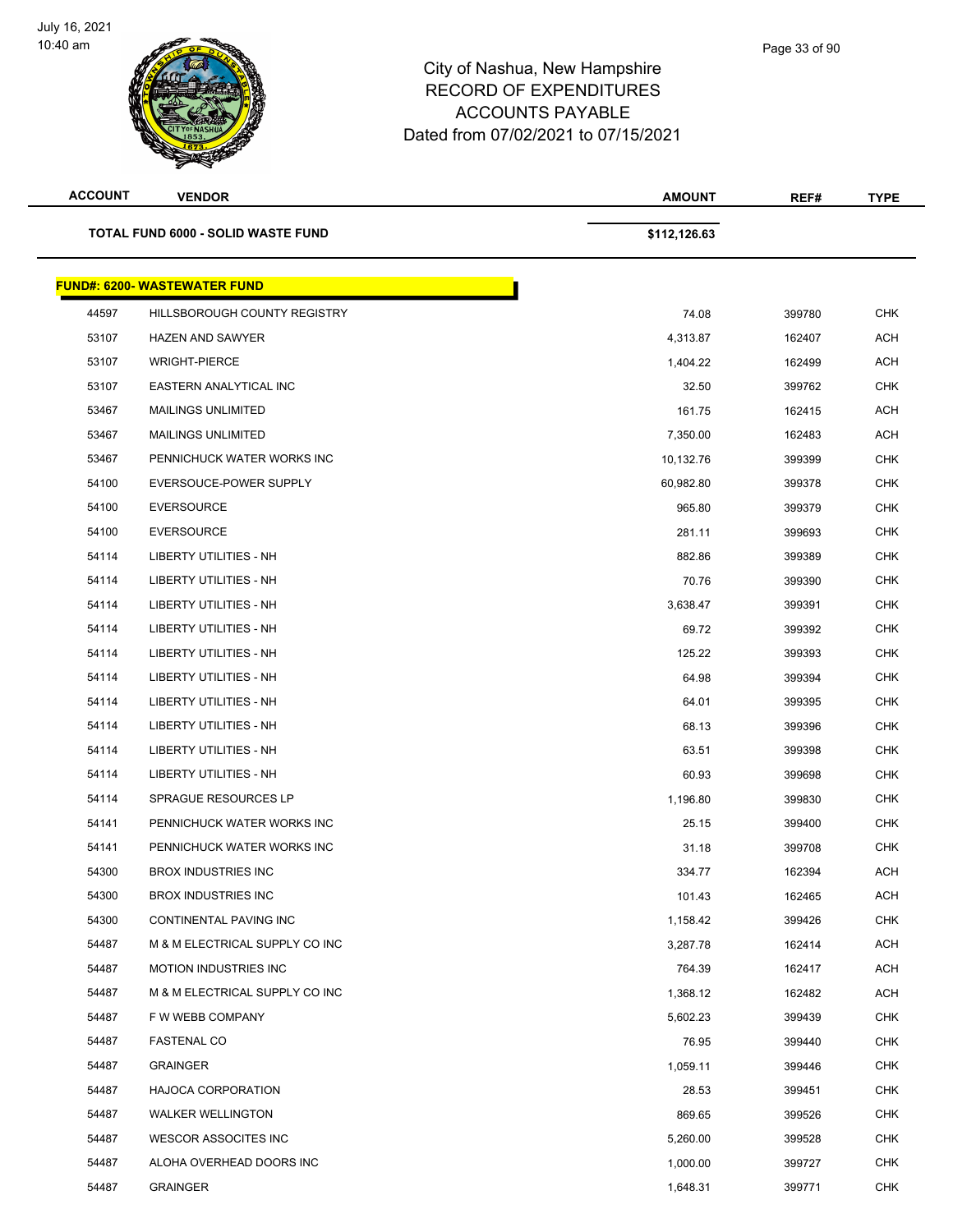# City of Nashua, New Hampshire
## RECORD OF EXPENDITURES
## ACCOUNTS PAYABLE
## Dated from 07/02/2021 to 07/15/2021

| ACCOUNT | VENDOR | AMOUNT | REF# | TYPE |
|---|---|---|---|---|
| | **TOTAL FUND 6000 - SOLID WASTE FUND** | **$112,126.63** | | |

**FUND#: 6200- WASTEWATER FUND**

| ACCOUNT | VENDOR | AMOUNT | REF# | TYPE |
|---|---|---|---|---|
| 44597 | HILLSBOROUGH COUNTY REGISTRY | 74.08 | 399780 | CHK |
| 53107 | HAZEN AND SAWYER | 4,313.87 | 162407 | ACH |
| 53107 | WRIGHT-PIERCE | 1,404.22 | 162499 | ACH |
| 53107 | EASTERN ANALYTICAL INC | 32.50 | 399762 | CHK |
| 53467 | MAILINGS UNLIMITED | 161.75 | 162415 | ACH |
| 53467 | MAILINGS UNLIMITED | 7,350.00 | 162483 | ACH |
| 53467 | PENNICHUCK WATER WORKS INC | 10,132.76 | 399399 | CHK |
| 54100 | EVERSOUCE-POWER SUPPLY | 60,982.80 | 399378 | CHK |
| 54100 | EVERSOURCE | 965.80 | 399379 | CHK |
| 54100 | EVERSOURCE | 281.11 | 399693 | CHK |
| 54114 | LIBERTY UTILITIES - NH | 882.86 | 399389 | CHK |
| 54114 | LIBERTY UTILITIES - NH | 70.76 | 399390 | CHK |
| 54114 | LIBERTY UTILITIES - NH | 3,638.47 | 399391 | CHK |
| 54114 | LIBERTY UTILITIES - NH | 69.72 | 399392 | CHK |
| 54114 | LIBERTY UTILITIES - NH | 125.22 | 399393 | CHK |
| 54114 | LIBERTY UTILITIES - NH | 64.98 | 399394 | CHK |
| 54114 | LIBERTY UTILITIES - NH | 64.01 | 399395 | CHK |
| 54114 | LIBERTY UTILITIES - NH | 68.13 | 399396 | CHK |
| 54114 | LIBERTY UTILITIES - NH | 63.51 | 399398 | CHK |
| 54114 | LIBERTY UTILITIES - NH | 60.93 | 399698 | CHK |
| 54114 | SPRAGUE RESOURCES LP | 1,196.80 | 399830 | CHK |
| 54141 | PENNICHUCK WATER WORKS INC | 25.15 | 399400 | CHK |
| 54141 | PENNICHUCK WATER WORKS INC | 31.18 | 399708 | CHK |
| 54300 | BROX INDUSTRIES INC | 334.77 | 162394 | ACH |
| 54300 | BROX INDUSTRIES INC | 101.43 | 162465 | ACH |
| 54300 | CONTINENTAL PAVING INC | 1,158.42 | 399426 | CHK |
| 54487 | M & M ELECTRICAL SUPPLY CO INC | 3,287.78 | 162414 | ACH |
| 54487 | MOTION INDUSTRIES INC | 764.39 | 162417 | ACH |
| 54487 | M & M ELECTRICAL SUPPLY CO INC | 1,368.12 | 162482 | ACH |
| 54487 | F W WEBB COMPANY | 5,602.23 | 399439 | CHK |
| 54487 | FASTENAL CO | 76.95 | 399440 | CHK |
| 54487 | GRAINGER | 1,059.11 | 399446 | CHK |
| 54487 | HAJOCA CORPORATION | 28.53 | 399451 | CHK |
| 54487 | WALKER WELLINGTON | 869.65 | 399526 | CHK |
| 54487 | WESCOR ASSOCITES INC | 5,260.00 | 399528 | CHK |
| 54487 | ALOHA OVERHEAD DOORS INC | 1,000.00 | 399727 | CHK |
| 54487 | GRAINGER | 1,648.31 | 399771 | CHK |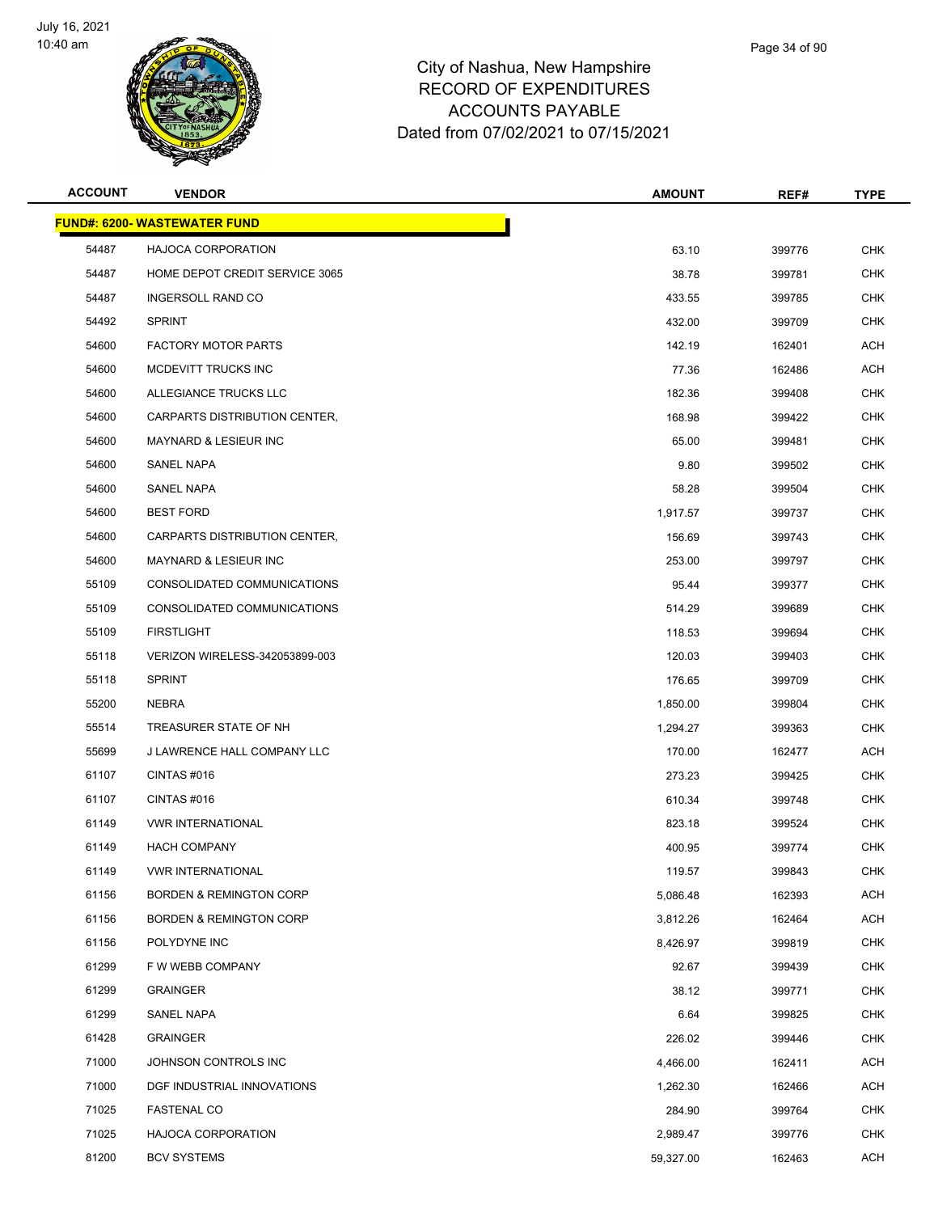# City of Nashua, New Hampshire
## RECORD OF EXPENDITURES
## ACCOUNTS PAYABLE
## Dated from 07/02/2021 to 07/15/2021

| ACCOUNT | VENDOR | AMOUNT | REF# | TYPE |
|---|---|---|---|---|
| **FUND#: 6200- WASTEWATER FUND** | | | | |
| 54487 | HAJOCA CORPORATION | 63.10 | 399776 | CHK |
| 54487 | HOME DEPOT CREDIT SERVICE 3065 | 38.78 | 399781 | CHK |
| 54487 | INGERSOLL RAND CO | 433.55 | 399785 | CHK |
| 54492 | SPRINT | 432.00 | 399709 | CHK |
| 54600 | FACTORY MOTOR PARTS | 142.19 | 162401 | ACH |
| 54600 | MCDEVITT TRUCKS INC | 77.36 | 162486 | ACH |
| 54600 | ALLEGIANCE TRUCKS LLC | 182.36 | 399408 | CHK |
| 54600 | CARPARTS DISTRIBUTION CENTER, | 168.98 | 399422 | CHK |
| 54600 | MAYNARD & LESIEUR INC | 65.00 | 399481 | CHK |
| 54600 | SANEL NAPA | 9.80 | 399502 | CHK |
| 54600 | SANEL NAPA | 58.28 | 399504 | CHK |
| 54600 | BEST FORD | 1,917.57 | 399737 | CHK |
| 54600 | CARPARTS DISTRIBUTION CENTER, | 156.69 | 399743 | CHK |
| 54600 | MAYNARD & LESIEUR INC | 253.00 | 399797 | CHK |
| 55109 | CONSOLIDATED COMMUNICATIONS | 95.44 | 399377 | CHK |
| 55109 | CONSOLIDATED COMMUNICATIONS | 514.29 | 399689 | CHK |
| 55109 | FIRSTLIGHT | 118.53 | 399694 | CHK |
| 55118 | VERIZON WIRELESS-342053899-003 | 120.03 | 399403 | CHK |
| 55118 | SPRINT | 176.65 | 399709 | CHK |
| 55200 | NEBRA | 1,850.00 | 399804 | CHK |
| 55514 | TREASURER STATE OF NH | 1,294.27 | 399363 | CHK |
| 55699 | J LAWRENCE HALL COMPANY LLC | 170.00 | 162477 | ACH |
| 61107 | CINTAS #016 | 273.23 | 399425 | CHK |
| 61107 | CINTAS #016 | 610.34 | 399748 | CHK |
| 61149 | VWR INTERNATIONAL | 823.18 | 399524 | CHK |
| 61149 | HACH COMPANY | 400.95 | 399774 | CHK |
| 61149 | VWR INTERNATIONAL | 119.57 | 399843 | CHK |
| 61156 | BORDEN & REMINGTON CORP | 5,086.48 | 162393 | ACH |
| 61156 | BORDEN & REMINGTON CORP | 3,812.26 | 162464 | ACH |
| 61156 | POLYDYNE INC | 8,426.97 | 399819 | CHK |
| 61299 | F W WEBB COMPANY | 92.67 | 399439 | CHK |
| 61299 | GRAINGER | 38.12 | 399771 | CHK |
| 61299 | SANEL NAPA | 6.64 | 399825 | CHK |
| 61428 | GRAINGER | 226.02 | 399446 | CHK |
| 71000 | JOHNSON CONTROLS INC | 4,466.00 | 162411 | ACH |
| 71000 | DGF INDUSTRIAL INNOVATIONS | 1,262.30 | 162466 | ACH |
| 71025 | FASTENAL CO | 284.90 | 399764 | CHK |
| 71025 | HAJOCA CORPORATION | 2,989.47 | 399776 | CHK |
| 81200 | BCV SYSTEMS | 59,327.00 | 162463 | ACH |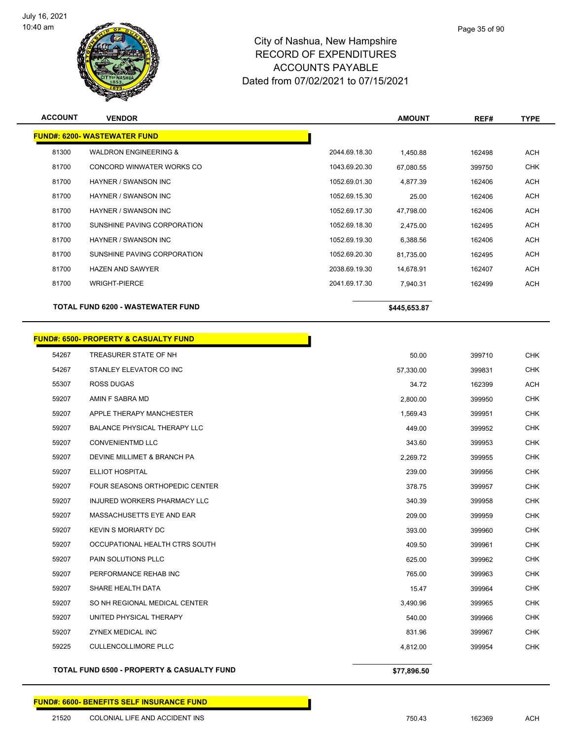City of Nashua, New Hampshire
RECORD OF EXPENDITURES
ACCOUNTS PAYABLE
Dated from 07/02/2021 to 07/15/2021

| ACCOUNT | VENDOR | | AMOUNT | REF# | TYPE |
|---|---|---|---|---|---|
| **FUND#: 6200- WASTEWATER FUND** | | | | | |
| 81300 | WALDRON ENGINEERING & | 2044.69.18.30 | 1,450.88 | 162498 | ACH |
| 81700 | CONCORD WINWATER WORKS CO | 1043.69.20.30 | 67,080.55 | 399750 | CHK |
| 81700 | HAYNER / SWANSON INC | 1052.69.01.30 | 4,877.39 | 162406 | ACH |
| 81700 | HAYNER / SWANSON INC | 1052.69.15.30 | 25.00 | 162406 | ACH |
| 81700 | HAYNER / SWANSON INC | 1052.69.17.30 | 47,798.00 | 162406 | ACH |
| 81700 | SUNSHINE PAVING CORPORATION | 1052.69.18.30 | 2,475.00 | 162495 | ACH |
| 81700 | HAYNER / SWANSON INC | 1052.69.19.30 | 6,388.56 | 162406 | ACH |
| 81700 | SUNSHINE PAVING CORPORATION | 1052.69.20.30 | 81,735.00 | 162495 | ACH |
| 81700 | HAZEN AND SAWYER | 2038.69.19.30 | 14,678.91 | 162407 | ACH |
| 81700 | WRIGHT-PIERCE | 2041.69.17.30 | 7,940.31 | 162499 | ACH |
| **TOTAL FUND 6200 - WASTEWATER FUND** | | | **$445,653.87** | | |

| ACCOUNT | VENDOR | AMOUNT | REF# | TYPE |
|---|---|---|---|---|
| **FUND#: 6500- PROPERTY & CASUALTY FUND** | | | | |
| 54267 | TREASURER STATE OF NH | 50.00 | 399710 | CHK |
| 54267 | STANLEY ELEVATOR CO INC | 57,330.00 | 399831 | CHK |
| 55307 | ROSS DUGAS | 34.72 | 162399 | ACH |
| 59207 | AMIN F SABRA MD | 2,800.00 | 399950 | CHK |
| 59207 | APPLE THERAPY MANCHESTER | 1,569.43 | 399951 | CHK |
| 59207 | BALANCE PHYSICAL THERAPY LLC | 449.00 | 399952 | CHK |
| 59207 | CONVENIENTMD LLC | 343.60 | 399953 | CHK |
| 59207 | DEVINE MILLIMET & BRANCH PA | 2,269.72 | 399955 | CHK |
| 59207 | ELLIOT HOSPITAL | 239.00 | 399956 | CHK |
| 59207 | FOUR SEASONS ORTHOPEDIC CENTER | 378.75 | 399957 | CHK |
| 59207 | INJURED WORKERS PHARMACY LLC | 340.39 | 399958 | CHK |
| 59207 | MASSACHUSETTS EYE AND EAR | 209.00 | 399959 | CHK |
| 59207 | KEVIN S MORIARTY DC | 393.00 | 399960 | CHK |
| 59207 | OCCUPATIONAL HEALTH CTRS SOUTH | 409.50 | 399961 | CHK |
| 59207 | PAIN SOLUTIONS PLLC | 625.00 | 399962 | CHK |
| 59207 | PERFORMANCE REHAB INC | 765.00 | 399963 | CHK |
| 59207 | SHARE HEALTH DATA | 15.47 | 399964 | CHK |
| 59207 | SO NH REGIONAL MEDICAL CENTER | 3,490.96 | 399965 | CHK |
| 59207 | UNITED PHYSICAL THERAPY | 540.00 | 399966 | CHK |
| 59207 | ZYNEX MEDICAL INC | 831.96 | 399967 | CHK |
| 59225 | CULLENCOLLIMORE PLLC | 4,812.00 | 399954 | CHK |
| **TOTAL FUND 6500 - PROPERTY & CASUALTY FUND** | | **$77,896.50** | | |

| ACCOUNT | VENDOR | AMOUNT | REF# | TYPE |
|---|---|---|---|---|
| **FUND#: 6600- BENEFITS SELF INSURANCE FUND** | | | | |
| 21520 | COLONIAL LIFE AND ACCIDENT INS | 750.43 | 162369 | ACH |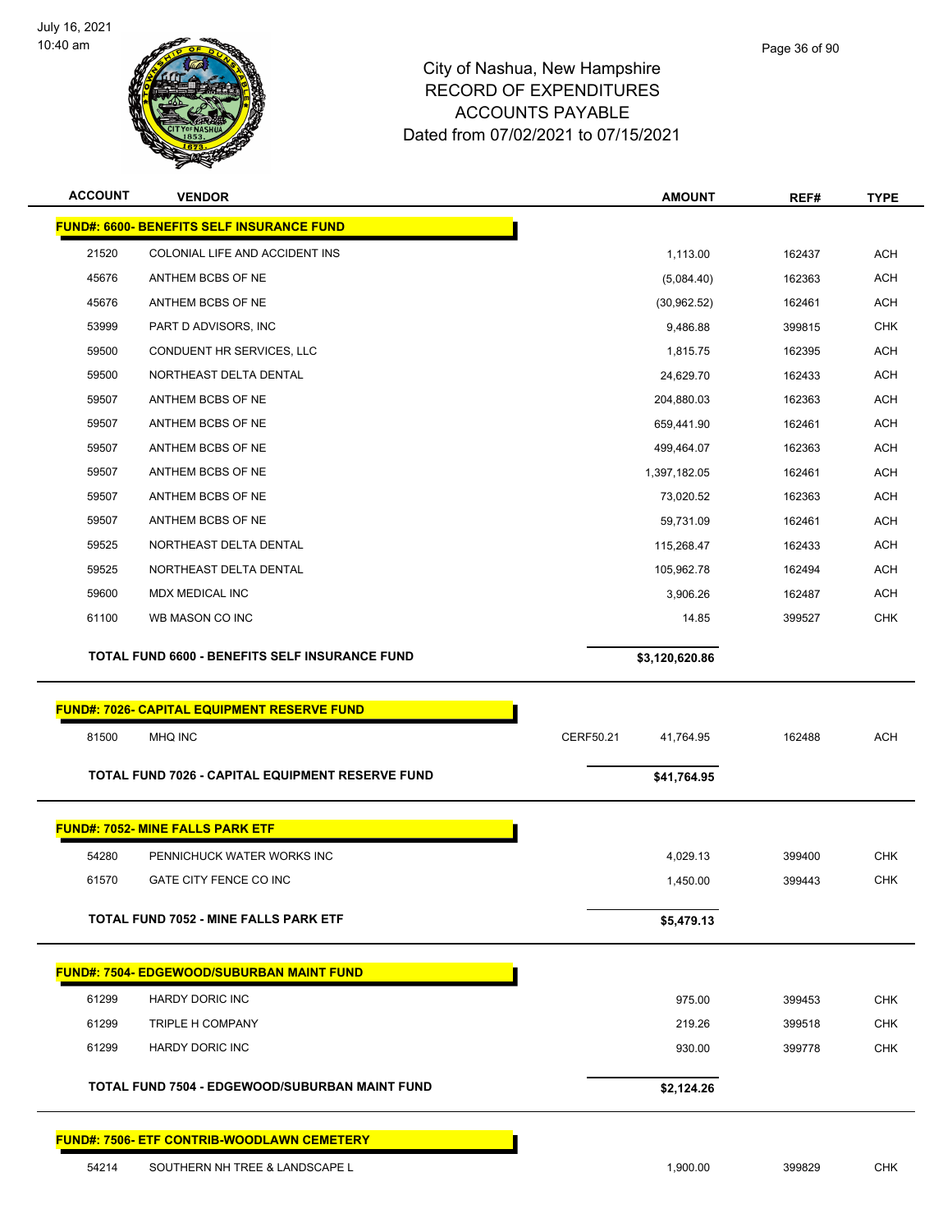# City of Nashua, New Hampshire
## RECORD OF EXPENDITURES
## ACCOUNTS PAYABLE
## Dated from 07/02/2021 to 07/15/2021

| ACCOUNT | VENDOR | | AMOUNT | REF# | TYPE |
|---|---|---|---|---|---|
| **FUND#: 6600- BENEFITS SELF INSURANCE FUND** | | | | | |
| 21520 | COLONIAL LIFE AND ACCIDENT INS | | 1,113.00 | 162437 | ACH |
| 45676 | ANTHEM BCBS OF NE | | (5,084.40) | 162363 | ACH |
| 45676 | ANTHEM BCBS OF NE | | (30,962.52) | 162461 | ACH |
| 53999 | PART D ADVISORS, INC | | 9,486.88 | 399815 | CHK |
| 59500 | CONDUENT HR SERVICES, LLC | | 1,815.75 | 162395 | ACH |
| 59500 | NORTHEAST DELTA DENTAL | | 24,629.70 | 162433 | ACH |
| 59507 | ANTHEM BCBS OF NE | | 204,880.03 | 162363 | ACH |
| 59507 | ANTHEM BCBS OF NE | | 659,441.90 | 162461 | ACH |
| 59507 | ANTHEM BCBS OF NE | | 499,464.07 | 162363 | ACH |
| 59507 | ANTHEM BCBS OF NE | | 1,397,182.05 | 162461 | ACH |
| 59507 | ANTHEM BCBS OF NE | | 73,020.52 | 162363 | ACH |
| 59507 | ANTHEM BCBS OF NE | | 59,731.09 | 162461 | ACH |
| 59525 | NORTHEAST DELTA DENTAL | | 115,268.47 | 162433 | ACH |
| 59525 | NORTHEAST DELTA DENTAL | | 105,962.78 | 162494 | ACH |
| 59600 | MDX MEDICAL INC | | 3,906.26 | 162487 | ACH |
| 61100 | WB MASON CO INC | | 14.85 | 399527 | CHK |
| **TOTAL FUND 6600 - BENEFITS SELF INSURANCE FUND** | | | **$3,120,620.86** | | |
| **FUND#: 7026- CAPITAL EQUIPMENT RESERVE FUND** | | | | | |
| 81500 | MHQ INC | CERF50.21 | 41,764.95 | 162488 | ACH |
| **TOTAL FUND 7026 - CAPITAL EQUIPMENT RESERVE FUND** | | | **$41,764.95** | | |
| **FUND#: 7052- MINE FALLS PARK ETF** | | | | | |
| 54280 | PENNICHUCK WATER WORKS INC | | 4,029.13 | 399400 | CHK |
| 61570 | GATE CITY FENCE CO INC | | 1,450.00 | 399443 | CHK |
| **TOTAL FUND 7052 - MINE FALLS PARK ETF** | | | **$5,479.13** | | |
| **FUND#: 7504- EDGEWOOD/SUBURBAN MAINT FUND** | | | | | |
| 61299 | HARDY DORIC INC | | 975.00 | 399453 | CHK |
| 61299 | TRIPLE H COMPANY | | 219.26 | 399518 | CHK |
| 61299 | HARDY DORIC INC | | 930.00 | 399778 | CHK |
| **TOTAL FUND 7504 - EDGEWOOD/SUBURBAN MAINT FUND** | | | **$2,124.26** | | |
| **FUND#: 7506- ETF CONTRIB-WOODLAWN CEMETERY** | | | | | |
| 54214 | SOUTHERN NH TREE & LANDSCAPE L | | 1,900.00 | 399829 | CHK |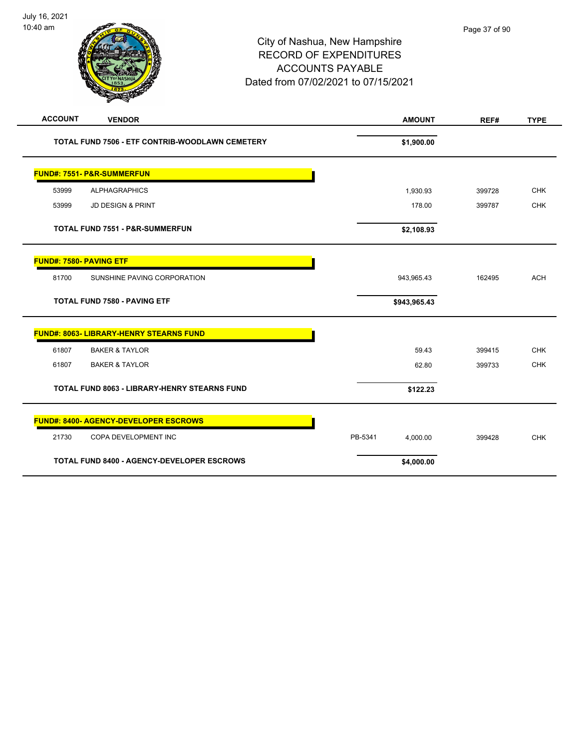City of Nashua, New Hampshire
RECORD OF EXPENDITURES
ACCOUNTS PAYABLE
Dated from 07/02/2021 to 07/15/2021

| ACCOUNT | VENDOR | | AMOUNT | REF# | TYPE |
|---|---|---|---|---|---|
| | **TOTAL FUND 7506 - ETF CONTRIB-WOODLAWN CEMETERY** | | **$1,900.00** | | |
| **FUND#: 7551- P&R-SUMMERFUN** | | | | | |
| 53999 | ALPHAGRAPHICS | | 1,930.93 | 399728 | CHK |
| 53999 | JD DESIGN & PRINT | | 178.00 | 399787 | CHK |
| | **TOTAL FUND 7551 - P&R-SUMMERFUN** | | **$2,108.93** | | |
| **FUND#: 7580- PAVING ETF** | | | | | |
| 81700 | SUNSHINE PAVING CORPORATION | | 943,965.43 | 162495 | ACH |
| | **TOTAL FUND 7580 - PAVING ETF** | | **$943,965.43** | | |
| **FUND#: 8063- LIBRARY-HENRY STEARNS FUND** | | | | | |
| 61807 | BAKER & TAYLOR | | 59.43 | 399415 | CHK |
| 61807 | BAKER & TAYLOR | | 62.80 | 399733 | CHK |
| | **TOTAL FUND 8063 - LIBRARY-HENRY STEARNS FUND** | | **$122.23** | | |
| **FUND#: 8400- AGENCY-DEVELOPER ESCROWS** | | | | | |
| 21730 | COPA DEVELOPMENT INC | PB-5341 | 4,000.00 | 399428 | CHK |
| | **TOTAL FUND 8400 - AGENCY-DEVELOPER ESCROWS** | | **$4,000.00** | | |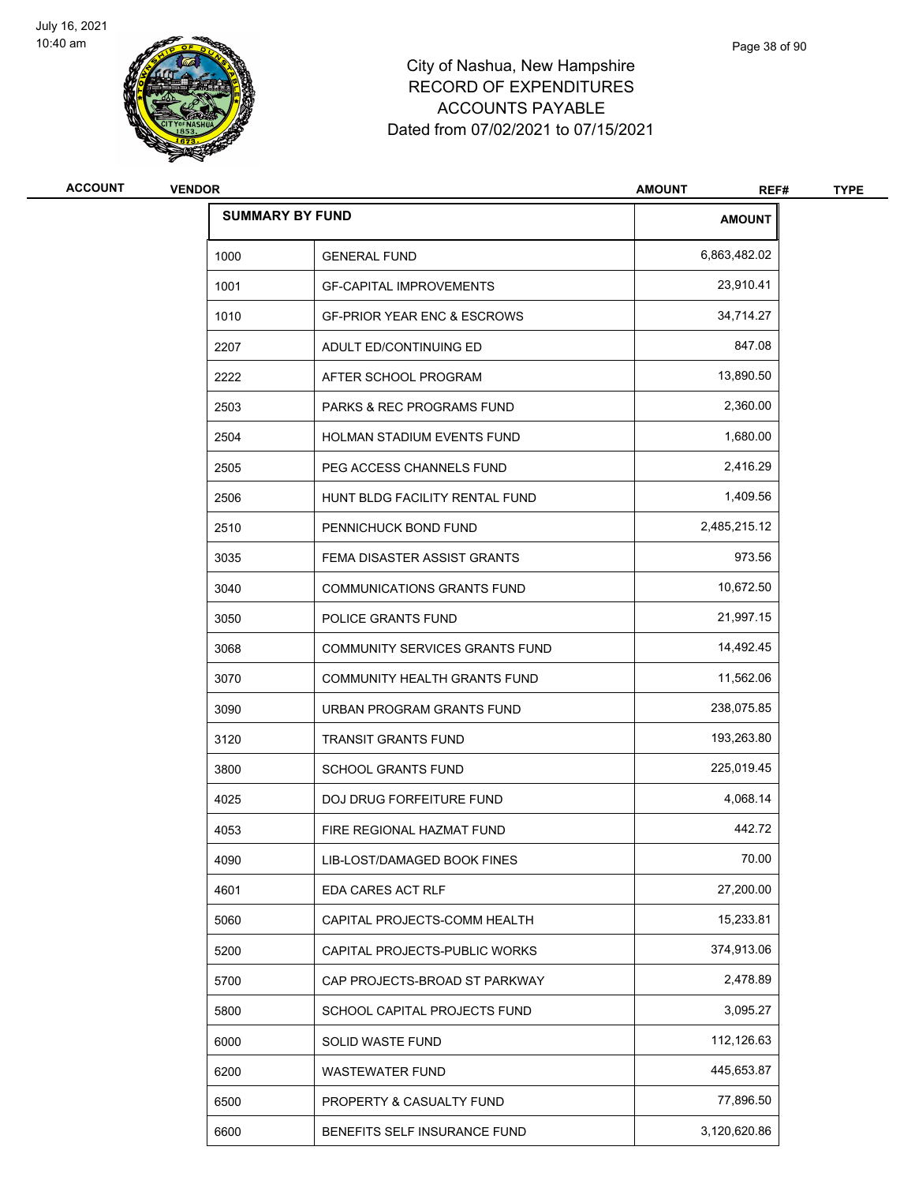City of Nashua, New Hampshire
RECORD OF EXPENDITURES
ACCOUNTS PAYABLE
Dated from 07/02/2021 to 07/15/2021

| ACCOUNT | VENDOR | AMOUNT | REF# | TYPE |
|---|---|---|---|---|

| SUMMARY BY FUND | | AMOUNT |
|---|---|---|
| 1000 | GENERAL FUND | 6,863,482.02 |
| 1001 | GF-CAPITAL IMPROVEMENTS | 23,910.41 |
| 1010 | GF-PRIOR YEAR ENC & ESCROWS | 34,714.27 |
| 2207 | ADULT ED/CONTINUING ED | 847.08 |
| 2222 | AFTER SCHOOL PROGRAM | 13,890.50 |
| 2503 | PARKS & REC PROGRAMS FUND | 2,360.00 |
| 2504 | HOLMAN STADIUM EVENTS FUND | 1,680.00 |
| 2505 | PEG ACCESS CHANNELS FUND | 2,416.29 |
| 2506 | HUNT BLDG FACILITY RENTAL FUND | 1,409.56 |
| 2510 | PENNICHUCK BOND FUND | 2,485,215.12 |
| 3035 | FEMA DISASTER ASSIST GRANTS | 973.56 |
| 3040 | COMMUNICATIONS GRANTS FUND | 10,672.50 |
| 3050 | POLICE GRANTS FUND | 21,997.15 |
| 3068 | COMMUNITY SERVICES GRANTS FUND | 14,492.45 |
| 3070 | COMMUNITY HEALTH GRANTS FUND | 11,562.06 |
| 3090 | URBAN PROGRAM GRANTS FUND | 238,075.85 |
| 3120 | TRANSIT GRANTS FUND | 193,263.80 |
| 3800 | SCHOOL GRANTS FUND | 225,019.45 |
| 4025 | DOJ DRUG FORFEITURE FUND | 4,068.14 |
| 4053 | FIRE REGIONAL HAZMAT FUND | 442.72 |
| 4090 | LIB-LOST/DAMAGED BOOK FINES | 70.00 |
| 4601 | EDA CARES ACT RLF | 27,200.00 |
| 5060 | CAPITAL PROJECTS-COMM HEALTH | 15,233.81 |
| 5200 | CAPITAL PROJECTS-PUBLIC WORKS | 374,913.06 |
| 5700 | CAP PROJECTS-BROAD ST PARKWAY | 2,478.89 |
| 5800 | SCHOOL CAPITAL PROJECTS FUND | 3,095.27 |
| 6000 | SOLID WASTE FUND | 112,126.63 |
| 6200 | WASTEWATER FUND | 445,653.87 |
| 6500 | PROPERTY & CASUALTY FUND | 77,896.50 |
| 6600 | BENEFITS SELF INSURANCE FUND | 3,120,620.86 |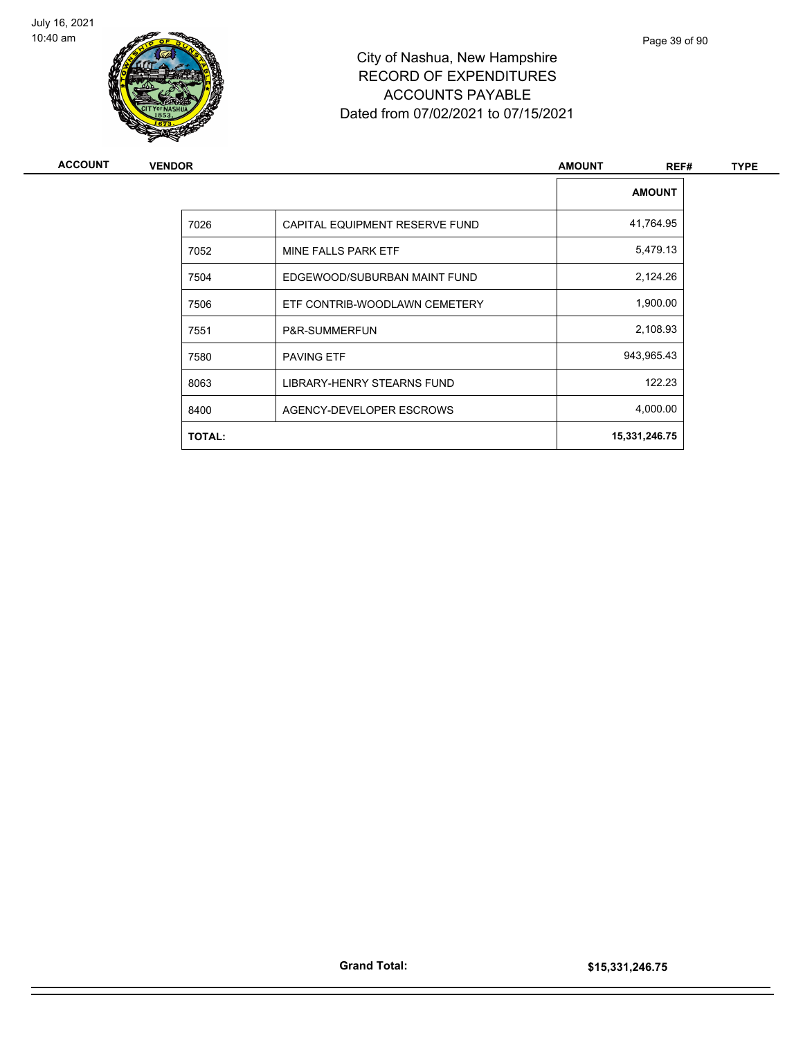City of Nashua, New Hampshire
RECORD OF EXPENDITURES
ACCOUNTS PAYABLE
Dated from 07/02/2021 to 07/15/2021

| ACCOUNT | VENDOR | AMOUNT | REF# | TYPE |
|---|---|---|---|---|

| | | AMOUNT |
|---|---|---|
| 7026 | CAPITAL EQUIPMENT RESERVE FUND | 41,764.95 |
| 7052 | MINE FALLS PARK ETF | 5,479.13 |
| 7504 | EDGEWOOD/SUBURBAN MAINT FUND | 2,124.26 |
| 7506 | ETF CONTRIB-WOODLAWN CEMETERY | 1,900.00 |
| 7551 | P&R-SUMMERFUN | 2,108.93 |
| 7580 | PAVING ETF | 943,965.43 |
| 8063 | LIBRARY-HENRY STEARNS FUND | 122.23 |
| 8400 | AGENCY-DEVELOPER ESCROWS | 4,000.00 |
| **TOTAL:** | | **15,331,246.75** |

**Grand Total:** **$15,331,246.75**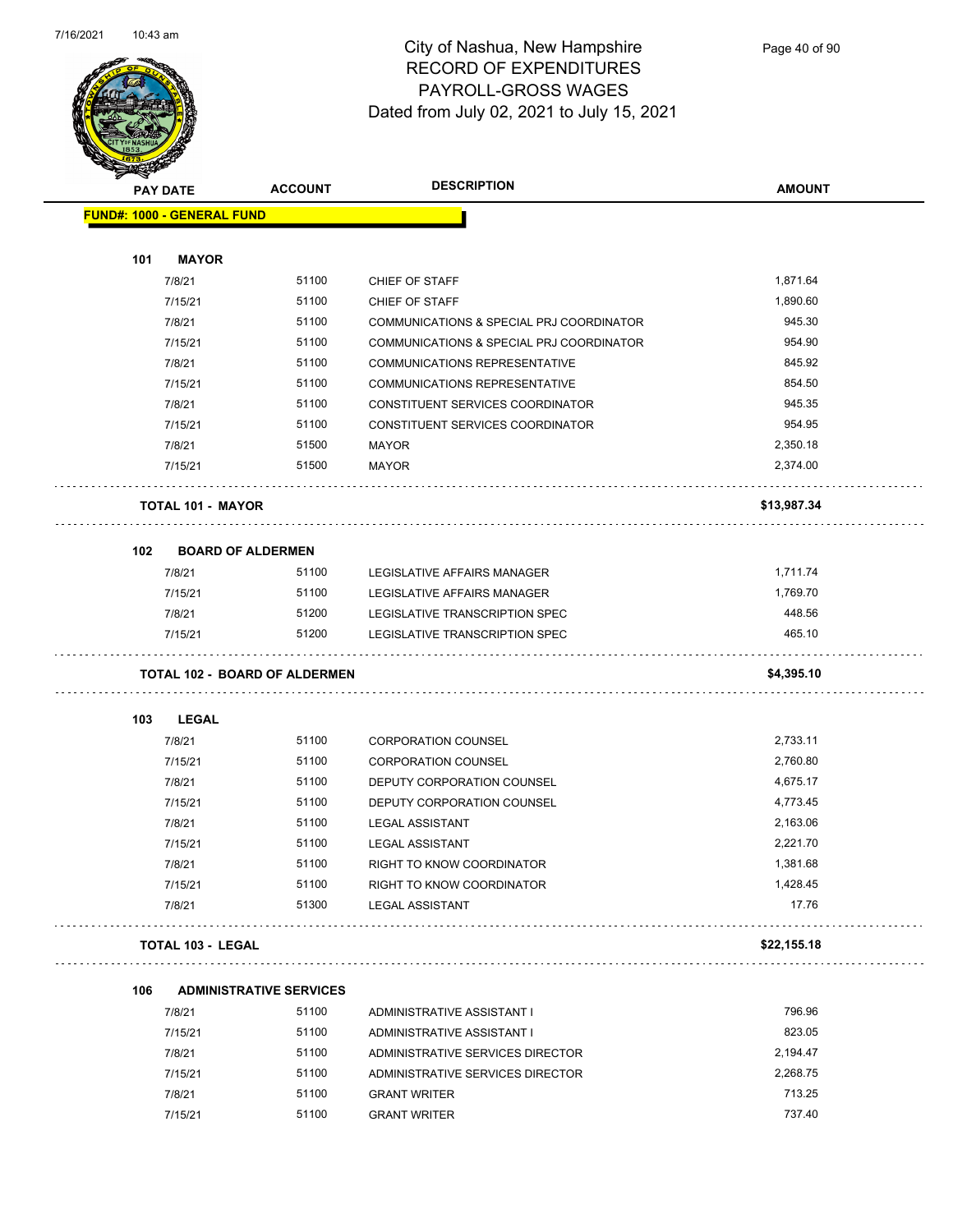# City of Nashua, New Hampshire
## RECORD OF EXPENDITURES
## PAYROLL-GROSS WAGES
### Dated from July 02, 2021 to July 15, 2021

| PAY DATE | ACCOUNT | DESCRIPTION | AMOUNT |
|---|---|---|---|
| **FUND#: 1000 - GENERAL FUND** | | | |
| **101 MAYOR** | | | |
| 7/8/21 | 51100 | CHIEF OF STAFF | 1,871.64 |
| 7/15/21 | 51100 | CHIEF OF STAFF | 1,890.60 |
| 7/8/21 | 51100 | COMMUNICATIONS & SPECIAL PRJ COORDINATOR | 945.30 |
| 7/15/21 | 51100 | COMMUNICATIONS & SPECIAL PRJ COORDINATOR | 954.90 |
| 7/8/21 | 51100 | COMMUNICATIONS REPRESENTATIVE | 845.92 |
| 7/15/21 | 51100 | COMMUNICATIONS REPRESENTATIVE | 854.50 |
| 7/8/21 | 51100 | CONSTITUENT SERVICES COORDINATOR | 945.35 |
| 7/15/21 | 51100 | CONSTITUENT SERVICES COORDINATOR | 954.95 |
| 7/8/21 | 51500 | MAYOR | 2,350.18 |
| 7/15/21 | 51500 | MAYOR | 2,374.00 |
| **TOTAL 101 - MAYOR** | | | **$13,987.34** |
| **102 BOARD OF ALDERMEN** | | | |
| 7/8/21 | 51100 | LEGISLATIVE AFFAIRS MANAGER | 1,711.74 |
| 7/15/21 | 51100 | LEGISLATIVE AFFAIRS MANAGER | 1,769.70 |
| 7/8/21 | 51200 | LEGISLATIVE TRANSCRIPTION SPEC | 448.56 |
| 7/15/21 | 51200 | LEGISLATIVE TRANSCRIPTION SPEC | 465.10 |
| **TOTAL 102 - BOARD OF ALDERMEN** | | | **$4,395.10** |
| **103 LEGAL** | | | |
| 7/8/21 | 51100 | CORPORATION COUNSEL | 2,733.11 |
| 7/15/21 | 51100 | CORPORATION COUNSEL | 2,760.80 |
| 7/8/21 | 51100 | DEPUTY CORPORATION COUNSEL | 4,675.17 |
| 7/15/21 | 51100 | DEPUTY CORPORATION COUNSEL | 4,773.45 |
| 7/8/21 | 51100 | LEGAL ASSISTANT | 2,163.06 |
| 7/15/21 | 51100 | LEGAL ASSISTANT | 2,221.70 |
| 7/8/21 | 51100 | RIGHT TO KNOW COORDINATOR | 1,381.68 |
| 7/15/21 | 51100 | RIGHT TO KNOW COORDINATOR | 1,428.45 |
| 7/8/21 | 51300 | LEGAL ASSISTANT | 17.76 |
| **TOTAL 103 - LEGAL** | | | **$22,155.18** |
| **106 ADMINISTRATIVE SERVICES** | | | |
| 7/8/21 | 51100 | ADMINISTRATIVE ASSISTANT I | 796.96 |
| 7/15/21 | 51100 | ADMINISTRATIVE ASSISTANT I | 823.05 |
| 7/8/21 | 51100 | ADMINISTRATIVE SERVICES DIRECTOR | 2,194.47 |
| 7/15/21 | 51100 | ADMINISTRATIVE SERVICES DIRECTOR | 2,268.75 |
| 7/8/21 | 51100 | GRANT WRITER | 713.25 |
| 7/15/21 | 51100 | GRANT WRITER | 737.40 |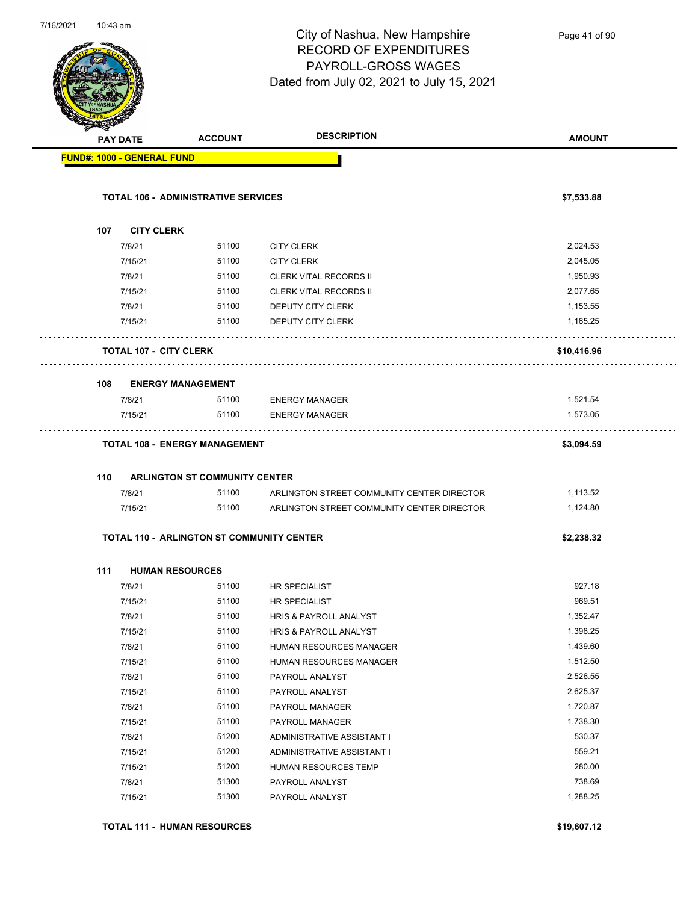# City of Nashua, New Hampshire
## RECORD OF EXPENDITURES
## PAYROLL-GROSS WAGES
## Dated from July 02, 2021 to July 15, 2021

| PAY DATE | ACCOUNT | DESCRIPTION | AMOUNT |
|---|---|---|---|
| **FUND#: 1000 - GENERAL FUND** | | | |
| **TOTAL 106 - ADMINISTRATIVE SERVICES** | | | **$7,533.88** |
| **107 CITY CLERK** | | | |
| 7/8/21 | 51100 | CITY CLERK | 2,024.53 |
| 7/15/21 | 51100 | CITY CLERK | 2,045.05 |
| 7/8/21 | 51100 | CLERK VITAL RECORDS II | 1,950.93 |
| 7/15/21 | 51100 | CLERK VITAL RECORDS II | 2,077.65 |
| 7/8/21 | 51100 | DEPUTY CITY CLERK | 1,153.55 |
| 7/15/21 | 51100 | DEPUTY CITY CLERK | 1,165.25 |
| **TOTAL 107 - CITY CLERK** | | | **$10,416.96** |
| **108 ENERGY MANAGEMENT** | | | |
| 7/8/21 | 51100 | ENERGY MANAGER | 1,521.54 |
| 7/15/21 | 51100 | ENERGY MANAGER | 1,573.05 |
| **TOTAL 108 - ENERGY MANAGEMENT** | | | **$3,094.59** |
| **110 ARLINGTON ST COMMUNITY CENTER** | | | |
| 7/8/21 | 51100 | ARLINGTON STREET COMMUNITY CENTER DIRECTOR | 1,113.52 |
| 7/15/21 | 51100 | ARLINGTON STREET COMMUNITY CENTER DIRECTOR | 1,124.80 |
| **TOTAL 110 - ARLINGTON ST COMMUNITY CENTER** | | | **$2,238.32** |
| **111 HUMAN RESOURCES** | | | |
| 7/8/21 | 51100 | HR SPECIALIST | 927.18 |
| 7/15/21 | 51100 | HR SPECIALIST | 969.51 |
| 7/8/21 | 51100 | HRIS & PAYROLL ANALYST | 1,352.47 |
| 7/15/21 | 51100 | HRIS & PAYROLL ANALYST | 1,398.25 |
| 7/8/21 | 51100 | HUMAN RESOURCES MANAGER | 1,439.60 |
| 7/15/21 | 51100 | HUMAN RESOURCES MANAGER | 1,512.50 |
| 7/8/21 | 51100 | PAYROLL ANALYST | 2,526.55 |
| 7/15/21 | 51100 | PAYROLL ANALYST | 2,625.37 |
| 7/8/21 | 51100 | PAYROLL MANAGER | 1,720.87 |
| 7/15/21 | 51100 | PAYROLL MANAGER | 1,738.30 |
| 7/8/21 | 51200 | ADMINISTRATIVE ASSISTANT I | 530.37 |
| 7/15/21 | 51200 | ADMINISTRATIVE ASSISTANT I | 559.21 |
| 7/15/21 | 51200 | HUMAN RESOURCES TEMP | 280.00 |
| 7/8/21 | 51300 | PAYROLL ANALYST | 738.69 |
| 7/15/21 | 51300 | PAYROLL ANALYST | 1,288.25 |
| **TOTAL 111 - HUMAN RESOURCES** | | | **$19,607.12** |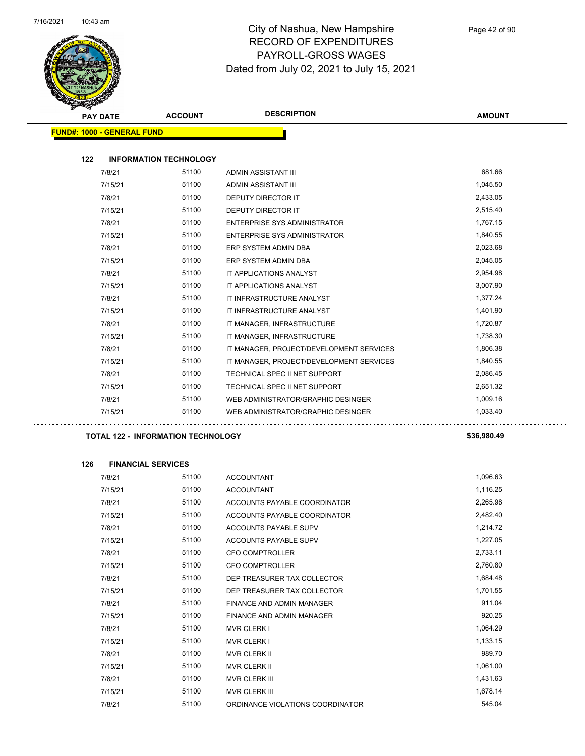# City of Nashua, New Hampshire
## RECORD OF EXPENDITURES
## PAYROLL-GROSS WAGES
## Dated from July 02, 2021 to July 15, 2021

| PAY DATE | ACCOUNT | DESCRIPTION | AMOUNT |
|---|---|---|---|
| **FUND#: 1000 - GENERAL FUND** | | | |
| **122 INFORMATION TECHNOLOGY** | | | |
| 7/8/21 | 51100 | ADMIN ASSISTANT III | 681.66 |
| 7/15/21 | 51100 | ADMIN ASSISTANT III | 1,045.50 |
| 7/8/21 | 51100 | DEPUTY DIRECTOR IT | 2,433.05 |
| 7/15/21 | 51100 | DEPUTY DIRECTOR IT | 2,515.40 |
| 7/8/21 | 51100 | ENTERPRISE SYS ADMINISTRATOR | 1,767.15 |
| 7/15/21 | 51100 | ENTERPRISE SYS ADMINISTRATOR | 1,840.55 |
| 7/8/21 | 51100 | ERP SYSTEM ADMIN DBA | 2,023.68 |
| 7/15/21 | 51100 | ERP SYSTEM ADMIN DBA | 2,045.05 |
| 7/8/21 | 51100 | IT APPLICATIONS ANALYST | 2,954.98 |
| 7/15/21 | 51100 | IT APPLICATIONS ANALYST | 3,007.90 |
| 7/8/21 | 51100 | IT INFRASTRUCTURE ANALYST | 1,377.24 |
| 7/15/21 | 51100 | IT INFRASTRUCTURE ANALYST | 1,401.90 |
| 7/8/21 | 51100 | IT MANAGER, INFRASTRUCTURE | 1,720.87 |
| 7/15/21 | 51100 | IT MANAGER, INFRASTRUCTURE | 1,738.30 |
| 7/8/21 | 51100 | IT MANAGER, PROJECT/DEVELOPMENT SERVICES | 1,806.38 |
| 7/15/21 | 51100 | IT MANAGER, PROJECT/DEVELOPMENT SERVICES | 1,840.55 |
| 7/8/21 | 51100 | TECHNICAL SPEC II NET SUPPORT | 2,086.45 |
| 7/15/21 | 51100 | TECHNICAL SPEC II NET SUPPORT | 2,651.32 |
| 7/8/21 | 51100 | WEB ADMINISTRATOR/GRAPHIC DESINGER | 1,009.16 |
| 7/15/21 | 51100 | WEB ADMINISTRATOR/GRAPHIC DESINGER | 1,033.40 |
| **TOTAL 122 - INFORMATION TECHNOLOGY** | | | **$36,980.49** |
| **126 FINANCIAL SERVICES** | | | |
| 7/8/21 | 51100 | ACCOUNTANT | 1,096.63 |
| 7/15/21 | 51100 | ACCOUNTANT | 1,116.25 |
| 7/8/21 | 51100 | ACCOUNTS PAYABLE COORDINATOR | 2,265.98 |
| 7/15/21 | 51100 | ACCOUNTS PAYABLE COORDINATOR | 2,482.40 |
| 7/8/21 | 51100 | ACCOUNTS PAYABLE SUPV | 1,214.72 |
| 7/15/21 | 51100 | ACCOUNTS PAYABLE SUPV | 1,227.05 |
| 7/8/21 | 51100 | CFO COMPTROLLER | 2,733.11 |
| 7/15/21 | 51100 | CFO COMPTROLLER | 2,760.80 |
| 7/8/21 | 51100 | DEP TREASURER TAX COLLECTOR | 1,684.48 |
| 7/15/21 | 51100 | DEP TREASURER TAX COLLECTOR | 1,701.55 |
| 7/8/21 | 51100 | FINANCE AND ADMIN MANAGER | 911.04 |
| 7/15/21 | 51100 | FINANCE AND ADMIN MANAGER | 920.25 |
| 7/8/21 | 51100 | MVR CLERK I | 1,064.29 |
| 7/15/21 | 51100 | MVR CLERK I | 1,133.15 |
| 7/8/21 | 51100 | MVR CLERK II | 989.70 |
| 7/15/21 | 51100 | MVR CLERK II | 1,061.00 |
| 7/8/21 | 51100 | MVR CLERK III | 1,431.63 |
| 7/15/21 | 51100 | MVR CLERK III | 1,678.14 |
| 7/8/21 | 51100 | ORDINANCE VIOLATIONS COORDINATOR | 545.04 |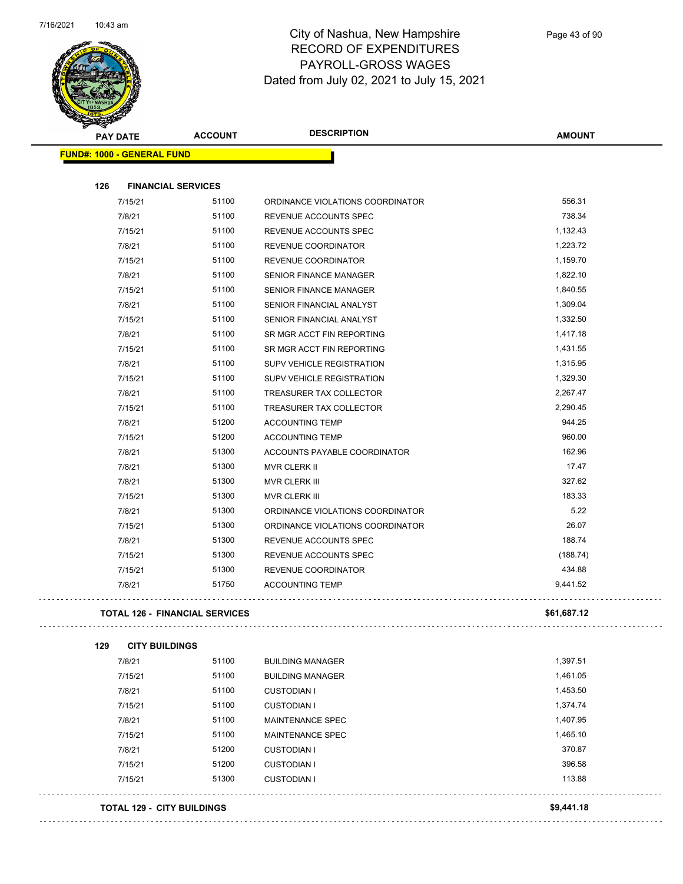# City of Nashua, New Hampshire
## RECORD OF EXPENDITURES
## PAYROLL-GROSS WAGES
## Dated from July 02, 2021 to July 15, 2021

| PAY DATE | ACCOUNT | DESCRIPTION | AMOUNT |
|---|---|---|---|
| **FUND#: 1000 - GENERAL FUND** | | | |
| **126 FINANCIAL SERVICES** | | | |
| 7/15/21 | 51100 | ORDINANCE VIOLATIONS COORDINATOR | 556.31 |
| 7/8/21 | 51100 | REVENUE ACCOUNTS SPEC | 738.34 |
| 7/15/21 | 51100 | REVENUE ACCOUNTS SPEC | 1,132.43 |
| 7/8/21 | 51100 | REVENUE COORDINATOR | 1,223.72 |
| 7/15/21 | 51100 | REVENUE COORDINATOR | 1,159.70 |
| 7/8/21 | 51100 | SENIOR FINANCE MANAGER | 1,822.10 |
| 7/15/21 | 51100 | SENIOR FINANCE MANAGER | 1,840.55 |
| 7/8/21 | 51100 | SENIOR FINANCIAL ANALYST | 1,309.04 |
| 7/15/21 | 51100 | SENIOR FINANCIAL ANALYST | 1,332.50 |
| 7/8/21 | 51100 | SR MGR ACCT FIN REPORTING | 1,417.18 |
| 7/15/21 | 51100 | SR MGR ACCT FIN REPORTING | 1,431.55 |
| 7/8/21 | 51100 | SUPV VEHICLE REGISTRATION | 1,315.95 |
| 7/15/21 | 51100 | SUPV VEHICLE REGISTRATION | 1,329.30 |
| 7/8/21 | 51100 | TREASURER TAX COLLECTOR | 2,267.47 |
| 7/15/21 | 51100 | TREASURER TAX COLLECTOR | 2,290.45 |
| 7/8/21 | 51200 | ACCOUNTING TEMP | 944.25 |
| 7/15/21 | 51200 | ACCOUNTING TEMP | 960.00 |
| 7/8/21 | 51300 | ACCOUNTS PAYABLE COORDINATOR | 162.96 |
| 7/8/21 | 51300 | MVR CLERK II | 17.47 |
| 7/8/21 | 51300 | MVR CLERK III | 327.62 |
| 7/15/21 | 51300 | MVR CLERK III | 183.33 |
| 7/8/21 | 51300 | ORDINANCE VIOLATIONS COORDINATOR | 5.22 |
| 7/15/21 | 51300 | ORDINANCE VIOLATIONS COORDINATOR | 26.07 |
| 7/8/21 | 51300 | REVENUE ACCOUNTS SPEC | 188.74 |
| 7/15/21 | 51300 | REVENUE ACCOUNTS SPEC | (188.74) |
| 7/15/21 | 51300 | REVENUE COORDINATOR | 434.88 |
| 7/8/21 | 51750 | ACCOUNTING TEMP | 9,441.52 |
| **TOTAL 126 - FINANCIAL SERVICES** | | | **$61,687.12** |
| **129 CITY BUILDINGS** | | | |
| 7/8/21 | 51100 | BUILDING MANAGER | 1,397.51 |
| 7/15/21 | 51100 | BUILDING MANAGER | 1,461.05 |
| 7/8/21 | 51100 | CUSTODIAN I | 1,453.50 |
| 7/15/21 | 51100 | CUSTODIAN I | 1,374.74 |
| 7/8/21 | 51100 | MAINTENANCE SPEC | 1,407.95 |
| 7/15/21 | 51100 | MAINTENANCE SPEC | 1,465.10 |
| 7/8/21 | 51200 | CUSTODIAN I | 370.87 |
| 7/15/21 | 51200 | CUSTODIAN I | 396.58 |
| 7/15/21 | 51300 | CUSTODIAN I | 113.88 |
| **TOTAL 129 - CITY BUILDINGS** | | | **$9,441.18** |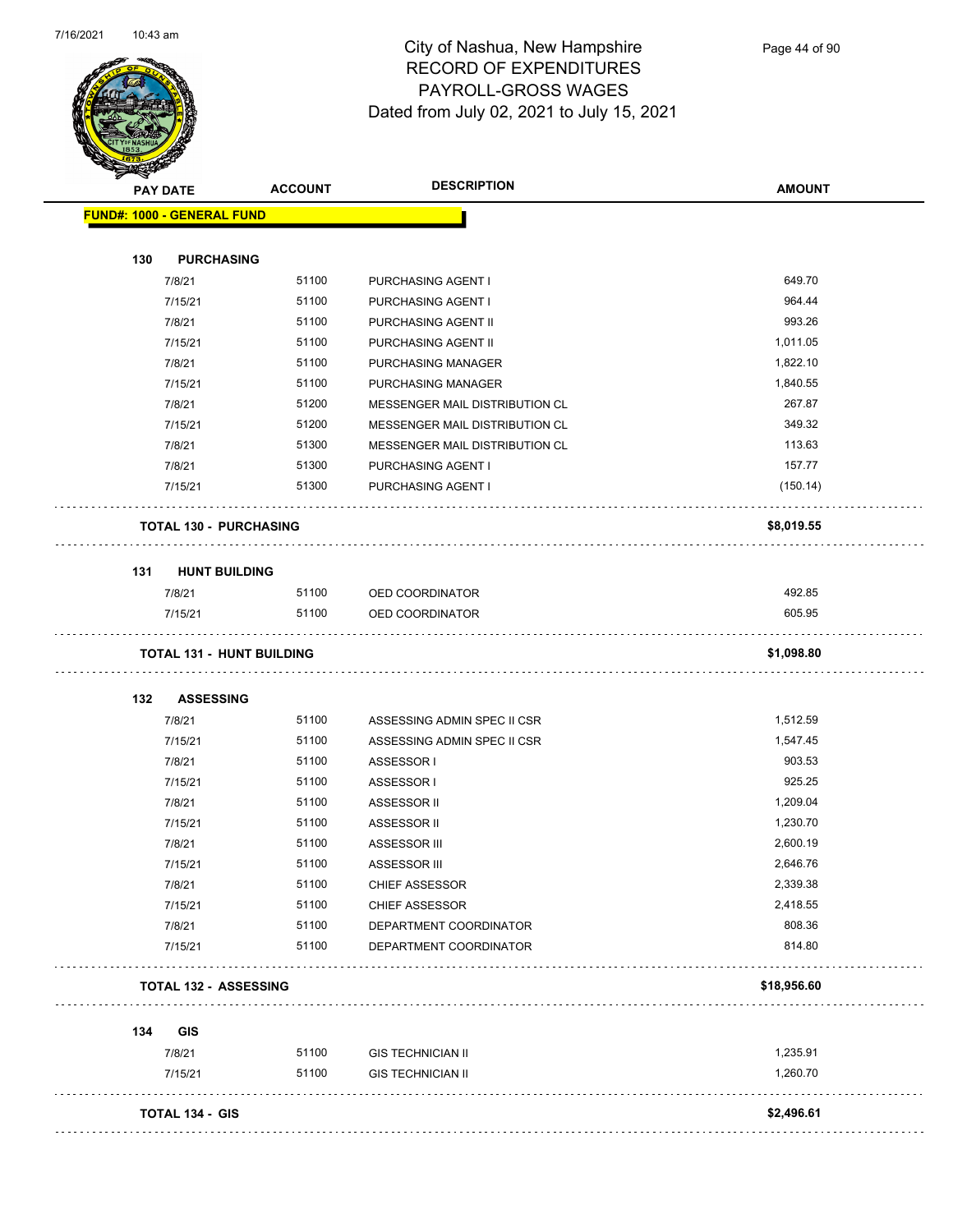# City of Nashua, New Hampshire
## RECORD OF EXPENDITURES
## PAYROLL-GROSS WAGES
## Dated from July 02, 2021 to July 15, 2021

| PAY DATE | ACCOUNT | DESCRIPTION | AMOUNT |
|---|---|---|---|
| **FUND#: 1000 - GENERAL FUND** | | | |
| **130 PURCHASING** | | | |
| 7/8/21 | 51100 | PURCHASING AGENT I | 649.70 |
| 7/15/21 | 51100 | PURCHASING AGENT I | 964.44 |
| 7/8/21 | 51100 | PURCHASING AGENT II | 993.26 |
| 7/15/21 | 51100 | PURCHASING AGENT II | 1,011.05 |
| 7/8/21 | 51100 | PURCHASING MANAGER | 1,822.10 |
| 7/15/21 | 51100 | PURCHASING MANAGER | 1,840.55 |
| 7/8/21 | 51200 | MESSENGER MAIL DISTRIBUTION CL | 267.87 |
| 7/15/21 | 51200 | MESSENGER MAIL DISTRIBUTION CL | 349.32 |
| 7/8/21 | 51300 | MESSENGER MAIL DISTRIBUTION CL | 113.63 |
| 7/8/21 | 51300 | PURCHASING AGENT I | 157.77 |
| 7/15/21 | 51300 | PURCHASING AGENT I | (150.14) |
| **TOTAL 130 - PURCHASING** | | | **$8,019.55** |
| **131 HUNT BUILDING** | | | |
| 7/8/21 | 51100 | OED COORDINATOR | 492.85 |
| 7/15/21 | 51100 | OED COORDINATOR | 605.95 |
| **TOTAL 131 - HUNT BUILDING** | | | **$1,098.80** |
| **132 ASSESSING** | | | |
| 7/8/21 | 51100 | ASSESSING ADMIN SPEC II CSR | 1,512.59 |
| 7/15/21 | 51100 | ASSESSING ADMIN SPEC II CSR | 1,547.45 |
| 7/8/21 | 51100 | ASSESSOR I | 903.53 |
| 7/15/21 | 51100 | ASSESSOR I | 925.25 |
| 7/8/21 | 51100 | ASSESSOR II | 1,209.04 |
| 7/15/21 | 51100 | ASSESSOR II | 1,230.70 |
| 7/8/21 | 51100 | ASSESSOR III | 2,600.19 |
| 7/15/21 | 51100 | ASSESSOR III | 2,646.76 |
| 7/8/21 | 51100 | CHIEF ASSESSOR | 2,339.38 |
| 7/15/21 | 51100 | CHIEF ASSESSOR | 2,418.55 |
| 7/8/21 | 51100 | DEPARTMENT COORDINATOR | 808.36 |
| 7/15/21 | 51100 | DEPARTMENT COORDINATOR | 814.80 |
| **TOTAL 132 - ASSESSING** | | | **$18,956.60** |
| **134 GIS** | | | |
| 7/8/21 | 51100 | GIS TECHNICIAN II | 1,235.91 |
| 7/15/21 | 51100 | GIS TECHNICIAN II | 1,260.70 |
| **TOTAL 134 - GIS** | | | **$2,496.61** |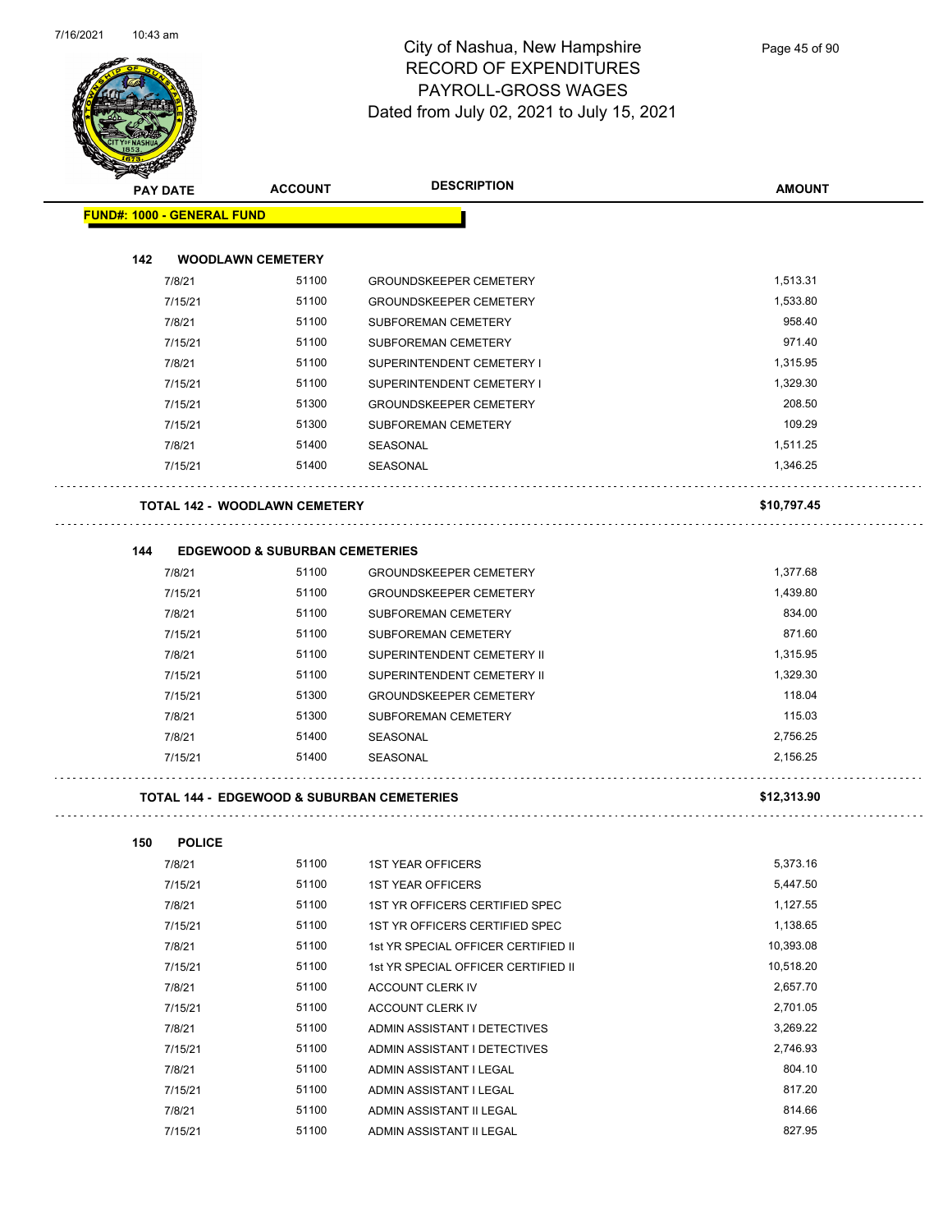# City of Nashua, New Hampshire
## RECORD OF EXPENDITURES
## PAYROLL-GROSS WAGES
## Dated from July 02, 2021 to July 15, 2021

| PAY DATE | ACCOUNT | DESCRIPTION | AMOUNT |
|---|---|---|---|
| **FUND#: 1000 - GENERAL FUND** | | | |
| **142 WOODLAWN CEMETERY** | | | |
| 7/8/21 | 51100 | GROUNDSKEEPER CEMETERY | 1,513.31 |
| 7/15/21 | 51100 | GROUNDSKEEPER CEMETERY | 1,533.80 |
| 7/8/21 | 51100 | SUBFOREMAN CEMETERY | 958.40 |
| 7/15/21 | 51100 | SUBFOREMAN CEMETERY | 971.40 |
| 7/8/21 | 51100 | SUPERINTENDENT CEMETERY I | 1,315.95 |
| 7/15/21 | 51100 | SUPERINTENDENT CEMETERY I | 1,329.30 |
| 7/15/21 | 51300 | GROUNDSKEEPER CEMETERY | 208.50 |
| 7/15/21 | 51300 | SUBFOREMAN CEMETERY | 109.29 |
| 7/8/21 | 51400 | SEASONAL | 1,511.25 |
| 7/15/21 | 51400 | SEASONAL | 1,346.25 |
| **TOTAL 142 - WOODLAWN CEMETERY** | | | **$10,797.45** |
| **144 EDGEWOOD & SUBURBAN CEMETERIES** | | | |
| 7/8/21 | 51100 | GROUNDSKEEPER CEMETERY | 1,377.68 |
| 7/15/21 | 51100 | GROUNDSKEEPER CEMETERY | 1,439.80 |
| 7/8/21 | 51100 | SUBFOREMAN CEMETERY | 834.00 |
| 7/15/21 | 51100 | SUBFOREMAN CEMETERY | 871.60 |
| 7/8/21 | 51100 | SUPERINTENDENT CEMETERY II | 1,315.95 |
| 7/15/21 | 51100 | SUPERINTENDENT CEMETERY II | 1,329.30 |
| 7/15/21 | 51300 | GROUNDSKEEPER CEMETERY | 118.04 |
| 7/8/21 | 51300 | SUBFOREMAN CEMETERY | 115.03 |
| 7/8/21 | 51400 | SEASONAL | 2,756.25 |
| 7/15/21 | 51400 | SEASONAL | 2,156.25 |
| **TOTAL 144 - EDGEWOOD & SUBURBAN CEMETERIES** | | | **$12,313.90** |
| **150 POLICE** | | | |
| 7/8/21 | 51100 | 1ST YEAR OFFICERS | 5,373.16 |
| 7/15/21 | 51100 | 1ST YEAR OFFICERS | 5,447.50 |
| 7/8/21 | 51100 | 1ST YR OFFICERS CERTIFIED SPEC | 1,127.55 |
| 7/15/21 | 51100 | 1ST YR OFFICERS CERTIFIED SPEC | 1,138.65 |
| 7/8/21 | 51100 | 1st YR SPECIAL OFFICER CERTIFIED II | 10,393.08 |
| 7/15/21 | 51100 | 1st YR SPECIAL OFFICER CERTIFIED II | 10,518.20 |
| 7/8/21 | 51100 | ACCOUNT CLERK IV | 2,657.70 |
| 7/15/21 | 51100 | ACCOUNT CLERK IV | 2,701.05 |
| 7/8/21 | 51100 | ADMIN ASSISTANT I DETECTIVES | 3,269.22 |
| 7/15/21 | 51100 | ADMIN ASSISTANT I DETECTIVES | 2,746.93 |
| 7/8/21 | 51100 | ADMIN ASSISTANT I LEGAL | 804.10 |
| 7/15/21 | 51100 | ADMIN ASSISTANT I LEGAL | 817.20 |
| 7/8/21 | 51100 | ADMIN ASSISTANT II LEGAL | 814.66 |
| 7/15/21 | 51100 | ADMIN ASSISTANT II LEGAL | 827.95 |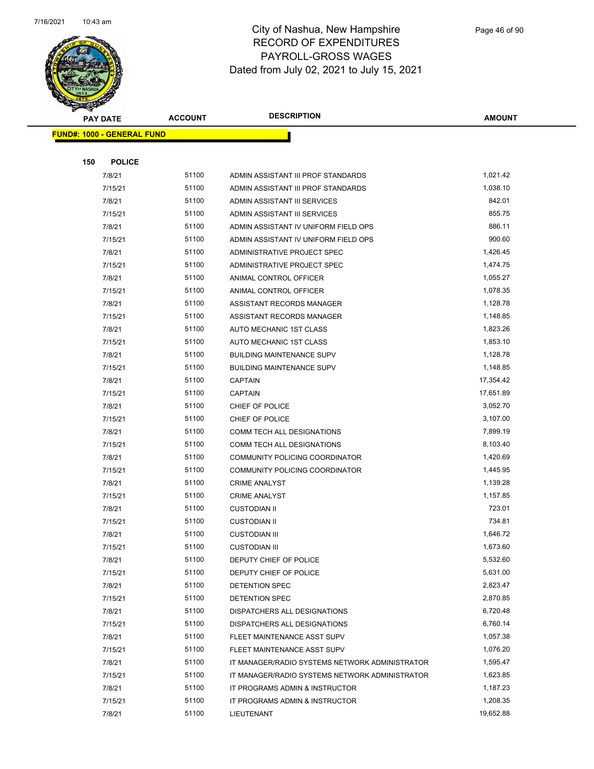# City of Nashua, New Hampshire
## RECORD OF EXPENDITURES
## PAYROLL-GROSS WAGES
## Dated from July 02, 2021 to July 15, 2021

**FUND#: 1000 - GENERAL FUND**

**150 POLICE**

| PAY DATE | ACCOUNT | DESCRIPTION | AMOUNT |
|---|---|---|---|
| 7/8/21 | 51100 | ADMIN ASSISTANT III PROF STANDARDS | 1,021.42 |
| 7/15/21 | 51100 | ADMIN ASSISTANT III PROF STANDARDS | 1,038.10 |
| 7/8/21 | 51100 | ADMIN ASSISTANT III SERVICES | 842.01 |
| 7/15/21 | 51100 | ADMIN ASSISTANT III SERVICES | 855.75 |
| 7/8/21 | 51100 | ADMIN ASSISTANT IV UNIFORM FIELD OPS | 886.11 |
| 7/15/21 | 51100 | ADMIN ASSISTANT IV UNIFORM FIELD OPS | 900.60 |
| 7/8/21 | 51100 | ADMINISTRATIVE PROJECT SPEC | 1,426.45 |
| 7/15/21 | 51100 | ADMINISTRATIVE PROJECT SPEC | 1,474.75 |
| 7/8/21 | 51100 | ANIMAL CONTROL OFFICER | 1,055.27 |
| 7/15/21 | 51100 | ANIMAL CONTROL OFFICER | 1,078.35 |
| 7/8/21 | 51100 | ASSISTANT RECORDS MANAGER | 1,128.78 |
| 7/15/21 | 51100 | ASSISTANT RECORDS MANAGER | 1,148.85 |
| 7/8/21 | 51100 | AUTO MECHANIC 1ST CLASS | 1,823.26 |
| 7/15/21 | 51100 | AUTO MECHANIC 1ST CLASS | 1,853.10 |
| 7/8/21 | 51100 | BUILDING MAINTENANCE SUPV | 1,128.78 |
| 7/15/21 | 51100 | BUILDING MAINTENANCE SUPV | 1,148.85 |
| 7/8/21 | 51100 | CAPTAIN | 17,354.42 |
| 7/15/21 | 51100 | CAPTAIN | 17,651.89 |
| 7/8/21 | 51100 | CHIEF OF POLICE | 3,052.70 |
| 7/15/21 | 51100 | CHIEF OF POLICE | 3,107.00 |
| 7/8/21 | 51100 | COMM TECH ALL DESIGNATIONS | 7,899.19 |
| 7/15/21 | 51100 | COMM TECH ALL DESIGNATIONS | 8,103.40 |
| 7/8/21 | 51100 | COMMUNITY POLICING COORDINATOR | 1,420.69 |
| 7/15/21 | 51100 | COMMUNITY POLICING COORDINATOR | 1,445.95 |
| 7/8/21 | 51100 | CRIME ANALYST | 1,139.28 |
| 7/15/21 | 51100 | CRIME ANALYST | 1,157.85 |
| 7/8/21 | 51100 | CUSTODIAN II | 723.01 |
| 7/15/21 | 51100 | CUSTODIAN II | 734.81 |
| 7/8/21 | 51100 | CUSTODIAN III | 1,646.72 |
| 7/15/21 | 51100 | CUSTODIAN III | 1,673.60 |
| 7/8/21 | 51100 | DEPUTY CHIEF OF POLICE | 5,532.60 |
| 7/15/21 | 51100 | DEPUTY CHIEF OF POLICE | 5,631.00 |
| 7/8/21 | 51100 | DETENTION SPEC | 2,823.47 |
| 7/15/21 | 51100 | DETENTION SPEC | 2,870.85 |
| 7/8/21 | 51100 | DISPATCHERS ALL DESIGNATIONS | 6,720.48 |
| 7/15/21 | 51100 | DISPATCHERS ALL DESIGNATIONS | 6,760.14 |
| 7/8/21 | 51100 | FLEET MAINTENANCE ASST SUPV | 1,057.38 |
| 7/15/21 | 51100 | FLEET MAINTENANCE ASST SUPV | 1,076.20 |
| 7/8/21 | 51100 | IT MANAGER/RADIO SYSTEMS NETWORK ADMINISTRATOR | 1,595.47 |
| 7/15/21 | 51100 | IT MANAGER/RADIO SYSTEMS NETWORK ADMINISTRATOR | 1,623.85 |
| 7/8/21 | 51100 | IT PROGRAMS ADMIN & INSTRUCTOR | 1,187.23 |
| 7/15/21 | 51100 | IT PROGRAMS ADMIN & INSTRUCTOR | 1,208.35 |
| 7/8/21 | 51100 | LIEUTENANT | 19,652.88 |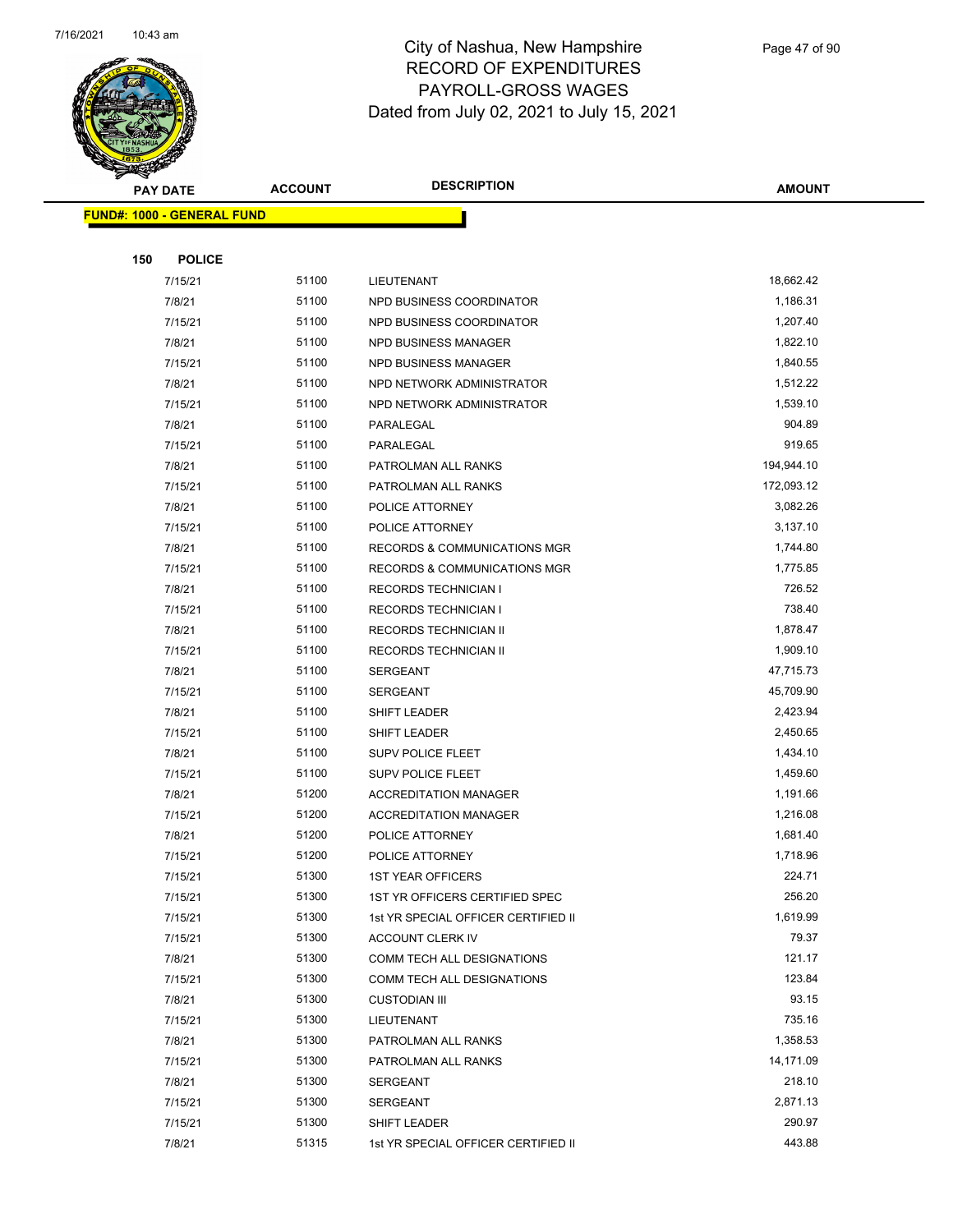# City of Nashua, New Hampshire
## RECORD OF EXPENDITURES
## PAYROLL-GROSS WAGES
## Dated from July 02, 2021 to July 15, 2021

| PAY DATE | ACCOUNT | DESCRIPTION | AMOUNT |
|---|---|---|---|

**FUND#: 1000 - GENERAL FUND**

**150 POLICE**

| PAY DATE | ACCOUNT | DESCRIPTION | AMOUNT |
|---|---|---|---|
| 7/15/21 | 51100 | LIEUTENANT | 18,662.42 |
| 7/8/21 | 51100 | NPD BUSINESS COORDINATOR | 1,186.31 |
| 7/15/21 | 51100 | NPD BUSINESS COORDINATOR | 1,207.40 |
| 7/8/21 | 51100 | NPD BUSINESS MANAGER | 1,822.10 |
| 7/15/21 | 51100 | NPD BUSINESS MANAGER | 1,840.55 |
| 7/8/21 | 51100 | NPD NETWORK ADMINISTRATOR | 1,512.22 |
| 7/15/21 | 51100 | NPD NETWORK ADMINISTRATOR | 1,539.10 |
| 7/8/21 | 51100 | PARALEGAL | 904.89 |
| 7/15/21 | 51100 | PARALEGAL | 919.65 |
| 7/8/21 | 51100 | PATROLMAN ALL RANKS | 194,944.10 |
| 7/15/21 | 51100 | PATROLMAN ALL RANKS | 172,093.12 |
| 7/8/21 | 51100 | POLICE ATTORNEY | 3,082.26 |
| 7/15/21 | 51100 | POLICE ATTORNEY | 3,137.10 |
| 7/8/21 | 51100 | RECORDS & COMMUNICATIONS MGR | 1,744.80 |
| 7/15/21 | 51100 | RECORDS & COMMUNICATIONS MGR | 1,775.85 |
| 7/8/21 | 51100 | RECORDS TECHNICIAN I | 726.52 |
| 7/15/21 | 51100 | RECORDS TECHNICIAN I | 738.40 |
| 7/8/21 | 51100 | RECORDS TECHNICIAN II | 1,878.47 |
| 7/15/21 | 51100 | RECORDS TECHNICIAN II | 1,909.10 |
| 7/8/21 | 51100 | SERGEANT | 47,715.73 |
| 7/15/21 | 51100 | SERGEANT | 45,709.90 |
| 7/8/21 | 51100 | SHIFT LEADER | 2,423.94 |
| 7/15/21 | 51100 | SHIFT LEADER | 2,450.65 |
| 7/8/21 | 51100 | SUPV POLICE FLEET | 1,434.10 |
| 7/15/21 | 51100 | SUPV POLICE FLEET | 1,459.60 |
| 7/8/21 | 51200 | ACCREDITATION MANAGER | 1,191.66 |
| 7/15/21 | 51200 | ACCREDITATION MANAGER | 1,216.08 |
| 7/8/21 | 51200 | POLICE ATTORNEY | 1,681.40 |
| 7/15/21 | 51200 | POLICE ATTORNEY | 1,718.96 |
| 7/15/21 | 51300 | 1ST YEAR OFFICERS | 224.71 |
| 7/15/21 | 51300 | 1ST YR OFFICERS CERTIFIED SPEC | 256.20 |
| 7/15/21 | 51300 | 1st YR SPECIAL OFFICER CERTIFIED II | 1,619.99 |
| 7/15/21 | 51300 | ACCOUNT CLERK IV | 79.37 |
| 7/8/21 | 51300 | COMM TECH ALL DESIGNATIONS | 121.17 |
| 7/15/21 | 51300 | COMM TECH ALL DESIGNATIONS | 123.84 |
| 7/8/21 | 51300 | CUSTODIAN III | 93.15 |
| 7/15/21 | 51300 | LIEUTENANT | 735.16 |
| 7/8/21 | 51300 | PATROLMAN ALL RANKS | 1,358.53 |
| 7/15/21 | 51300 | PATROLMAN ALL RANKS | 14,171.09 |
| 7/8/21 | 51300 | SERGEANT | 218.10 |
| 7/15/21 | 51300 | SERGEANT | 2,871.13 |
| 7/15/21 | 51300 | SHIFT LEADER | 290.97 |
| 7/8/21 | 51315 | 1st YR SPECIAL OFFICER CERTIFIED II | 443.88 |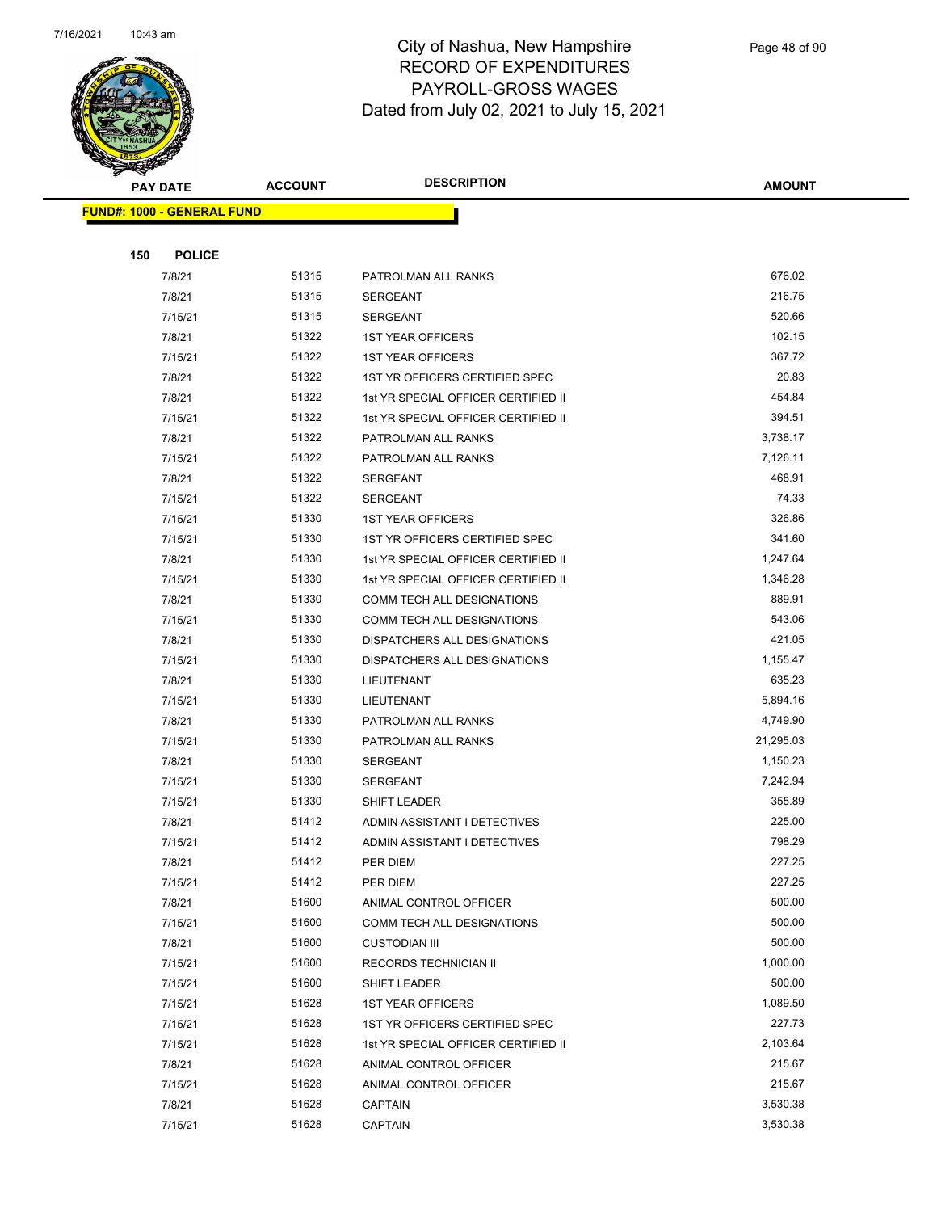# City of Nashua, New Hampshire
## RECORD OF EXPENDITURES
## PAYROLL-GROSS WAGES
## Dated from July 02, 2021 to July 15, 2021

| PAY DATE | ACCOUNT | DESCRIPTION | AMOUNT |
|---|---|---|---|

**FUND#: 1000 - GENERAL FUND**

**150 POLICE**

| PAY DATE | ACCOUNT | DESCRIPTION | AMOUNT |
|---|---|---|---|
| 7/8/21 | 51315 | PATROLMAN ALL RANKS | 676.02 |
| 7/8/21 | 51315 | SERGEANT | 216.75 |
| 7/15/21 | 51315 | SERGEANT | 520.66 |
| 7/8/21 | 51322 | 1ST YEAR OFFICERS | 102.15 |
| 7/15/21 | 51322 | 1ST YEAR OFFICERS | 367.72 |
| 7/8/21 | 51322 | 1ST YR OFFICERS CERTIFIED SPEC | 20.83 |
| 7/8/21 | 51322 | 1st YR SPECIAL OFFICER CERTIFIED II | 454.84 |
| 7/15/21 | 51322 | 1st YR SPECIAL OFFICER CERTIFIED II | 394.51 |
| 7/8/21 | 51322 | PATROLMAN ALL RANKS | 3,738.17 |
| 7/15/21 | 51322 | PATROLMAN ALL RANKS | 7,126.11 |
| 7/8/21 | 51322 | SERGEANT | 468.91 |
| 7/15/21 | 51322 | SERGEANT | 74.33 |
| 7/15/21 | 51330 | 1ST YEAR OFFICERS | 326.86 |
| 7/15/21 | 51330 | 1ST YR OFFICERS CERTIFIED SPEC | 341.60 |
| 7/8/21 | 51330 | 1st YR SPECIAL OFFICER CERTIFIED II | 1,247.64 |
| 7/15/21 | 51330 | 1st YR SPECIAL OFFICER CERTIFIED II | 1,346.28 |
| 7/8/21 | 51330 | COMM TECH ALL DESIGNATIONS | 889.91 |
| 7/15/21 | 51330 | COMM TECH ALL DESIGNATIONS | 543.06 |
| 7/8/21 | 51330 | DISPATCHERS ALL DESIGNATIONS | 421.05 |
| 7/15/21 | 51330 | DISPATCHERS ALL DESIGNATIONS | 1,155.47 |
| 7/8/21 | 51330 | LIEUTENANT | 635.23 |
| 7/15/21 | 51330 | LIEUTENANT | 5,894.16 |
| 7/8/21 | 51330 | PATROLMAN ALL RANKS | 4,749.90 |
| 7/15/21 | 51330 | PATROLMAN ALL RANKS | 21,295.03 |
| 7/8/21 | 51330 | SERGEANT | 1,150.23 |
| 7/15/21 | 51330 | SERGEANT | 7,242.94 |
| 7/15/21 | 51330 | SHIFT LEADER | 355.89 |
| 7/8/21 | 51412 | ADMIN ASSISTANT I DETECTIVES | 225.00 |
| 7/15/21 | 51412 | ADMIN ASSISTANT I DETECTIVES | 798.29 |
| 7/8/21 | 51412 | PER DIEM | 227.25 |
| 7/15/21 | 51412 | PER DIEM | 227.25 |
| 7/8/21 | 51600 | ANIMAL CONTROL OFFICER | 500.00 |
| 7/15/21 | 51600 | COMM TECH ALL DESIGNATIONS | 500.00 |
| 7/8/21 | 51600 | CUSTODIAN III | 500.00 |
| 7/15/21 | 51600 | RECORDS TECHNICIAN II | 1,000.00 |
| 7/15/21 | 51600 | SHIFT LEADER | 500.00 |
| 7/15/21 | 51628 | 1ST YEAR OFFICERS | 1,089.50 |
| 7/15/21 | 51628 | 1ST YR OFFICERS CERTIFIED SPEC | 227.73 |
| 7/15/21 | 51628 | 1st YR SPECIAL OFFICER CERTIFIED II | 2,103.64 |
| 7/8/21 | 51628 | ANIMAL CONTROL OFFICER | 215.67 |
| 7/15/21 | 51628 | ANIMAL CONTROL OFFICER | 215.67 |
| 7/8/21 | 51628 | CAPTAIN | 3,530.38 |
| 7/15/21 | 51628 | CAPTAIN | 3,530.38 |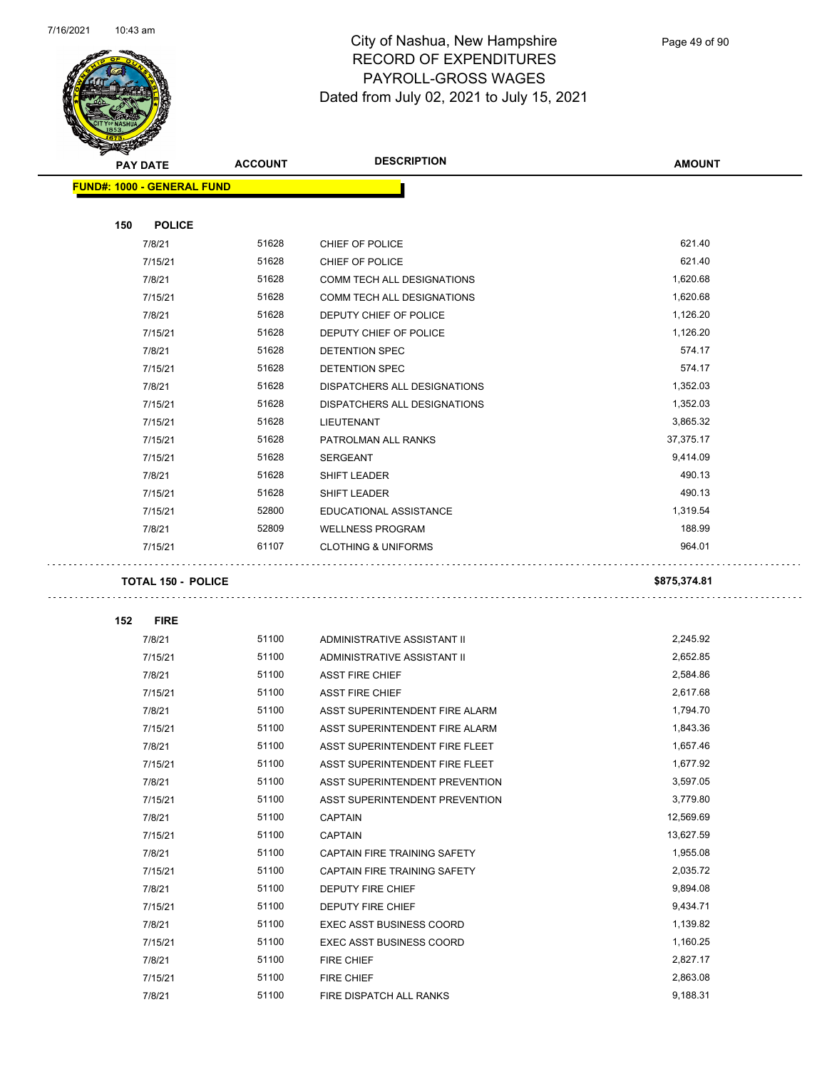# City of Nashua, New Hampshire
## RECORD OF EXPENDITURES
## PAYROLL-GROSS WAGES
## Dated from July 02, 2021 to July 15, 2021

| PAY DATE | ACCOUNT | DESCRIPTION | AMOUNT |
|---|---|---|---|
| **FUND#: 1000 - GENERAL FUND** | | | |
| **150 POLICE** | | | |
| 7/8/21 | 51628 | CHIEF OF POLICE | 621.40 |
| 7/15/21 | 51628 | CHIEF OF POLICE | 621.40 |
| 7/8/21 | 51628 | COMM TECH ALL DESIGNATIONS | 1,620.68 |
| 7/15/21 | 51628 | COMM TECH ALL DESIGNATIONS | 1,620.68 |
| 7/8/21 | 51628 | DEPUTY CHIEF OF POLICE | 1,126.20 |
| 7/15/21 | 51628 | DEPUTY CHIEF OF POLICE | 1,126.20 |
| 7/8/21 | 51628 | DETENTION SPEC | 574.17 |
| 7/15/21 | 51628 | DETENTION SPEC | 574.17 |
| 7/8/21 | 51628 | DISPATCHERS ALL DESIGNATIONS | 1,352.03 |
| 7/15/21 | 51628 | DISPATCHERS ALL DESIGNATIONS | 1,352.03 |
| 7/15/21 | 51628 | LIEUTENANT | 3,865.32 |
| 7/15/21 | 51628 | PATROLMAN ALL RANKS | 37,375.17 |
| 7/15/21 | 51628 | SERGEANT | 9,414.09 |
| 7/8/21 | 51628 | SHIFT LEADER | 490.13 |
| 7/15/21 | 51628 | SHIFT LEADER | 490.13 |
| 7/15/21 | 52800 | EDUCATIONAL ASSISTANCE | 1,319.54 |
| 7/8/21 | 52809 | WELLNESS PROGRAM | 188.99 |
| 7/15/21 | 61107 | CLOTHING & UNIFORMS | 964.01 |
| **TOTAL 150 - POLICE** | | | **$875,374.81** |
| **152 FIRE** | | | |
| 7/8/21 | 51100 | ADMINISTRATIVE ASSISTANT II | 2,245.92 |
| 7/15/21 | 51100 | ADMINISTRATIVE ASSISTANT II | 2,652.85 |
| 7/8/21 | 51100 | ASST FIRE CHIEF | 2,584.86 |
| 7/15/21 | 51100 | ASST FIRE CHIEF | 2,617.68 |
| 7/8/21 | 51100 | ASST SUPERINTENDENT FIRE ALARM | 1,794.70 |
| 7/15/21 | 51100 | ASST SUPERINTENDENT FIRE ALARM | 1,843.36 |
| 7/8/21 | 51100 | ASST SUPERINTENDENT FIRE FLEET | 1,657.46 |
| 7/15/21 | 51100 | ASST SUPERINTENDENT FIRE FLEET | 1,677.92 |
| 7/8/21 | 51100 | ASST SUPERINTENDENT PREVENTION | 3,597.05 |
| 7/15/21 | 51100 | ASST SUPERINTENDENT PREVENTION | 3,779.80 |
| 7/8/21 | 51100 | CAPTAIN | 12,569.69 |
| 7/15/21 | 51100 | CAPTAIN | 13,627.59 |
| 7/8/21 | 51100 | CAPTAIN FIRE TRAINING SAFETY | 1,955.08 |
| 7/15/21 | 51100 | CAPTAIN FIRE TRAINING SAFETY | 2,035.72 |
| 7/8/21 | 51100 | DEPUTY FIRE CHIEF | 9,894.08 |
| 7/15/21 | 51100 | DEPUTY FIRE CHIEF | 9,434.71 |
| 7/8/21 | 51100 | EXEC ASST BUSINESS COORD | 1,139.82 |
| 7/15/21 | 51100 | EXEC ASST BUSINESS COORD | 1,160.25 |
| 7/8/21 | 51100 | FIRE CHIEF | 2,827.17 |
| 7/15/21 | 51100 | FIRE CHIEF | 2,863.08 |
| 7/8/21 | 51100 | FIRE DISPATCH ALL RANKS | 9,188.31 |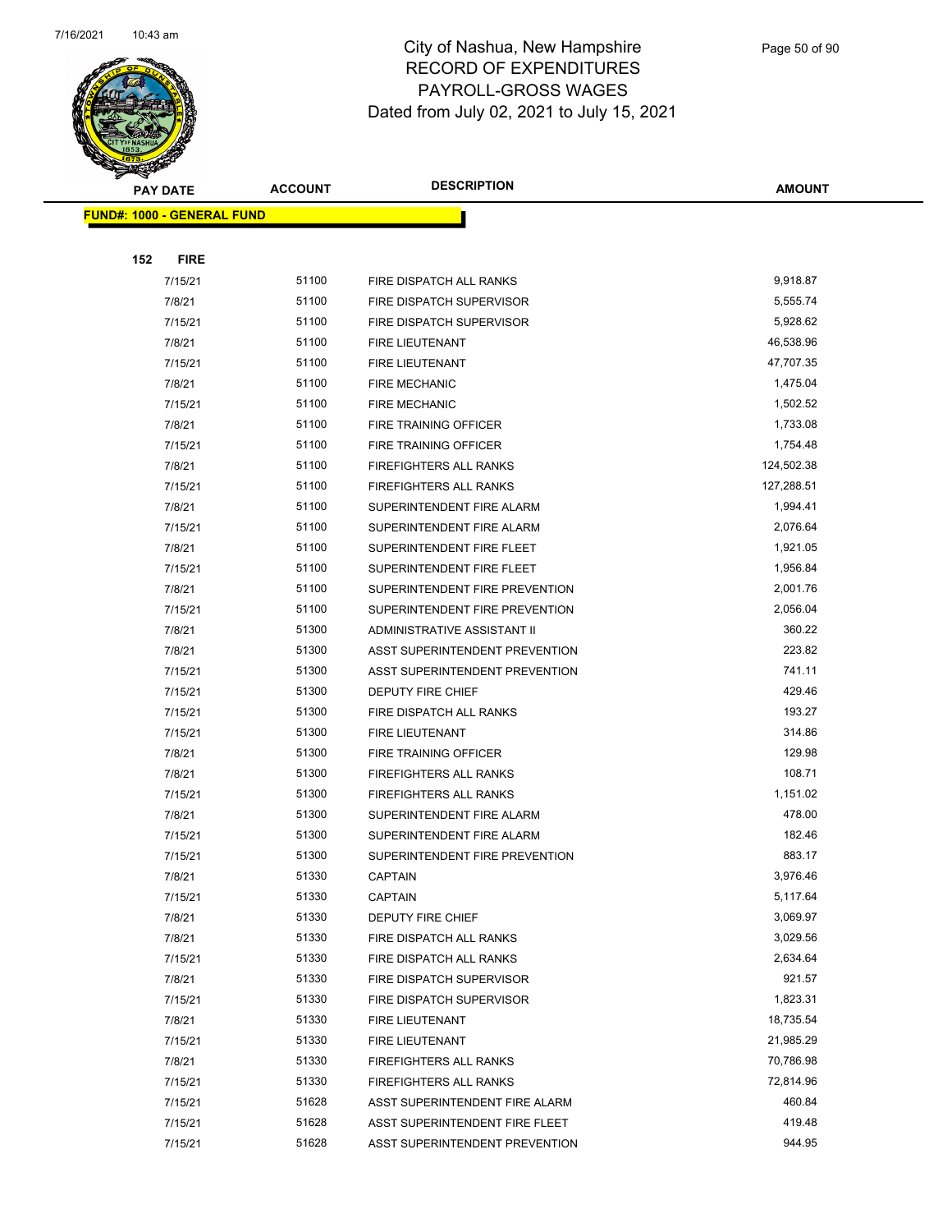# City of Nashua, New Hampshire
## RECORD OF EXPENDITURES
## PAYROLL-GROSS WAGES
### Dated from July 02, 2021 to July 15, 2021

| PAY DATE | ACCOUNT | DESCRIPTION | AMOUNT |
|---|---|---|---|
| **FUND#: 1000 - GENERAL FUND** | | | |
| **152 FIRE** | | | |
| 7/15/21 | 51100 | FIRE DISPATCH ALL RANKS | 9,918.87 |
| 7/8/21 | 51100 | FIRE DISPATCH SUPERVISOR | 5,555.74 |
| 7/15/21 | 51100 | FIRE DISPATCH SUPERVISOR | 5,928.62 |
| 7/8/21 | 51100 | FIRE LIEUTENANT | 46,538.96 |
| 7/15/21 | 51100 | FIRE LIEUTENANT | 47,707.35 |
| 7/8/21 | 51100 | FIRE MECHANIC | 1,475.04 |
| 7/15/21 | 51100 | FIRE MECHANIC | 1,502.52 |
| 7/8/21 | 51100 | FIRE TRAINING OFFICER | 1,733.08 |
| 7/15/21 | 51100 | FIRE TRAINING OFFICER | 1,754.48 |
| 7/8/21 | 51100 | FIREFIGHTERS ALL RANKS | 124,502.38 |
| 7/15/21 | 51100 | FIREFIGHTERS ALL RANKS | 127,288.51 |
| 7/8/21 | 51100 | SUPERINTENDENT FIRE ALARM | 1,994.41 |
| 7/15/21 | 51100 | SUPERINTENDENT FIRE ALARM | 2,076.64 |
| 7/8/21 | 51100 | SUPERINTENDENT FIRE FLEET | 1,921.05 |
| 7/15/21 | 51100 | SUPERINTENDENT FIRE FLEET | 1,956.84 |
| 7/8/21 | 51100 | SUPERINTENDENT FIRE PREVENTION | 2,001.76 |
| 7/15/21 | 51100 | SUPERINTENDENT FIRE PREVENTION | 2,056.04 |
| 7/8/21 | 51300 | ADMINISTRATIVE ASSISTANT II | 360.22 |
| 7/8/21 | 51300 | ASST SUPERINTENDENT PREVENTION | 223.82 |
| 7/15/21 | 51300 | ASST SUPERINTENDENT PREVENTION | 741.11 |
| 7/15/21 | 51300 | DEPUTY FIRE CHIEF | 429.46 |
| 7/15/21 | 51300 | FIRE DISPATCH ALL RANKS | 193.27 |
| 7/15/21 | 51300 | FIRE LIEUTENANT | 314.86 |
| 7/8/21 | 51300 | FIRE TRAINING OFFICER | 129.98 |
| 7/8/21 | 51300 | FIREFIGHTERS ALL RANKS | 108.71 |
| 7/15/21 | 51300 | FIREFIGHTERS ALL RANKS | 1,151.02 |
| 7/8/21 | 51300 | SUPERINTENDENT FIRE ALARM | 478.00 |
| 7/15/21 | 51300 | SUPERINTENDENT FIRE ALARM | 182.46 |
| 7/15/21 | 51300 | SUPERINTENDENT FIRE PREVENTION | 883.17 |
| 7/8/21 | 51330 | CAPTAIN | 3,976.46 |
| 7/15/21 | 51330 | CAPTAIN | 5,117.64 |
| 7/8/21 | 51330 | DEPUTY FIRE CHIEF | 3,069.97 |
| 7/8/21 | 51330 | FIRE DISPATCH ALL RANKS | 3,029.56 |
| 7/15/21 | 51330 | FIRE DISPATCH ALL RANKS | 2,634.64 |
| 7/8/21 | 51330 | FIRE DISPATCH SUPERVISOR | 921.57 |
| 7/15/21 | 51330 | FIRE DISPATCH SUPERVISOR | 1,823.31 |
| 7/8/21 | 51330 | FIRE LIEUTENANT | 18,735.54 |
| 7/15/21 | 51330 | FIRE LIEUTENANT | 21,985.29 |
| 7/8/21 | 51330 | FIREFIGHTERS ALL RANKS | 70,786.98 |
| 7/15/21 | 51330 | FIREFIGHTERS ALL RANKS | 72,814.96 |
| 7/15/21 | 51628 | ASST SUPERINTENDENT FIRE ALARM | 460.84 |
| 7/15/21 | 51628 | ASST SUPERINTENDENT FIRE FLEET | 419.48 |
| 7/15/21 | 51628 | ASST SUPERINTENDENT PREVENTION | 944.95 |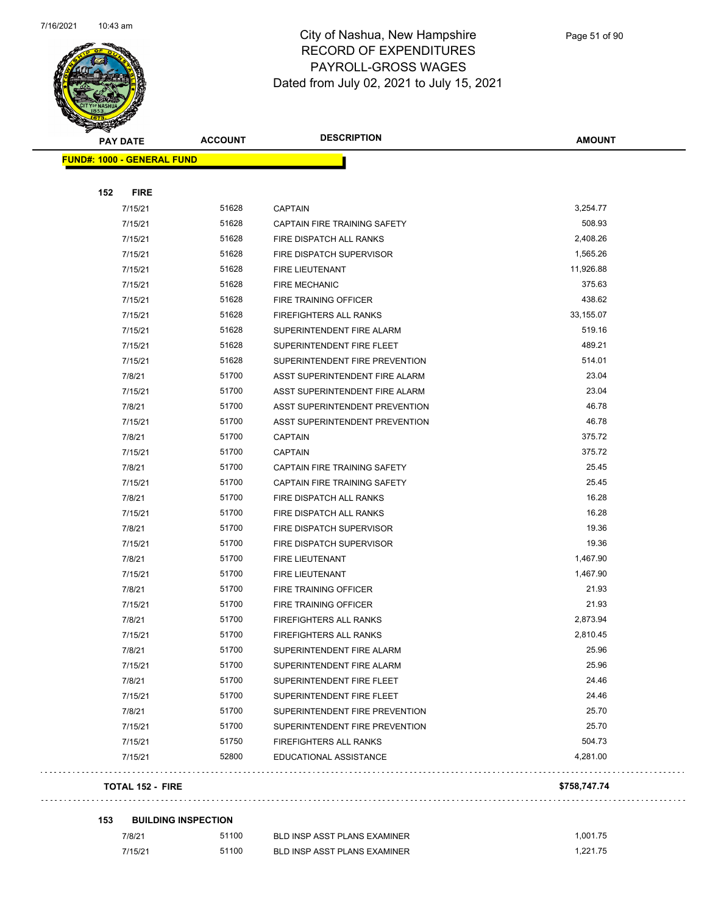# City of Nashua, New Hampshire
## RECORD OF EXPENDITURES
## PAYROLL-GROSS WAGES
## Dated from July 02, 2021 to July 15, 2021

| PAY DATE | ACCOUNT | DESCRIPTION | AMOUNT |
|---|---|---|---|
| **FUND#: 1000 - GENERAL FUND** | | | |
| **152 FIRE** | | | |
| 7/15/21 | 51628 | CAPTAIN | 3,254.77 |
| 7/15/21 | 51628 | CAPTAIN FIRE TRAINING SAFETY | 508.93 |
| 7/15/21 | 51628 | FIRE DISPATCH ALL RANKS | 2,408.26 |
| 7/15/21 | 51628 | FIRE DISPATCH SUPERVISOR | 1,565.26 |
| 7/15/21 | 51628 | FIRE LIEUTENANT | 11,926.88 |
| 7/15/21 | 51628 | FIRE MECHANIC | 375.63 |
| 7/15/21 | 51628 | FIRE TRAINING OFFICER | 438.62 |
| 7/15/21 | 51628 | FIREFIGHTERS ALL RANKS | 33,155.07 |
| 7/15/21 | 51628 | SUPERINTENDENT FIRE ALARM | 519.16 |
| 7/15/21 | 51628 | SUPERINTENDENT FIRE FLEET | 489.21 |
| 7/15/21 | 51628 | SUPERINTENDENT FIRE PREVENTION | 514.01 |
| 7/8/21 | 51700 | ASST SUPERINTENDENT FIRE ALARM | 23.04 |
| 7/15/21 | 51700 | ASST SUPERINTENDENT FIRE ALARM | 23.04 |
| 7/8/21 | 51700 | ASST SUPERINTENDENT PREVENTION | 46.78 |
| 7/15/21 | 51700 | ASST SUPERINTENDENT PREVENTION | 46.78 |
| 7/8/21 | 51700 | CAPTAIN | 375.72 |
| 7/15/21 | 51700 | CAPTAIN | 375.72 |
| 7/8/21 | 51700 | CAPTAIN FIRE TRAINING SAFETY | 25.45 |
| 7/15/21 | 51700 | CAPTAIN FIRE TRAINING SAFETY | 25.45 |
| 7/8/21 | 51700 | FIRE DISPATCH ALL RANKS | 16.28 |
| 7/15/21 | 51700 | FIRE DISPATCH ALL RANKS | 16.28 |
| 7/8/21 | 51700 | FIRE DISPATCH SUPERVISOR | 19.36 |
| 7/15/21 | 51700 | FIRE DISPATCH SUPERVISOR | 19.36 |
| 7/8/21 | 51700 | FIRE LIEUTENANT | 1,467.90 |
| 7/15/21 | 51700 | FIRE LIEUTENANT | 1,467.90 |
| 7/8/21 | 51700 | FIRE TRAINING OFFICER | 21.93 |
| 7/15/21 | 51700 | FIRE TRAINING OFFICER | 21.93 |
| 7/8/21 | 51700 | FIREFIGHTERS ALL RANKS | 2,873.94 |
| 7/15/21 | 51700 | FIREFIGHTERS ALL RANKS | 2,810.45 |
| 7/8/21 | 51700 | SUPERINTENDENT FIRE ALARM | 25.96 |
| 7/15/21 | 51700 | SUPERINTENDENT FIRE ALARM | 25.96 |
| 7/8/21 | 51700 | SUPERINTENDENT FIRE FLEET | 24.46 |
| 7/15/21 | 51700 | SUPERINTENDENT FIRE FLEET | 24.46 |
| 7/8/21 | 51700 | SUPERINTENDENT FIRE PREVENTION | 25.70 |
| 7/15/21 | 51700 | SUPERINTENDENT FIRE PREVENTION | 25.70 |
| 7/15/21 | 51750 | FIREFIGHTERS ALL RANKS | 504.73 |
| 7/15/21 | 52800 | EDUCATIONAL ASSISTANCE | 4,281.00 |
| **TOTAL 152 - FIRE** | | | **$758,747.74** |
| **153 BUILDING INSPECTION** | | | |
| 7/8/21 | 51100 | BLD INSP ASST PLANS EXAMINER | 1,001.75 |
| 7/15/21 | 51100 | BLD INSP ASST PLANS EXAMINER | 1,221.75 |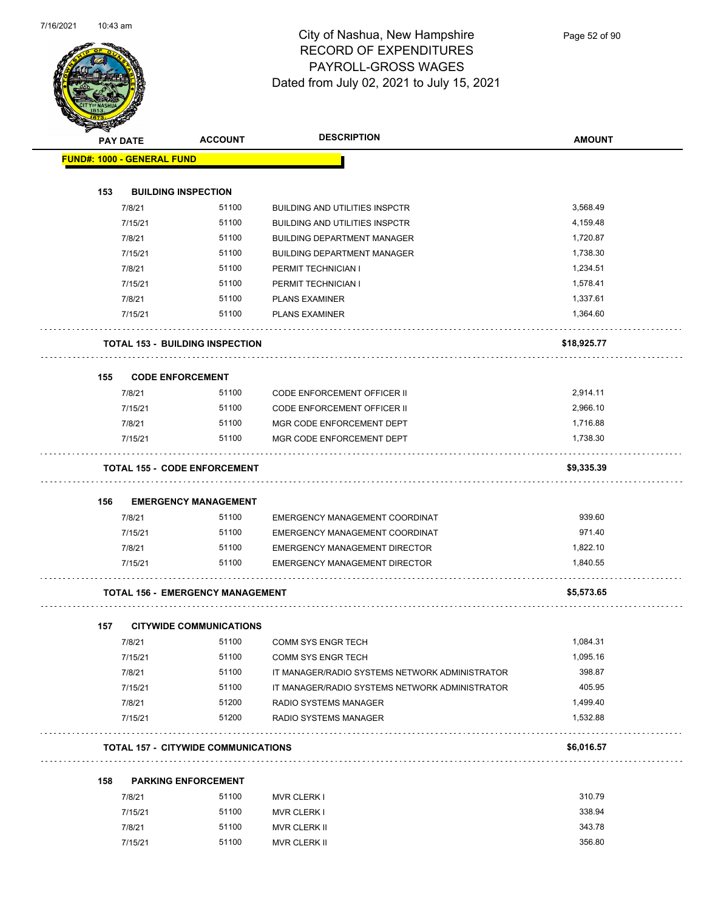# City of Nashua, New Hampshire
## RECORD OF EXPENDITURES
## PAYROLL-GROSS WAGES
## Dated from July 02, 2021 to July 15, 2021

| PAY DATE | ACCOUNT | DESCRIPTION | AMOUNT |
|---|---|---|---|
| **FUND#: 1000 - GENERAL FUND** | | | |
| **153 BUILDING INSPECTION** | | | |
| 7/8/21 | 51100 | BUILDING AND UTILITIES INSPCTR | 3,568.49 |
| 7/15/21 | 51100 | BUILDING AND UTILITIES INSPCTR | 4,159.48 |
| 7/8/21 | 51100 | BUILDING DEPARTMENT MANAGER | 1,720.87 |
| 7/15/21 | 51100 | BUILDING DEPARTMENT MANAGER | 1,738.30 |
| 7/8/21 | 51100 | PERMIT TECHNICIAN I | 1,234.51 |
| 7/15/21 | 51100 | PERMIT TECHNICIAN I | 1,578.41 |
| 7/8/21 | 51100 | PLANS EXAMINER | 1,337.61 |
| 7/15/21 | 51100 | PLANS EXAMINER | 1,364.60 |
| **TOTAL 153 - BUILDING INSPECTION** | | | **$18,925.77** |
| **155 CODE ENFORCEMENT** | | | |
| 7/8/21 | 51100 | CODE ENFORCEMENT OFFICER II | 2,914.11 |
| 7/15/21 | 51100 | CODE ENFORCEMENT OFFICER II | 2,966.10 |
| 7/8/21 | 51100 | MGR CODE ENFORCEMENT DEPT | 1,716.88 |
| 7/15/21 | 51100 | MGR CODE ENFORCEMENT DEPT | 1,738.30 |
| **TOTAL 155 - CODE ENFORCEMENT** | | | **$9,335.39** |
| **156 EMERGENCY MANAGEMENT** | | | |
| 7/8/21 | 51100 | EMERGENCY MANAGEMENT COORDINAT | 939.60 |
| 7/15/21 | 51100 | EMERGENCY MANAGEMENT COORDINAT | 971.40 |
| 7/8/21 | 51100 | EMERGENCY MANAGEMENT DIRECTOR | 1,822.10 |
| 7/15/21 | 51100 | EMERGENCY MANAGEMENT DIRECTOR | 1,840.55 |
| **TOTAL 156 - EMERGENCY MANAGEMENT** | | | **$5,573.65** |
| **157 CITYWIDE COMMUNICATIONS** | | | |
| 7/8/21 | 51100 | COMM SYS ENGR TECH | 1,084.31 |
| 7/15/21 | 51100 | COMM SYS ENGR TECH | 1,095.16 |
| 7/8/21 | 51100 | IT MANAGER/RADIO SYSTEMS NETWORK ADMINISTRATOR | 398.87 |
| 7/15/21 | 51100 | IT MANAGER/RADIO SYSTEMS NETWORK ADMINISTRATOR | 405.95 |
| 7/8/21 | 51200 | RADIO SYSTEMS MANAGER | 1,499.40 |
| 7/15/21 | 51200 | RADIO SYSTEMS MANAGER | 1,532.88 |
| **TOTAL 157 - CITYWIDE COMMUNICATIONS** | | | **$6,016.57** |
| **158 PARKING ENFORCEMENT** | | | |
| 7/8/21 | 51100 | MVR CLERK I | 310.79 |
| 7/15/21 | 51100 | MVR CLERK I | 338.94 |
| 7/8/21 | 51100 | MVR CLERK II | 343.78 |
| 7/15/21 | 51100 | MVR CLERK II | 356.80 |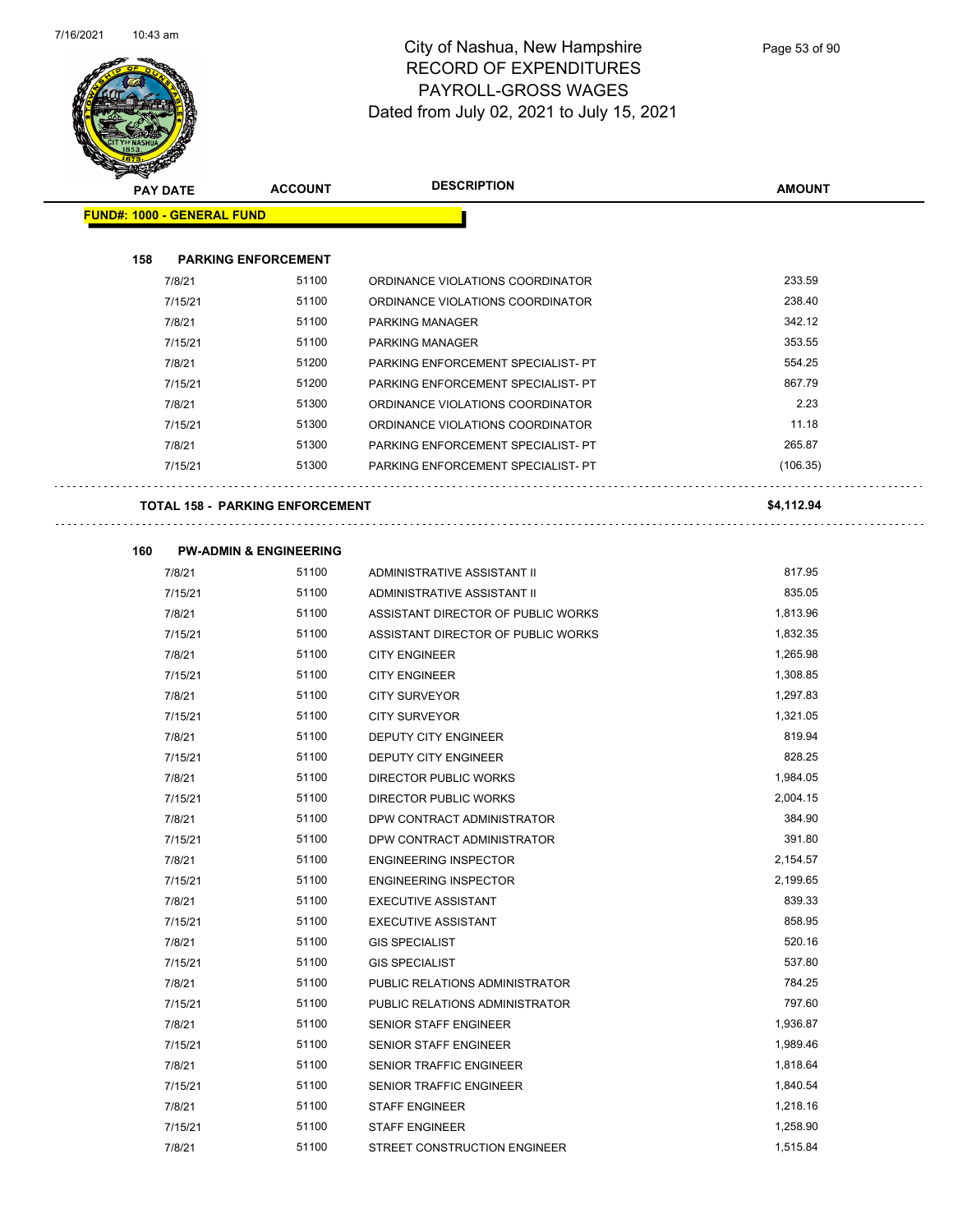# City of Nashua, New Hampshire
## RECORD OF EXPENDITURES
## PAYROLL-GROSS WAGES
## Dated from July 02, 2021 to July 15, 2021

| PAY DATE | ACCOUNT | DESCRIPTION | AMOUNT |
|---|---|---|---|
| **FUND#: 1000 - GENERAL FUND** | | | |
| **158 PARKING ENFORCEMENT** | | | |
| 7/8/21 | 51100 | ORDINANCE VIOLATIONS COORDINATOR | 233.59 |
| 7/15/21 | 51100 | ORDINANCE VIOLATIONS COORDINATOR | 238.40 |
| 7/8/21 | 51100 | PARKING MANAGER | 342.12 |
| 7/15/21 | 51100 | PARKING MANAGER | 353.55 |
| 7/8/21 | 51200 | PARKING ENFORCEMENT SPECIALIST- PT | 554.25 |
| 7/15/21 | 51200 | PARKING ENFORCEMENT SPECIALIST- PT | 867.79 |
| 7/8/21 | 51300 | ORDINANCE VIOLATIONS COORDINATOR | 2.23 |
| 7/15/21 | 51300 | ORDINANCE VIOLATIONS COORDINATOR | 11.18 |
| 7/8/21 | 51300 | PARKING ENFORCEMENT SPECIALIST- PT | 265.87 |
| 7/15/21 | 51300 | PARKING ENFORCEMENT SPECIALIST- PT | (106.35) |
| **TOTAL 158 - PARKING ENFORCEMENT** | | | **$4,112.94** |
| **160 PW-ADMIN & ENGINEERING** | | | |
| 7/8/21 | 51100 | ADMINISTRATIVE ASSISTANT II | 817.95 |
| 7/15/21 | 51100 | ADMINISTRATIVE ASSISTANT II | 835.05 |
| 7/8/21 | 51100 | ASSISTANT DIRECTOR OF PUBLIC WORKS | 1,813.96 |
| 7/15/21 | 51100 | ASSISTANT DIRECTOR OF PUBLIC WORKS | 1,832.35 |
| 7/8/21 | 51100 | CITY ENGINEER | 1,265.98 |
| 7/15/21 | 51100 | CITY ENGINEER | 1,308.85 |
| 7/8/21 | 51100 | CITY SURVEYOR | 1,297.83 |
| 7/15/21 | 51100 | CITY SURVEYOR | 1,321.05 |
| 7/8/21 | 51100 | DEPUTY CITY ENGINEER | 819.94 |
| 7/15/21 | 51100 | DEPUTY CITY ENGINEER | 828.25 |
| 7/8/21 | 51100 | DIRECTOR PUBLIC WORKS | 1,984.05 |
| 7/15/21 | 51100 | DIRECTOR PUBLIC WORKS | 2,004.15 |
| 7/8/21 | 51100 | DPW CONTRACT ADMINISTRATOR | 384.90 |
| 7/15/21 | 51100 | DPW CONTRACT ADMINISTRATOR | 391.80 |
| 7/8/21 | 51100 | ENGINEERING INSPECTOR | 2,154.57 |
| 7/15/21 | 51100 | ENGINEERING INSPECTOR | 2,199.65 |
| 7/8/21 | 51100 | EXECUTIVE ASSISTANT | 839.33 |
| 7/15/21 | 51100 | EXECUTIVE ASSISTANT | 858.95 |
| 7/8/21 | 51100 | GIS SPECIALIST | 520.16 |
| 7/15/21 | 51100 | GIS SPECIALIST | 537.80 |
| 7/8/21 | 51100 | PUBLIC RELATIONS ADMINISTRATOR | 784.25 |
| 7/15/21 | 51100 | PUBLIC RELATIONS ADMINISTRATOR | 797.60 |
| 7/8/21 | 51100 | SENIOR STAFF ENGINEER | 1,936.87 |
| 7/15/21 | 51100 | SENIOR STAFF ENGINEER | 1,989.46 |
| 7/8/21 | 51100 | SENIOR TRAFFIC ENGINEER | 1,818.64 |
| 7/15/21 | 51100 | SENIOR TRAFFIC ENGINEER | 1,840.54 |
| 7/8/21 | 51100 | STAFF ENGINEER | 1,218.16 |
| 7/15/21 | 51100 | STAFF ENGINEER | 1,258.90 |
| 7/8/21 | 51100 | STREET CONSTRUCTION ENGINEER | 1,515.84 |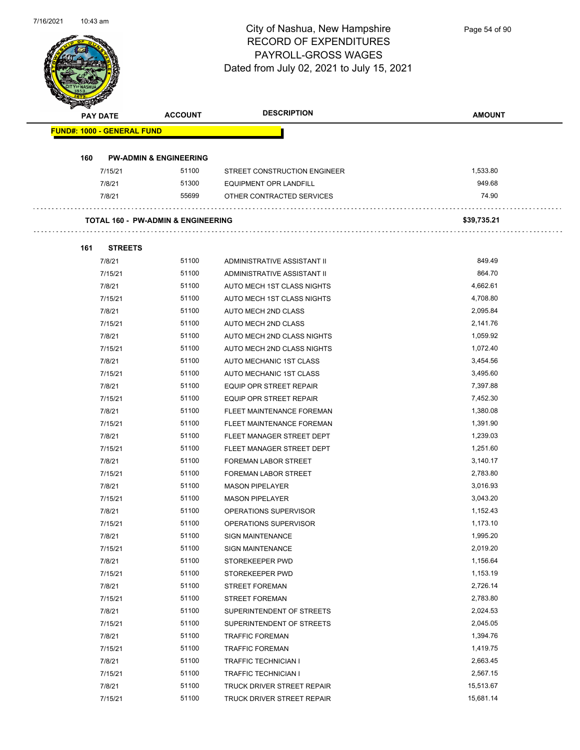# City of Nashua, New Hampshire
## RECORD OF EXPENDITURES
## PAYROLL-GROSS WAGES
## Dated from July 02, 2021 to July 15, 2021

| PAY DATE | ACCOUNT | DESCRIPTION | AMOUNT |
|---|---|---|---|
| **FUND#: 1000 - GENERAL FUND** | | | |
| **160 PW-ADMIN & ENGINEERING** | | | |
| 7/15/21 | 51100 | STREET CONSTRUCTION ENGINEER | 1,533.80 |
| 7/8/21 | 51300 | EQUIPMENT OPR LANDFILL | 949.68 |
| 7/8/21 | 55699 | OTHER CONTRACTED SERVICES | 74.90 |
| **TOTAL 160 - PW-ADMIN & ENGINEERING** | | | **$39,735.21** |
| **161 STREETS** | | | |
| 7/8/21 | 51100 | ADMINISTRATIVE ASSISTANT II | 849.49 |
| 7/15/21 | 51100 | ADMINISTRATIVE ASSISTANT II | 864.70 |
| 7/8/21 | 51100 | AUTO MECH 1ST CLASS NIGHTS | 4,662.61 |
| 7/15/21 | 51100 | AUTO MECH 1ST CLASS NIGHTS | 4,708.80 |
| 7/8/21 | 51100 | AUTO MECH 2ND CLASS | 2,095.84 |
| 7/15/21 | 51100 | AUTO MECH 2ND CLASS | 2,141.76 |
| 7/8/21 | 51100 | AUTO MECH 2ND CLASS NIGHTS | 1,059.92 |
| 7/15/21 | 51100 | AUTO MECH 2ND CLASS NIGHTS | 1,072.40 |
| 7/8/21 | 51100 | AUTO MECHANIC 1ST CLASS | 3,454.56 |
| 7/15/21 | 51100 | AUTO MECHANIC 1ST CLASS | 3,495.60 |
| 7/8/21 | 51100 | EQUIP OPR STREET REPAIR | 7,397.88 |
| 7/15/21 | 51100 | EQUIP OPR STREET REPAIR | 7,452.30 |
| 7/8/21 | 51100 | FLEET MAINTENANCE FOREMAN | 1,380.08 |
| 7/15/21 | 51100 | FLEET MAINTENANCE FOREMAN | 1,391.90 |
| 7/8/21 | 51100 | FLEET MANAGER STREET DEPT | 1,239.03 |
| 7/15/21 | 51100 | FLEET MANAGER STREET DEPT | 1,251.60 |
| 7/8/21 | 51100 | FOREMAN LABOR STREET | 3,140.17 |
| 7/15/21 | 51100 | FOREMAN LABOR STREET | 2,783.80 |
| 7/8/21 | 51100 | MASON PIPELAYER | 3,016.93 |
| 7/15/21 | 51100 | MASON PIPELAYER | 3,043.20 |
| 7/8/21 | 51100 | OPERATIONS SUPERVISOR | 1,152.43 |
| 7/15/21 | 51100 | OPERATIONS SUPERVISOR | 1,173.10 |
| 7/8/21 | 51100 | SIGN MAINTENANCE | 1,995.20 |
| 7/15/21 | 51100 | SIGN MAINTENANCE | 2,019.20 |
| 7/8/21 | 51100 | STOREKEEPER PWD | 1,156.64 |
| 7/15/21 | 51100 | STOREKEEPER PWD | 1,153.19 |
| 7/8/21 | 51100 | STREET FOREMAN | 2,726.14 |
| 7/15/21 | 51100 | STREET FOREMAN | 2,783.80 |
| 7/8/21 | 51100 | SUPERINTENDENT OF STREETS | 2,024.53 |
| 7/15/21 | 51100 | SUPERINTENDENT OF STREETS | 2,045.05 |
| 7/8/21 | 51100 | TRAFFIC FOREMAN | 1,394.76 |
| 7/15/21 | 51100 | TRAFFIC FOREMAN | 1,419.75 |
| 7/8/21 | 51100 | TRAFFIC TECHNICIAN I | 2,663.45 |
| 7/15/21 | 51100 | TRAFFIC TECHNICIAN I | 2,567.15 |
| 7/8/21 | 51100 | TRUCK DRIVER STREET REPAIR | 15,513.67 |
| 7/15/21 | 51100 | TRUCK DRIVER STREET REPAIR | 15,681.14 |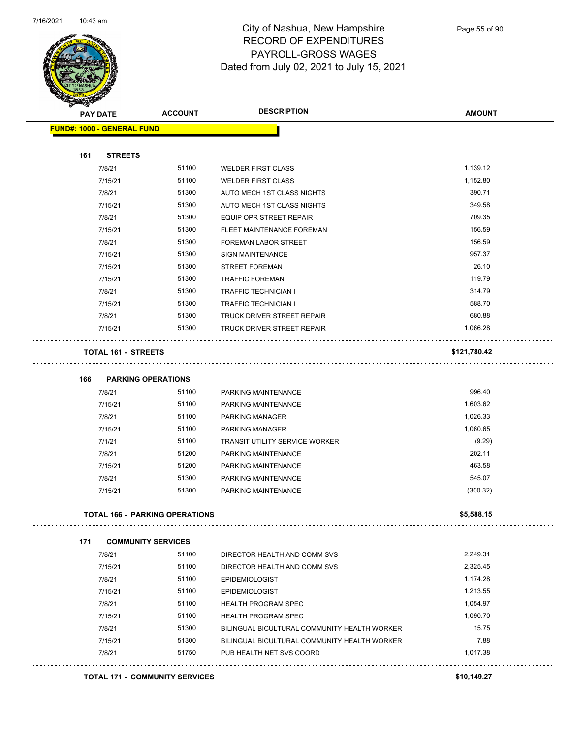# City of Nashua, New Hampshire
## RECORD OF EXPENDITURES
## PAYROLL-GROSS WAGES
## Dated from July 02, 2021 to July 15, 2021

| PAY DATE | ACCOUNT | DESCRIPTION | AMOUNT |
|---|---|---|---|
| **FUND#: 1000 - GENERAL FUND** | | | |
| **161 STREETS** | | | |
| 7/8/21 | 51100 | WELDER FIRST CLASS | 1,139.12 |
| 7/15/21 | 51100 | WELDER FIRST CLASS | 1,152.80 |
| 7/8/21 | 51300 | AUTO MECH 1ST CLASS NIGHTS | 390.71 |
| 7/15/21 | 51300 | AUTO MECH 1ST CLASS NIGHTS | 349.58 |
| 7/8/21 | 51300 | EQUIP OPR STREET REPAIR | 709.35 |
| 7/15/21 | 51300 | FLEET MAINTENANCE FOREMAN | 156.59 |
| 7/8/21 | 51300 | FOREMAN LABOR STREET | 156.59 |
| 7/15/21 | 51300 | SIGN MAINTENANCE | 957.37 |
| 7/15/21 | 51300 | STREET FOREMAN | 26.10 |
| 7/15/21 | 51300 | TRAFFIC FOREMAN | 119.79 |
| 7/8/21 | 51300 | TRAFFIC TECHNICIAN I | 314.79 |
| 7/15/21 | 51300 | TRAFFIC TECHNICIAN I | 588.70 |
| 7/8/21 | 51300 | TRUCK DRIVER STREET REPAIR | 680.88 |
| 7/15/21 | 51300 | TRUCK DRIVER STREET REPAIR | 1,066.28 |
| **TOTAL 161 - STREETS** | | | **$121,780.42** |
| **166 PARKING OPERATIONS** | | | |
| 7/8/21 | 51100 | PARKING MAINTENANCE | 996.40 |
| 7/15/21 | 51100 | PARKING MAINTENANCE | 1,603.62 |
| 7/8/21 | 51100 | PARKING MANAGER | 1,026.33 |
| 7/15/21 | 51100 | PARKING MANAGER | 1,060.65 |
| 7/1/21 | 51100 | TRANSIT UTILITY SERVICE WORKER | (9.29) |
| 7/8/21 | 51200 | PARKING MAINTENANCE | 202.11 |
| 7/15/21 | 51200 | PARKING MAINTENANCE | 463.58 |
| 7/8/21 | 51300 | PARKING MAINTENANCE | 545.07 |
| 7/15/21 | 51300 | PARKING MAINTENANCE | (300.32) |
| **TOTAL 166 - PARKING OPERATIONS** | | | **$5,588.15** |
| **171 COMMUNITY SERVICES** | | | |
| 7/8/21 | 51100 | DIRECTOR HEALTH AND COMM SVS | 2,249.31 |
| 7/15/21 | 51100 | DIRECTOR HEALTH AND COMM SVS | 2,325.45 |
| 7/8/21 | 51100 | EPIDEMIOLOGIST | 1,174.28 |
| 7/15/21 | 51100 | EPIDEMIOLOGIST | 1,213.55 |
| 7/8/21 | 51100 | HEALTH PROGRAM SPEC | 1,054.97 |
| 7/15/21 | 51100 | HEALTH PROGRAM SPEC | 1,090.70 |
| 7/8/21 | 51300 | BILINGUAL BICULTURAL COMMUNITY HEALTH WORKER | 15.75 |
| 7/15/21 | 51300 | BILINGUAL BICULTURAL COMMUNITY HEALTH WORKER | 7.88 |
| 7/8/21 | 51750 | PUB HEALTH NET SVS COORD | 1,017.38 |
| **TOTAL 171 - COMMUNITY SERVICES** | | | **$10,149.27** |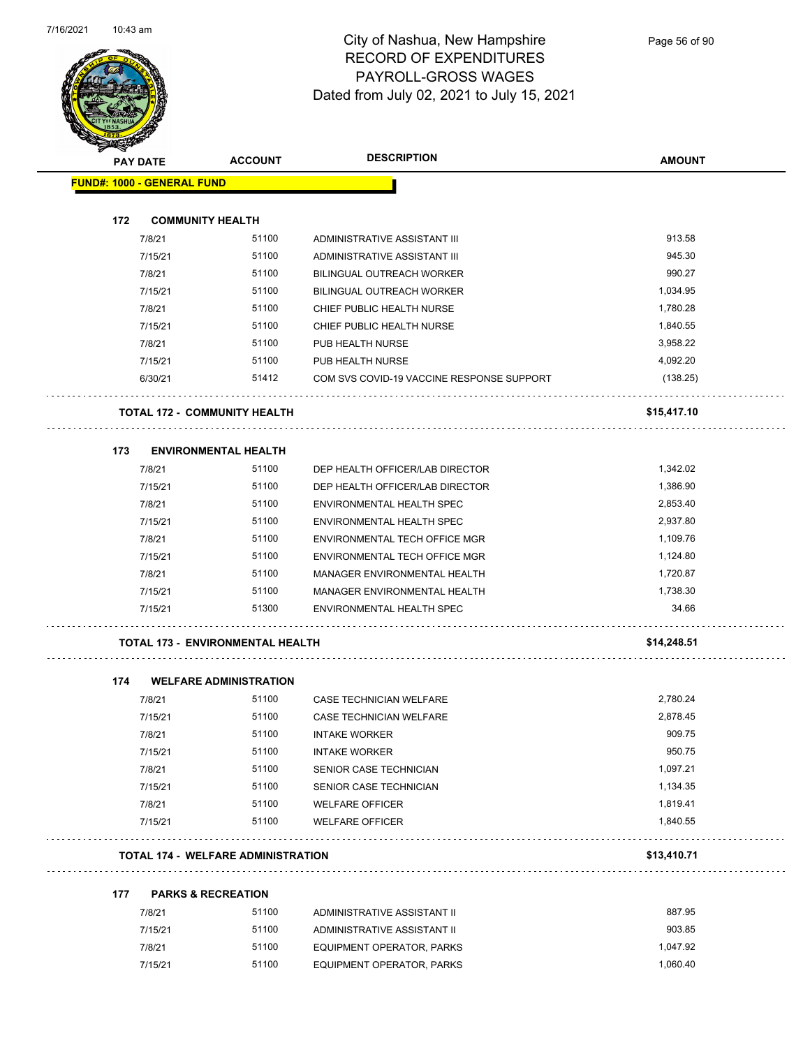# City of Nashua, New Hampshire
# RECORD OF EXPENDITURES
# PAYROLL-GROSS WAGES
# Dated from July 02, 2021 to July 15, 2021

| PAY DATE | ACCOUNT | DESCRIPTION | AMOUNT |
|---|---|---|---|
| **FUND#: 1000 - GENERAL FUND** | | | |
| **172 COMMUNITY HEALTH** | | | |
| 7/8/21 | 51100 | ADMINISTRATIVE ASSISTANT III | 913.58 |
| 7/15/21 | 51100 | ADMINISTRATIVE ASSISTANT III | 945.30 |
| 7/8/21 | 51100 | BILINGUAL OUTREACH WORKER | 990.27 |
| 7/15/21 | 51100 | BILINGUAL OUTREACH WORKER | 1,034.95 |
| 7/8/21 | 51100 | CHIEF PUBLIC HEALTH NURSE | 1,780.28 |
| 7/15/21 | 51100 | CHIEF PUBLIC HEALTH NURSE | 1,840.55 |
| 7/8/21 | 51100 | PUB HEALTH NURSE | 3,958.22 |
| 7/15/21 | 51100 | PUB HEALTH NURSE | 4,092.20 |
| 6/30/21 | 51412 | COM SVS COVID-19 VACCINE RESPONSE SUPPORT | (138.25) |
| **TOTAL 172 - COMMUNITY HEALTH** | | | **$15,417.10** |
| **173 ENVIRONMENTAL HEALTH** | | | |
| 7/8/21 | 51100 | DEP HEALTH OFFICER/LAB DIRECTOR | 1,342.02 |
| 7/15/21 | 51100 | DEP HEALTH OFFICER/LAB DIRECTOR | 1,386.90 |
| 7/8/21 | 51100 | ENVIRONMENTAL HEALTH SPEC | 2,853.40 |
| 7/15/21 | 51100 | ENVIRONMENTAL HEALTH SPEC | 2,937.80 |
| 7/8/21 | 51100 | ENVIRONMENTAL TECH OFFICE MGR | 1,109.76 |
| 7/15/21 | 51100 | ENVIRONMENTAL TECH OFFICE MGR | 1,124.80 |
| 7/8/21 | 51100 | MANAGER ENVIRONMENTAL HEALTH | 1,720.87 |
| 7/15/21 | 51100 | MANAGER ENVIRONMENTAL HEALTH | 1,738.30 |
| 7/15/21 | 51300 | ENVIRONMENTAL HEALTH SPEC | 34.66 |
| **TOTAL 173 - ENVIRONMENTAL HEALTH** | | | **$14,248.51** |
| **174 WELFARE ADMINISTRATION** | | | |
| 7/8/21 | 51100 | CASE TECHNICIAN WELFARE | 2,780.24 |
| 7/15/21 | 51100 | CASE TECHNICIAN WELFARE | 2,878.45 |
| 7/8/21 | 51100 | INTAKE WORKER | 909.75 |
| 7/15/21 | 51100 | INTAKE WORKER | 950.75 |
| 7/8/21 | 51100 | SENIOR CASE TECHNICIAN | 1,097.21 |
| 7/15/21 | 51100 | SENIOR CASE TECHNICIAN | 1,134.35 |
| 7/8/21 | 51100 | WELFARE OFFICER | 1,819.41 |
| 7/15/21 | 51100 | WELFARE OFFICER | 1,840.55 |
| **TOTAL 174 - WELFARE ADMINISTRATION** | | | **$13,410.71** |
| **177 PARKS & RECREATION** | | | |
| 7/8/21 | 51100 | ADMINISTRATIVE ASSISTANT II | 887.95 |
| 7/15/21 | 51100 | ADMINISTRATIVE ASSISTANT II | 903.85 |
| 7/8/21 | 51100 | EQUIPMENT OPERATOR, PARKS | 1,047.92 |
| 7/15/21 | 51100 | EQUIPMENT OPERATOR, PARKS | 1,060.40 |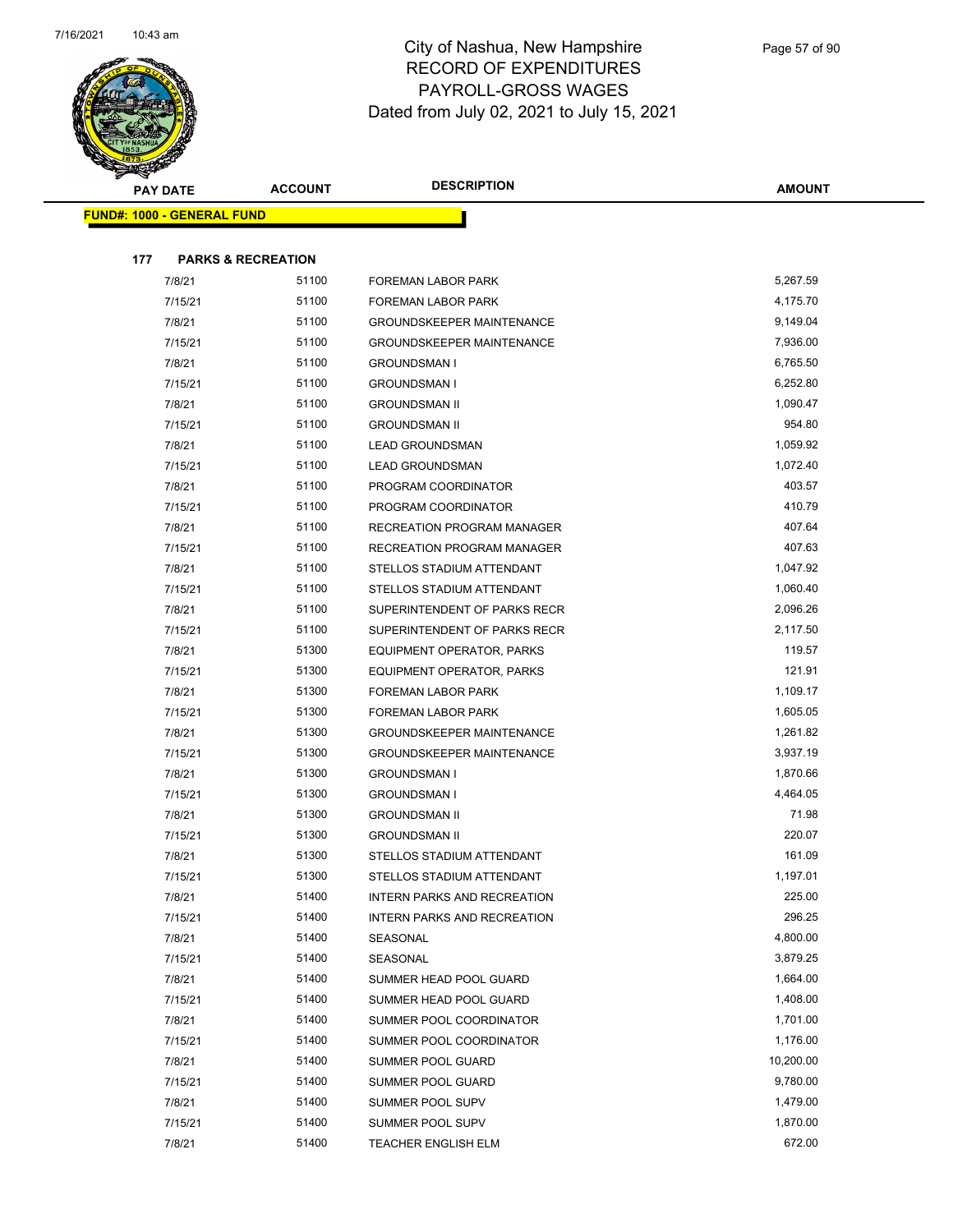# City of Nashua, New Hampshire
## RECORD OF EXPENDITURES
## PAYROLL-GROSS WAGES
## Dated from July 02, 2021 to July 15, 2021

| PAY DATE | ACCOUNT | DESCRIPTION | AMOUNT |
|---|---|---|---|
| **FUND#: 1000 - GENERAL FUND** | | | |
| **177 PARKS & RECREATION** | | | |
| 7/8/21 | 51100 | FOREMAN LABOR PARK | 5,267.59 |
| 7/15/21 | 51100 | FOREMAN LABOR PARK | 4,175.70 |
| 7/8/21 | 51100 | GROUNDSKEEPER MAINTENANCE | 9,149.04 |
| 7/15/21 | 51100 | GROUNDSKEEPER MAINTENANCE | 7,936.00 |
| 7/8/21 | 51100 | GROUNDSMAN I | 6,765.50 |
| 7/15/21 | 51100 | GROUNDSMAN I | 6,252.80 |
| 7/8/21 | 51100 | GROUNDSMAN II | 1,090.47 |
| 7/15/21 | 51100 | GROUNDSMAN II | 954.80 |
| 7/8/21 | 51100 | LEAD GROUNDSMAN | 1,059.92 |
| 7/15/21 | 51100 | LEAD GROUNDSMAN | 1,072.40 |
| 7/8/21 | 51100 | PROGRAM COORDINATOR | 403.57 |
| 7/15/21 | 51100 | PROGRAM COORDINATOR | 410.79 |
| 7/8/21 | 51100 | RECREATION PROGRAM MANAGER | 407.64 |
| 7/15/21 | 51100 | RECREATION PROGRAM MANAGER | 407.63 |
| 7/8/21 | 51100 | STELLOS STADIUM ATTENDANT | 1,047.92 |
| 7/15/21 | 51100 | STELLOS STADIUM ATTENDANT | 1,060.40 |
| 7/8/21 | 51100 | SUPERINTENDENT OF PARKS RECR | 2,096.26 |
| 7/15/21 | 51100 | SUPERINTENDENT OF PARKS RECR | 2,117.50 |
| 7/8/21 | 51300 | EQUIPMENT OPERATOR, PARKS | 119.57 |
| 7/15/21 | 51300 | EQUIPMENT OPERATOR, PARKS | 121.91 |
| 7/8/21 | 51300 | FOREMAN LABOR PARK | 1,109.17 |
| 7/15/21 | 51300 | FOREMAN LABOR PARK | 1,605.05 |
| 7/8/21 | 51300 | GROUNDSKEEPER MAINTENANCE | 1,261.82 |
| 7/15/21 | 51300 | GROUNDSKEEPER MAINTENANCE | 3,937.19 |
| 7/8/21 | 51300 | GROUNDSMAN I | 1,870.66 |
| 7/15/21 | 51300 | GROUNDSMAN I | 4,464.05 |
| 7/8/21 | 51300 | GROUNDSMAN II | 71.98 |
| 7/15/21 | 51300 | GROUNDSMAN II | 220.07 |
| 7/8/21 | 51300 | STELLOS STADIUM ATTENDANT | 161.09 |
| 7/15/21 | 51300 | STELLOS STADIUM ATTENDANT | 1,197.01 |
| 7/8/21 | 51400 | INTERN PARKS AND RECREATION | 225.00 |
| 7/15/21 | 51400 | INTERN PARKS AND RECREATION | 296.25 |
| 7/8/21 | 51400 | SEASONAL | 4,800.00 |
| 7/15/21 | 51400 | SEASONAL | 3,879.25 |
| 7/8/21 | 51400 | SUMMER HEAD POOL GUARD | 1,664.00 |
| 7/15/21 | 51400 | SUMMER HEAD POOL GUARD | 1,408.00 |
| 7/8/21 | 51400 | SUMMER POOL COORDINATOR | 1,701.00 |
| 7/15/21 | 51400 | SUMMER POOL COORDINATOR | 1,176.00 |
| 7/8/21 | 51400 | SUMMER POOL GUARD | 10,200.00 |
| 7/15/21 | 51400 | SUMMER POOL GUARD | 9,780.00 |
| 7/8/21 | 51400 | SUMMER POOL SUPV | 1,479.00 |
| 7/15/21 | 51400 | SUMMER POOL SUPV | 1,870.00 |
| 7/8/21 | 51400 | TEACHER ENGLISH ELM | 672.00 |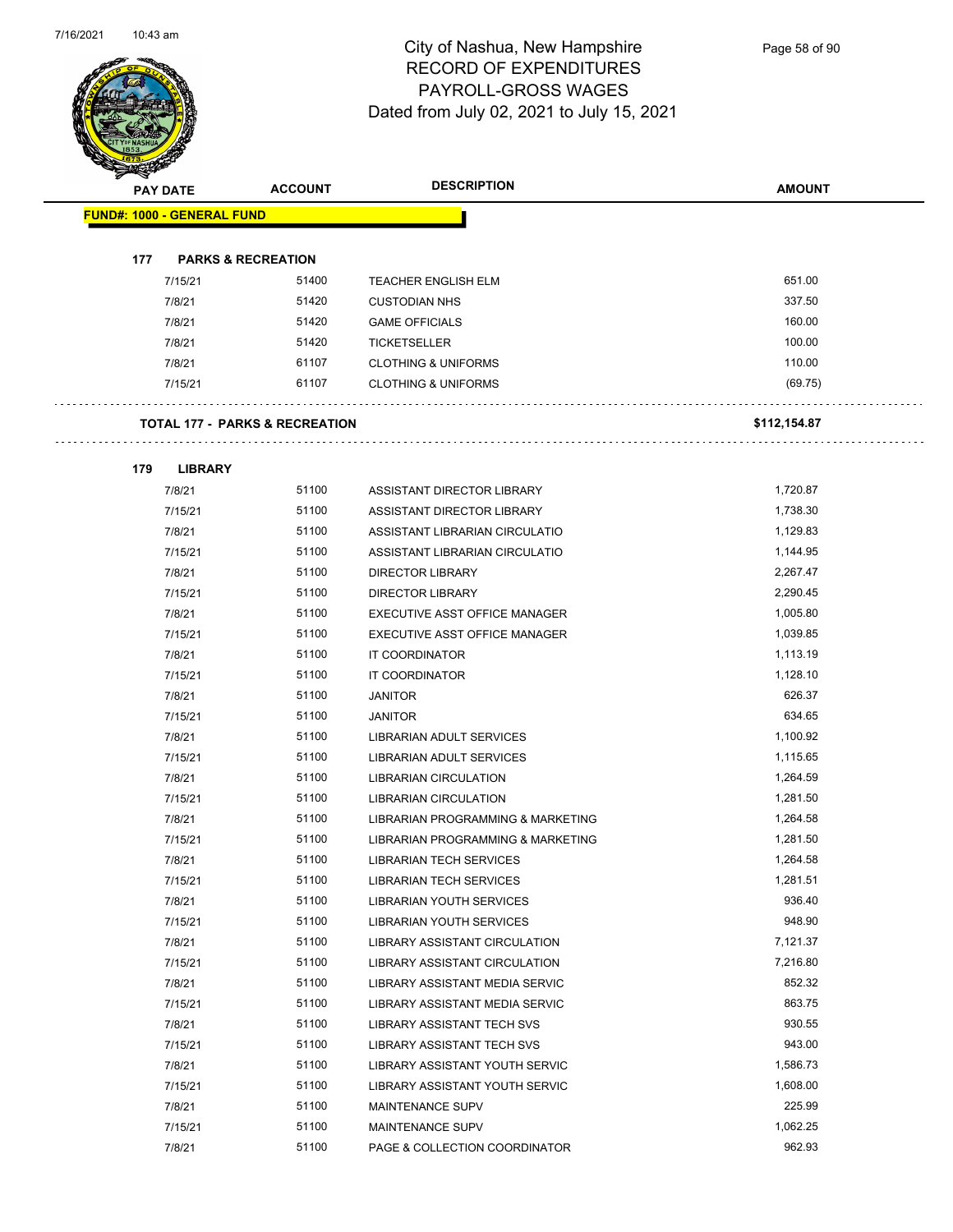# City of Nashua, New Hampshire
## RECORD OF EXPENDITURES
## PAYROLL-GROSS WAGES
## Dated from July 02, 2021 to July 15, 2021

| PAY DATE | ACCOUNT | DESCRIPTION | AMOUNT |
|---|---|---|---|
| **FUND#: 1000 - GENERAL FUND** | | | |
| **177 PARKS & RECREATION** | | | |
| 7/15/21 | 51400 | TEACHER ENGLISH ELM | 651.00 |
| 7/8/21 | 51420 | CUSTODIAN NHS | 337.50 |
| 7/8/21 | 51420 | GAME OFFICIALS | 160.00 |
| 7/8/21 | 51420 | TICKETSELLER | 100.00 |
| 7/8/21 | 61107 | CLOTHING & UNIFORMS | 110.00 |
| 7/15/21 | 61107 | CLOTHING & UNIFORMS | (69.75) |
| **TOTAL 177 - PARKS & RECREATION** | | | **$112,154.87** |
| **179 LIBRARY** | | | |
| 7/8/21 | 51100 | ASSISTANT DIRECTOR LIBRARY | 1,720.87 |
| 7/15/21 | 51100 | ASSISTANT DIRECTOR LIBRARY | 1,738.30 |
| 7/8/21 | 51100 | ASSISTANT LIBRARIAN CIRCULATIO | 1,129.83 |
| 7/15/21 | 51100 | ASSISTANT LIBRARIAN CIRCULATIO | 1,144.95 |
| 7/8/21 | 51100 | DIRECTOR LIBRARY | 2,267.47 |
| 7/15/21 | 51100 | DIRECTOR LIBRARY | 2,290.45 |
| 7/8/21 | 51100 | EXECUTIVE ASST OFFICE MANAGER | 1,005.80 |
| 7/15/21 | 51100 | EXECUTIVE ASST OFFICE MANAGER | 1,039.85 |
| 7/8/21 | 51100 | IT COORDINATOR | 1,113.19 |
| 7/15/21 | 51100 | IT COORDINATOR | 1,128.10 |
| 7/8/21 | 51100 | JANITOR | 626.37 |
| 7/15/21 | 51100 | JANITOR | 634.65 |
| 7/8/21 | 51100 | LIBRARIAN ADULT SERVICES | 1,100.92 |
| 7/15/21 | 51100 | LIBRARIAN ADULT SERVICES | 1,115.65 |
| 7/8/21 | 51100 | LIBRARIAN CIRCULATION | 1,264.59 |
| 7/15/21 | 51100 | LIBRARIAN CIRCULATION | 1,281.50 |
| 7/8/21 | 51100 | LIBRARIAN PROGRAMMING & MARKETING | 1,264.58 |
| 7/15/21 | 51100 | LIBRARIAN PROGRAMMING & MARKETING | 1,281.50 |
| 7/8/21 | 51100 | LIBRARIAN TECH SERVICES | 1,264.58 |
| 7/15/21 | 51100 | LIBRARIAN TECH SERVICES | 1,281.51 |
| 7/8/21 | 51100 | LIBRARIAN YOUTH SERVICES | 936.40 |
| 7/15/21 | 51100 | LIBRARIAN YOUTH SERVICES | 948.90 |
| 7/8/21 | 51100 | LIBRARY ASSISTANT CIRCULATION | 7,121.37 |
| 7/15/21 | 51100 | LIBRARY ASSISTANT CIRCULATION | 7,216.80 |
| 7/8/21 | 51100 | LIBRARY ASSISTANT MEDIA SERVIC | 852.32 |
| 7/15/21 | 51100 | LIBRARY ASSISTANT MEDIA SERVIC | 863.75 |
| 7/8/21 | 51100 | LIBRARY ASSISTANT TECH SVS | 930.55 |
| 7/15/21 | 51100 | LIBRARY ASSISTANT TECH SVS | 943.00 |
| 7/8/21 | 51100 | LIBRARY ASSISTANT YOUTH SERVIC | 1,586.73 |
| 7/15/21 | 51100 | LIBRARY ASSISTANT YOUTH SERVIC | 1,608.00 |
| 7/8/21 | 51100 | MAINTENANCE SUPV | 225.99 |
| 7/15/21 | 51100 | MAINTENANCE SUPV | 1,062.25 |
| 7/8/21 | 51100 | PAGE & COLLECTION COORDINATOR | 962.93 |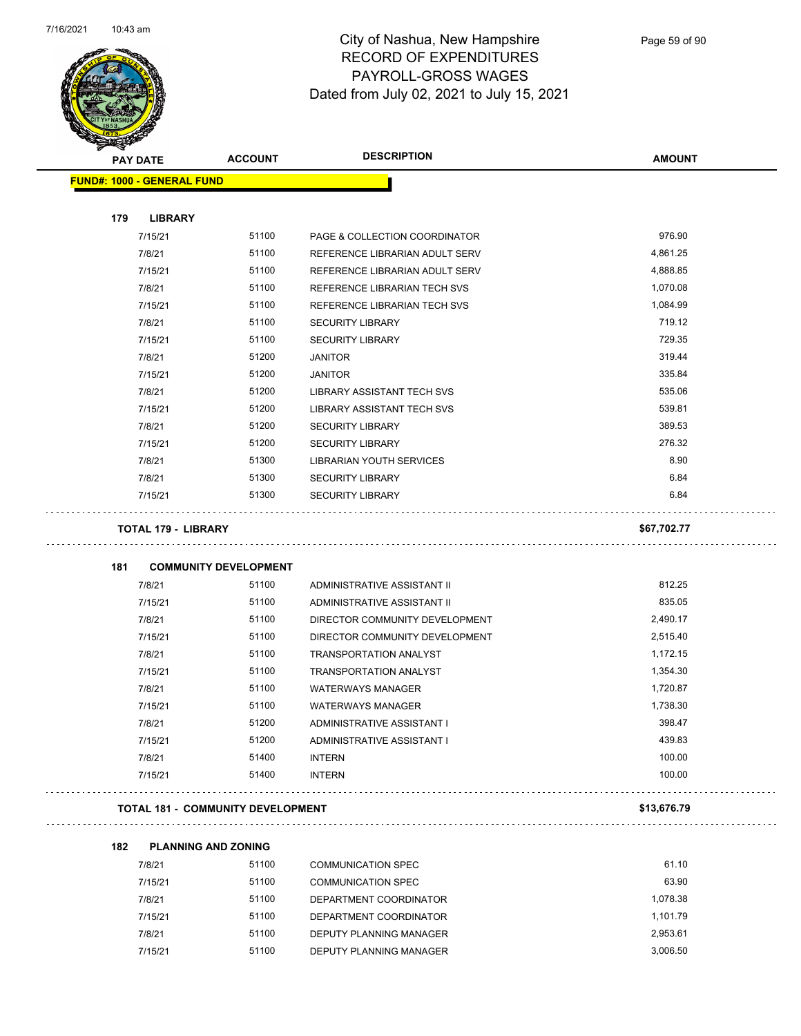# City of Nashua, New Hampshire
## RECORD OF EXPENDITURES
## PAYROLL-GROSS WAGES
## Dated from July 02, 2021 to July 15, 2021

**FUND#: 1000 - GENERAL FUND**

### 179 LIBRARY

| PAY DATE | ACCOUNT | DESCRIPTION | AMOUNT |
|---|---|---|---|
| 7/15/21 | 51100 | PAGE & COLLECTION COORDINATOR | 976.90 |
| 7/8/21 | 51100 | REFERENCE LIBRARIAN ADULT SERV | 4,861.25 |
| 7/15/21 | 51100 | REFERENCE LIBRARIAN ADULT SERV | 4,888.85 |
| 7/8/21 | 51100 | REFERENCE LIBRARIAN TECH SVS | 1,070.08 |
| 7/15/21 | 51100 | REFERENCE LIBRARIAN TECH SVS | 1,084.99 |
| 7/8/21 | 51100 | SECURITY LIBRARY | 719.12 |
| 7/15/21 | 51100 | SECURITY LIBRARY | 729.35 |
| 7/8/21 | 51200 | JANITOR | 319.44 |
| 7/15/21 | 51200 | JANITOR | 335.84 |
| 7/8/21 | 51200 | LIBRARY ASSISTANT TECH SVS | 535.06 |
| 7/15/21 | 51200 | LIBRARY ASSISTANT TECH SVS | 539.81 |
| 7/8/21 | 51200 | SECURITY LIBRARY | 389.53 |
| 7/15/21 | 51200 | SECURITY LIBRARY | 276.32 |
| 7/8/21 | 51300 | LIBRARIAN YOUTH SERVICES | 8.90 |
| 7/8/21 | 51300 | SECURITY LIBRARY | 6.84 |
| 7/15/21 | 51300 | SECURITY LIBRARY | 6.84 |

**TOTAL 179 - LIBRARY** **$67,702.77**

### 181 COMMUNITY DEVELOPMENT

| PAY DATE | ACCOUNT | DESCRIPTION | AMOUNT |
|---|---|---|---|
| 7/8/21 | 51100 | ADMINISTRATIVE ASSISTANT II | 812.25 |
| 7/15/21 | 51100 | ADMINISTRATIVE ASSISTANT II | 835.05 |
| 7/8/21 | 51100 | DIRECTOR COMMUNITY DEVELOPMENT | 2,490.17 |
| 7/15/21 | 51100 | DIRECTOR COMMUNITY DEVELOPMENT | 2,515.40 |
| 7/8/21 | 51100 | TRANSPORTATION ANALYST | 1,172.15 |
| 7/15/21 | 51100 | TRANSPORTATION ANALYST | 1,354.30 |
| 7/8/21 | 51100 | WATERWAYS MANAGER | 1,720.87 |
| 7/15/21 | 51100 | WATERWAYS MANAGER | 1,738.30 |
| 7/8/21 | 51200 | ADMINISTRATIVE ASSISTANT I | 398.47 |
| 7/15/21 | 51200 | ADMINISTRATIVE ASSISTANT I | 439.83 |
| 7/8/21 | 51400 | INTERN | 100.00 |
| 7/15/21 | 51400 | INTERN | 100.00 |

**TOTAL 181 - COMMUNITY DEVELOPMENT** **$13,676.79**

### 182 PLANNING AND ZONING

| PAY DATE | ACCOUNT | DESCRIPTION | AMOUNT |
|---|---|---|---|
| 7/8/21 | 51100 | COMMUNICATION SPEC | 61.10 |
| 7/15/21 | 51100 | COMMUNICATION SPEC | 63.90 |
| 7/8/21 | 51100 | DEPARTMENT COORDINATOR | 1,078.38 |
| 7/15/21 | 51100 | DEPARTMENT COORDINATOR | 1,101.79 |
| 7/8/21 | 51100 | DEPUTY PLANNING MANAGER | 2,953.61 |
| 7/15/21 | 51100 | DEPUTY PLANNING MANAGER | 3,006.50 |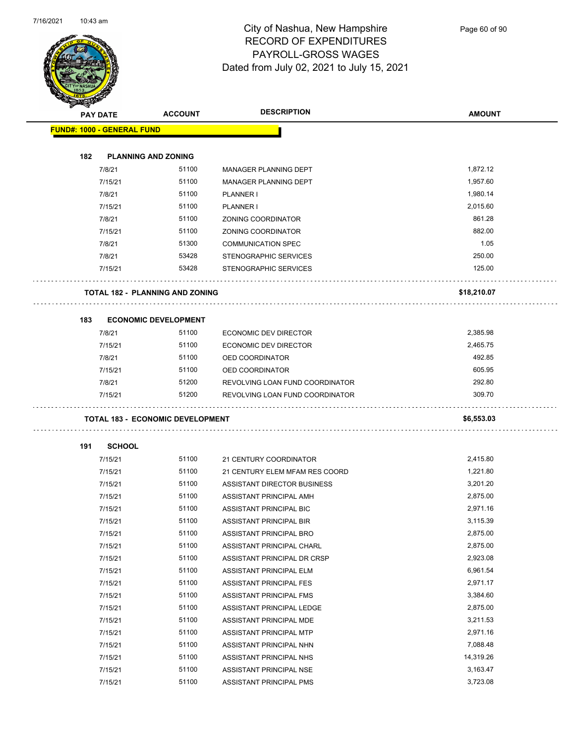# City of Nashua, New Hampshire
## RECORD OF EXPENDITURES
## PAYROLL-GROSS WAGES
## Dated from July 02, 2021 to July 15, 2021

| PAY DATE | ACCOUNT | DESCRIPTION | AMOUNT |
|---|---|---|---|
| **FUND#: 1000 - GENERAL FUND** | | | |
| **182 PLANNING AND ZONING** | | | |
| 7/8/21 | 51100 | MANAGER PLANNING DEPT | 1,872.12 |
| 7/15/21 | 51100 | MANAGER PLANNING DEPT | 1,957.60 |
| 7/8/21 | 51100 | PLANNER I | 1,980.14 |
| 7/15/21 | 51100 | PLANNER I | 2,015.60 |
| 7/8/21 | 51100 | ZONING COORDINATOR | 861.28 |
| 7/15/21 | 51100 | ZONING COORDINATOR | 882.00 |
| 7/8/21 | 51300 | COMMUNICATION SPEC | 1.05 |
| 7/8/21 | 53428 | STENOGRAPHIC SERVICES | 250.00 |
| 7/15/21 | 53428 | STENOGRAPHIC SERVICES | 125.00 |
| **TOTAL 182 - PLANNING AND ZONING** | | | **$18,210.07** |
| **183 ECONOMIC DEVELOPMENT** | | | |
| 7/8/21 | 51100 | ECONOMIC DEV DIRECTOR | 2,385.98 |
| 7/15/21 | 51100 | ECONOMIC DEV DIRECTOR | 2,465.75 |
| 7/8/21 | 51100 | OED COORDINATOR | 492.85 |
| 7/15/21 | 51100 | OED COORDINATOR | 605.95 |
| 7/8/21 | 51200 | REVOLVING LOAN FUND COORDINATOR | 292.80 |
| 7/15/21 | 51200 | REVOLVING LOAN FUND COORDINATOR | 309.70 |
| **TOTAL 183 - ECONOMIC DEVELOPMENT** | | | **$6,553.03** |
| **191 SCHOOL** | | | |
| 7/15/21 | 51100 | 21 CENTURY COORDINATOR | 2,415.80 |
| 7/15/21 | 51100 | 21 CENTURY ELEM MFAM RES COORD | 1,221.80 |
| 7/15/21 | 51100 | ASSISTANT DIRECTOR BUSINESS | 3,201.20 |
| 7/15/21 | 51100 | ASSISTANT PRINCIPAL AMH | 2,875.00 |
| 7/15/21 | 51100 | ASSISTANT PRINCIPAL BIC | 2,971.16 |
| 7/15/21 | 51100 | ASSISTANT PRINCIPAL BIR | 3,115.39 |
| 7/15/21 | 51100 | ASSISTANT PRINCIPAL BRO | 2,875.00 |
| 7/15/21 | 51100 | ASSISTANT PRINCIPAL CHARL | 2,875.00 |
| 7/15/21 | 51100 | ASSISTANT PRINCIPAL DR CRSP | 2,923.08 |
| 7/15/21 | 51100 | ASSISTANT PRINCIPAL ELM | 6,961.54 |
| 7/15/21 | 51100 | ASSISTANT PRINCIPAL FES | 2,971.17 |
| 7/15/21 | 51100 | ASSISTANT PRINCIPAL FMS | 3,384.60 |
| 7/15/21 | 51100 | ASSISTANT PRINCIPAL LEDGE | 2,875.00 |
| 7/15/21 | 51100 | ASSISTANT PRINCIPAL MDE | 3,211.53 |
| 7/15/21 | 51100 | ASSISTANT PRINCIPAL MTP | 2,971.16 |
| 7/15/21 | 51100 | ASSISTANT PRINCIPAL NHN | 7,088.48 |
| 7/15/21 | 51100 | ASSISTANT PRINCIPAL NHS | 14,319.26 |
| 7/15/21 | 51100 | ASSISTANT PRINCIPAL NSE | 3,163.47 |
| 7/15/21 | 51100 | ASSISTANT PRINCIPAL PMS | 3,723.08 |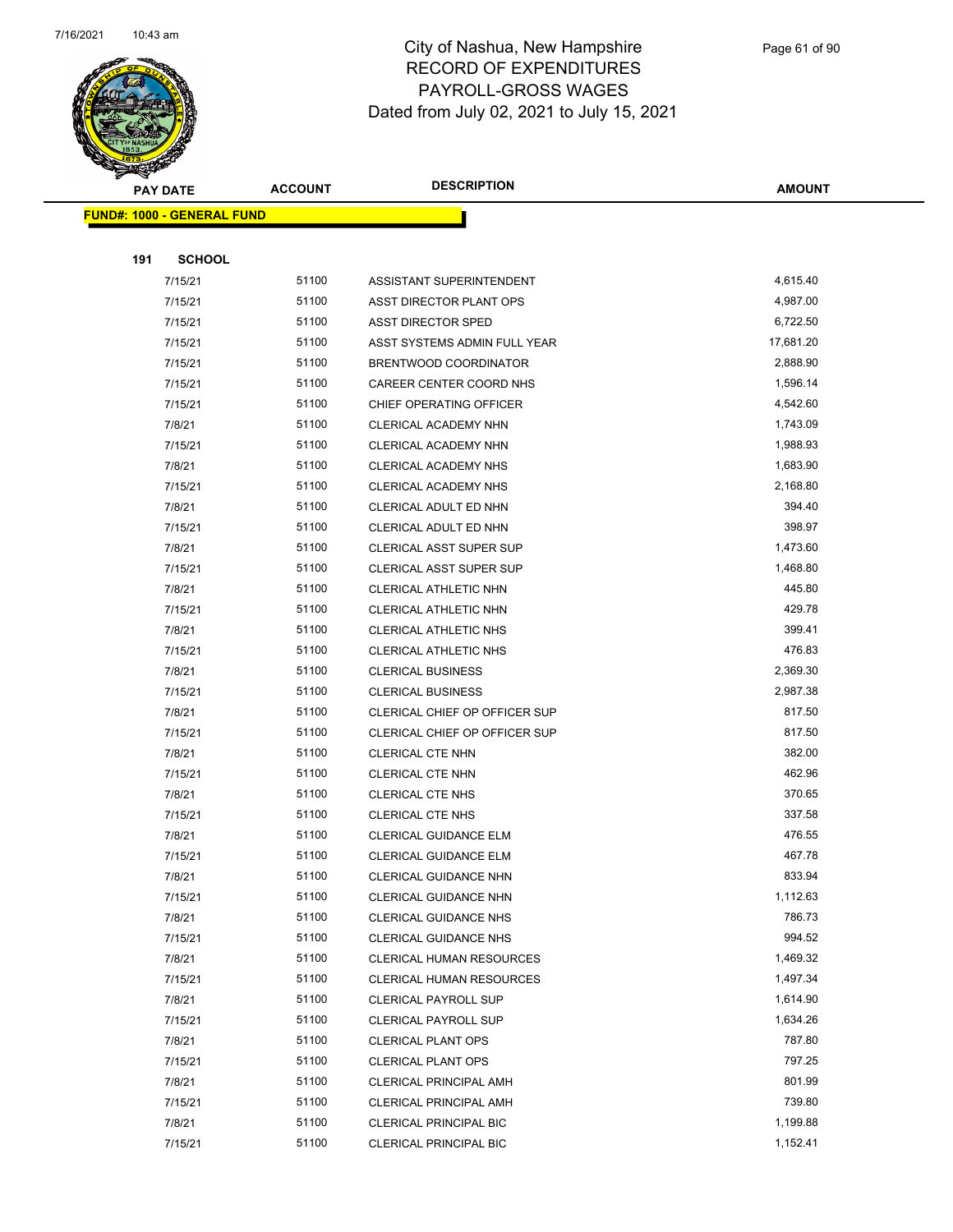# City of Nashua, New Hampshire
## RECORD OF EXPENDITURES
## PAYROLL-GROSS WAGES
### Dated from July 02, 2021 to July 15, 2021

| PAY DATE | ACCOUNT | DESCRIPTION | AMOUNT |
|---|---|---|---|
| **FUND#: 1000 - GENERAL FUND** | | | |
| **191 SCHOOL** | | | |
| 7/15/21 | 51100 | ASSISTANT SUPERINTENDENT | 4,615.40 |
| 7/15/21 | 51100 | ASST DIRECTOR PLANT OPS | 4,987.00 |
| 7/15/21 | 51100 | ASST DIRECTOR SPED | 6,722.50 |
| 7/15/21 | 51100 | ASST SYSTEMS ADMIN FULL YEAR | 17,681.20 |
| 7/15/21 | 51100 | BRENTWOOD COORDINATOR | 2,888.90 |
| 7/15/21 | 51100 | CAREER CENTER COORD NHS | 1,596.14 |
| 7/15/21 | 51100 | CHIEF OPERATING OFFICER | 4,542.60 |
| 7/8/21 | 51100 | CLERICAL ACADEMY NHN | 1,743.09 |
| 7/15/21 | 51100 | CLERICAL ACADEMY NHN | 1,988.93 |
| 7/8/21 | 51100 | CLERICAL ACADEMY NHS | 1,683.90 |
| 7/15/21 | 51100 | CLERICAL ACADEMY NHS | 2,168.80 |
| 7/8/21 | 51100 | CLERICAL ADULT ED NHN | 394.40 |
| 7/15/21 | 51100 | CLERICAL ADULT ED NHN | 398.97 |
| 7/8/21 | 51100 | CLERICAL ASST SUPER SUP | 1,473.60 |
| 7/15/21 | 51100 | CLERICAL ASST SUPER SUP | 1,468.80 |
| 7/8/21 | 51100 | CLERICAL ATHLETIC NHN | 445.80 |
| 7/15/21 | 51100 | CLERICAL ATHLETIC NHN | 429.78 |
| 7/8/21 | 51100 | CLERICAL ATHLETIC NHS | 399.41 |
| 7/15/21 | 51100 | CLERICAL ATHLETIC NHS | 476.83 |
| 7/8/21 | 51100 | CLERICAL BUSINESS | 2,369.30 |
| 7/15/21 | 51100 | CLERICAL BUSINESS | 2,987.38 |
| 7/8/21 | 51100 | CLERICAL CHIEF OP OFFICER SUP | 817.50 |
| 7/15/21 | 51100 | CLERICAL CHIEF OP OFFICER SUP | 817.50 |
| 7/8/21 | 51100 | CLERICAL CTE NHN | 382.00 |
| 7/15/21 | 51100 | CLERICAL CTE NHN | 462.96 |
| 7/8/21 | 51100 | CLERICAL CTE NHS | 370.65 |
| 7/15/21 | 51100 | CLERICAL CTE NHS | 337.58 |
| 7/8/21 | 51100 | CLERICAL GUIDANCE ELM | 476.55 |
| 7/15/21 | 51100 | CLERICAL GUIDANCE ELM | 467.78 |
| 7/8/21 | 51100 | CLERICAL GUIDANCE NHN | 833.94 |
| 7/15/21 | 51100 | CLERICAL GUIDANCE NHN | 1,112.63 |
| 7/8/21 | 51100 | CLERICAL GUIDANCE NHS | 786.73 |
| 7/15/21 | 51100 | CLERICAL GUIDANCE NHS | 994.52 |
| 7/8/21 | 51100 | CLERICAL HUMAN RESOURCES | 1,469.32 |
| 7/15/21 | 51100 | CLERICAL HUMAN RESOURCES | 1,497.34 |
| 7/8/21 | 51100 | CLERICAL PAYROLL SUP | 1,614.90 |
| 7/15/21 | 51100 | CLERICAL PAYROLL SUP | 1,634.26 |
| 7/8/21 | 51100 | CLERICAL PLANT OPS | 787.80 |
| 7/15/21 | 51100 | CLERICAL PLANT OPS | 797.25 |
| 7/8/21 | 51100 | CLERICAL PRINCIPAL AMH | 801.99 |
| 7/15/21 | 51100 | CLERICAL PRINCIPAL AMH | 739.80 |
| 7/8/21 | 51100 | CLERICAL PRINCIPAL BIC | 1,199.88 |
| 7/15/21 | 51100 | CLERICAL PRINCIPAL BIC | 1,152.41 |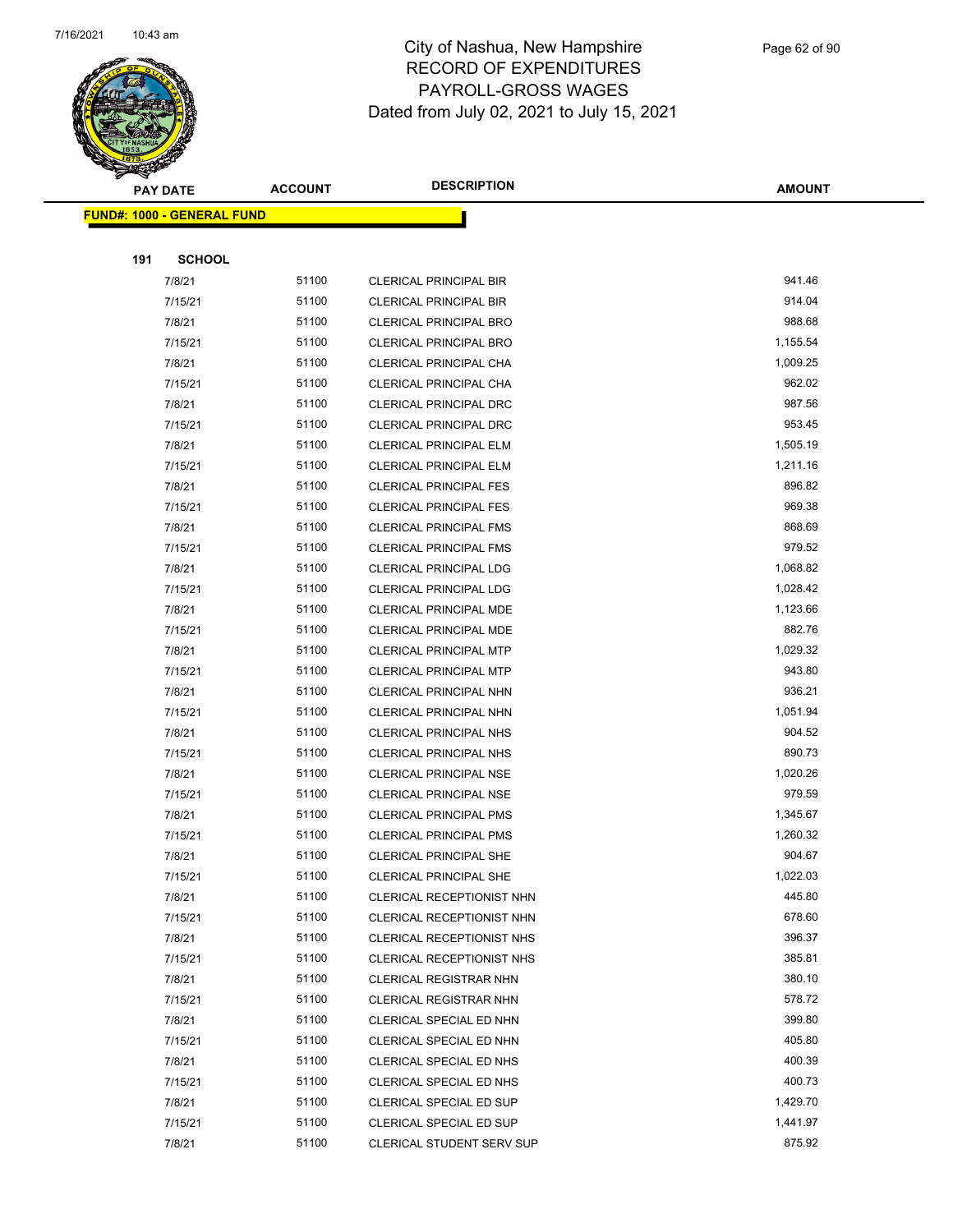# City of Nashua, New Hampshire
## RECORD OF EXPENDITURES
## PAYROLL-GROSS WAGES
## Dated from July 02, 2021 to July 15, 2021

| PAY DATE | ACCOUNT | DESCRIPTION | AMOUNT |
|---|---|---|---|
| **FUND#: 1000 - GENERAL FUND** | | | |
| **191 SCHOOL** | | | |
| 7/8/21 | 51100 | CLERICAL PRINCIPAL BIR | 941.46 |
| 7/15/21 | 51100 | CLERICAL PRINCIPAL BIR | 914.04 |
| 7/8/21 | 51100 | CLERICAL PRINCIPAL BRO | 988.68 |
| 7/15/21 | 51100 | CLERICAL PRINCIPAL BRO | 1,155.54 |
| 7/8/21 | 51100 | CLERICAL PRINCIPAL CHA | 1,009.25 |
| 7/15/21 | 51100 | CLERICAL PRINCIPAL CHA | 962.02 |
| 7/8/21 | 51100 | CLERICAL PRINCIPAL DRC | 987.56 |
| 7/15/21 | 51100 | CLERICAL PRINCIPAL DRC | 953.45 |
| 7/8/21 | 51100 | CLERICAL PRINCIPAL ELM | 1,505.19 |
| 7/15/21 | 51100 | CLERICAL PRINCIPAL ELM | 1,211.16 |
| 7/8/21 | 51100 | CLERICAL PRINCIPAL FES | 896.82 |
| 7/15/21 | 51100 | CLERICAL PRINCIPAL FES | 969.38 |
| 7/8/21 | 51100 | CLERICAL PRINCIPAL FMS | 868.69 |
| 7/15/21 | 51100 | CLERICAL PRINCIPAL FMS | 979.52 |
| 7/8/21 | 51100 | CLERICAL PRINCIPAL LDG | 1,068.82 |
| 7/15/21 | 51100 | CLERICAL PRINCIPAL LDG | 1,028.42 |
| 7/8/21 | 51100 | CLERICAL PRINCIPAL MDE | 1,123.66 |
| 7/15/21 | 51100 | CLERICAL PRINCIPAL MDE | 882.76 |
| 7/8/21 | 51100 | CLERICAL PRINCIPAL MTP | 1,029.32 |
| 7/15/21 | 51100 | CLERICAL PRINCIPAL MTP | 943.80 |
| 7/8/21 | 51100 | CLERICAL PRINCIPAL NHN | 936.21 |
| 7/15/21 | 51100 | CLERICAL PRINCIPAL NHN | 1,051.94 |
| 7/8/21 | 51100 | CLERICAL PRINCIPAL NHS | 904.52 |
| 7/15/21 | 51100 | CLERICAL PRINCIPAL NHS | 890.73 |
| 7/8/21 | 51100 | CLERICAL PRINCIPAL NSE | 1,020.26 |
| 7/15/21 | 51100 | CLERICAL PRINCIPAL NSE | 979.59 |
| 7/8/21 | 51100 | CLERICAL PRINCIPAL PMS | 1,345.67 |
| 7/15/21 | 51100 | CLERICAL PRINCIPAL PMS | 1,260.32 |
| 7/8/21 | 51100 | CLERICAL PRINCIPAL SHE | 904.67 |
| 7/15/21 | 51100 | CLERICAL PRINCIPAL SHE | 1,022.03 |
| 7/8/21 | 51100 | CLERICAL RECEPTIONIST NHN | 445.80 |
| 7/15/21 | 51100 | CLERICAL RECEPTIONIST NHN | 678.60 |
| 7/8/21 | 51100 | CLERICAL RECEPTIONIST NHS | 396.37 |
| 7/15/21 | 51100 | CLERICAL RECEPTIONIST NHS | 385.81 |
| 7/8/21 | 51100 | CLERICAL REGISTRAR NHN | 380.10 |
| 7/15/21 | 51100 | CLERICAL REGISTRAR NHN | 578.72 |
| 7/8/21 | 51100 | CLERICAL SPECIAL ED NHN | 399.80 |
| 7/15/21 | 51100 | CLERICAL SPECIAL ED NHN | 405.80 |
| 7/8/21 | 51100 | CLERICAL SPECIAL ED NHS | 400.39 |
| 7/15/21 | 51100 | CLERICAL SPECIAL ED NHS | 400.73 |
| 7/8/21 | 51100 | CLERICAL SPECIAL ED SUP | 1,429.70 |
| 7/15/21 | 51100 | CLERICAL SPECIAL ED SUP | 1,441.97 |
| 7/8/21 | 51100 | CLERICAL STUDENT SERV SUP | 875.92 |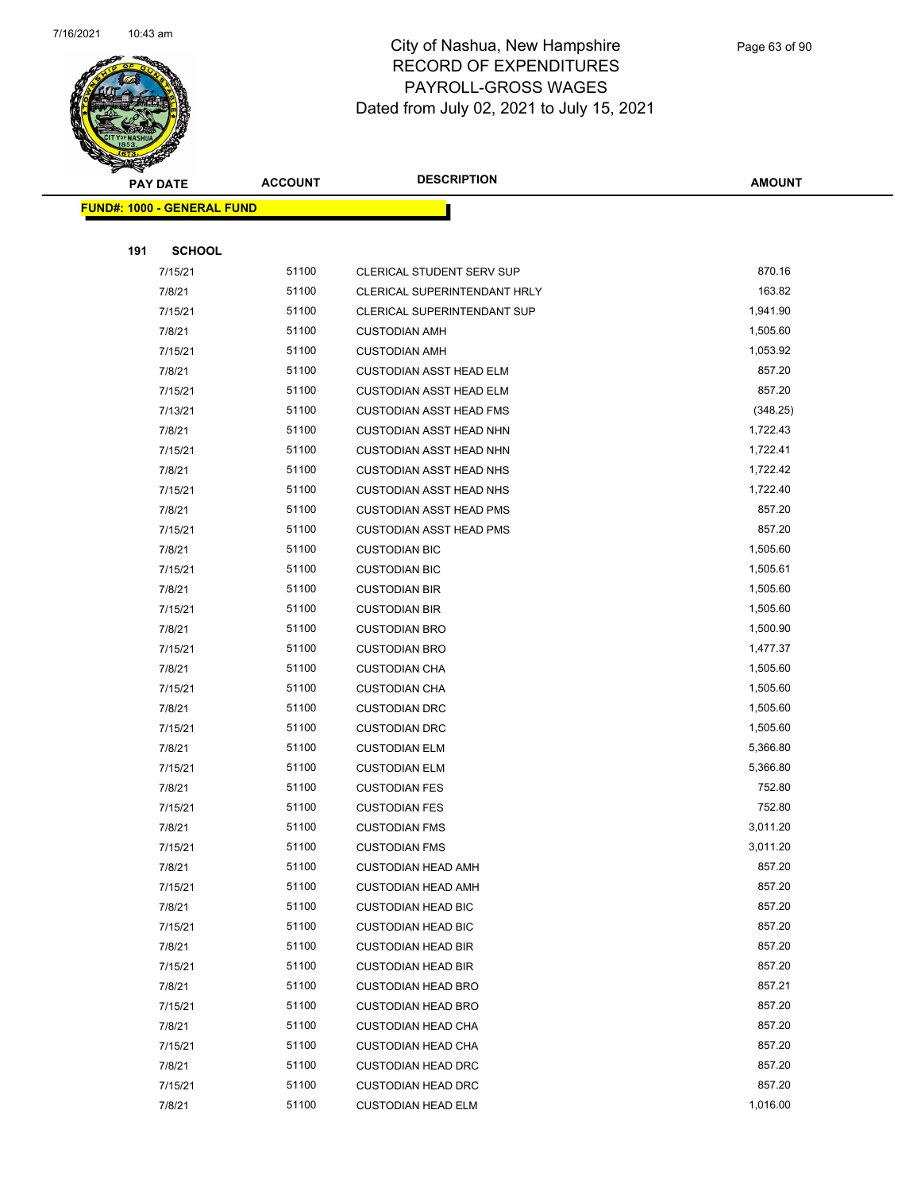# City of Nashua, New Hampshire
## RECORD OF EXPENDITURES
## PAYROLL-GROSS WAGES
### Dated from July 02, 2021 to July 15, 2021

| PAY DATE | ACCOUNT | DESCRIPTION | AMOUNT |
|---|---|---|---|
| **FUND#: 1000 - GENERAL FUND** | | | |
| **191 SCHOOL** | | | |
| 7/15/21 | 51100 | CLERICAL STUDENT SERV SUP | 870.16 |
| 7/8/21 | 51100 | CLERICAL SUPERINTENDANT HRLY | 163.82 |
| 7/15/21 | 51100 | CLERICAL SUPERINTENDANT SUP | 1,941.90 |
| 7/8/21 | 51100 | CUSTODIAN AMH | 1,505.60 |
| 7/15/21 | 51100 | CUSTODIAN AMH | 1,053.92 |
| 7/8/21 | 51100 | CUSTODIAN ASST HEAD ELM | 857.20 |
| 7/15/21 | 51100 | CUSTODIAN ASST HEAD ELM | 857.20 |
| 7/13/21 | 51100 | CUSTODIAN ASST HEAD FMS | (348.25) |
| 7/8/21 | 51100 | CUSTODIAN ASST HEAD NHN | 1,722.43 |
| 7/15/21 | 51100 | CUSTODIAN ASST HEAD NHN | 1,722.41 |
| 7/8/21 | 51100 | CUSTODIAN ASST HEAD NHS | 1,722.42 |
| 7/15/21 | 51100 | CUSTODIAN ASST HEAD NHS | 1,722.40 |
| 7/8/21 | 51100 | CUSTODIAN ASST HEAD PMS | 857.20 |
| 7/15/21 | 51100 | CUSTODIAN ASST HEAD PMS | 857.20 |
| 7/8/21 | 51100 | CUSTODIAN BIC | 1,505.60 |
| 7/15/21 | 51100 | CUSTODIAN BIC | 1,505.61 |
| 7/8/21 | 51100 | CUSTODIAN BIR | 1,505.60 |
| 7/15/21 | 51100 | CUSTODIAN BIR | 1,505.60 |
| 7/8/21 | 51100 | CUSTODIAN BRO | 1,500.90 |
| 7/15/21 | 51100 | CUSTODIAN BRO | 1,477.37 |
| 7/8/21 | 51100 | CUSTODIAN CHA | 1,505.60 |
| 7/15/21 | 51100 | CUSTODIAN CHA | 1,505.60 |
| 7/8/21 | 51100 | CUSTODIAN DRC | 1,505.60 |
| 7/15/21 | 51100 | CUSTODIAN DRC | 1,505.60 |
| 7/8/21 | 51100 | CUSTODIAN ELM | 5,366.80 |
| 7/15/21 | 51100 | CUSTODIAN ELM | 5,366.80 |
| 7/8/21 | 51100 | CUSTODIAN FES | 752.80 |
| 7/15/21 | 51100 | CUSTODIAN FES | 752.80 |
| 7/8/21 | 51100 | CUSTODIAN FMS | 3,011.20 |
| 7/15/21 | 51100 | CUSTODIAN FMS | 3,011.20 |
| 7/8/21 | 51100 | CUSTODIAN HEAD AMH | 857.20 |
| 7/15/21 | 51100 | CUSTODIAN HEAD AMH | 857.20 |
| 7/8/21 | 51100 | CUSTODIAN HEAD BIC | 857.20 |
| 7/15/21 | 51100 | CUSTODIAN HEAD BIC | 857.20 |
| 7/8/21 | 51100 | CUSTODIAN HEAD BIR | 857.20 |
| 7/15/21 | 51100 | CUSTODIAN HEAD BIR | 857.20 |
| 7/8/21 | 51100 | CUSTODIAN HEAD BRO | 857.21 |
| 7/15/21 | 51100 | CUSTODIAN HEAD BRO | 857.20 |
| 7/8/21 | 51100 | CUSTODIAN HEAD CHA | 857.20 |
| 7/15/21 | 51100 | CUSTODIAN HEAD CHA | 857.20 |
| 7/8/21 | 51100 | CUSTODIAN HEAD DRC | 857.20 |
| 7/15/21 | 51100 | CUSTODIAN HEAD DRC | 857.20 |
| 7/8/21 | 51100 | CUSTODIAN HEAD ELM | 1,016.00 |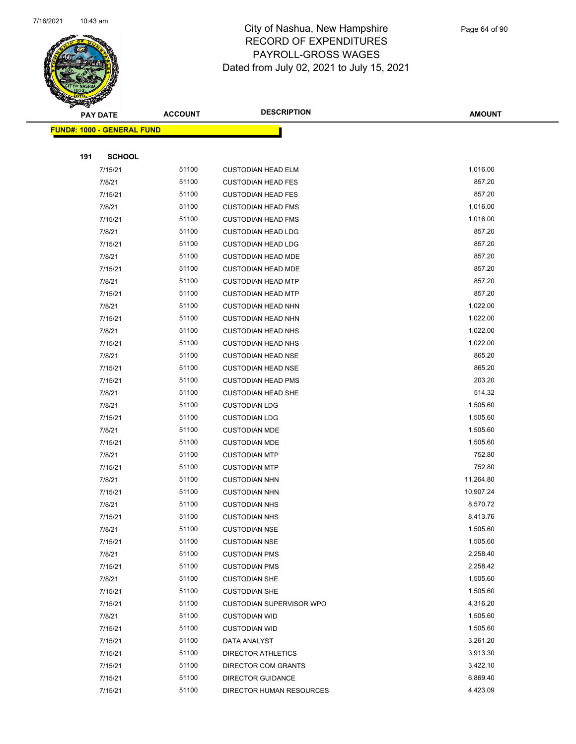# City of Nashua, New Hampshire
## RECORD OF EXPENDITURES
## PAYROLL-GROSS WAGES
## Dated from July 02, 2021 to July 15, 2021

| PAY DATE | ACCOUNT | DESCRIPTION | AMOUNT |
|---|---|---|---|
| **FUND#: 1000 - GENERAL FUND** | | | |
| **191 SCHOOL** | | | |
| 7/15/21 | 51100 | CUSTODIAN HEAD ELM | 1,016.00 |
| 7/8/21 | 51100 | CUSTODIAN HEAD FES | 857.20 |
| 7/15/21 | 51100 | CUSTODIAN HEAD FES | 857.20 |
| 7/8/21 | 51100 | CUSTODIAN HEAD FMS | 1,016.00 |
| 7/15/21 | 51100 | CUSTODIAN HEAD FMS | 1,016.00 |
| 7/8/21 | 51100 | CUSTODIAN HEAD LDG | 857.20 |
| 7/15/21 | 51100 | CUSTODIAN HEAD LDG | 857.20 |
| 7/8/21 | 51100 | CUSTODIAN HEAD MDE | 857.20 |
| 7/15/21 | 51100 | CUSTODIAN HEAD MDE | 857.20 |
| 7/8/21 | 51100 | CUSTODIAN HEAD MTP | 857.20 |
| 7/15/21 | 51100 | CUSTODIAN HEAD MTP | 857.20 |
| 7/8/21 | 51100 | CUSTODIAN HEAD NHN | 1,022.00 |
| 7/15/21 | 51100 | CUSTODIAN HEAD NHN | 1,022.00 |
| 7/8/21 | 51100 | CUSTODIAN HEAD NHS | 1,022.00 |
| 7/15/21 | 51100 | CUSTODIAN HEAD NHS | 1,022.00 |
| 7/8/21 | 51100 | CUSTODIAN HEAD NSE | 865.20 |
| 7/15/21 | 51100 | CUSTODIAN HEAD NSE | 865.20 |
| 7/15/21 | 51100 | CUSTODIAN HEAD PMS | 203.20 |
| 7/8/21 | 51100 | CUSTODIAN HEAD SHE | 514.32 |
| 7/8/21 | 51100 | CUSTODIAN LDG | 1,505.60 |
| 7/15/21 | 51100 | CUSTODIAN LDG | 1,505.60 |
| 7/8/21 | 51100 | CUSTODIAN MDE | 1,505.60 |
| 7/15/21 | 51100 | CUSTODIAN MDE | 1,505.60 |
| 7/8/21 | 51100 | CUSTODIAN MTP | 752.80 |
| 7/15/21 | 51100 | CUSTODIAN MTP | 752.80 |
| 7/8/21 | 51100 | CUSTODIAN NHN | 11,264.80 |
| 7/15/21 | 51100 | CUSTODIAN NHN | 10,907.24 |
| 7/8/21 | 51100 | CUSTODIAN NHS | 8,570.72 |
| 7/15/21 | 51100 | CUSTODIAN NHS | 8,413.76 |
| 7/8/21 | 51100 | CUSTODIAN NSE | 1,505.60 |
| 7/15/21 | 51100 | CUSTODIAN NSE | 1,505.60 |
| 7/8/21 | 51100 | CUSTODIAN PMS | 2,258.40 |
| 7/15/21 | 51100 | CUSTODIAN PMS | 2,258.42 |
| 7/8/21 | 51100 | CUSTODIAN SHE | 1,505.60 |
| 7/15/21 | 51100 | CUSTODIAN SHE | 1,505.60 |
| 7/15/21 | 51100 | CUSTODIAN SUPERVISOR WPO | 4,316.20 |
| 7/8/21 | 51100 | CUSTODIAN WID | 1,505.60 |
| 7/15/21 | 51100 | CUSTODIAN WID | 1,505.60 |
| 7/15/21 | 51100 | DATA ANALYST | 3,261.20 |
| 7/15/21 | 51100 | DIRECTOR ATHLETICS | 3,913.30 |
| 7/15/21 | 51100 | DIRECTOR COM GRANTS | 3,422.10 |
| 7/15/21 | 51100 | DIRECTOR GUIDANCE | 6,869.40 |
| 7/15/21 | 51100 | DIRECTOR HUMAN RESOURCES | 4,423.09 |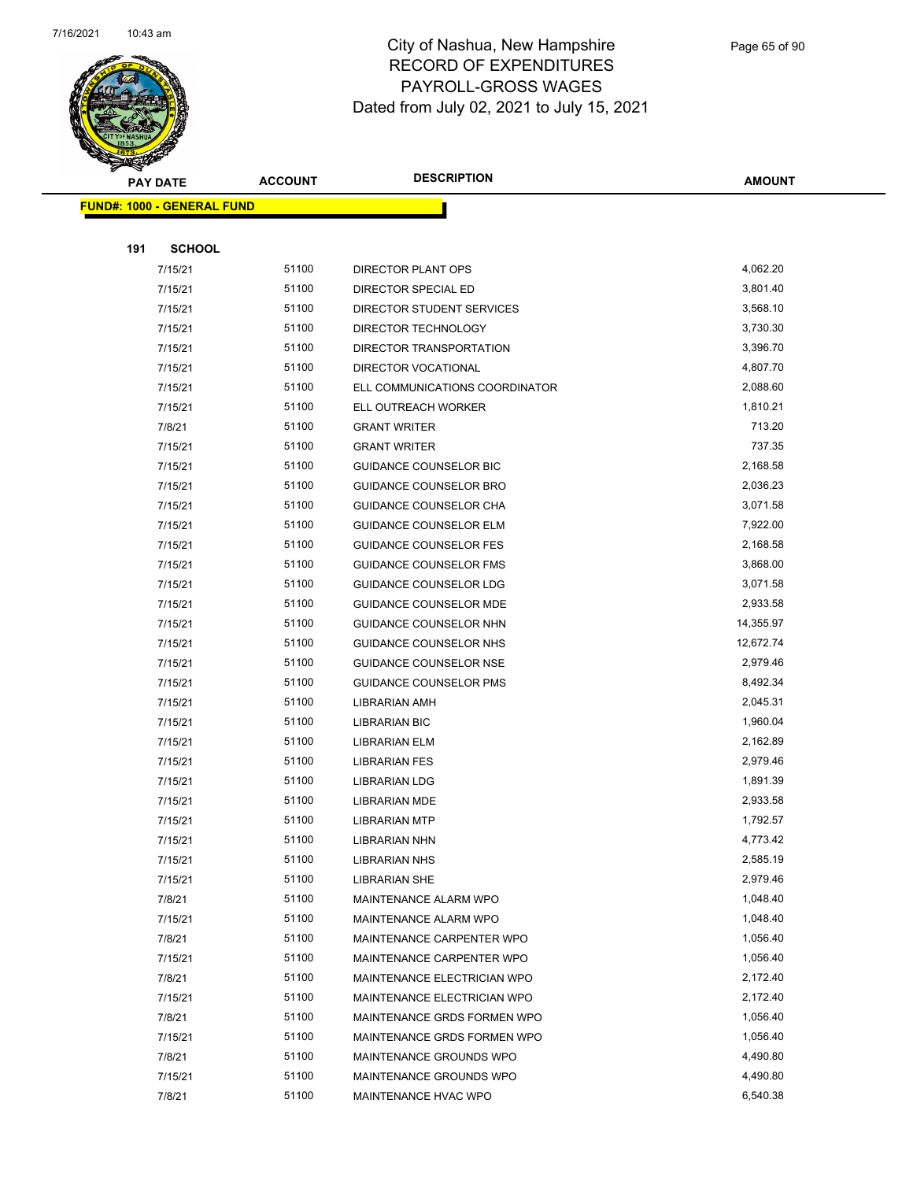# City of Nashua, New Hampshire
## RECORD OF EXPENDITURES
## PAYROLL-GROSS WAGES
## Dated from July 02, 2021 to July 15, 2021

| PAY DATE | ACCOUNT | DESCRIPTION | AMOUNT |
|---|---|---|---|
| **FUND#: 1000 - GENERAL FUND** | | | |
| **191 SCHOOL** | | | |
| 7/15/21 | 51100 | DIRECTOR PLANT OPS | 4,062.20 |
| 7/15/21 | 51100 | DIRECTOR SPECIAL ED | 3,801.40 |
| 7/15/21 | 51100 | DIRECTOR STUDENT SERVICES | 3,568.10 |
| 7/15/21 | 51100 | DIRECTOR TECHNOLOGY | 3,730.30 |
| 7/15/21 | 51100 | DIRECTOR TRANSPORTATION | 3,396.70 |
| 7/15/21 | 51100 | DIRECTOR VOCATIONAL | 4,807.70 |
| 7/15/21 | 51100 | ELL COMMUNICATIONS COORDINATOR | 2,088.60 |
| 7/15/21 | 51100 | ELL OUTREACH WORKER | 1,810.21 |
| 7/8/21 | 51100 | GRANT WRITER | 713.20 |
| 7/15/21 | 51100 | GRANT WRITER | 737.35 |
| 7/15/21 | 51100 | GUIDANCE COUNSELOR BIC | 2,168.58 |
| 7/15/21 | 51100 | GUIDANCE COUNSELOR BRO | 2,036.23 |
| 7/15/21 | 51100 | GUIDANCE COUNSELOR CHA | 3,071.58 |
| 7/15/21 | 51100 | GUIDANCE COUNSELOR ELM | 7,922.00 |
| 7/15/21 | 51100 | GUIDANCE COUNSELOR FES | 2,168.58 |
| 7/15/21 | 51100 | GUIDANCE COUNSELOR FMS | 3,868.00 |
| 7/15/21 | 51100 | GUIDANCE COUNSELOR LDG | 3,071.58 |
| 7/15/21 | 51100 | GUIDANCE COUNSELOR MDE | 2,933.58 |
| 7/15/21 | 51100 | GUIDANCE COUNSELOR NHN | 14,355.97 |
| 7/15/21 | 51100 | GUIDANCE COUNSELOR NHS | 12,672.74 |
| 7/15/21 | 51100 | GUIDANCE COUNSELOR NSE | 2,979.46 |
| 7/15/21 | 51100 | GUIDANCE COUNSELOR PMS | 8,492.34 |
| 7/15/21 | 51100 | LIBRARIAN AMH | 2,045.31 |
| 7/15/21 | 51100 | LIBRARIAN BIC | 1,960.04 |
| 7/15/21 | 51100 | LIBRARIAN ELM | 2,162.89 |
| 7/15/21 | 51100 | LIBRARIAN FES | 2,979.46 |
| 7/15/21 | 51100 | LIBRARIAN LDG | 1,891.39 |
| 7/15/21 | 51100 | LIBRARIAN MDE | 2,933.58 |
| 7/15/21 | 51100 | LIBRARIAN MTP | 1,792.57 |
| 7/15/21 | 51100 | LIBRARIAN NHN | 4,773.42 |
| 7/15/21 | 51100 | LIBRARIAN NHS | 2,585.19 |
| 7/15/21 | 51100 | LIBRARIAN SHE | 2,979.46 |
| 7/8/21 | 51100 | MAINTENANCE ALARM WPO | 1,048.40 |
| 7/15/21 | 51100 | MAINTENANCE ALARM WPO | 1,048.40 |
| 7/8/21 | 51100 | MAINTENANCE CARPENTER WPO | 1,056.40 |
| 7/15/21 | 51100 | MAINTENANCE CARPENTER WPO | 1,056.40 |
| 7/8/21 | 51100 | MAINTENANCE ELECTRICIAN WPO | 2,172.40 |
| 7/15/21 | 51100 | MAINTENANCE ELECTRICIAN WPO | 2,172.40 |
| 7/8/21 | 51100 | MAINTENANCE GRDS FORMEN WPO | 1,056.40 |
| 7/15/21 | 51100 | MAINTENANCE GRDS FORMEN WPO | 1,056.40 |
| 7/8/21 | 51100 | MAINTENANCE GROUNDS WPO | 4,490.80 |
| 7/15/21 | 51100 | MAINTENANCE GROUNDS WPO | 4,490.80 |
| 7/8/21 | 51100 | MAINTENANCE HVAC WPO | 6,540.38 |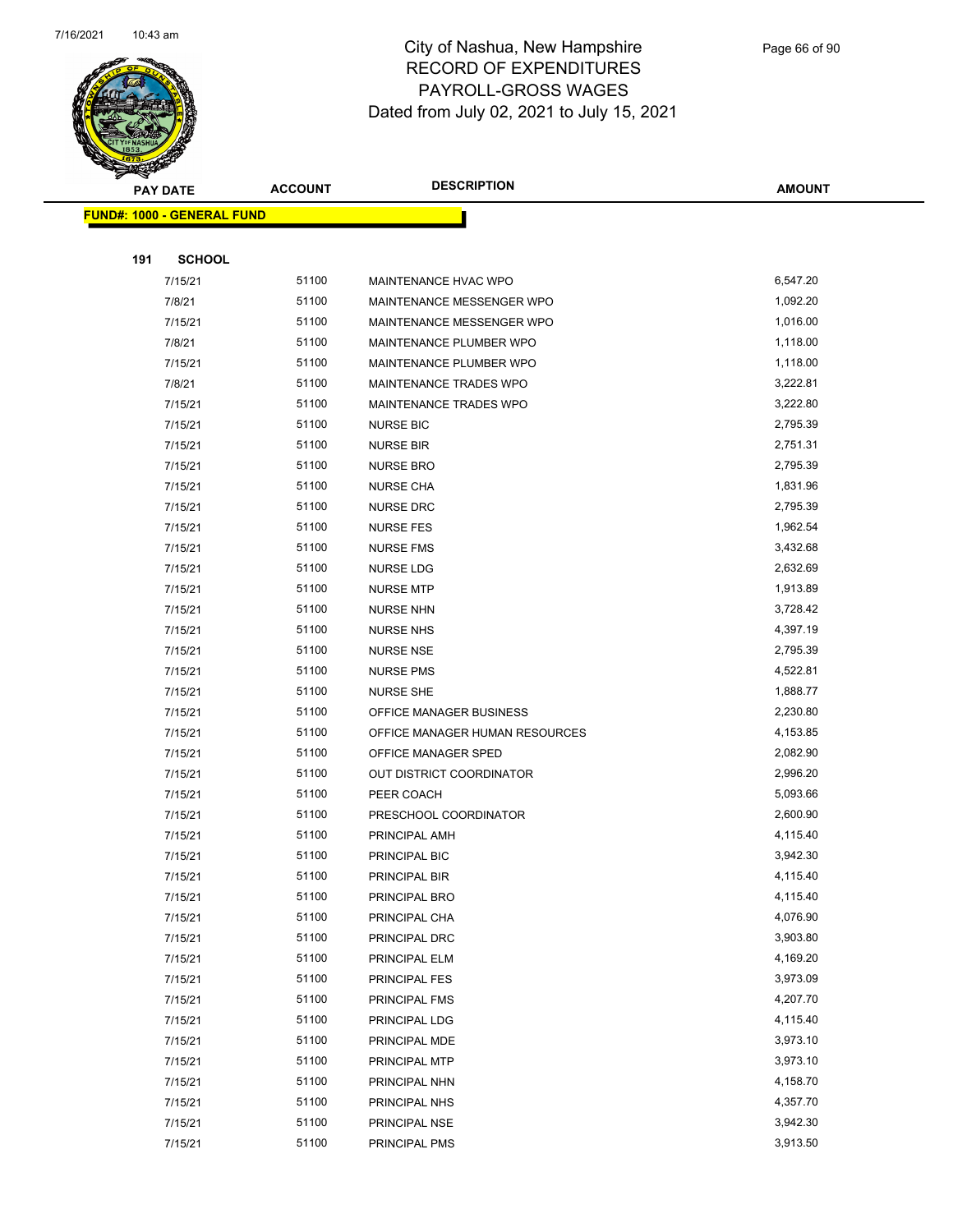# City of Nashua, New Hampshire
## RECORD OF EXPENDITURES
## PAYROLL-GROSS WAGES
### Dated from July 02, 2021 to July 15, 2021

| PAY DATE | ACCOUNT | DESCRIPTION | AMOUNT |
|---|---|---|---|

**FUND#: 1000 - GENERAL FUND**

**191 SCHOOL**

| PAY DATE | ACCOUNT | DESCRIPTION | AMOUNT |
|---|---|---|---|
| 7/15/21 | 51100 | MAINTENANCE HVAC WPO | 6,547.20 |
| 7/8/21 | 51100 | MAINTENANCE MESSENGER WPO | 1,092.20 |
| 7/15/21 | 51100 | MAINTENANCE MESSENGER WPO | 1,016.00 |
| 7/8/21 | 51100 | MAINTENANCE PLUMBER WPO | 1,118.00 |
| 7/15/21 | 51100 | MAINTENANCE PLUMBER WPO | 1,118.00 |
| 7/8/21 | 51100 | MAINTENANCE TRADES WPO | 3,222.81 |
| 7/15/21 | 51100 | MAINTENANCE TRADES WPO | 3,222.80 |
| 7/15/21 | 51100 | NURSE BIC | 2,795.39 |
| 7/15/21 | 51100 | NURSE BIR | 2,751.31 |
| 7/15/21 | 51100 | NURSE BRO | 2,795.39 |
| 7/15/21 | 51100 | NURSE CHA | 1,831.96 |
| 7/15/21 | 51100 | NURSE DRC | 2,795.39 |
| 7/15/21 | 51100 | NURSE FES | 1,962.54 |
| 7/15/21 | 51100 | NURSE FMS | 3,432.68 |
| 7/15/21 | 51100 | NURSE LDG | 2,632.69 |
| 7/15/21 | 51100 | NURSE MTP | 1,913.89 |
| 7/15/21 | 51100 | NURSE NHN | 3,728.42 |
| 7/15/21 | 51100 | NURSE NHS | 4,397.19 |
| 7/15/21 | 51100 | NURSE NSE | 2,795.39 |
| 7/15/21 | 51100 | NURSE PMS | 4,522.81 |
| 7/15/21 | 51100 | NURSE SHE | 1,888.77 |
| 7/15/21 | 51100 | OFFICE MANAGER BUSINESS | 2,230.80 |
| 7/15/21 | 51100 | OFFICE MANAGER HUMAN RESOURCES | 4,153.85 |
| 7/15/21 | 51100 | OFFICE MANAGER SPED | 2,082.90 |
| 7/15/21 | 51100 | OUT DISTRICT COORDINATOR | 2,996.20 |
| 7/15/21 | 51100 | PEER COACH | 5,093.66 |
| 7/15/21 | 51100 | PRESCHOOL COORDINATOR | 2,600.90 |
| 7/15/21 | 51100 | PRINCIPAL AMH | 4,115.40 |
| 7/15/21 | 51100 | PRINCIPAL BIC | 3,942.30 |
| 7/15/21 | 51100 | PRINCIPAL BIR | 4,115.40 |
| 7/15/21 | 51100 | PRINCIPAL BRO | 4,115.40 |
| 7/15/21 | 51100 | PRINCIPAL CHA | 4,076.90 |
| 7/15/21 | 51100 | PRINCIPAL DRC | 3,903.80 |
| 7/15/21 | 51100 | PRINCIPAL ELM | 4,169.20 |
| 7/15/21 | 51100 | PRINCIPAL FES | 3,973.09 |
| 7/15/21 | 51100 | PRINCIPAL FMS | 4,207.70 |
| 7/15/21 | 51100 | PRINCIPAL LDG | 4,115.40 |
| 7/15/21 | 51100 | PRINCIPAL MDE | 3,973.10 |
| 7/15/21 | 51100 | PRINCIPAL MTP | 3,973.10 |
| 7/15/21 | 51100 | PRINCIPAL NHN | 4,158.70 |
| 7/15/21 | 51100 | PRINCIPAL NHS | 4,357.70 |
| 7/15/21 | 51100 | PRINCIPAL NSE | 3,942.30 |
| 7/15/21 | 51100 | PRINCIPAL PMS | 3,913.50 |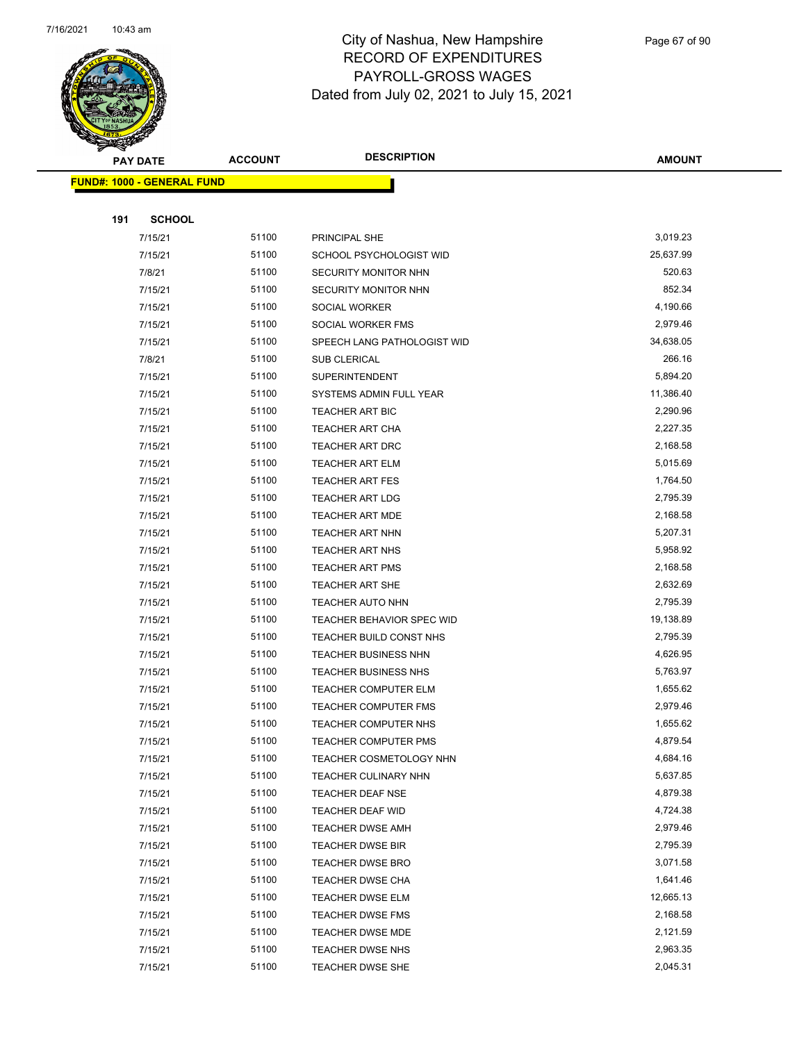# City of Nashua, New Hampshire
# RECORD OF EXPENDITURES
# PAYROLL-GROSS WAGES
# Dated from July 02, 2021 to July 15, 2021

| PAY DATE | ACCOUNT | DESCRIPTION | AMOUNT |
|---|---|---|---|
| **FUND#: 1000 - GENERAL FUND** | | | |
| **191 SCHOOL** | | | |
| 7/15/21 | 51100 | PRINCIPAL SHE | 3,019.23 |
| 7/15/21 | 51100 | SCHOOL PSYCHOLOGIST WID | 25,637.99 |
| 7/8/21 | 51100 | SECURITY MONITOR NHN | 520.63 |
| 7/15/21 | 51100 | SECURITY MONITOR NHN | 852.34 |
| 7/15/21 | 51100 | SOCIAL WORKER | 4,190.66 |
| 7/15/21 | 51100 | SOCIAL WORKER FMS | 2,979.46 |
| 7/15/21 | 51100 | SPEECH LANG PATHOLOGIST WID | 34,638.05 |
| 7/8/21 | 51100 | SUB CLERICAL | 266.16 |
| 7/15/21 | 51100 | SUPERINTENDENT | 5,894.20 |
| 7/15/21 | 51100 | SYSTEMS ADMIN FULL YEAR | 11,386.40 |
| 7/15/21 | 51100 | TEACHER ART BIC | 2,290.96 |
| 7/15/21 | 51100 | TEACHER ART CHA | 2,227.35 |
| 7/15/21 | 51100 | TEACHER ART DRC | 2,168.58 |
| 7/15/21 | 51100 | TEACHER ART ELM | 5,015.69 |
| 7/15/21 | 51100 | TEACHER ART FES | 1,764.50 |
| 7/15/21 | 51100 | TEACHER ART LDG | 2,795.39 |
| 7/15/21 | 51100 | TEACHER ART MDE | 2,168.58 |
| 7/15/21 | 51100 | TEACHER ART NHN | 5,207.31 |
| 7/15/21 | 51100 | TEACHER ART NHS | 5,958.92 |
| 7/15/21 | 51100 | TEACHER ART PMS | 2,168.58 |
| 7/15/21 | 51100 | TEACHER ART SHE | 2,632.69 |
| 7/15/21 | 51100 | TEACHER AUTO NHN | 2,795.39 |
| 7/15/21 | 51100 | TEACHER BEHAVIOR SPEC WID | 19,138.89 |
| 7/15/21 | 51100 | TEACHER BUILD CONST NHS | 2,795.39 |
| 7/15/21 | 51100 | TEACHER BUSINESS NHN | 4,626.95 |
| 7/15/21 | 51100 | TEACHER BUSINESS NHS | 5,763.97 |
| 7/15/21 | 51100 | TEACHER COMPUTER ELM | 1,655.62 |
| 7/15/21 | 51100 | TEACHER COMPUTER FMS | 2,979.46 |
| 7/15/21 | 51100 | TEACHER COMPUTER NHS | 1,655.62 |
| 7/15/21 | 51100 | TEACHER COMPUTER PMS | 4,879.54 |
| 7/15/21 | 51100 | TEACHER COSMETOLOGY NHN | 4,684.16 |
| 7/15/21 | 51100 | TEACHER CULINARY NHN | 5,637.85 |
| 7/15/21 | 51100 | TEACHER DEAF NSE | 4,879.38 |
| 7/15/21 | 51100 | TEACHER DEAF WID | 4,724.38 |
| 7/15/21 | 51100 | TEACHER DWSE AMH | 2,979.46 |
| 7/15/21 | 51100 | TEACHER DWSE BIR | 2,795.39 |
| 7/15/21 | 51100 | TEACHER DWSE BRO | 3,071.58 |
| 7/15/21 | 51100 | TEACHER DWSE CHA | 1,641.46 |
| 7/15/21 | 51100 | TEACHER DWSE ELM | 12,665.13 |
| 7/15/21 | 51100 | TEACHER DWSE FMS | 2,168.58 |
| 7/15/21 | 51100 | TEACHER DWSE MDE | 2,121.59 |
| 7/15/21 | 51100 | TEACHER DWSE NHS | 2,963.35 |
| 7/15/21 | 51100 | TEACHER DWSE SHE | 2,045.31 |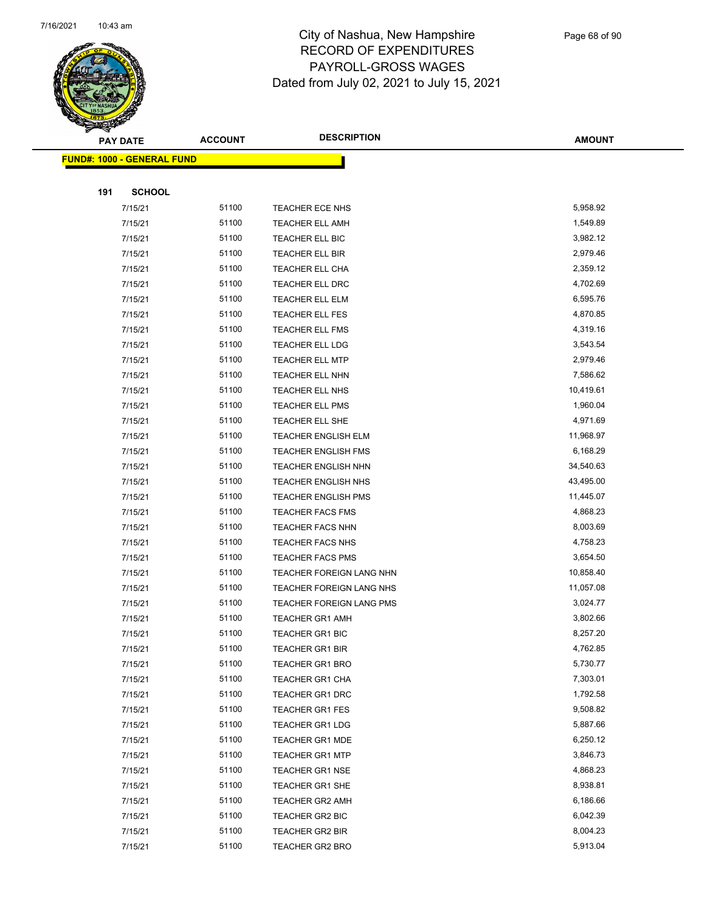# City of Nashua, New Hampshire
## RECORD OF EXPENDITURES
## PAYROLL-GROSS WAGES
## Dated from July 02, 2021 to July 15, 2021

| PAY DATE | ACCOUNT | DESCRIPTION | AMOUNT |
|---|---|---|---|
| **FUND#: 1000 - GENERAL FUND** | | | |
| **191 SCHOOL** | | | |
| 7/15/21 | 51100 | TEACHER ECE NHS | 5,958.92 |
| 7/15/21 | 51100 | TEACHER ELL AMH | 1,549.89 |
| 7/15/21 | 51100 | TEACHER ELL BIC | 3,982.12 |
| 7/15/21 | 51100 | TEACHER ELL BIR | 2,979.46 |
| 7/15/21 | 51100 | TEACHER ELL CHA | 2,359.12 |
| 7/15/21 | 51100 | TEACHER ELL DRC | 4,702.69 |
| 7/15/21 | 51100 | TEACHER ELL ELM | 6,595.76 |
| 7/15/21 | 51100 | TEACHER ELL FES | 4,870.85 |
| 7/15/21 | 51100 | TEACHER ELL FMS | 4,319.16 |
| 7/15/21 | 51100 | TEACHER ELL LDG | 3,543.54 |
| 7/15/21 | 51100 | TEACHER ELL MTP | 2,979.46 |
| 7/15/21 | 51100 | TEACHER ELL NHN | 7,586.62 |
| 7/15/21 | 51100 | TEACHER ELL NHS | 10,419.61 |
| 7/15/21 | 51100 | TEACHER ELL PMS | 1,960.04 |
| 7/15/21 | 51100 | TEACHER ELL SHE | 4,971.69 |
| 7/15/21 | 51100 | TEACHER ENGLISH ELM | 11,968.97 |
| 7/15/21 | 51100 | TEACHER ENGLISH FMS | 6,168.29 |
| 7/15/21 | 51100 | TEACHER ENGLISH NHN | 34,540.63 |
| 7/15/21 | 51100 | TEACHER ENGLISH NHS | 43,495.00 |
| 7/15/21 | 51100 | TEACHER ENGLISH PMS | 11,445.07 |
| 7/15/21 | 51100 | TEACHER FACS FMS | 4,868.23 |
| 7/15/21 | 51100 | TEACHER FACS NHN | 8,003.69 |
| 7/15/21 | 51100 | TEACHER FACS NHS | 4,758.23 |
| 7/15/21 | 51100 | TEACHER FACS PMS | 3,654.50 |
| 7/15/21 | 51100 | TEACHER FOREIGN LANG NHN | 10,858.40 |
| 7/15/21 | 51100 | TEACHER FOREIGN LANG NHS | 11,057.08 |
| 7/15/21 | 51100 | TEACHER FOREIGN LANG PMS | 3,024.77 |
| 7/15/21 | 51100 | TEACHER GR1 AMH | 3,802.66 |
| 7/15/21 | 51100 | TEACHER GR1 BIC | 8,257.20 |
| 7/15/21 | 51100 | TEACHER GR1 BIR | 4,762.85 |
| 7/15/21 | 51100 | TEACHER GR1 BRO | 5,730.77 |
| 7/15/21 | 51100 | TEACHER GR1 CHA | 7,303.01 |
| 7/15/21 | 51100 | TEACHER GR1 DRC | 1,792.58 |
| 7/15/21 | 51100 | TEACHER GR1 FES | 9,508.82 |
| 7/15/21 | 51100 | TEACHER GR1 LDG | 5,887.66 |
| 7/15/21 | 51100 | TEACHER GR1 MDE | 6,250.12 |
| 7/15/21 | 51100 | TEACHER GR1 MTP | 3,846.73 |
| 7/15/21 | 51100 | TEACHER GR1 NSE | 4,868.23 |
| 7/15/21 | 51100 | TEACHER GR1 SHE | 8,938.81 |
| 7/15/21 | 51100 | TEACHER GR2 AMH | 6,186.66 |
| 7/15/21 | 51100 | TEACHER GR2 BIC | 6,042.39 |
| 7/15/21 | 51100 | TEACHER GR2 BIR | 8,004.23 |
| 7/15/21 | 51100 | TEACHER GR2 BRO | 5,913.04 |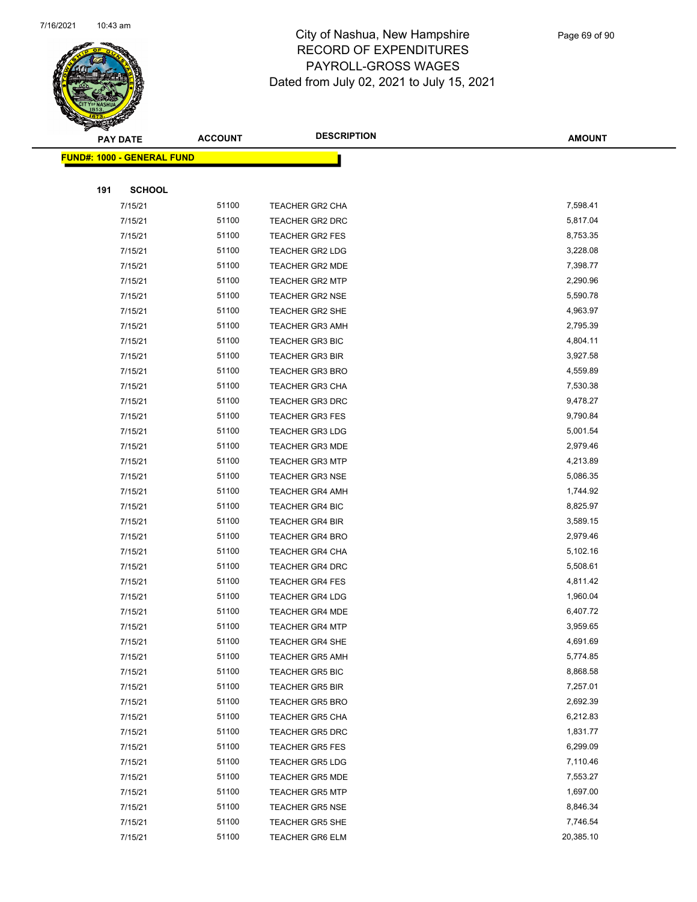# City of Nashua, New Hampshire
## RECORD OF EXPENDITURES
## PAYROLL-GROSS WAGES
## Dated from July 02, 2021 to July 15, 2021

| PAY DATE | ACCOUNT | DESCRIPTION | AMOUNT |
|---|---|---|---|
| **FUND#: 1000 - GENERAL FUND** | | | |
| **191 SCHOOL** | | | |
| 7/15/21 | 51100 | TEACHER GR2 CHA | 7,598.41 |
| 7/15/21 | 51100 | TEACHER GR2 DRC | 5,817.04 |
| 7/15/21 | 51100 | TEACHER GR2 FES | 8,753.35 |
| 7/15/21 | 51100 | TEACHER GR2 LDG | 3,228.08 |
| 7/15/21 | 51100 | TEACHER GR2 MDE | 7,398.77 |
| 7/15/21 | 51100 | TEACHER GR2 MTP | 2,290.96 |
| 7/15/21 | 51100 | TEACHER GR2 NSE | 5,590.78 |
| 7/15/21 | 51100 | TEACHER GR2 SHE | 4,963.97 |
| 7/15/21 | 51100 | TEACHER GR3 AMH | 2,795.39 |
| 7/15/21 | 51100 | TEACHER GR3 BIC | 4,804.11 |
| 7/15/21 | 51100 | TEACHER GR3 BIR | 3,927.58 |
| 7/15/21 | 51100 | TEACHER GR3 BRO | 4,559.89 |
| 7/15/21 | 51100 | TEACHER GR3 CHA | 7,530.38 |
| 7/15/21 | 51100 | TEACHER GR3 DRC | 9,478.27 |
| 7/15/21 | 51100 | TEACHER GR3 FES | 9,790.84 |
| 7/15/21 | 51100 | TEACHER GR3 LDG | 5,001.54 |
| 7/15/21 | 51100 | TEACHER GR3 MDE | 2,979.46 |
| 7/15/21 | 51100 | TEACHER GR3 MTP | 4,213.89 |
| 7/15/21 | 51100 | TEACHER GR3 NSE | 5,086.35 |
| 7/15/21 | 51100 | TEACHER GR4 AMH | 1,744.92 |
| 7/15/21 | 51100 | TEACHER GR4 BIC | 8,825.97 |
| 7/15/21 | 51100 | TEACHER GR4 BIR | 3,589.15 |
| 7/15/21 | 51100 | TEACHER GR4 BRO | 2,979.46 |
| 7/15/21 | 51100 | TEACHER GR4 CHA | 5,102.16 |
| 7/15/21 | 51100 | TEACHER GR4 DRC | 5,508.61 |
| 7/15/21 | 51100 | TEACHER GR4 FES | 4,811.42 |
| 7/15/21 | 51100 | TEACHER GR4 LDG | 1,960.04 |
| 7/15/21 | 51100 | TEACHER GR4 MDE | 6,407.72 |
| 7/15/21 | 51100 | TEACHER GR4 MTP | 3,959.65 |
| 7/15/21 | 51100 | TEACHER GR4 SHE | 4,691.69 |
| 7/15/21 | 51100 | TEACHER GR5 AMH | 5,774.85 |
| 7/15/21 | 51100 | TEACHER GR5 BIC | 8,868.58 |
| 7/15/21 | 51100 | TEACHER GR5 BIR | 7,257.01 |
| 7/15/21 | 51100 | TEACHER GR5 BRO | 2,692.39 |
| 7/15/21 | 51100 | TEACHER GR5 CHA | 6,212.83 |
| 7/15/21 | 51100 | TEACHER GR5 DRC | 1,831.77 |
| 7/15/21 | 51100 | TEACHER GR5 FES | 6,299.09 |
| 7/15/21 | 51100 | TEACHER GR5 LDG | 7,110.46 |
| 7/15/21 | 51100 | TEACHER GR5 MDE | 7,553.27 |
| 7/15/21 | 51100 | TEACHER GR5 MTP | 1,697.00 |
| 7/15/21 | 51100 | TEACHER GR5 NSE | 8,846.34 |
| 7/15/21 | 51100 | TEACHER GR5 SHE | 7,746.54 |
| 7/15/21 | 51100 | TEACHER GR6 ELM | 20,385.10 |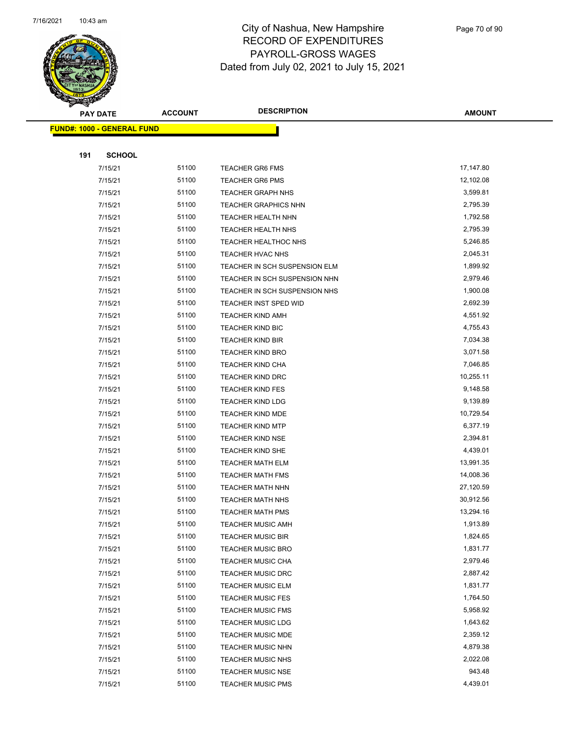# City of Nashua, New Hampshire
## RECORD OF EXPENDITURES
## PAYROLL-GROSS WAGES
## Dated from July 02, 2021 to July 15, 2021

| PAY DATE | ACCOUNT | DESCRIPTION | AMOUNT |
|---|---|---|---|

**FUND#: 1000 - GENERAL FUND**

**191 SCHOOL**

| PAY DATE | ACCOUNT | DESCRIPTION | AMOUNT |
|---|---|---|---|
| 7/15/21 | 51100 | TEACHER GR6 FMS | 17,147.80 |
| 7/15/21 | 51100 | TEACHER GR6 PMS | 12,102.08 |
| 7/15/21 | 51100 | TEACHER GRAPH NHS | 3,599.81 |
| 7/15/21 | 51100 | TEACHER GRAPHICS NHN | 2,795.39 |
| 7/15/21 | 51100 | TEACHER HEALTH NHN | 1,792.58 |
| 7/15/21 | 51100 | TEACHER HEALTH NHS | 2,795.39 |
| 7/15/21 | 51100 | TEACHER HEALTHOC NHS | 5,246.85 |
| 7/15/21 | 51100 | TEACHER HVAC NHS | 2,045.31 |
| 7/15/21 | 51100 | TEACHER IN SCH SUSPENSION ELM | 1,899.92 |
| 7/15/21 | 51100 | TEACHER IN SCH SUSPENSION NHN | 2,979.46 |
| 7/15/21 | 51100 | TEACHER IN SCH SUSPENSION NHS | 1,900.08 |
| 7/15/21 | 51100 | TEACHER INST SPED WID | 2,692.39 |
| 7/15/21 | 51100 | TEACHER KIND AMH | 4,551.92 |
| 7/15/21 | 51100 | TEACHER KIND BIC | 4,755.43 |
| 7/15/21 | 51100 | TEACHER KIND BIR | 7,034.38 |
| 7/15/21 | 51100 | TEACHER KIND BRO | 3,071.58 |
| 7/15/21 | 51100 | TEACHER KIND CHA | 7,046.85 |
| 7/15/21 | 51100 | TEACHER KIND DRC | 10,255.11 |
| 7/15/21 | 51100 | TEACHER KIND FES | 9,148.58 |
| 7/15/21 | 51100 | TEACHER KIND LDG | 9,139.89 |
| 7/15/21 | 51100 | TEACHER KIND MDE | 10,729.54 |
| 7/15/21 | 51100 | TEACHER KIND MTP | 6,377.19 |
| 7/15/21 | 51100 | TEACHER KIND NSE | 2,394.81 |
| 7/15/21 | 51100 | TEACHER KIND SHE | 4,439.01 |
| 7/15/21 | 51100 | TEACHER MATH ELM | 13,991.35 |
| 7/15/21 | 51100 | TEACHER MATH FMS | 14,008.36 |
| 7/15/21 | 51100 | TEACHER MATH NHN | 27,120.59 |
| 7/15/21 | 51100 | TEACHER MATH NHS | 30,912.56 |
| 7/15/21 | 51100 | TEACHER MATH PMS | 13,294.16 |
| 7/15/21 | 51100 | TEACHER MUSIC AMH | 1,913.89 |
| 7/15/21 | 51100 | TEACHER MUSIC BIR | 1,824.65 |
| 7/15/21 | 51100 | TEACHER MUSIC BRO | 1,831.77 |
| 7/15/21 | 51100 | TEACHER MUSIC CHA | 2,979.46 |
| 7/15/21 | 51100 | TEACHER MUSIC DRC | 2,887.42 |
| 7/15/21 | 51100 | TEACHER MUSIC ELM | 1,831.77 |
| 7/15/21 | 51100 | TEACHER MUSIC FES | 1,764.50 |
| 7/15/21 | 51100 | TEACHER MUSIC FMS | 5,958.92 |
| 7/15/21 | 51100 | TEACHER MUSIC LDG | 1,643.62 |
| 7/15/21 | 51100 | TEACHER MUSIC MDE | 2,359.12 |
| 7/15/21 | 51100 | TEACHER MUSIC NHN | 4,879.38 |
| 7/15/21 | 51100 | TEACHER MUSIC NHS | 2,022.08 |
| 7/15/21 | 51100 | TEACHER MUSIC NSE | 943.48 |
| 7/15/21 | 51100 | TEACHER MUSIC PMS | 4,439.01 |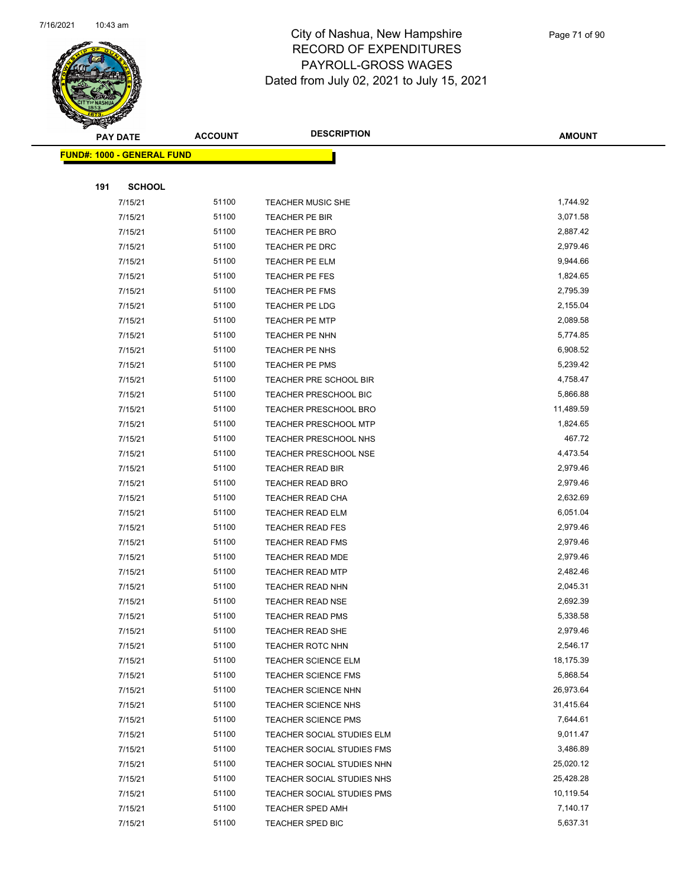# City of Nashua, New Hampshire
## RECORD OF EXPENDITURES
## PAYROLL-GROSS WAGES
### Dated from July 02, 2021 to July 15, 2021

| PAY DATE | ACCOUNT | DESCRIPTION | AMOUNT |
|---|---|---|---|
| **FUND#: 1000 - GENERAL FUND** | | | |
| **191 SCHOOL** | | | |
| 7/15/21 | 51100 | TEACHER MUSIC SHE | 1,744.92 |
| 7/15/21 | 51100 | TEACHER PE BIR | 3,071.58 |
| 7/15/21 | 51100 | TEACHER PE BRO | 2,887.42 |
| 7/15/21 | 51100 | TEACHER PE DRC | 2,979.46 |
| 7/15/21 | 51100 | TEACHER PE ELM | 9,944.66 |
| 7/15/21 | 51100 | TEACHER PE FES | 1,824.65 |
| 7/15/21 | 51100 | TEACHER PE FMS | 2,795.39 |
| 7/15/21 | 51100 | TEACHER PE LDG | 2,155.04 |
| 7/15/21 | 51100 | TEACHER PE MTP | 2,089.58 |
| 7/15/21 | 51100 | TEACHER PE NHN | 5,774.85 |
| 7/15/21 | 51100 | TEACHER PE NHS | 6,908.52 |
| 7/15/21 | 51100 | TEACHER PE PMS | 5,239.42 |
| 7/15/21 | 51100 | TEACHER PRE SCHOOL BIR | 4,758.47 |
| 7/15/21 | 51100 | TEACHER PRESCHOOL BIC | 5,866.88 |
| 7/15/21 | 51100 | TEACHER PRESCHOOL BRO | 11,489.59 |
| 7/15/21 | 51100 | TEACHER PRESCHOOL MTP | 1,824.65 |
| 7/15/21 | 51100 | TEACHER PRESCHOOL NHS | 467.72 |
| 7/15/21 | 51100 | TEACHER PRESCHOOL NSE | 4,473.54 |
| 7/15/21 | 51100 | TEACHER READ BIR | 2,979.46 |
| 7/15/21 | 51100 | TEACHER READ BRO | 2,979.46 |
| 7/15/21 | 51100 | TEACHER READ CHA | 2,632.69 |
| 7/15/21 | 51100 | TEACHER READ ELM | 6,051.04 |
| 7/15/21 | 51100 | TEACHER READ FES | 2,979.46 |
| 7/15/21 | 51100 | TEACHER READ FMS | 2,979.46 |
| 7/15/21 | 51100 | TEACHER READ MDE | 2,979.46 |
| 7/15/21 | 51100 | TEACHER READ MTP | 2,482.46 |
| 7/15/21 | 51100 | TEACHER READ NHN | 2,045.31 |
| 7/15/21 | 51100 | TEACHER READ NSE | 2,692.39 |
| 7/15/21 | 51100 | TEACHER READ PMS | 5,338.58 |
| 7/15/21 | 51100 | TEACHER READ SHE | 2,979.46 |
| 7/15/21 | 51100 | TEACHER ROTC NHN | 2,546.17 |
| 7/15/21 | 51100 | TEACHER SCIENCE ELM | 18,175.39 |
| 7/15/21 | 51100 | TEACHER SCIENCE FMS | 5,868.54 |
| 7/15/21 | 51100 | TEACHER SCIENCE NHN | 26,973.64 |
| 7/15/21 | 51100 | TEACHER SCIENCE NHS | 31,415.64 |
| 7/15/21 | 51100 | TEACHER SCIENCE PMS | 7,644.61 |
| 7/15/21 | 51100 | TEACHER SOCIAL STUDIES ELM | 9,011.47 |
| 7/15/21 | 51100 | TEACHER SOCIAL STUDIES FMS | 3,486.89 |
| 7/15/21 | 51100 | TEACHER SOCIAL STUDIES NHN | 25,020.12 |
| 7/15/21 | 51100 | TEACHER SOCIAL STUDIES NHS | 25,428.28 |
| 7/15/21 | 51100 | TEACHER SOCIAL STUDIES PMS | 10,119.54 |
| 7/15/21 | 51100 | TEACHER SPED AMH | 7,140.17 |
| 7/15/21 | 51100 | TEACHER SPED BIC | 5,637.31 |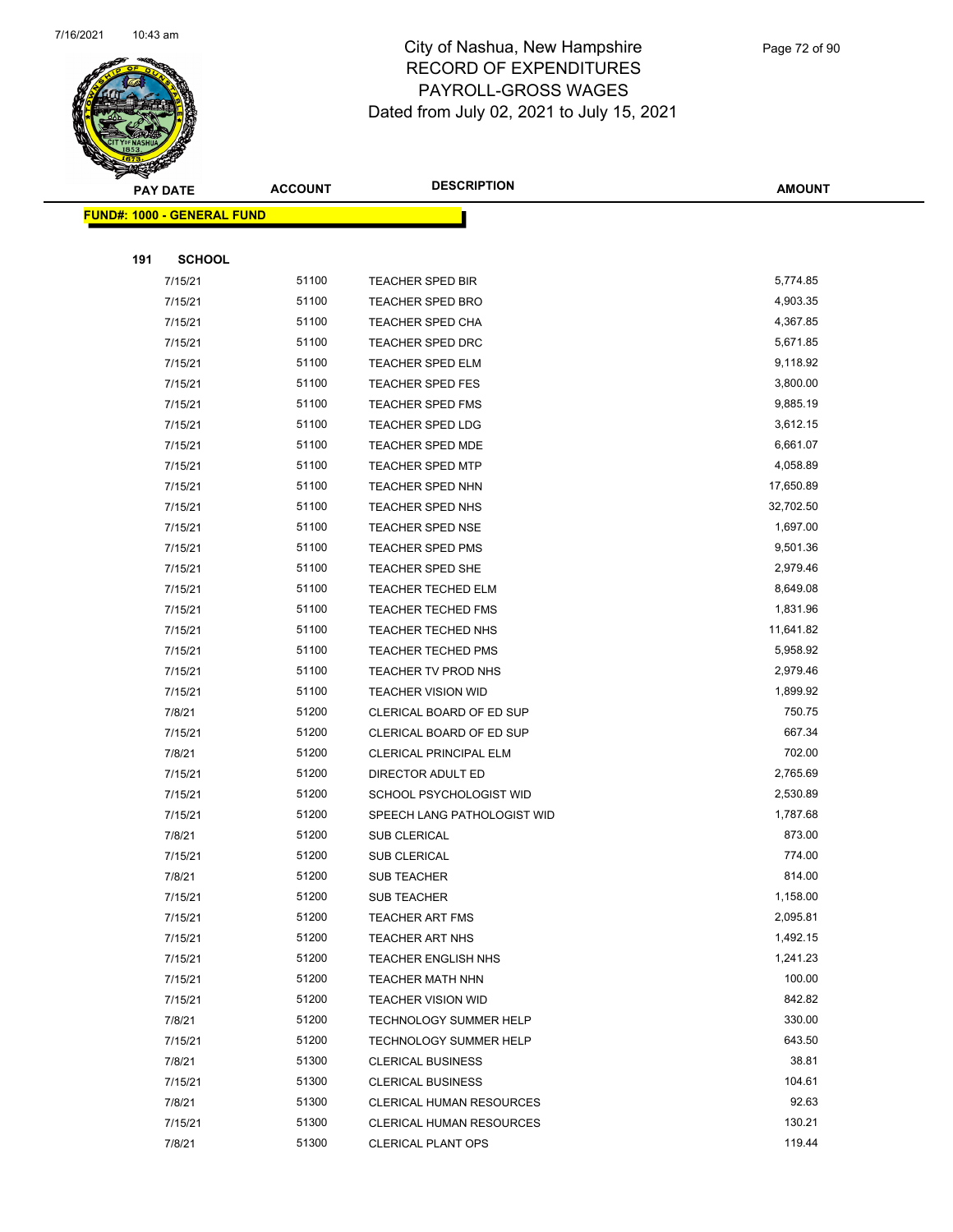# City of Nashua, New Hampshire
## RECORD OF EXPENDITURES
## PAYROLL-GROSS WAGES
## Dated from July 02, 2021 to July 15, 2021

| PAY DATE | ACCOUNT | DESCRIPTION | AMOUNT |
|---|---|---|---|
| **FUND#: 1000 - GENERAL FUND** | | | |
| **191 SCHOOL** | | | |
| 7/15/21 | 51100 | TEACHER SPED BIR | 5,774.85 |
| 7/15/21 | 51100 | TEACHER SPED BRO | 4,903.35 |
| 7/15/21 | 51100 | TEACHER SPED CHA | 4,367.85 |
| 7/15/21 | 51100 | TEACHER SPED DRC | 5,671.85 |
| 7/15/21 | 51100 | TEACHER SPED ELM | 9,118.92 |
| 7/15/21 | 51100 | TEACHER SPED FES | 3,800.00 |
| 7/15/21 | 51100 | TEACHER SPED FMS | 9,885.19 |
| 7/15/21 | 51100 | TEACHER SPED LDG | 3,612.15 |
| 7/15/21 | 51100 | TEACHER SPED MDE | 6,661.07 |
| 7/15/21 | 51100 | TEACHER SPED MTP | 4,058.89 |
| 7/15/21 | 51100 | TEACHER SPED NHN | 17,650.89 |
| 7/15/21 | 51100 | TEACHER SPED NHS | 32,702.50 |
| 7/15/21 | 51100 | TEACHER SPED NSE | 1,697.00 |
| 7/15/21 | 51100 | TEACHER SPED PMS | 9,501.36 |
| 7/15/21 | 51100 | TEACHER SPED SHE | 2,979.46 |
| 7/15/21 | 51100 | TEACHER TECHED ELM | 8,649.08 |
| 7/15/21 | 51100 | TEACHER TECHED FMS | 1,831.96 |
| 7/15/21 | 51100 | TEACHER TECHED NHS | 11,641.82 |
| 7/15/21 | 51100 | TEACHER TECHED PMS | 5,958.92 |
| 7/15/21 | 51100 | TEACHER TV PROD NHS | 2,979.46 |
| 7/15/21 | 51100 | TEACHER VISION WID | 1,899.92 |
| 7/8/21 | 51200 | CLERICAL BOARD OF ED SUP | 750.75 |
| 7/15/21 | 51200 | CLERICAL BOARD OF ED SUP | 667.34 |
| 7/8/21 | 51200 | CLERICAL PRINCIPAL ELM | 702.00 |
| 7/15/21 | 51200 | DIRECTOR ADULT ED | 2,765.69 |
| 7/15/21 | 51200 | SCHOOL PSYCHOLOGIST WID | 2,530.89 |
| 7/15/21 | 51200 | SPEECH LANG PATHOLOGIST WID | 1,787.68 |
| 7/8/21 | 51200 | SUB CLERICAL | 873.00 |
| 7/15/21 | 51200 | SUB CLERICAL | 774.00 |
| 7/8/21 | 51200 | SUB TEACHER | 814.00 |
| 7/15/21 | 51200 | SUB TEACHER | 1,158.00 |
| 7/15/21 | 51200 | TEACHER ART FMS | 2,095.81 |
| 7/15/21 | 51200 | TEACHER ART NHS | 1,492.15 |
| 7/15/21 | 51200 | TEACHER ENGLISH NHS | 1,241.23 |
| 7/15/21 | 51200 | TEACHER MATH NHN | 100.00 |
| 7/15/21 | 51200 | TEACHER VISION WID | 842.82 |
| 7/8/21 | 51200 | TECHNOLOGY SUMMER HELP | 330.00 |
| 7/15/21 | 51200 | TECHNOLOGY SUMMER HELP | 643.50 |
| 7/8/21 | 51300 | CLERICAL BUSINESS | 38.81 |
| 7/15/21 | 51300 | CLERICAL BUSINESS | 104.61 |
| 7/8/21 | 51300 | CLERICAL HUMAN RESOURCES | 92.63 |
| 7/15/21 | 51300 | CLERICAL HUMAN RESOURCES | 130.21 |
| 7/8/21 | 51300 | CLERICAL PLANT OPS | 119.44 |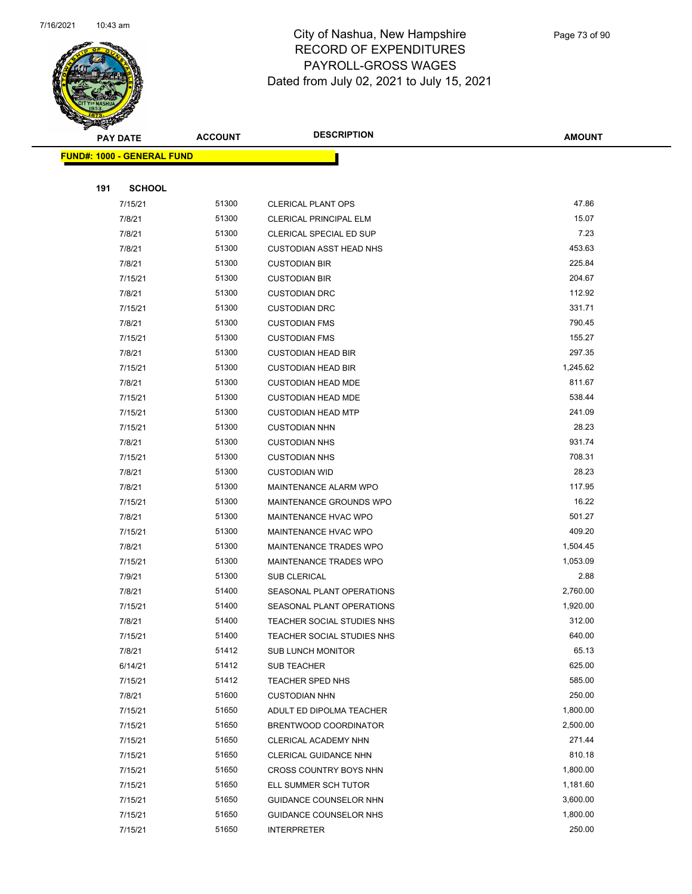# City of Nashua, New Hampshire
## RECORD OF EXPENDITURES
## PAYROLL-GROSS WAGES
## Dated from July 02, 2021 to July 15, 2021

| PAY DATE | ACCOUNT | DESCRIPTION | AMOUNT |
|---|---|---|---|

**FUND#: 1000 - GENERAL FUND**

**191 SCHOOL**

| PAY DATE | ACCOUNT | DESCRIPTION | AMOUNT |
|---|---|---|---|
| 7/15/21 | 51300 | CLERICAL PLANT OPS | 47.86 |
| 7/8/21 | 51300 | CLERICAL PRINCIPAL ELM | 15.07 |
| 7/8/21 | 51300 | CLERICAL SPECIAL ED SUP | 7.23 |
| 7/8/21 | 51300 | CUSTODIAN ASST HEAD NHS | 453.63 |
| 7/8/21 | 51300 | CUSTODIAN BIR | 225.84 |
| 7/15/21 | 51300 | CUSTODIAN BIR | 204.67 |
| 7/8/21 | 51300 | CUSTODIAN DRC | 112.92 |
| 7/15/21 | 51300 | CUSTODIAN DRC | 331.71 |
| 7/8/21 | 51300 | CUSTODIAN FMS | 790.45 |
| 7/15/21 | 51300 | CUSTODIAN FMS | 155.27 |
| 7/8/21 | 51300 | CUSTODIAN HEAD BIR | 297.35 |
| 7/15/21 | 51300 | CUSTODIAN HEAD BIR | 1,245.62 |
| 7/8/21 | 51300 | CUSTODIAN HEAD MDE | 811.67 |
| 7/15/21 | 51300 | CUSTODIAN HEAD MDE | 538.44 |
| 7/15/21 | 51300 | CUSTODIAN HEAD MTP | 241.09 |
| 7/15/21 | 51300 | CUSTODIAN NHN | 28.23 |
| 7/8/21 | 51300 | CUSTODIAN NHS | 931.74 |
| 7/15/21 | 51300 | CUSTODIAN NHS | 708.31 |
| 7/8/21 | 51300 | CUSTODIAN WID | 28.23 |
| 7/8/21 | 51300 | MAINTENANCE ALARM WPO | 117.95 |
| 7/15/21 | 51300 | MAINTENANCE GROUNDS WPO | 16.22 |
| 7/8/21 | 51300 | MAINTENANCE HVAC WPO | 501.27 |
| 7/15/21 | 51300 | MAINTENANCE HVAC WPO | 409.20 |
| 7/8/21 | 51300 | MAINTENANCE TRADES WPO | 1,504.45 |
| 7/15/21 | 51300 | MAINTENANCE TRADES WPO | 1,053.09 |
| 7/9/21 | 51300 | SUB CLERICAL | 2.88 |
| 7/8/21 | 51400 | SEASONAL PLANT OPERATIONS | 2,760.00 |
| 7/15/21 | 51400 | SEASONAL PLANT OPERATIONS | 1,920.00 |
| 7/8/21 | 51400 | TEACHER SOCIAL STUDIES NHS | 312.00 |
| 7/15/21 | 51400 | TEACHER SOCIAL STUDIES NHS | 640.00 |
| 7/8/21 | 51412 | SUB LUNCH MONITOR | 65.13 |
| 6/14/21 | 51412 | SUB TEACHER | 625.00 |
| 7/15/21 | 51412 | TEACHER SPED NHS | 585.00 |
| 7/8/21 | 51600 | CUSTODIAN NHN | 250.00 |
| 7/15/21 | 51650 | ADULT ED DIPOLMA TEACHER | 1,800.00 |
| 7/15/21 | 51650 | BRENTWOOD COORDINATOR | 2,500.00 |
| 7/15/21 | 51650 | CLERICAL ACADEMY NHN | 271.44 |
| 7/15/21 | 51650 | CLERICAL GUIDANCE NHN | 810.18 |
| 7/15/21 | 51650 | CROSS COUNTRY BOYS NHN | 1,800.00 |
| 7/15/21 | 51650 | ELL SUMMER SCH TUTOR | 1,181.60 |
| 7/15/21 | 51650 | GUIDANCE COUNSELOR NHN | 3,600.00 |
| 7/15/21 | 51650 | GUIDANCE COUNSELOR NHS | 1,800.00 |
| 7/15/21 | 51650 | INTERPRETER | 250.00 |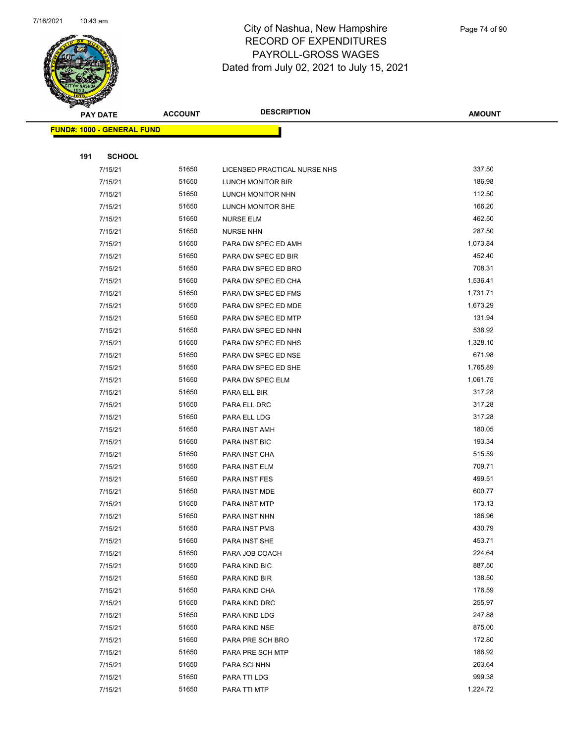# City of Nashua, New Hampshire
# RECORD OF EXPENDITURES
# PAYROLL-GROSS WAGES
# Dated from July 02, 2021 to July 15, 2021

| PAY DATE | ACCOUNT | DESCRIPTION | AMOUNT |
|---|---|---|---|

**FUND#: 1000 - GENERAL FUND**

**191 SCHOOL**

| PAY DATE | ACCOUNT | DESCRIPTION | AMOUNT |
|---|---|---|---|
| 7/15/21 | 51650 | LICENSED PRACTICAL NURSE NHS | 337.50 |
| 7/15/21 | 51650 | LUNCH MONITOR BIR | 186.98 |
| 7/15/21 | 51650 | LUNCH MONITOR NHN | 112.50 |
| 7/15/21 | 51650 | LUNCH MONITOR SHE | 166.20 |
| 7/15/21 | 51650 | NURSE ELM | 462.50 |
| 7/15/21 | 51650 | NURSE NHN | 287.50 |
| 7/15/21 | 51650 | PARA DW SPEC ED AMH | 1,073.84 |
| 7/15/21 | 51650 | PARA DW SPEC ED BIR | 452.40 |
| 7/15/21 | 51650 | PARA DW SPEC ED BRO | 708.31 |
| 7/15/21 | 51650 | PARA DW SPEC ED CHA | 1,536.41 |
| 7/15/21 | 51650 | PARA DW SPEC ED FMS | 1,731.71 |
| 7/15/21 | 51650 | PARA DW SPEC ED MDE | 1,673.29 |
| 7/15/21 | 51650 | PARA DW SPEC ED MTP | 131.94 |
| 7/15/21 | 51650 | PARA DW SPEC ED NHN | 538.92 |
| 7/15/21 | 51650 | PARA DW SPEC ED NHS | 1,328.10 |
| 7/15/21 | 51650 | PARA DW SPEC ED NSE | 671.98 |
| 7/15/21 | 51650 | PARA DW SPEC ED SHE | 1,765.89 |
| 7/15/21 | 51650 | PARA DW SPEC ELM | 1,061.75 |
| 7/15/21 | 51650 | PARA ELL BIR | 317.28 |
| 7/15/21 | 51650 | PARA ELL DRC | 317.28 |
| 7/15/21 | 51650 | PARA ELL LDG | 317.28 |
| 7/15/21 | 51650 | PARA INST AMH | 180.05 |
| 7/15/21 | 51650 | PARA INST BIC | 193.34 |
| 7/15/21 | 51650 | PARA INST CHA | 515.59 |
| 7/15/21 | 51650 | PARA INST ELM | 709.71 |
| 7/15/21 | 51650 | PARA INST FES | 499.51 |
| 7/15/21 | 51650 | PARA INST MDE | 600.77 |
| 7/15/21 | 51650 | PARA INST MTP | 173.13 |
| 7/15/21 | 51650 | PARA INST NHN | 186.96 |
| 7/15/21 | 51650 | PARA INST PMS | 430.79 |
| 7/15/21 | 51650 | PARA INST SHE | 453.71 |
| 7/15/21 | 51650 | PARA JOB COACH | 224.64 |
| 7/15/21 | 51650 | PARA KIND BIC | 887.50 |
| 7/15/21 | 51650 | PARA KIND BIR | 138.50 |
| 7/15/21 | 51650 | PARA KIND CHA | 176.59 |
| 7/15/21 | 51650 | PARA KIND DRC | 255.97 |
| 7/15/21 | 51650 | PARA KIND LDG | 247.88 |
| 7/15/21 | 51650 | PARA KIND NSE | 875.00 |
| 7/15/21 | 51650 | PARA PRE SCH BRO | 172.80 |
| 7/15/21 | 51650 | PARA PRE SCH MTP | 186.92 |
| 7/15/21 | 51650 | PARA SCI NHN | 263.64 |
| 7/15/21 | 51650 | PARA TTI LDG | 999.38 |
| 7/15/21 | 51650 | PARA TTI MTP | 1,224.72 |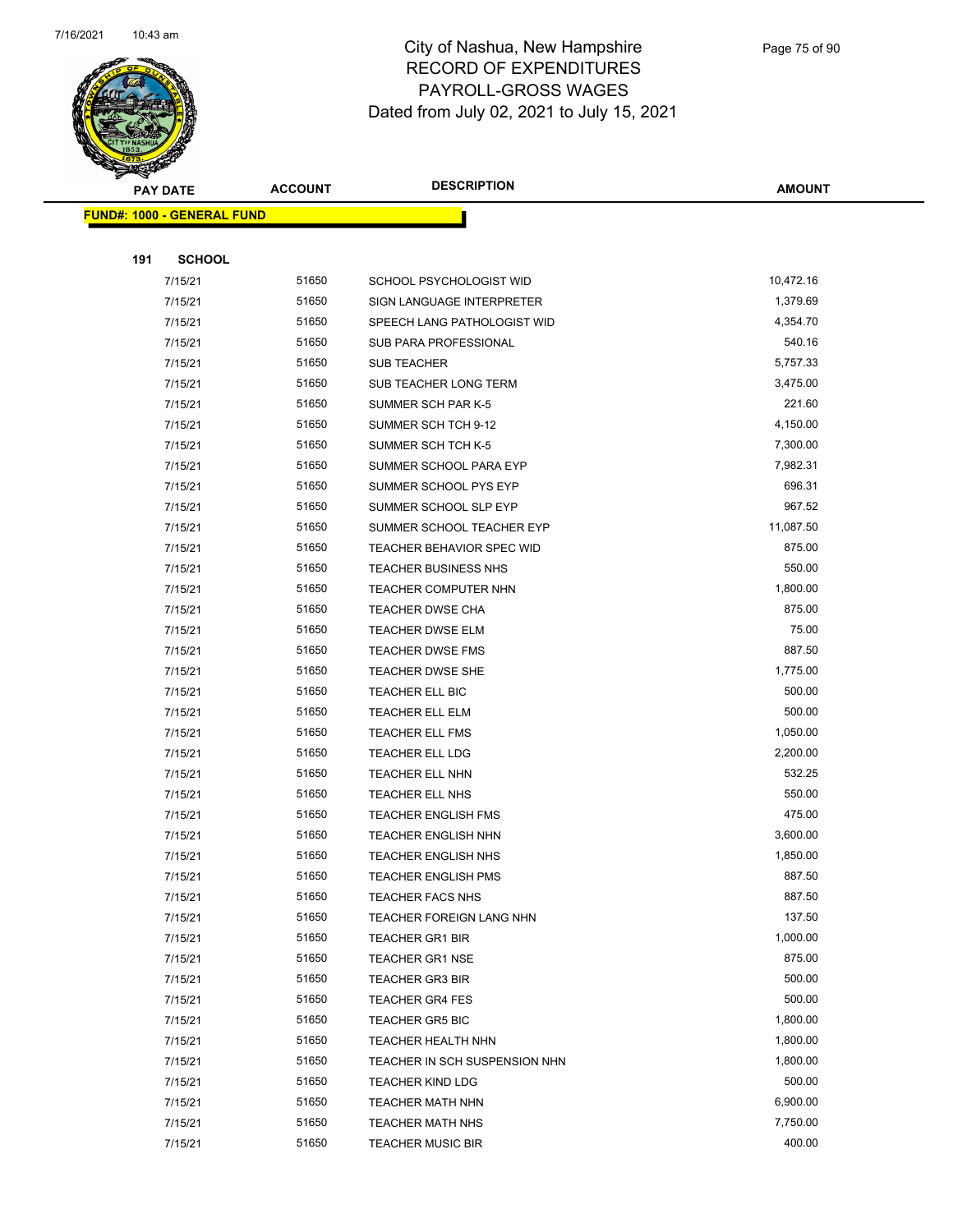# City of Nashua, New Hampshire
# RECORD OF EXPENDITURES
# PAYROLL-GROSS WAGES
# Dated from July 02, 2021 to July 15, 2021

| PAY DATE | ACCOUNT | DESCRIPTION | AMOUNT |
|---|---|---|---|
| **FUND#: 1000 - GENERAL FUND** | | | |
| **191 SCHOOL** | | | |
| 7/15/21 | 51650 | SCHOOL PSYCHOLOGIST WID | 10,472.16 |
| 7/15/21 | 51650 | SIGN LANGUAGE INTERPRETER | 1,379.69 |
| 7/15/21 | 51650 | SPEECH LANG PATHOLOGIST WID | 4,354.70 |
| 7/15/21 | 51650 | SUB PARA PROFESSIONAL | 540.16 |
| 7/15/21 | 51650 | SUB TEACHER | 5,757.33 |
| 7/15/21 | 51650 | SUB TEACHER LONG TERM | 3,475.00 |
| 7/15/21 | 51650 | SUMMER SCH PAR K-5 | 221.60 |
| 7/15/21 | 51650 | SUMMER SCH TCH 9-12 | 4,150.00 |
| 7/15/21 | 51650 | SUMMER SCH TCH K-5 | 7,300.00 |
| 7/15/21 | 51650 | SUMMER SCHOOL PARA EYP | 7,982.31 |
| 7/15/21 | 51650 | SUMMER SCHOOL PYS EYP | 696.31 |
| 7/15/21 | 51650 | SUMMER SCHOOL SLP EYP | 967.52 |
| 7/15/21 | 51650 | SUMMER SCHOOL TEACHER EYP | 11,087.50 |
| 7/15/21 | 51650 | TEACHER BEHAVIOR SPEC WID | 875.00 |
| 7/15/21 | 51650 | TEACHER BUSINESS NHS | 550.00 |
| 7/15/21 | 51650 | TEACHER COMPUTER NHN | 1,800.00 |
| 7/15/21 | 51650 | TEACHER DWSE CHA | 875.00 |
| 7/15/21 | 51650 | TEACHER DWSE ELM | 75.00 |
| 7/15/21 | 51650 | TEACHER DWSE FMS | 887.50 |
| 7/15/21 | 51650 | TEACHER DWSE SHE | 1,775.00 |
| 7/15/21 | 51650 | TEACHER ELL BIC | 500.00 |
| 7/15/21 | 51650 | TEACHER ELL ELM | 500.00 |
| 7/15/21 | 51650 | TEACHER ELL FMS | 1,050.00 |
| 7/15/21 | 51650 | TEACHER ELL LDG | 2,200.00 |
| 7/15/21 | 51650 | TEACHER ELL NHN | 532.25 |
| 7/15/21 | 51650 | TEACHER ELL NHS | 550.00 |
| 7/15/21 | 51650 | TEACHER ENGLISH FMS | 475.00 |
| 7/15/21 | 51650 | TEACHER ENGLISH NHN | 3,600.00 |
| 7/15/21 | 51650 | TEACHER ENGLISH NHS | 1,850.00 |
| 7/15/21 | 51650 | TEACHER ENGLISH PMS | 887.50 |
| 7/15/21 | 51650 | TEACHER FACS NHS | 887.50 |
| 7/15/21 | 51650 | TEACHER FOREIGN LANG NHN | 137.50 |
| 7/15/21 | 51650 | TEACHER GR1 BIR | 1,000.00 |
| 7/15/21 | 51650 | TEACHER GR1 NSE | 875.00 |
| 7/15/21 | 51650 | TEACHER GR3 BIR | 500.00 |
| 7/15/21 | 51650 | TEACHER GR4 FES | 500.00 |
| 7/15/21 | 51650 | TEACHER GR5 BIC | 1,800.00 |
| 7/15/21 | 51650 | TEACHER HEALTH NHN | 1,800.00 |
| 7/15/21 | 51650 | TEACHER IN SCH SUSPENSION NHN | 1,800.00 |
| 7/15/21 | 51650 | TEACHER KIND LDG | 500.00 |
| 7/15/21 | 51650 | TEACHER MATH NHN | 6,900.00 |
| 7/15/21 | 51650 | TEACHER MATH NHS | 7,750.00 |
| 7/15/21 | 51650 | TEACHER MUSIC BIR | 400.00 |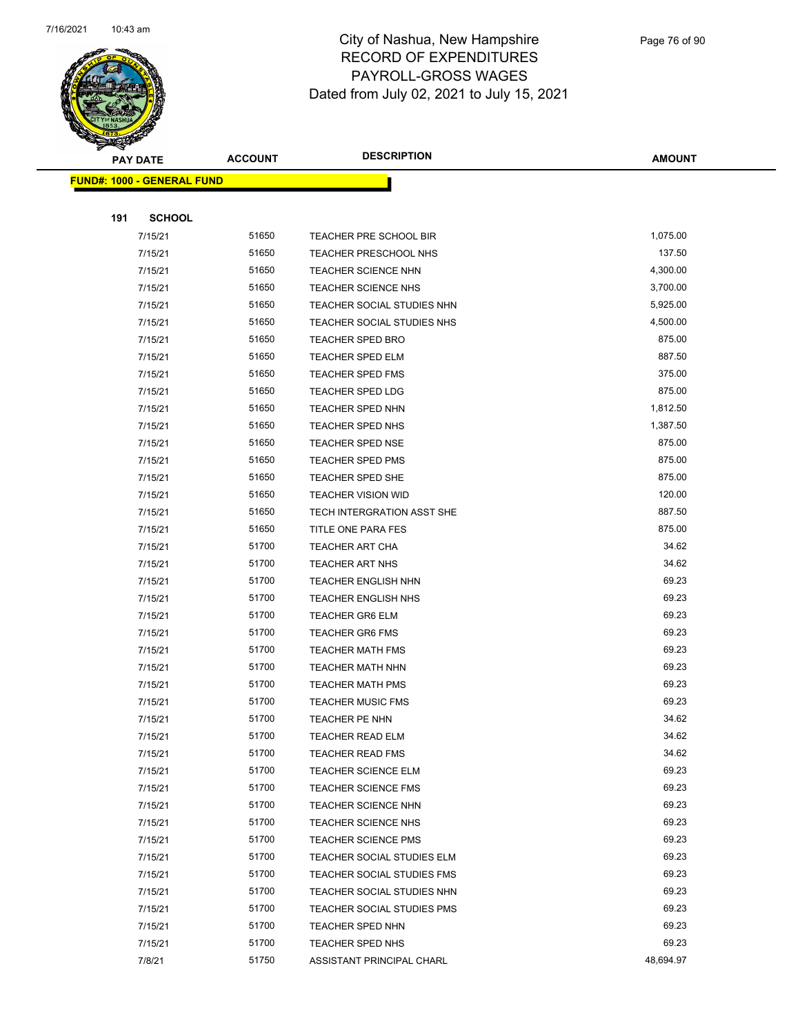# City of Nashua, New Hampshire
## RECORD OF EXPENDITURES
## PAYROLL-GROSS WAGES
## Dated from July 02, 2021 to July 15, 2021

| PAY DATE | ACCOUNT | DESCRIPTION | AMOUNT |
|---|---|---|---|

**FUND#: 1000 - GENERAL FUND**

**191 SCHOOL**

| PAY DATE | ACCOUNT | DESCRIPTION | AMOUNT |
|---|---|---|---|
| 7/15/21 | 51650 | TEACHER PRE SCHOOL BIR | 1,075.00 |
| 7/15/21 | 51650 | TEACHER PRESCHOOL NHS | 137.50 |
| 7/15/21 | 51650 | TEACHER SCIENCE NHN | 4,300.00 |
| 7/15/21 | 51650 | TEACHER SCIENCE NHS | 3,700.00 |
| 7/15/21 | 51650 | TEACHER SOCIAL STUDIES NHN | 5,925.00 |
| 7/15/21 | 51650 | TEACHER SOCIAL STUDIES NHS | 4,500.00 |
| 7/15/21 | 51650 | TEACHER SPED BRO | 875.00 |
| 7/15/21 | 51650 | TEACHER SPED ELM | 887.50 |
| 7/15/21 | 51650 | TEACHER SPED FMS | 375.00 |
| 7/15/21 | 51650 | TEACHER SPED LDG | 875.00 |
| 7/15/21 | 51650 | TEACHER SPED NHN | 1,812.50 |
| 7/15/21 | 51650 | TEACHER SPED NHS | 1,387.50 |
| 7/15/21 | 51650 | TEACHER SPED NSE | 875.00 |
| 7/15/21 | 51650 | TEACHER SPED PMS | 875.00 |
| 7/15/21 | 51650 | TEACHER SPED SHE | 875.00 |
| 7/15/21 | 51650 | TEACHER VISION WID | 120.00 |
| 7/15/21 | 51650 | TECH INTERGRATION ASST SHE | 887.50 |
| 7/15/21 | 51650 | TITLE ONE PARA FES | 875.00 |
| 7/15/21 | 51700 | TEACHER ART CHA | 34.62 |
| 7/15/21 | 51700 | TEACHER ART NHS | 34.62 |
| 7/15/21 | 51700 | TEACHER ENGLISH NHN | 69.23 |
| 7/15/21 | 51700 | TEACHER ENGLISH NHS | 69.23 |
| 7/15/21 | 51700 | TEACHER GR6 ELM | 69.23 |
| 7/15/21 | 51700 | TEACHER GR6 FMS | 69.23 |
| 7/15/21 | 51700 | TEACHER MATH FMS | 69.23 |
| 7/15/21 | 51700 | TEACHER MATH NHN | 69.23 |
| 7/15/21 | 51700 | TEACHER MATH PMS | 69.23 |
| 7/15/21 | 51700 | TEACHER MUSIC FMS | 69.23 |
| 7/15/21 | 51700 | TEACHER PE NHN | 34.62 |
| 7/15/21 | 51700 | TEACHER READ ELM | 34.62 |
| 7/15/21 | 51700 | TEACHER READ FMS | 34.62 |
| 7/15/21 | 51700 | TEACHER SCIENCE ELM | 69.23 |
| 7/15/21 | 51700 | TEACHER SCIENCE FMS | 69.23 |
| 7/15/21 | 51700 | TEACHER SCIENCE NHN | 69.23 |
| 7/15/21 | 51700 | TEACHER SCIENCE NHS | 69.23 |
| 7/15/21 | 51700 | TEACHER SCIENCE PMS | 69.23 |
| 7/15/21 | 51700 | TEACHER SOCIAL STUDIES ELM | 69.23 |
| 7/15/21 | 51700 | TEACHER SOCIAL STUDIES FMS | 69.23 |
| 7/15/21 | 51700 | TEACHER SOCIAL STUDIES NHN | 69.23 |
| 7/15/21 | 51700 | TEACHER SOCIAL STUDIES PMS | 69.23 |
| 7/15/21 | 51700 | TEACHER SPED NHN | 69.23 |
| 7/15/21 | 51700 | TEACHER SPED NHS | 69.23 |
| 7/8/21 | 51750 | ASSISTANT PRINCIPAL CHARL | 48,694.97 |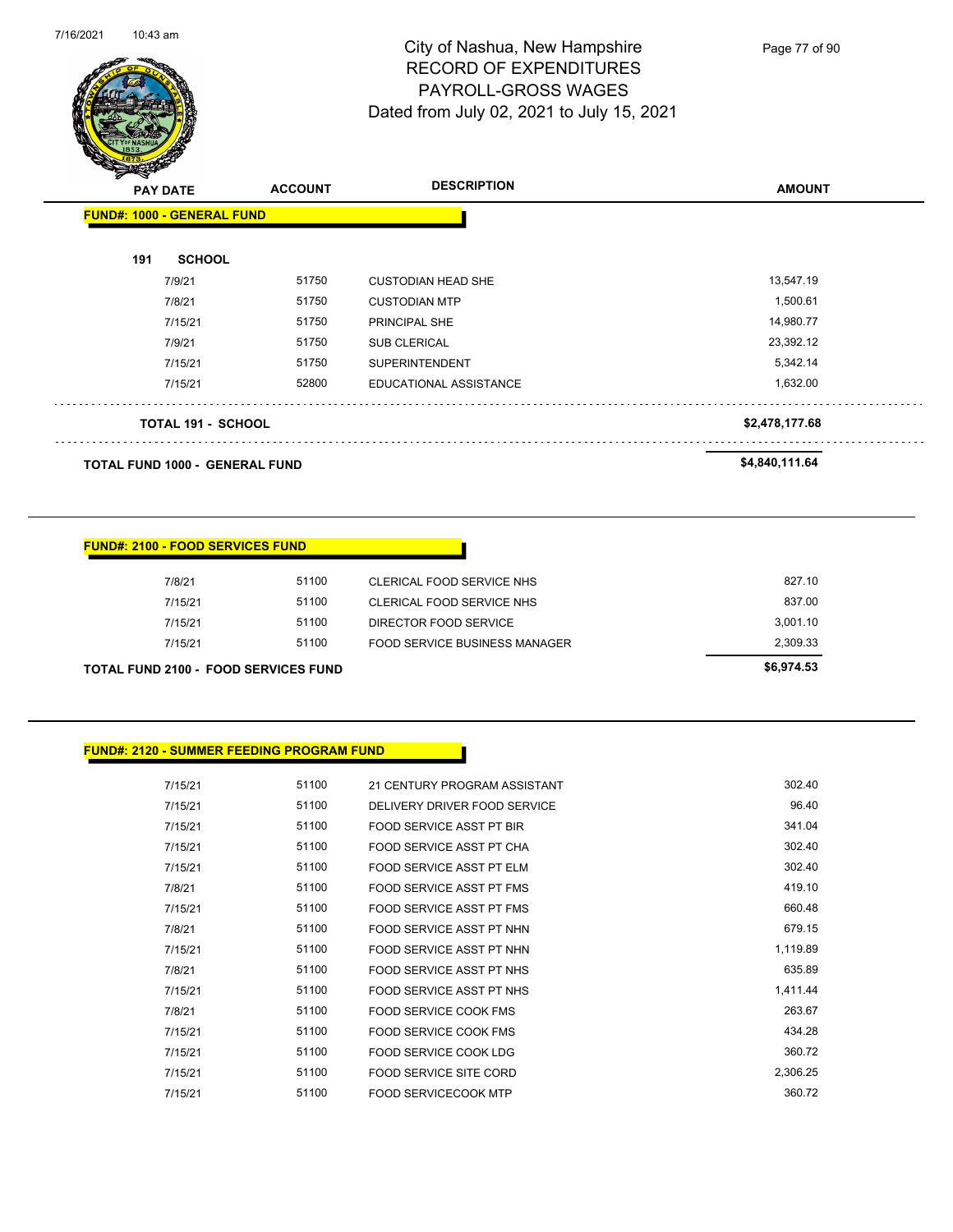# City of Nashua, New Hampshire
## RECORD OF EXPENDITURES
## PAYROLL-GROSS WAGES
## Dated from July 02, 2021 to July 15, 2021

| PAY DATE | ACCOUNT | DESCRIPTION | AMOUNT |
|---|---|---|---|
| **FUND#: 1000 - GENERAL FUND** | | | |
| **191 SCHOOL** | | | |
| 7/9/21 | 51750 | CUSTODIAN HEAD SHE | 13,547.19 |
| 7/8/21 | 51750 | CUSTODIAN MTP | 1,500.61 |
| 7/15/21 | 51750 | PRINCIPAL SHE | 14,980.77 |
| 7/9/21 | 51750 | SUB CLERICAL | 23,392.12 |
| 7/15/21 | 51750 | SUPERINTENDENT | 5,342.14 |
| 7/15/21 | 52800 | EDUCATIONAL ASSISTANCE | 1,632.00 |
| **TOTAL 191 - SCHOOL** | | | **$2,478,177.68** |
| **TOTAL FUND 1000 - GENERAL FUND** | | | **$4,840,111.64** |

**FUND#: 2100 - FOOD SERVICES FUND**

| PAY DATE | ACCOUNT | DESCRIPTION | AMOUNT |
|---|---|---|---|
| 7/8/21 | 51100 | CLERICAL FOOD SERVICE NHS | 827.10 |
| 7/15/21 | 51100 | CLERICAL FOOD SERVICE NHS | 837.00 |
| 7/15/21 | 51100 | DIRECTOR FOOD SERVICE | 3,001.10 |
| 7/15/21 | 51100 | FOOD SERVICE BUSINESS MANAGER | 2,309.33 |
| **TOTAL FUND 2100 - FOOD SERVICES FUND** | | | **$6,974.53** |

**FUND#: 2120 - SUMMER FEEDING PROGRAM FUND**

| PAY DATE | ACCOUNT | DESCRIPTION | AMOUNT |
|---|---|---|---|
| 7/15/21 | 51100 | 21 CENTURY PROGRAM ASSISTANT | 302.40 |
| 7/15/21 | 51100 | DELIVERY DRIVER FOOD SERVICE | 96.40 |
| 7/15/21 | 51100 | FOOD SERVICE ASST PT BIR | 341.04 |
| 7/15/21 | 51100 | FOOD SERVICE ASST PT CHA | 302.40 |
| 7/15/21 | 51100 | FOOD SERVICE ASST PT ELM | 302.40 |
| 7/8/21 | 51100 | FOOD SERVICE ASST PT FMS | 419.10 |
| 7/15/21 | 51100 | FOOD SERVICE ASST PT FMS | 660.48 |
| 7/8/21 | 51100 | FOOD SERVICE ASST PT NHN | 679.15 |
| 7/15/21 | 51100 | FOOD SERVICE ASST PT NHN | 1,119.89 |
| 7/8/21 | 51100 | FOOD SERVICE ASST PT NHS | 635.89 |
| 7/15/21 | 51100 | FOOD SERVICE ASST PT NHS | 1,411.44 |
| 7/8/21 | 51100 | FOOD SERVICE COOK FMS | 263.67 |
| 7/15/21 | 51100 | FOOD SERVICE COOK FMS | 434.28 |
| 7/15/21 | 51100 | FOOD SERVICE COOK LDG | 360.72 |
| 7/15/21 | 51100 | FOOD SERVICE SITE CORD | 2,306.25 |
| 7/15/21 | 51100 | FOOD SERVICECOOK MTP | 360.72 |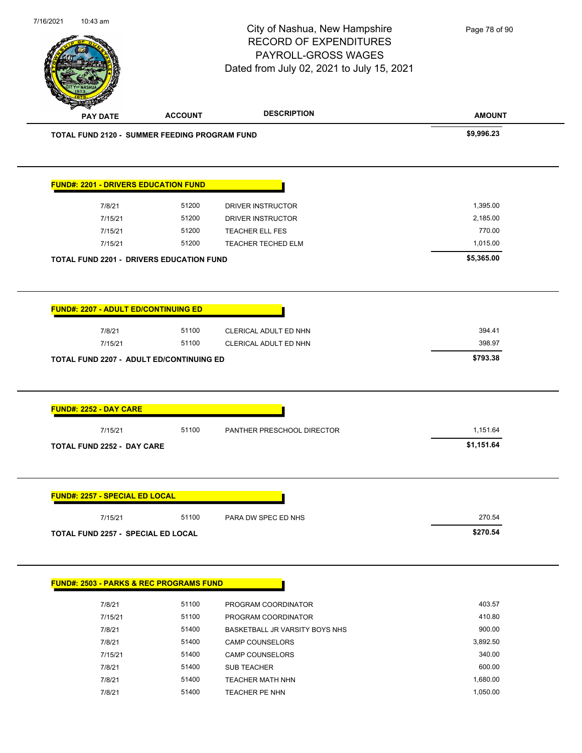City of Nashua, New Hampshire
RECORD OF EXPENDITURES
PAYROLL-GROSS WAGES
Dated from July 02, 2021 to July 15, 2021

| PAY DATE | ACCOUNT | DESCRIPTION | AMOUNT |
|---|---|---|---|
| **TOTAL FUND 2120 - SUMMER FEEDING PROGRAM FUND** | | | **$9,996.23** |

**FUND#: 2201 - DRIVERS EDUCATION FUND**

| PAY DATE | ACCOUNT | DESCRIPTION | AMOUNT |
|---|---|---|---|
| 7/8/21 | 51200 | DRIVER INSTRUCTOR | 1,395.00 |
| 7/15/21 | 51200 | DRIVER INSTRUCTOR | 2,185.00 |
| 7/15/21 | 51200 | TEACHER ELL FES | 770.00 |
| 7/15/21 | 51200 | TEACHER TECHED ELM | 1,015.00 |
| **TOTAL FUND 2201 - DRIVERS EDUCATION FUND** | | | **$5,365.00** |

**FUND#: 2207 - ADULT ED/CONTINUING ED**

| PAY DATE | ACCOUNT | DESCRIPTION | AMOUNT |
|---|---|---|---|
| 7/8/21 | 51100 | CLERICAL ADULT ED NHN | 394.41 |
| 7/15/21 | 51100 | CLERICAL ADULT ED NHN | 398.97 |
| **TOTAL FUND 2207 - ADULT ED/CONTINUING ED** | | | **$793.38** |

**FUND#: 2252 - DAY CARE**

| PAY DATE | ACCOUNT | DESCRIPTION | AMOUNT |
|---|---|---|---|
| 7/15/21 | 51100 | PANTHER PRESCHOOL DIRECTOR | 1,151.64 |
| **TOTAL FUND 2252 - DAY CARE** | | | **$1,151.64** |

**FUND#: 2257 - SPECIAL ED LOCAL**

| PAY DATE | ACCOUNT | DESCRIPTION | AMOUNT |
|---|---|---|---|
| 7/15/21 | 51100 | PARA DW SPEC ED NHS | 270.54 |
| **TOTAL FUND 2257 - SPECIAL ED LOCAL** | | | **$270.54** |

**FUND#: 2503 - PARKS & REC PROGRAMS FUND**

| PAY DATE | ACCOUNT | DESCRIPTION | AMOUNT |
|---|---|---|---|
| 7/8/21 | 51100 | PROGRAM COORDINATOR | 403.57 |
| 7/15/21 | 51100 | PROGRAM COORDINATOR | 410.80 |
| 7/8/21 | 51400 | BASKETBALL JR VARSITY BOYS NHS | 900.00 |
| 7/8/21 | 51400 | CAMP COUNSELORS | 3,892.50 |
| 7/15/21 | 51400 | CAMP COUNSELORS | 340.00 |
| 7/8/21 | 51400 | SUB TEACHER | 600.00 |
| 7/8/21 | 51400 | TEACHER MATH NHN | 1,680.00 |
| 7/8/21 | 51400 | TEACHER PE NHN | 1,050.00 |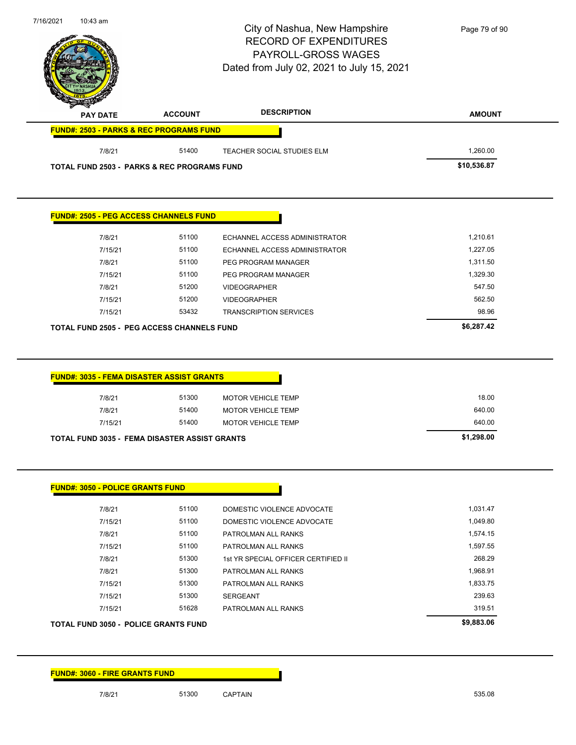# City of Nashua, New Hampshire
## RECORD OF EXPENDITURES
## PAYROLL-GROSS WAGES
## Dated from July 02, 2021 to July 15, 2021

| PAY DATE | ACCOUNT | DESCRIPTION | AMOUNT |
|---|---|---|---|
| **FUND#: 2503 - PARKS & REC PROGRAMS FUND** | | | |
| 7/8/21 | 51400 | TEACHER SOCIAL STUDIES ELM | 1,260.00 |
| **TOTAL FUND 2503 - PARKS & REC PROGRAMS FUND** | | | **$10,536.87** |

| PAY DATE | ACCOUNT | DESCRIPTION | AMOUNT |
|---|---|---|---|
| **FUND#: 2505 - PEG ACCESS CHANNELS FUND** | | | |
| 7/8/21 | 51100 | ECHANNEL ACCESS ADMINISTRATOR | 1,210.61 |
| 7/15/21 | 51100 | ECHANNEL ACCESS ADMINISTRATOR | 1,227.05 |
| 7/8/21 | 51100 | PEG PROGRAM MANAGER | 1,311.50 |
| 7/15/21 | 51100 | PEG PROGRAM MANAGER | 1,329.30 |
| 7/8/21 | 51200 | VIDEOGRAPHER | 547.50 |
| 7/15/21 | 51200 | VIDEOGRAPHER | 562.50 |
| 7/15/21 | 53432 | TRANSCRIPTION SERVICES | 98.96 |
| **TOTAL FUND 2505 - PEG ACCESS CHANNELS FUND** | | | **$6,287.42** |

| PAY DATE | ACCOUNT | DESCRIPTION | AMOUNT |
|---|---|---|---|
| **FUND#: 3035 - FEMA DISASTER ASSIST GRANTS** | | | |
| 7/8/21 | 51300 | MOTOR VEHICLE TEMP | 18.00 |
| 7/8/21 | 51400 | MOTOR VEHICLE TEMP | 640.00 |
| 7/15/21 | 51400 | MOTOR VEHICLE TEMP | 640.00 |
| **TOTAL FUND 3035 - FEMA DISASTER ASSIST GRANTS** | | | **$1,298.00** |

| PAY DATE | ACCOUNT | DESCRIPTION | AMOUNT |
|---|---|---|---|
| **FUND#: 3050 - POLICE GRANTS FUND** | | | |
| 7/8/21 | 51100 | DOMESTIC VIOLENCE ADVOCATE | 1,031.47 |
| 7/15/21 | 51100 | DOMESTIC VIOLENCE ADVOCATE | 1,049.80 |
| 7/8/21 | 51100 | PATROLMAN ALL RANKS | 1,574.15 |
| 7/15/21 | 51100 | PATROLMAN ALL RANKS | 1,597.55 |
| 7/8/21 | 51300 | 1st YR SPECIAL OFFICER CERTIFIED II | 268.29 |
| 7/8/21 | 51300 | PATROLMAN ALL RANKS | 1,968.91 |
| 7/15/21 | 51300 | PATROLMAN ALL RANKS | 1,833.75 |
| 7/15/21 | 51300 | SERGEANT | 239.63 |
| 7/15/21 | 51628 | PATROLMAN ALL RANKS | 319.51 |
| **TOTAL FUND 3050 - POLICE GRANTS FUND** | | | **$9,883.06** |

| PAY DATE | ACCOUNT | DESCRIPTION | AMOUNT |
|---|---|---|---|
| **FUND#: 3060 - FIRE GRANTS FUND** | | | |
| 7/8/21 | 51300 | CAPTAIN | 535.08 |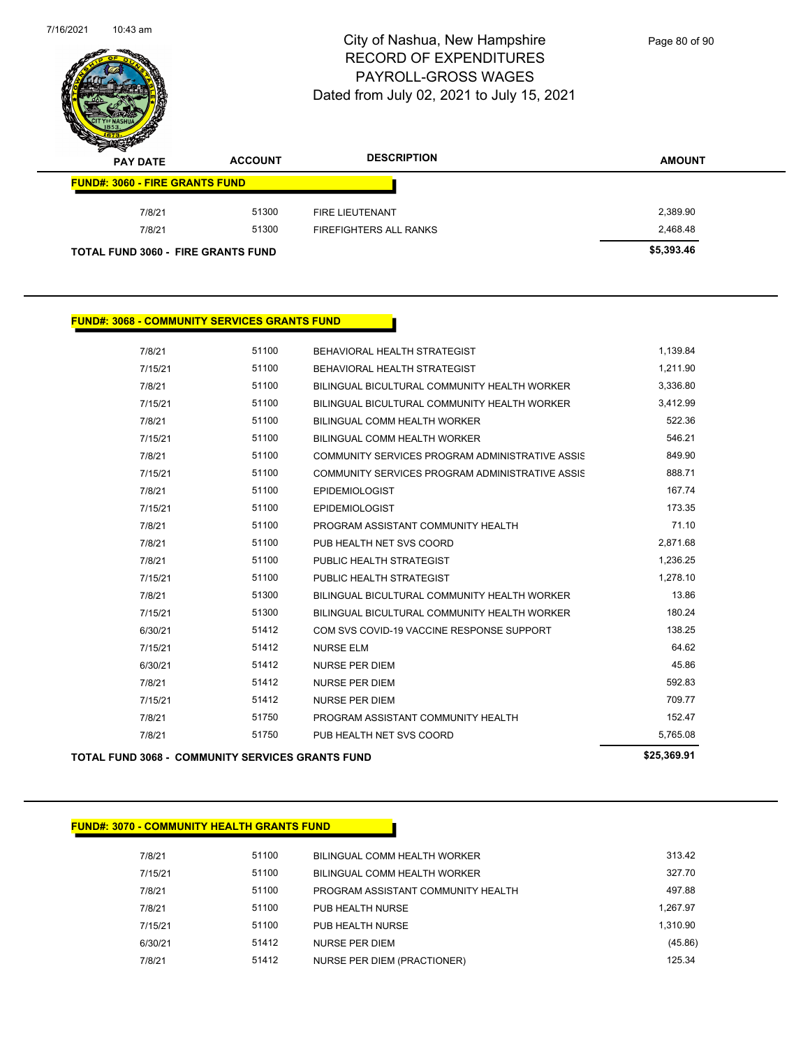# City of Nashua, New Hampshire
## RECORD OF EXPENDITURES
## PAYROLL-GROSS WAGES
## Dated from July 02, 2021 to July 15, 2021

| PAY DATE | ACCOUNT | DESCRIPTION | AMOUNT |
|---|---|---|---|
| **FUND#: 3060 - FIRE GRANTS FUND** | | | |
| 7/8/21 | 51300 | FIRE LIEUTENANT | 2,389.90 |
| 7/8/21 | 51300 | FIREFIGHTERS ALL RANKS | 2,468.48 |
| **TOTAL FUND 3060 - FIRE GRANTS FUND** | | | **$5,393.46** |

| PAY DATE | ACCOUNT | DESCRIPTION | AMOUNT |
|---|---|---|---|
| **FUND#: 3068 - COMMUNITY SERVICES GRANTS FUND** | | | |
| 7/8/21 | 51100 | BEHAVIORAL HEALTH STRATEGIST | 1,139.84 |
| 7/15/21 | 51100 | BEHAVIORAL HEALTH STRATEGIST | 1,211.90 |
| 7/8/21 | 51100 | BILINGUAL BICULTURAL COMMUNITY HEALTH WORKER | 3,336.80 |
| 7/15/21 | 51100 | BILINGUAL BICULTURAL COMMUNITY HEALTH WORKER | 3,412.99 |
| 7/8/21 | 51100 | BILINGUAL COMM HEALTH WORKER | 522.36 |
| 7/15/21 | 51100 | BILINGUAL COMM HEALTH WORKER | 546.21 |
| 7/8/21 | 51100 | COMMUNITY SERVICES PROGRAM ADMINISTRATIVE ASSIS | 849.90 |
| 7/15/21 | 51100 | COMMUNITY SERVICES PROGRAM ADMINISTRATIVE ASSIS | 888.71 |
| 7/8/21 | 51100 | EPIDEMIOLOGIST | 167.74 |
| 7/15/21 | 51100 | EPIDEMIOLOGIST | 173.35 |
| 7/8/21 | 51100 | PROGRAM ASSISTANT COMMUNITY HEALTH | 71.10 |
| 7/8/21 | 51100 | PUB HEALTH NET SVS COORD | 2,871.68 |
| 7/8/21 | 51100 | PUBLIC HEALTH STRATEGIST | 1,236.25 |
| 7/15/21 | 51100 | PUBLIC HEALTH STRATEGIST | 1,278.10 |
| 7/8/21 | 51300 | BILINGUAL BICULTURAL COMMUNITY HEALTH WORKER | 13.86 |
| 7/15/21 | 51300 | BILINGUAL BICULTURAL COMMUNITY HEALTH WORKER | 180.24 |
| 6/30/21 | 51412 | COM SVS COVID-19 VACCINE RESPONSE SUPPORT | 138.25 |
| 7/15/21 | 51412 | NURSE ELM | 64.62 |
| 6/30/21 | 51412 | NURSE PER DIEM | 45.86 |
| 7/8/21 | 51412 | NURSE PER DIEM | 592.83 |
| 7/15/21 | 51412 | NURSE PER DIEM | 709.77 |
| 7/8/21 | 51750 | PROGRAM ASSISTANT COMMUNITY HEALTH | 152.47 |
| 7/8/21 | 51750 | PUB HEALTH NET SVS COORD | 5,765.08 |
| **TOTAL FUND 3068 - COMMUNITY SERVICES GRANTS FUND** | | | **$25,369.91** |

| PAY DATE | ACCOUNT | DESCRIPTION | AMOUNT |
|---|---|---|---|
| **FUND#: 3070 - COMMUNITY HEALTH GRANTS FUND** | | | |
| 7/8/21 | 51100 | BILINGUAL COMM HEALTH WORKER | 313.42 |
| 7/15/21 | 51100 | BILINGUAL COMM HEALTH WORKER | 327.70 |
| 7/8/21 | 51100 | PROGRAM ASSISTANT COMMUNITY HEALTH | 497.88 |
| 7/8/21 | 51100 | PUB HEALTH NURSE | 1,267.97 |
| 7/15/21 | 51100 | PUB HEALTH NURSE | 1,310.90 |
| 6/30/21 | 51412 | NURSE PER DIEM | (45.86) |
| 7/8/21 | 51412 | NURSE PER DIEM (PRACTIONER) | 125.34 |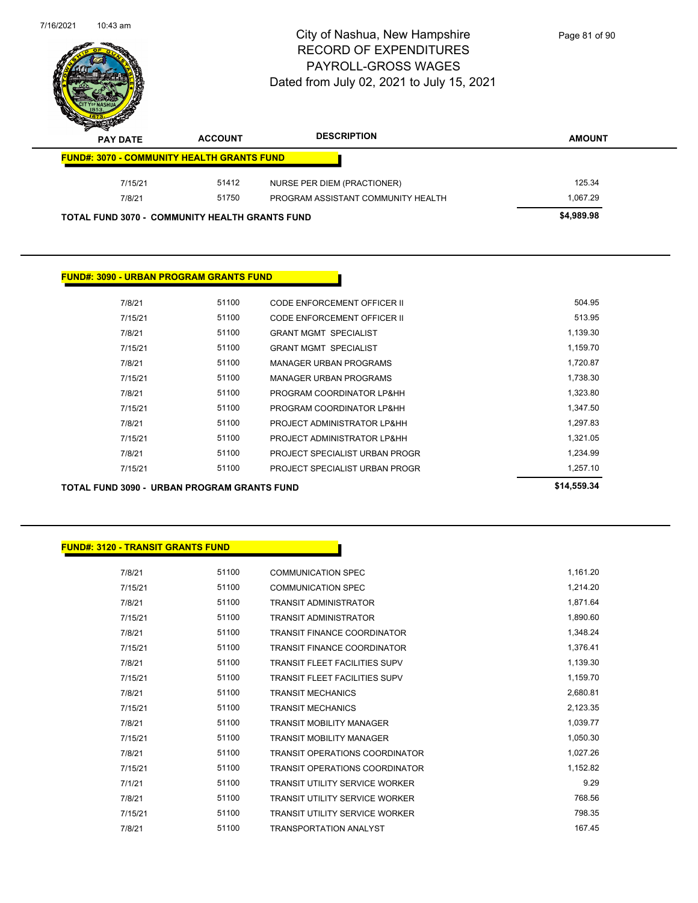# City of Nashua, New Hampshire
## RECORD OF EXPENDITURES
## PAYROLL-GROSS WAGES
## Dated from July 02, 2021 to July 15, 2021

| PAY DATE | ACCOUNT | DESCRIPTION | AMOUNT |
|---|---|---|---|
| **FUND#: 3070 - COMMUNITY HEALTH GRANTS FUND** | | | |
| 7/15/21 | 51412 | NURSE PER DIEM (PRACTIONER) | 125.34 |
| 7/8/21 | 51750 | PROGRAM ASSISTANT COMMUNITY HEALTH | 1,067.29 |
| **TOTAL FUND 3070 - COMMUNITY HEALTH GRANTS FUND** | | | **$4,989.98** |

**FUND#: 3090 - URBAN PROGRAM GRANTS FUND**

| PAY DATE | ACCOUNT | DESCRIPTION | AMOUNT |
|---|---|---|---|
| 7/8/21 | 51100 | CODE ENFORCEMENT OFFICER II | 504.95 |
| 7/15/21 | 51100 | CODE ENFORCEMENT OFFICER II | 513.95 |
| 7/8/21 | 51100 | GRANT MGMT SPECIALIST | 1,139.30 |
| 7/15/21 | 51100 | GRANT MGMT SPECIALIST | 1,159.70 |
| 7/8/21 | 51100 | MANAGER URBAN PROGRAMS | 1,720.87 |
| 7/15/21 | 51100 | MANAGER URBAN PROGRAMS | 1,738.30 |
| 7/8/21 | 51100 | PROGRAM COORDINATOR LP&HH | 1,323.80 |
| 7/15/21 | 51100 | PROGRAM COORDINATOR LP&HH | 1,347.50 |
| 7/8/21 | 51100 | PROJECT ADMINISTRATOR LP&HH | 1,297.83 |
| 7/15/21 | 51100 | PROJECT ADMINISTRATOR LP&HH | 1,321.05 |
| 7/8/21 | 51100 | PROJECT SPECIALIST URBAN PROGR | 1,234.99 |
| 7/15/21 | 51100 | PROJECT SPECIALIST URBAN PROGR | 1,257.10 |
| **TOTAL FUND 3090 - URBAN PROGRAM GRANTS FUND** | | | **$14,559.34** |

**FUND#: 3120 - TRANSIT GRANTS FUND**

| PAY DATE | ACCOUNT | DESCRIPTION | AMOUNT |
|---|---|---|---|
| 7/8/21 | 51100 | COMMUNICATION SPEC | 1,161.20 |
| 7/15/21 | 51100 | COMMUNICATION SPEC | 1,214.20 |
| 7/8/21 | 51100 | TRANSIT ADMINISTRATOR | 1,871.64 |
| 7/15/21 | 51100 | TRANSIT ADMINISTRATOR | 1,890.60 |
| 7/8/21 | 51100 | TRANSIT FINANCE COORDINATOR | 1,348.24 |
| 7/15/21 | 51100 | TRANSIT FINANCE COORDINATOR | 1,376.41 |
| 7/8/21 | 51100 | TRANSIT FLEET FACILITIES SUPV | 1,139.30 |
| 7/15/21 | 51100 | TRANSIT FLEET FACILITIES SUPV | 1,159.70 |
| 7/8/21 | 51100 | TRANSIT MECHANICS | 2,680.81 |
| 7/15/21 | 51100 | TRANSIT MECHANICS | 2,123.35 |
| 7/8/21 | 51100 | TRANSIT MOBILITY MANAGER | 1,039.77 |
| 7/15/21 | 51100 | TRANSIT MOBILITY MANAGER | 1,050.30 |
| 7/8/21 | 51100 | TRANSIT OPERATIONS COORDINATOR | 1,027.26 |
| 7/15/21 | 51100 | TRANSIT OPERATIONS COORDINATOR | 1,152.82 |
| 7/1/21 | 51100 | TRANSIT UTILITY SERVICE WORKER | 9.29 |
| 7/8/21 | 51100 | TRANSIT UTILITY SERVICE WORKER | 768.56 |
| 7/15/21 | 51100 | TRANSIT UTILITY SERVICE WORKER | 798.35 |
| 7/8/21 | 51100 | TRANSPORTATION ANALYST | 167.45 |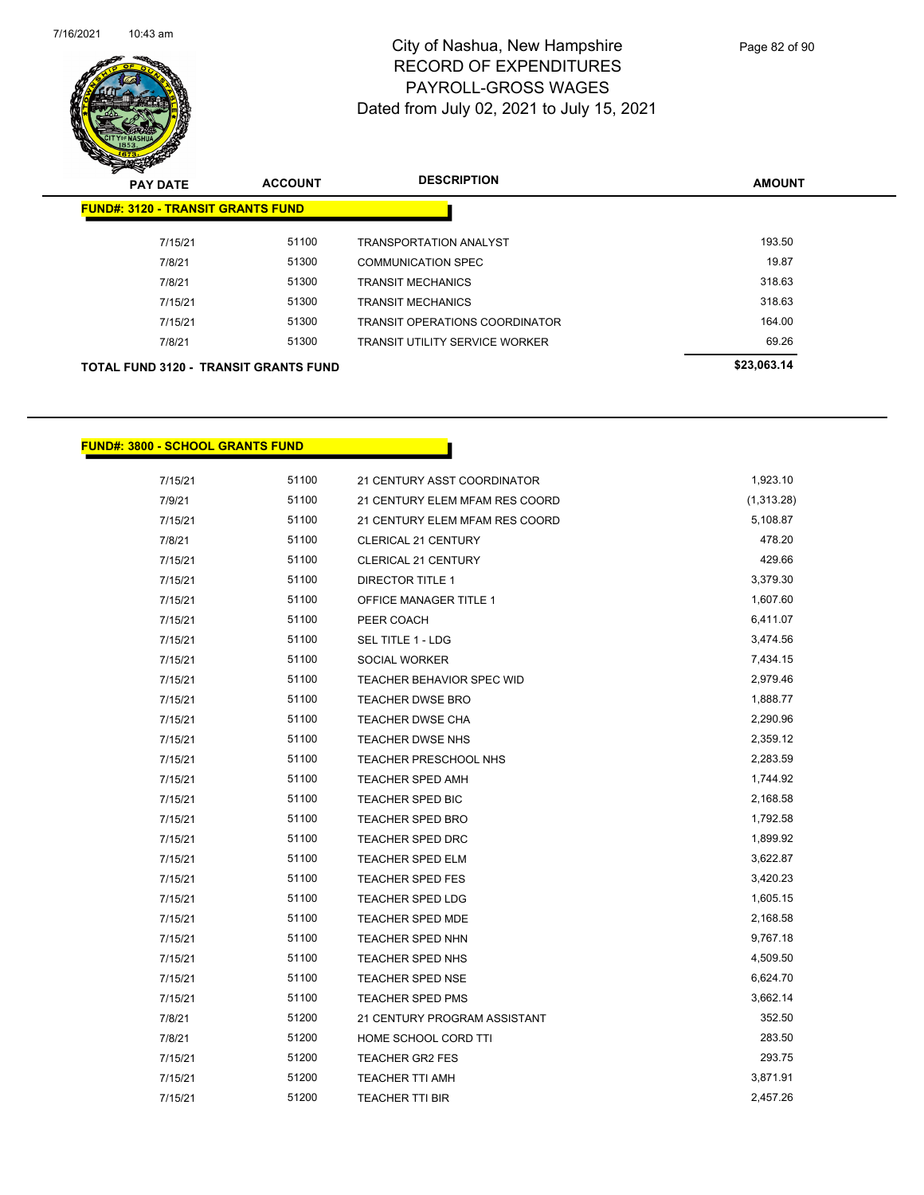# City of Nashua, New Hampshire
## RECORD OF EXPENDITURES
## PAYROLL-GROSS WAGES
## Dated from July 02, 2021 to July 15, 2021

| PAY DATE | ACCOUNT | DESCRIPTION | AMOUNT |
|---|---|---|---|
| **FUND#: 3120 - TRANSIT GRANTS FUND** | | | |
| 7/15/21 | 51100 | TRANSPORTATION ANALYST | 193.50 |
| 7/8/21 | 51300 | COMMUNICATION SPEC | 19.87 |
| 7/8/21 | 51300 | TRANSIT MECHANICS | 318.63 |
| 7/15/21 | 51300 | TRANSIT MECHANICS | 318.63 |
| 7/15/21 | 51300 | TRANSIT OPERATIONS COORDINATOR | 164.00 |
| 7/8/21 | 51300 | TRANSIT UTILITY SERVICE WORKER | 69.26 |
| **TOTAL FUND 3120 - TRANSIT GRANTS FUND** | | | **$23,063.14** |

| PAY DATE | ACCOUNT | DESCRIPTION | AMOUNT |
|---|---|---|---|
| **FUND#: 3800 - SCHOOL GRANTS FUND** | | | |
| 7/15/21 | 51100 | 21 CENTURY ASST COORDINATOR | 1,923.10 |
| 7/9/21 | 51100 | 21 CENTURY ELEM MFAM RES COORD | (1,313.28) |
| 7/15/21 | 51100 | 21 CENTURY ELEM MFAM RES COORD | 5,108.87 |
| 7/8/21 | 51100 | CLERICAL 21 CENTURY | 478.20 |
| 7/15/21 | 51100 | CLERICAL 21 CENTURY | 429.66 |
| 7/15/21 | 51100 | DIRECTOR TITLE 1 | 3,379.30 |
| 7/15/21 | 51100 | OFFICE MANAGER TITLE 1 | 1,607.60 |
| 7/15/21 | 51100 | PEER COACH | 6,411.07 |
| 7/15/21 | 51100 | SEL TITLE 1 - LDG | 3,474.56 |
| 7/15/21 | 51100 | SOCIAL WORKER | 7,434.15 |
| 7/15/21 | 51100 | TEACHER BEHAVIOR SPEC WID | 2,979.46 |
| 7/15/21 | 51100 | TEACHER DWSE BRO | 1,888.77 |
| 7/15/21 | 51100 | TEACHER DWSE CHA | 2,290.96 |
| 7/15/21 | 51100 | TEACHER DWSE NHS | 2,359.12 |
| 7/15/21 | 51100 | TEACHER PRESCHOOL NHS | 2,283.59 |
| 7/15/21 | 51100 | TEACHER SPED AMH | 1,744.92 |
| 7/15/21 | 51100 | TEACHER SPED BIC | 2,168.58 |
| 7/15/21 | 51100 | TEACHER SPED BRO | 1,792.58 |
| 7/15/21 | 51100 | TEACHER SPED DRC | 1,899.92 |
| 7/15/21 | 51100 | TEACHER SPED ELM | 3,622.87 |
| 7/15/21 | 51100 | TEACHER SPED FES | 3,420.23 |
| 7/15/21 | 51100 | TEACHER SPED LDG | 1,605.15 |
| 7/15/21 | 51100 | TEACHER SPED MDE | 2,168.58 |
| 7/15/21 | 51100 | TEACHER SPED NHN | 9,767.18 |
| 7/15/21 | 51100 | TEACHER SPED NHS | 4,509.50 |
| 7/15/21 | 51100 | TEACHER SPED NSE | 6,624.70 |
| 7/15/21 | 51100 | TEACHER SPED PMS | 3,662.14 |
| 7/8/21 | 51200 | 21 CENTURY PROGRAM ASSISTANT | 352.50 |
| 7/8/21 | 51200 | HOME SCHOOL CORD TTI | 283.50 |
| 7/15/21 | 51200 | TEACHER GR2 FES | 293.75 |
| 7/15/21 | 51200 | TEACHER TTI AMH | 3,871.91 |
| 7/15/21 | 51200 | TEACHER TTI BIR | 2,457.26 |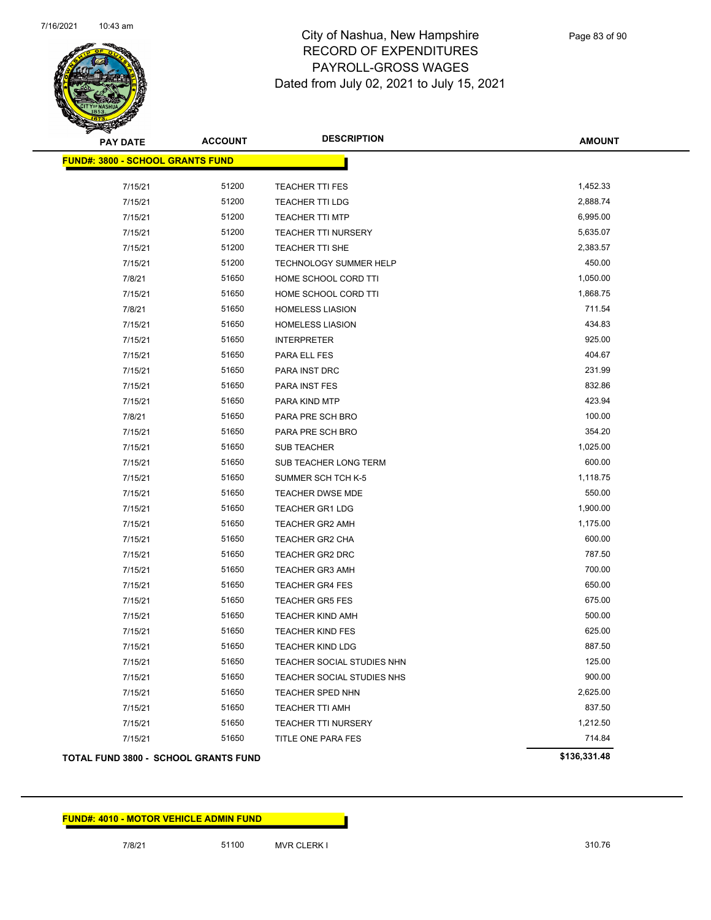# City of Nashua, New Hampshire
## RECORD OF EXPENDITURES
## PAYROLL-GROSS WAGES
### Dated from July 02, 2021 to July 15, 2021

| PAY DATE | ACCOUNT | DESCRIPTION | AMOUNT |
|---|---|---|---|
| **FUND#: 3800 - SCHOOL GRANTS FUND** | | | |
| 7/15/21 | 51200 | TEACHER TTI FES | 1,452.33 |
| 7/15/21 | 51200 | TEACHER TTI LDG | 2,888.74 |
| 7/15/21 | 51200 | TEACHER TTI MTP | 6,995.00 |
| 7/15/21 | 51200 | TEACHER TTI NURSERY | 5,635.07 |
| 7/15/21 | 51200 | TEACHER TTI SHE | 2,383.57 |
| 7/15/21 | 51200 | TECHNOLOGY SUMMER HELP | 450.00 |
| 7/8/21 | 51650 | HOME SCHOOL CORD TTI | 1,050.00 |
| 7/15/21 | 51650 | HOME SCHOOL CORD TTI | 1,868.75 |
| 7/8/21 | 51650 | HOMELESS LIASION | 711.54 |
| 7/15/21 | 51650 | HOMELESS LIASION | 434.83 |
| 7/15/21 | 51650 | INTERPRETER | 925.00 |
| 7/15/21 | 51650 | PARA ELL FES | 404.67 |
| 7/15/21 | 51650 | PARA INST DRC | 231.99 |
| 7/15/21 | 51650 | PARA INST FES | 832.86 |
| 7/15/21 | 51650 | PARA KIND MTP | 423.94 |
| 7/8/21 | 51650 | PARA PRE SCH BRO | 100.00 |
| 7/15/21 | 51650 | PARA PRE SCH BRO | 354.20 |
| 7/15/21 | 51650 | SUB TEACHER | 1,025.00 |
| 7/15/21 | 51650 | SUB TEACHER LONG TERM | 600.00 |
| 7/15/21 | 51650 | SUMMER SCH TCH K-5 | 1,118.75 |
| 7/15/21 | 51650 | TEACHER DWSE MDE | 550.00 |
| 7/15/21 | 51650 | TEACHER GR1 LDG | 1,900.00 |
| 7/15/21 | 51650 | TEACHER GR2 AMH | 1,175.00 |
| 7/15/21 | 51650 | TEACHER GR2 CHA | 600.00 |
| 7/15/21 | 51650 | TEACHER GR2 DRC | 787.50 |
| 7/15/21 | 51650 | TEACHER GR3 AMH | 700.00 |
| 7/15/21 | 51650 | TEACHER GR4 FES | 650.00 |
| 7/15/21 | 51650 | TEACHER GR5 FES | 675.00 |
| 7/15/21 | 51650 | TEACHER KIND AMH | 500.00 |
| 7/15/21 | 51650 | TEACHER KIND FES | 625.00 |
| 7/15/21 | 51650 | TEACHER KIND LDG | 887.50 |
| 7/15/21 | 51650 | TEACHER SOCIAL STUDIES NHN | 125.00 |
| 7/15/21 | 51650 | TEACHER SOCIAL STUDIES NHS | 900.00 |
| 7/15/21 | 51650 | TEACHER SPED NHN | 2,625.00 |
| 7/15/21 | 51650 | TEACHER TTI AMH | 837.50 |
| 7/15/21 | 51650 | TEACHER TTI NURSERY | 1,212.50 |
| 7/15/21 | 51650 | TITLE ONE PARA FES | 714.84 |
| **TOTAL FUND 3800 - SCHOOL GRANTS FUND** | | | **$136,331.48** |

| PAY DATE | ACCOUNT | DESCRIPTION | AMOUNT |
|---|---|---|---|
| **FUND#: 4010 - MOTOR VEHICLE ADMIN FUND** | | | |
| 7/8/21 | 51100 | MVR CLERK I | 310.76 |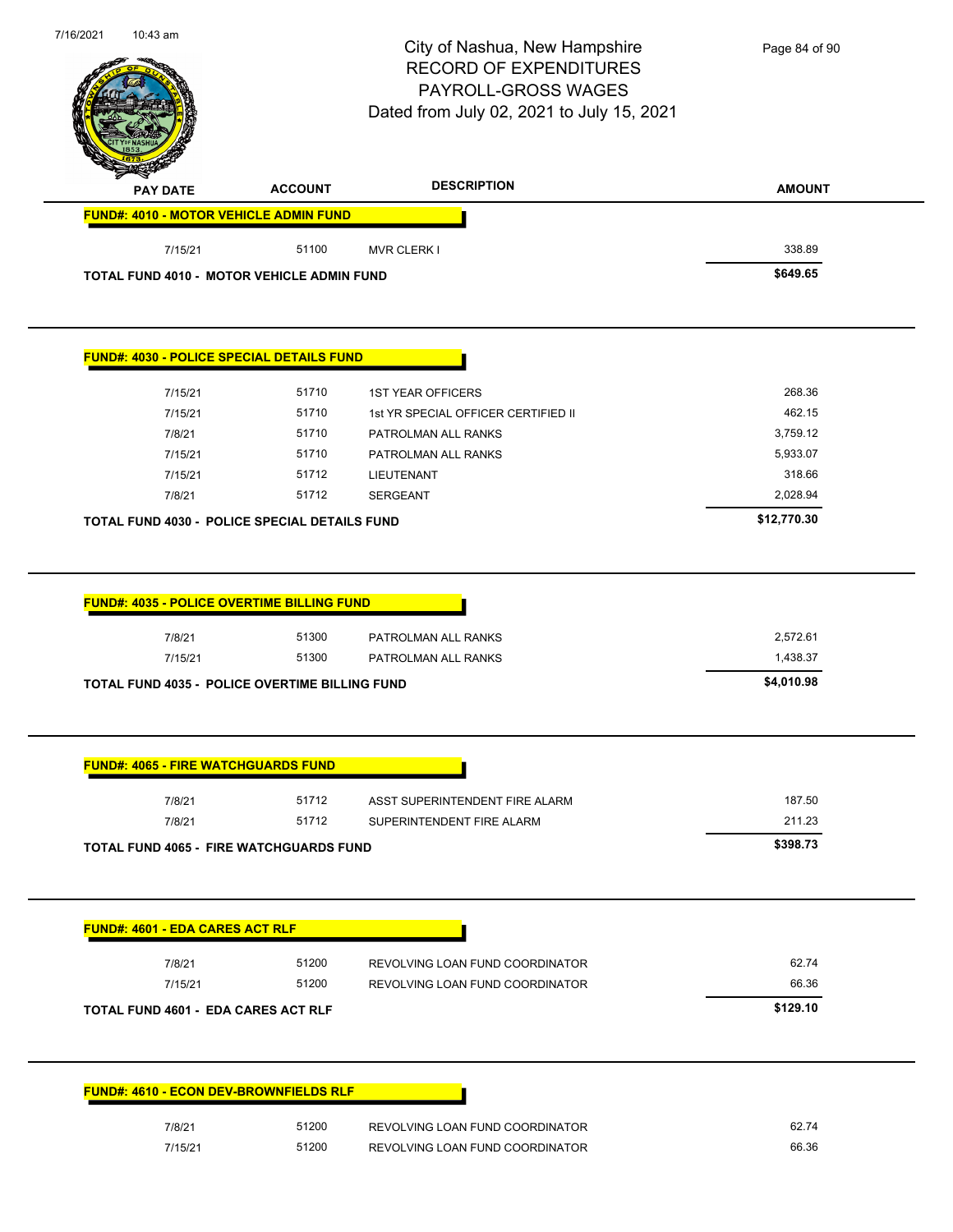| PAY DATE | ACCOUNT | DESCRIPTION | AMOUNT |
|---|---|---|---|

**FUND#: 4010 - MOTOR VEHICLE ADMIN FUND**

| PAY DATE | ACCOUNT | DESCRIPTION | AMOUNT |
|---|---|---|---|
| 7/15/21 | 51100 | MVR CLERK I | 338.89 |
| **TOTAL FUND 4010 - MOTOR VEHICLE ADMIN FUND** | | | **$649.65** |

**FUND#: 4030 - POLICE SPECIAL DETAILS FUND**

| PAY DATE | ACCOUNT | DESCRIPTION | AMOUNT |
|---|---|---|---|
| 7/15/21 | 51710 | 1ST YEAR OFFICERS | 268.36 |
| 7/15/21 | 51710 | 1st YR SPECIAL OFFICER CERTIFIED II | 462.15 |
| 7/8/21 | 51710 | PATROLMAN ALL RANKS | 3,759.12 |
| 7/15/21 | 51710 | PATROLMAN ALL RANKS | 5,933.07 |
| 7/15/21 | 51712 | LIEUTENANT | 318.66 |
| 7/8/21 | 51712 | SERGEANT | 2,028.94 |
| **TOTAL FUND 4030 - POLICE SPECIAL DETAILS FUND** | | | **$12,770.30** |

**FUND#: 4035 - POLICE OVERTIME BILLING FUND**

| PAY DATE | ACCOUNT | DESCRIPTION | AMOUNT |
|---|---|---|---|
| 7/8/21 | 51300 | PATROLMAN ALL RANKS | 2,572.61 |
| 7/15/21 | 51300 | PATROLMAN ALL RANKS | 1,438.37 |
| **TOTAL FUND 4035 - POLICE OVERTIME BILLING FUND** | | | **$4,010.98** |

**FUND#: 4065 - FIRE WATCHGUARDS FUND**

| PAY DATE | ACCOUNT | DESCRIPTION | AMOUNT |
|---|---|---|---|
| 7/8/21 | 51712 | ASST SUPERINTENDENT FIRE ALARM | 187.50 |
| 7/8/21 | 51712 | SUPERINTENDENT FIRE ALARM | 211.23 |
| **TOTAL FUND 4065 - FIRE WATCHGUARDS FUND** | | | **$398.73** |

**FUND#: 4601 - EDA CARES ACT RLF**

| PAY DATE | ACCOUNT | DESCRIPTION | AMOUNT |
|---|---|---|---|
| 7/8/21 | 51200 | REVOLVING LOAN FUND COORDINATOR | 62.74 |
| 7/15/21 | 51200 | REVOLVING LOAN FUND COORDINATOR | 66.36 |
| **TOTAL FUND 4601 - EDA CARES ACT RLF** | | | **$129.10** |

**FUND#: 4610 - ECON DEV-BROWNFIELDS RLF**

| PAY DATE | ACCOUNT | DESCRIPTION | AMOUNT |
|---|---|---|---|
| 7/8/21 | 51200 | REVOLVING LOAN FUND COORDINATOR | 62.74 |
| 7/15/21 | 51200 | REVOLVING LOAN FUND COORDINATOR | 66.36 |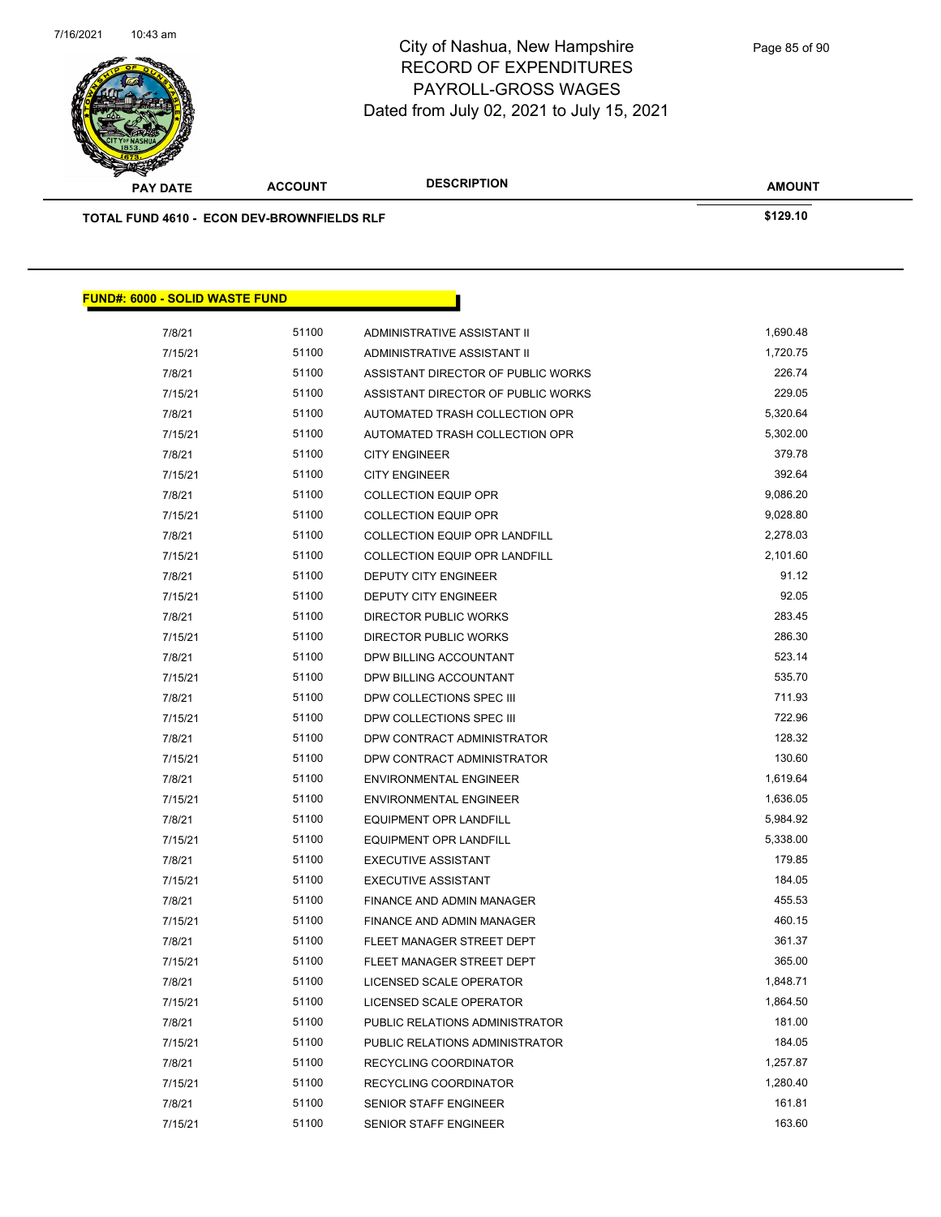| PAY DATE | ACCOUNT | DESCRIPTION | AMOUNT |
|---|---|---|---|
| **TOTAL FUND 4610 - ECON DEV-BROWNFIELDS RLF** | | | **$129.10** |

**FUND#: 6000 - SOLID WASTE FUND**

| PAY DATE | ACCOUNT | DESCRIPTION | AMOUNT |
|---|---|---|---|
| 7/8/21 | 51100 | ADMINISTRATIVE ASSISTANT II | 1,690.48 |
| 7/15/21 | 51100 | ADMINISTRATIVE ASSISTANT II | 1,720.75 |
| 7/8/21 | 51100 | ASSISTANT DIRECTOR OF PUBLIC WORKS | 226.74 |
| 7/15/21 | 51100 | ASSISTANT DIRECTOR OF PUBLIC WORKS | 229.05 |
| 7/8/21 | 51100 | AUTOMATED TRASH COLLECTION OPR | 5,320.64 |
| 7/15/21 | 51100 | AUTOMATED TRASH COLLECTION OPR | 5,302.00 |
| 7/8/21 | 51100 | CITY ENGINEER | 379.78 |
| 7/15/21 | 51100 | CITY ENGINEER | 392.64 |
| 7/8/21 | 51100 | COLLECTION EQUIP OPR | 9,086.20 |
| 7/15/21 | 51100 | COLLECTION EQUIP OPR | 9,028.80 |
| 7/8/21 | 51100 | COLLECTION EQUIP OPR LANDFILL | 2,278.03 |
| 7/15/21 | 51100 | COLLECTION EQUIP OPR LANDFILL | 2,101.60 |
| 7/8/21 | 51100 | DEPUTY CITY ENGINEER | 91.12 |
| 7/15/21 | 51100 | DEPUTY CITY ENGINEER | 92.05 |
| 7/8/21 | 51100 | DIRECTOR PUBLIC WORKS | 283.45 |
| 7/15/21 | 51100 | DIRECTOR PUBLIC WORKS | 286.30 |
| 7/8/21 | 51100 | DPW BILLING ACCOUNTANT | 523.14 |
| 7/15/21 | 51100 | DPW BILLING ACCOUNTANT | 535.70 |
| 7/8/21 | 51100 | DPW COLLECTIONS SPEC III | 711.93 |
| 7/15/21 | 51100 | DPW COLLECTIONS SPEC III | 722.96 |
| 7/8/21 | 51100 | DPW CONTRACT ADMINISTRATOR | 128.32 |
| 7/15/21 | 51100 | DPW CONTRACT ADMINISTRATOR | 130.60 |
| 7/8/21 | 51100 | ENVIRONMENTAL ENGINEER | 1,619.64 |
| 7/15/21 | 51100 | ENVIRONMENTAL ENGINEER | 1,636.05 |
| 7/8/21 | 51100 | EQUIPMENT OPR LANDFILL | 5,984.92 |
| 7/15/21 | 51100 | EQUIPMENT OPR LANDFILL | 5,338.00 |
| 7/8/21 | 51100 | EXECUTIVE ASSISTANT | 179.85 |
| 7/15/21 | 51100 | EXECUTIVE ASSISTANT | 184.05 |
| 7/8/21 | 51100 | FINANCE AND ADMIN MANAGER | 455.53 |
| 7/15/21 | 51100 | FINANCE AND ADMIN MANAGER | 460.15 |
| 7/8/21 | 51100 | FLEET MANAGER STREET DEPT | 361.37 |
| 7/15/21 | 51100 | FLEET MANAGER STREET DEPT | 365.00 |
| 7/8/21 | 51100 | LICENSED SCALE OPERATOR | 1,848.71 |
| 7/15/21 | 51100 | LICENSED SCALE OPERATOR | 1,864.50 |
| 7/8/21 | 51100 | PUBLIC RELATIONS ADMINISTRATOR | 181.00 |
| 7/15/21 | 51100 | PUBLIC RELATIONS ADMINISTRATOR | 184.05 |
| 7/8/21 | 51100 | RECYCLING COORDINATOR | 1,257.87 |
| 7/15/21 | 51100 | RECYCLING COORDINATOR | 1,280.40 |
| 7/8/21 | 51100 | SENIOR STAFF ENGINEER | 161.81 |
| 7/15/21 | 51100 | SENIOR STAFF ENGINEER | 163.60 |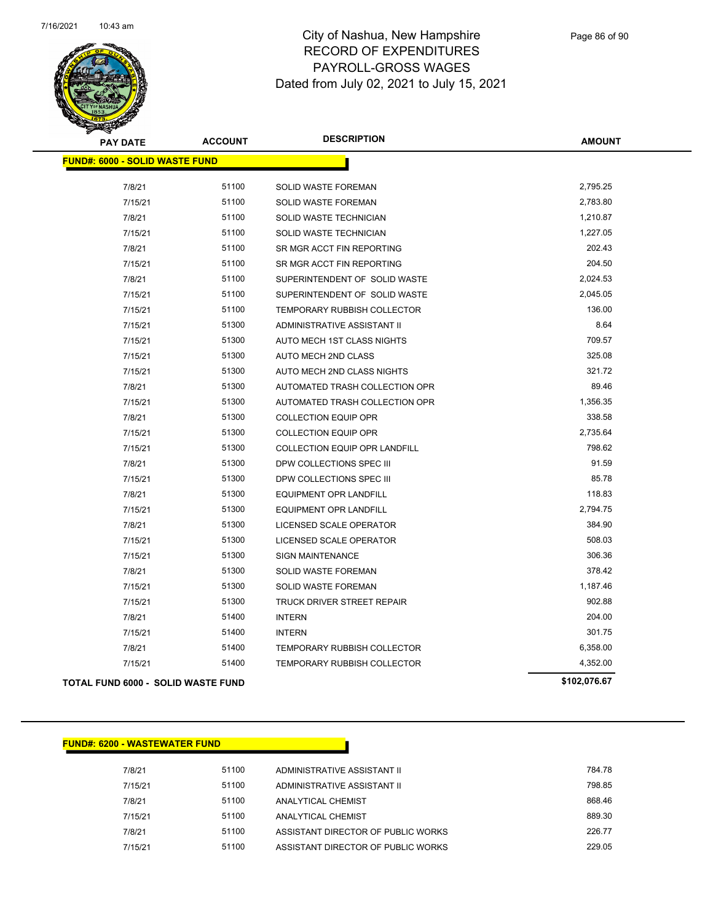# City of Nashua, New Hampshire
# RECORD OF EXPENDITURES
# PAYROLL-GROSS WAGES
# Dated from July 02, 2021 to July 15, 2021

| PAY DATE | ACCOUNT | DESCRIPTION | AMOUNT |
|---|---|---|---|
| **FUND#: 6000 - SOLID WASTE FUND** | | | |
| 7/8/21 | 51100 | SOLID WASTE FOREMAN | 2,795.25 |
| 7/15/21 | 51100 | SOLID WASTE FOREMAN | 2,783.80 |
| 7/8/21 | 51100 | SOLID WASTE TECHNICIAN | 1,210.87 |
| 7/15/21 | 51100 | SOLID WASTE TECHNICIAN | 1,227.05 |
| 7/8/21 | 51100 | SR MGR ACCT FIN REPORTING | 202.43 |
| 7/15/21 | 51100 | SR MGR ACCT FIN REPORTING | 204.50 |
| 7/8/21 | 51100 | SUPERINTENDENT OF SOLID WASTE | 2,024.53 |
| 7/15/21 | 51100 | SUPERINTENDENT OF SOLID WASTE | 2,045.05 |
| 7/15/21 | 51100 | TEMPORARY RUBBISH COLLECTOR | 136.00 |
| 7/15/21 | 51300 | ADMINISTRATIVE ASSISTANT II | 8.64 |
| 7/15/21 | 51300 | AUTO MECH 1ST CLASS NIGHTS | 709.57 |
| 7/15/21 | 51300 | AUTO MECH 2ND CLASS | 325.08 |
| 7/15/21 | 51300 | AUTO MECH 2ND CLASS NIGHTS | 321.72 |
| 7/8/21 | 51300 | AUTOMATED TRASH COLLECTION OPR | 89.46 |
| 7/15/21 | 51300 | AUTOMATED TRASH COLLECTION OPR | 1,356.35 |
| 7/8/21 | 51300 | COLLECTION EQUIP OPR | 338.58 |
| 7/15/21 | 51300 | COLLECTION EQUIP OPR | 2,735.64 |
| 7/15/21 | 51300 | COLLECTION EQUIP OPR LANDFILL | 798.62 |
| 7/8/21 | 51300 | DPW COLLECTIONS SPEC III | 91.59 |
| 7/15/21 | 51300 | DPW COLLECTIONS SPEC III | 85.78 |
| 7/8/21 | 51300 | EQUIPMENT OPR LANDFILL | 118.83 |
| 7/15/21 | 51300 | EQUIPMENT OPR LANDFILL | 2,794.75 |
| 7/8/21 | 51300 | LICENSED SCALE OPERATOR | 384.90 |
| 7/15/21 | 51300 | LICENSED SCALE OPERATOR | 508.03 |
| 7/15/21 | 51300 | SIGN MAINTENANCE | 306.36 |
| 7/8/21 | 51300 | SOLID WASTE FOREMAN | 378.42 |
| 7/15/21 | 51300 | SOLID WASTE FOREMAN | 1,187.46 |
| 7/15/21 | 51300 | TRUCK DRIVER STREET REPAIR | 902.88 |
| 7/8/21 | 51400 | INTERN | 204.00 |
| 7/15/21 | 51400 | INTERN | 301.75 |
| 7/8/21 | 51400 | TEMPORARY RUBBISH COLLECTOR | 6,358.00 |
| 7/15/21 | 51400 | TEMPORARY RUBBISH COLLECTOR | 4,352.00 |
| **TOTAL FUND 6000 - SOLID WASTE FUND** | | | **$102,076.67** |

| PAY DATE | ACCOUNT | DESCRIPTION | AMOUNT |
|---|---|---|---|
| **FUND#: 6200 - WASTEWATER FUND** | | | |
| 7/8/21 | 51100 | ADMINISTRATIVE ASSISTANT II | 784.78 |
| 7/15/21 | 51100 | ADMINISTRATIVE ASSISTANT II | 798.85 |
| 7/8/21 | 51100 | ANALYTICAL CHEMIST | 868.46 |
| 7/15/21 | 51100 | ANALYTICAL CHEMIST | 889.30 |
| 7/8/21 | 51100 | ASSISTANT DIRECTOR OF PUBLIC WORKS | 226.77 |
| 7/15/21 | 51100 | ASSISTANT DIRECTOR OF PUBLIC WORKS | 229.05 |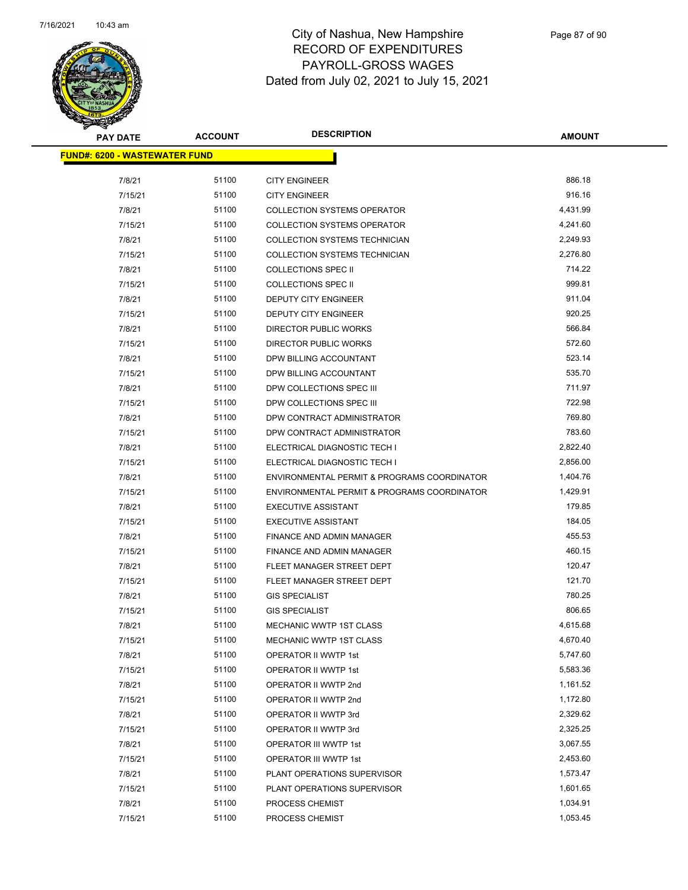# City of Nashua, New Hampshire
## RECORD OF EXPENDITURES
## PAYROLL-GROSS WAGES
## Dated from July 02, 2021 to July 15, 2021

**FUND#: 6200 - WASTEWATER FUND**

| PAY DATE | ACCOUNT | DESCRIPTION | AMOUNT |
|---|---|---|---|
| 7/8/21 | 51100 | CITY ENGINEER | 886.18 |
| 7/15/21 | 51100 | CITY ENGINEER | 916.16 |
| 7/8/21 | 51100 | COLLECTION SYSTEMS OPERATOR | 4,431.99 |
| 7/15/21 | 51100 | COLLECTION SYSTEMS OPERATOR | 4,241.60 |
| 7/8/21 | 51100 | COLLECTION SYSTEMS TECHNICIAN | 2,249.93 |
| 7/15/21 | 51100 | COLLECTION SYSTEMS TECHNICIAN | 2,276.80 |
| 7/8/21 | 51100 | COLLECTIONS SPEC II | 714.22 |
| 7/15/21 | 51100 | COLLECTIONS SPEC II | 999.81 |
| 7/8/21 | 51100 | DEPUTY CITY ENGINEER | 911.04 |
| 7/15/21 | 51100 | DEPUTY CITY ENGINEER | 920.25 |
| 7/8/21 | 51100 | DIRECTOR PUBLIC WORKS | 566.84 |
| 7/15/21 | 51100 | DIRECTOR PUBLIC WORKS | 572.60 |
| 7/8/21 | 51100 | DPW BILLING ACCOUNTANT | 523.14 |
| 7/15/21 | 51100 | DPW BILLING ACCOUNTANT | 535.70 |
| 7/8/21 | 51100 | DPW COLLECTIONS SPEC III | 711.97 |
| 7/15/21 | 51100 | DPW COLLECTIONS SPEC III | 722.98 |
| 7/8/21 | 51100 | DPW CONTRACT ADMINISTRATOR | 769.80 |
| 7/15/21 | 51100 | DPW CONTRACT ADMINISTRATOR | 783.60 |
| 7/8/21 | 51100 | ELECTRICAL DIAGNOSTIC TECH I | 2,822.40 |
| 7/15/21 | 51100 | ELECTRICAL DIAGNOSTIC TECH I | 2,856.00 |
| 7/8/21 | 51100 | ENVIRONMENTAL PERMIT & PROGRAMS COORDINATOR | 1,404.76 |
| 7/15/21 | 51100 | ENVIRONMENTAL PERMIT & PROGRAMS COORDINATOR | 1,429.91 |
| 7/8/21 | 51100 | EXECUTIVE ASSISTANT | 179.85 |
| 7/15/21 | 51100 | EXECUTIVE ASSISTANT | 184.05 |
| 7/8/21 | 51100 | FINANCE AND ADMIN MANAGER | 455.53 |
| 7/15/21 | 51100 | FINANCE AND ADMIN MANAGER | 460.15 |
| 7/8/21 | 51100 | FLEET MANAGER STREET DEPT | 120.47 |
| 7/15/21 | 51100 | FLEET MANAGER STREET DEPT | 121.70 |
| 7/8/21 | 51100 | GIS SPECIALIST | 780.25 |
| 7/15/21 | 51100 | GIS SPECIALIST | 806.65 |
| 7/8/21 | 51100 | MECHANIC WWTP 1ST CLASS | 4,615.68 |
| 7/15/21 | 51100 | MECHANIC WWTP 1ST CLASS | 4,670.40 |
| 7/8/21 | 51100 | OPERATOR II WWTP 1st | 5,747.60 |
| 7/15/21 | 51100 | OPERATOR II WWTP 1st | 5,583.36 |
| 7/8/21 | 51100 | OPERATOR II WWTP 2nd | 1,161.52 |
| 7/15/21 | 51100 | OPERATOR II WWTP 2nd | 1,172.80 |
| 7/8/21 | 51100 | OPERATOR II WWTP 3rd | 2,329.62 |
| 7/15/21 | 51100 | OPERATOR II WWTP 3rd | 2,325.25 |
| 7/8/21 | 51100 | OPERATOR III WWTP 1st | 3,067.55 |
| 7/15/21 | 51100 | OPERATOR III WWTP 1st | 2,453.60 |
| 7/8/21 | 51100 | PLANT OPERATIONS SUPERVISOR | 1,573.47 |
| 7/15/21 | 51100 | PLANT OPERATIONS SUPERVISOR | 1,601.65 |
| 7/8/21 | 51100 | PROCESS CHEMIST | 1,034.91 |
| 7/15/21 | 51100 | PROCESS CHEMIST | 1,053.45 |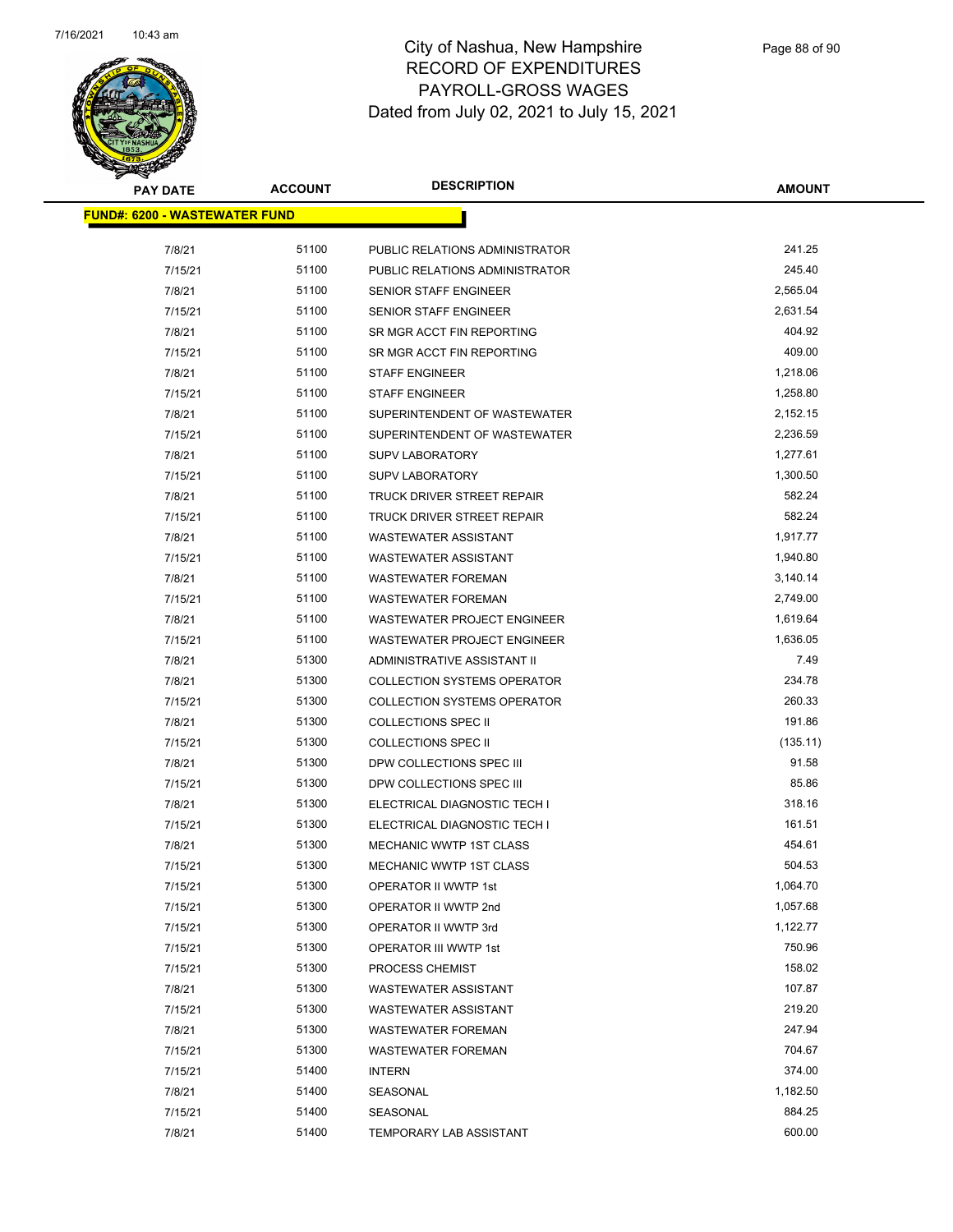# City of Nashua, New Hampshire
## RECORD OF EXPENDITURES
## PAYROLL-GROSS WAGES
## Dated from July 02, 2021 to July 15, 2021

| PAY DATE | ACCOUNT | DESCRIPTION | AMOUNT |
|---|---|---|---|
| **FUND#: 6200 - WASTEWATER FUND** | | | |
| 7/8/21 | 51100 | PUBLIC RELATIONS ADMINISTRATOR | 241.25 |
| 7/15/21 | 51100 | PUBLIC RELATIONS ADMINISTRATOR | 245.40 |
| 7/8/21 | 51100 | SENIOR STAFF ENGINEER | 2,565.04 |
| 7/15/21 | 51100 | SENIOR STAFF ENGINEER | 2,631.54 |
| 7/8/21 | 51100 | SR MGR ACCT FIN REPORTING | 404.92 |
| 7/15/21 | 51100 | SR MGR ACCT FIN REPORTING | 409.00 |
| 7/8/21 | 51100 | STAFF ENGINEER | 1,218.06 |
| 7/15/21 | 51100 | STAFF ENGINEER | 1,258.80 |
| 7/8/21 | 51100 | SUPERINTENDENT OF WASTEWATER | 2,152.15 |
| 7/15/21 | 51100 | SUPERINTENDENT OF WASTEWATER | 2,236.59 |
| 7/8/21 | 51100 | SUPV LABORATORY | 1,277.61 |
| 7/15/21 | 51100 | SUPV LABORATORY | 1,300.50 |
| 7/8/21 | 51100 | TRUCK DRIVER STREET REPAIR | 582.24 |
| 7/15/21 | 51100 | TRUCK DRIVER STREET REPAIR | 582.24 |
| 7/8/21 | 51100 | WASTEWATER ASSISTANT | 1,917.77 |
| 7/15/21 | 51100 | WASTEWATER ASSISTANT | 1,940.80 |
| 7/8/21 | 51100 | WASTEWATER FOREMAN | 3,140.14 |
| 7/15/21 | 51100 | WASTEWATER FOREMAN | 2,749.00 |
| 7/8/21 | 51100 | WASTEWATER PROJECT ENGINEER | 1,619.64 |
| 7/15/21 | 51100 | WASTEWATER PROJECT ENGINEER | 1,636.05 |
| 7/8/21 | 51300 | ADMINISTRATIVE ASSISTANT II | 7.49 |
| 7/8/21 | 51300 | COLLECTION SYSTEMS OPERATOR | 234.78 |
| 7/15/21 | 51300 | COLLECTION SYSTEMS OPERATOR | 260.33 |
| 7/8/21 | 51300 | COLLECTIONS SPEC II | 191.86 |
| 7/15/21 | 51300 | COLLECTIONS SPEC II | (135.11) |
| 7/8/21 | 51300 | DPW COLLECTIONS SPEC III | 91.58 |
| 7/15/21 | 51300 | DPW COLLECTIONS SPEC III | 85.86 |
| 7/8/21 | 51300 | ELECTRICAL DIAGNOSTIC TECH I | 318.16 |
| 7/15/21 | 51300 | ELECTRICAL DIAGNOSTIC TECH I | 161.51 |
| 7/8/21 | 51300 | MECHANIC WWTP 1ST CLASS | 454.61 |
| 7/15/21 | 51300 | MECHANIC WWTP 1ST CLASS | 504.53 |
| 7/15/21 | 51300 | OPERATOR II WWTP 1st | 1,064.70 |
| 7/15/21 | 51300 | OPERATOR II WWTP 2nd | 1,057.68 |
| 7/15/21 | 51300 | OPERATOR II WWTP 3rd | 1,122.77 |
| 7/15/21 | 51300 | OPERATOR III WWTP 1st | 750.96 |
| 7/15/21 | 51300 | PROCESS CHEMIST | 158.02 |
| 7/8/21 | 51300 | WASTEWATER ASSISTANT | 107.87 |
| 7/15/21 | 51300 | WASTEWATER ASSISTANT | 219.20 |
| 7/8/21 | 51300 | WASTEWATER FOREMAN | 247.94 |
| 7/15/21 | 51300 | WASTEWATER FOREMAN | 704.67 |
| 7/15/21 | 51400 | INTERN | 374.00 |
| 7/8/21 | 51400 | SEASONAL | 1,182.50 |
| 7/15/21 | 51400 | SEASONAL | 884.25 |
| 7/8/21 | 51400 | TEMPORARY LAB ASSISTANT | 600.00 |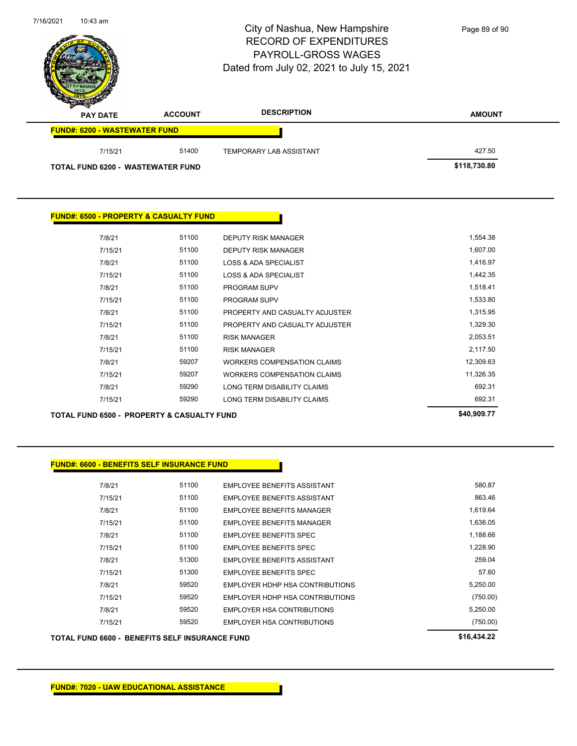# City of Nashua, New Hampshire
## RECORD OF EXPENDITURES
## PAYROLL-GROSS WAGES
## Dated from July 02, 2021 to July 15, 2021

| PAY DATE | ACCOUNT | DESCRIPTION | AMOUNT |
|---|---|---|---|
| **FUND#: 6200 - WASTEWATER FUND** | | | |
| 7/15/21 | 51400 | TEMPORARY LAB ASSISTANT | 427.50 |
| **TOTAL FUND 6200 - WASTEWATER FUND** | | | **$118,730.80** |

| PAY DATE | ACCOUNT | DESCRIPTION | AMOUNT |
|---|---|---|---|
| **FUND#: 6500 - PROPERTY & CASUALTY FUND** | | | |
| 7/8/21 | 51100 | DEPUTY RISK MANAGER | 1,554.38 |
| 7/15/21 | 51100 | DEPUTY RISK MANAGER | 1,607.00 |
| 7/8/21 | 51100 | LOSS & ADA SPECIALIST | 1,416.97 |
| 7/15/21 | 51100 | LOSS & ADA SPECIALIST | 1,442.35 |
| 7/8/21 | 51100 | PROGRAM SUPV | 1,518.41 |
| 7/15/21 | 51100 | PROGRAM SUPV | 1,533.80 |
| 7/8/21 | 51100 | PROPERTY AND CASUALTY ADJUSTER | 1,315.95 |
| 7/15/21 | 51100 | PROPERTY AND CASUALTY ADJUSTER | 1,329.30 |
| 7/8/21 | 51100 | RISK MANAGER | 2,053.51 |
| 7/15/21 | 51100 | RISK MANAGER | 2,117.50 |
| 7/8/21 | 59207 | WORKERS COMPENSATION CLAIMS | 12,309.63 |
| 7/15/21 | 59207 | WORKERS COMPENSATION CLAIMS | 11,326.35 |
| 7/8/21 | 59290 | LONG TERM DISABILITY CLAIMS | 692.31 |
| 7/15/21 | 59290 | LONG TERM DISABILITY CLAIMS | 692.31 |
| **TOTAL FUND 6500 - PROPERTY & CASUALTY FUND** | | | **$40,909.77** |

| PAY DATE | ACCOUNT | DESCRIPTION | AMOUNT |
|---|---|---|---|
| **FUND#: 6600 - BENEFITS SELF INSURANCE FUND** | | | |
| 7/8/21 | 51100 | EMPLOYEE BENEFITS ASSISTANT | 580.87 |
| 7/15/21 | 51100 | EMPLOYEE BENEFITS ASSISTANT | 863.46 |
| 7/8/21 | 51100 | EMPLOYEE BENEFITS MANAGER | 1,619.64 |
| 7/15/21 | 51100 | EMPLOYEE BENEFITS MANAGER | 1,636.05 |
| 7/8/21 | 51100 | EMPLOYEE BENEFITS SPEC | 1,188.66 |
| 7/15/21 | 51100 | EMPLOYEE BENEFITS SPEC | 1,228.90 |
| 7/8/21 | 51300 | EMPLOYEE BENEFITS ASSISTANT | 259.04 |
| 7/15/21 | 51300 | EMPLOYEE BENEFITS SPEC | 57.60 |
| 7/8/21 | 59520 | EMPLOYER HDHP HSA CONTRIBUTIONS | 5,250.00 |
| 7/15/21 | 59520 | EMPLOYER HDHP HSA CONTRIBUTIONS | (750.00) |
| 7/8/21 | 59520 | EMPLOYER HSA CONTRIBUTIONS | 5,250.00 |
| 7/15/21 | 59520 | EMPLOYER HSA CONTRIBUTIONS | (750.00) |
| **TOTAL FUND 6600 - BENEFITS SELF INSURANCE FUND** | | | **$16,434.22** |

**FUND#: 7020 - UAW EDUCATIONAL ASSISTANCE**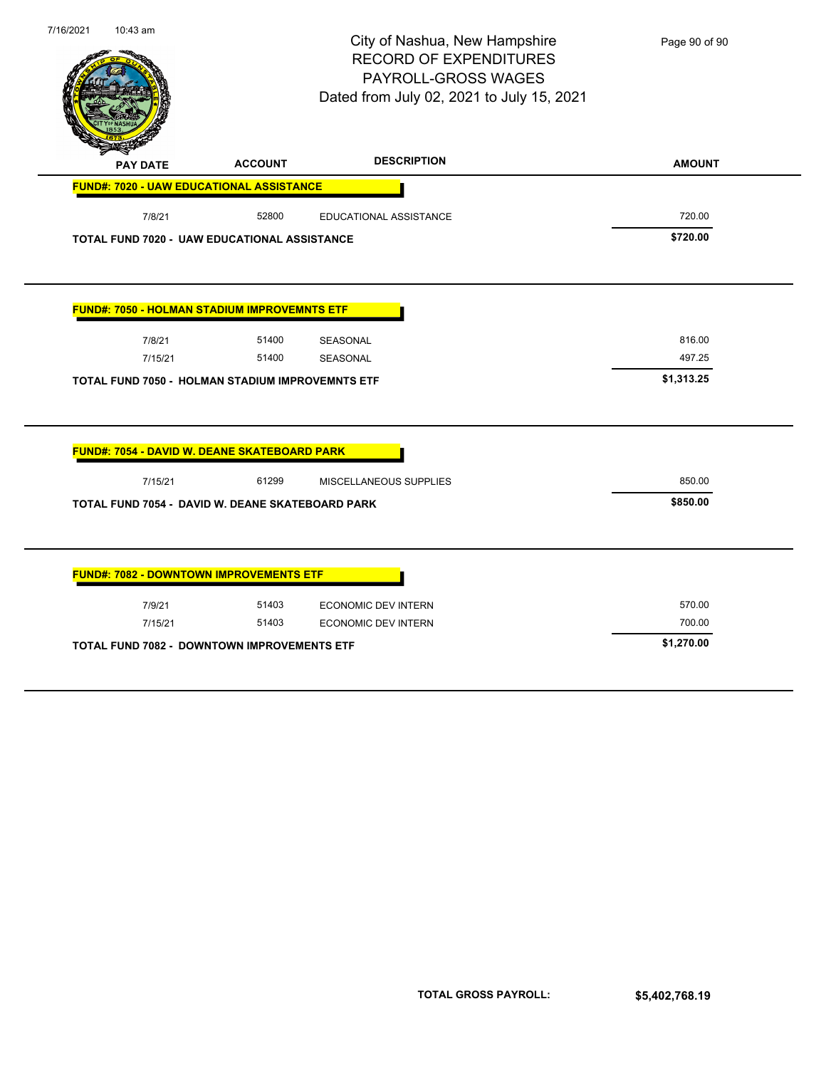City of Nashua, New Hampshire
RECORD OF EXPENDITURES
PAYROLL-GROSS WAGES
Dated from July 02, 2021 to July 15, 2021

| PAY DATE | ACCOUNT | DESCRIPTION | AMOUNT |
|---|---|---|---|
| **FUND#: 7020 - UAW EDUCATIONAL ASSISTANCE** | | | |
| 7/8/21 | 52800 | EDUCATIONAL ASSISTANCE | 720.00 |
| **TOTAL FUND 7020 - UAW EDUCATIONAL ASSISTANCE** | | | **$720.00** |
| **FUND#: 7050 - HOLMAN STADIUM IMPROVEMNTS ETF** | | | |
| 7/8/21 | 51400 | SEASONAL | 816.00 |
| 7/15/21 | 51400 | SEASONAL | 497.25 |
| **TOTAL FUND 7050 - HOLMAN STADIUM IMPROVEMNTS ETF** | | | **$1,313.25** |
| **FUND#: 7054 - DAVID W. DEANE SKATEBOARD PARK** | | | |
| 7/15/21 | 61299 | MISCELLANEOUS SUPPLIES | 850.00 |
| **TOTAL FUND 7054 - DAVID W. DEANE SKATEBOARD PARK** | | | **$850.00** |
| **FUND#: 7082 - DOWNTOWN IMPROVEMENTS ETF** | | | |
| 7/9/21 | 51403 | ECONOMIC DEV INTERN | 570.00 |
| 7/15/21 | 51403 | ECONOMIC DEV INTERN | 700.00 |
| **TOTAL FUND 7082 - DOWNTOWN IMPROVEMENTS ETF** | | | **$1,270.00** |

**TOTAL GROSS PAYROLL: $5,402,768.19**